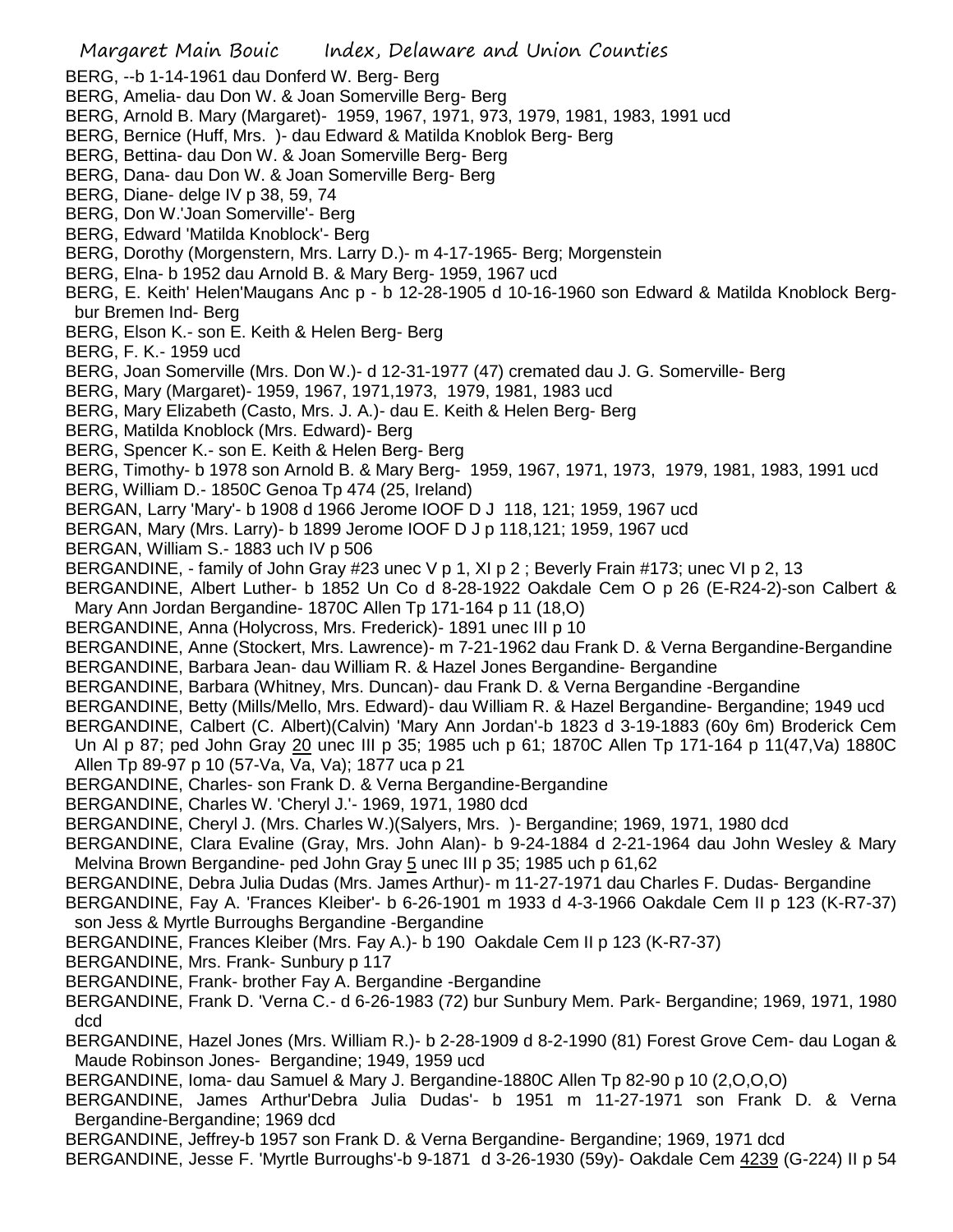BERG, --b 1-14-1961 dau Donferd W. Berg- Berg
BERG, Amelia- dau Don W. & Joan Somerville Berg- Berg
BERG, Arnold B. Mary (Margaret)- 1959, 1967, 1971, 973, 1979, 1981, 1983, 1991 ucd
BERG, Bernice (Huff, Mrs. )- dau Edward & Matilda Knoblok Berg- Berg
BERG, Bettina- dau Don W. & Joan Somerville Berg- Berg
BERG, Dana- dau Don W. & Joan Somerville Berg- Berg
BERG, Diane- delge IV p 38, 59, 74
BERG, Don W.'Joan Somerville'- Berg
BERG, Edward 'Matilda Knoblock'- Berg
BERG, Dorothy (Morgenstern, Mrs. Larry D.)- m 4-17-1965- Berg; Morgenstein
BERG, Elna- b 1952 dau Arnold B. & Mary Berg- 1959, 1967 ucd
BERG, E. Keith' Helen'Maugans Anc p - b 12-28-1905 d 10-16-1960 son Edward & Matilda Knoblock Berg- bur Bremen Ind- Berg
BERG, Elson K.- son E. Keith & Helen Berg- Berg
BERG, F. K.- 1959 ucd
BERG, Joan Somerville (Mrs. Don W.)- d 12-31-1977 (47) cremated dau J. G. Somerville- Berg
BERG, Mary (Margaret)- 1959, 1967, 1971,1973, 1979, 1981, 1983 ucd
BERG, Mary Elizabeth (Casto, Mrs. J. A.)- dau E. Keith & Helen Berg- Berg
BERG, Matilda Knoblock (Mrs. Edward)- Berg
BERG, Spencer K.- son E. Keith & Helen Berg- Berg
BERG, Timothy- b 1978 son Arnold B. & Mary Berg- 1959, 1967, 1971, 1973, 1979, 1981, 1983, 1991 ucd
BERG, William D.- 1850C Genoa Tp 474 (25, Ireland)
BERGAN, Larry 'Mary'- b 1908 d 1966 Jerome IOOF D J 118, 121; 1959, 1967 ucd
BERGAN, Mary (Mrs. Larry)- b 1899 Jerome IOOF D J p 118,121; 1959, 1967 ucd
BERGAN, William S.- 1883 uch IV p 506
BERGANDINE, - family of John Gray #23 unec V p 1, XI p 2 ; Beverly Frain #173; unec VI p 2, 13
BERGANDINE, Albert Luther- b 1852 Un Co d 8-28-1922 Oakdale Cem O p 26 (E-R24-2)-son Calbert & Mary Ann Jordan Bergandine- 1870C Allen Tp 171-164 p 11 (18,O)
BERGANDINE, Anna (Holycross, Mrs. Frederick)- 1891 unec III p 10
BERGANDINE, Anne (Stockert, Mrs. Lawrence)- m 7-21-1962 dau Frank D. & Verna Bergandine-Bergandine
BERGANDINE, Barbara Jean- dau William R. & Hazel Jones Bergandine- Bergandine
BERGANDINE, Barbara (Whitney, Mrs. Duncan)- dau Frank D. & Verna Bergandine -Bergandine
BERGANDINE, Betty (Mills/Mello, Mrs. Edward)- dau William R. & Hazel Bergandine- Bergandine; 1949 ucd
BERGANDINE, Calbert (C. Albert)(Calvin) 'Mary Ann Jordan'-b 1823 d 3-19-1883 (60y 6m) Broderick Cem Un Al p 87; ped John Gray 20 unec III p 35; 1985 uch p 61; 1870C Allen Tp 171-164 p 11(47,Va) 1880C Allen Tp 89-97 p 10 (57-Va, Va, Va); 1877 uca p 21
BERGANDINE, Charles- son Frank D. & Verna Bergandine-Bergandine
BERGANDINE, Charles W. 'Cheryl J.'- 1969, 1971, 1980 dcd
BERGANDINE, Cheryl J. (Mrs. Charles W.)(Salyers, Mrs. )- Bergandine; 1969, 1971, 1980 dcd
BERGANDINE, Clara Evaline (Gray, Mrs. John Alan)- b 9-24-1884 d 2-21-1964 dau John Wesley & Mary Melvina Brown Bergandine- ped John Gray 5 unec III p 35; 1985 uch p 61,62
BERGANDINE, Debra Julia Dudas (Mrs. James Arthur)- m 11-27-1971 dau Charles F. Dudas- Bergandine
BERGANDINE, Fay A. 'Frances Kleiber'- b 6-26-1901 m 1933 d 4-3-1966 Oakdale Cem II p 123 (K-R7-37) son Jess & Myrtle Burroughs Bergandine -Bergandine
BERGANDINE, Frances Kleiber (Mrs. Fay A.)- b 190 Oakdale Cem II p 123 (K-R7-37)
BERGANDINE, Mrs. Frank- Sunbury p 117
BERGANDINE, Frank- brother Fay A. Bergandine -Bergandine
BERGANDINE, Frank D. 'Verna C.- d 6-26-1983 (72) bur Sunbury Mem. Park- Bergandine; 1969, 1971, 1980 dcd
BERGANDINE, Hazel Jones (Mrs. William R.)- b 2-28-1909 d 8-2-1990 (81) Forest Grove Cem- dau Logan & Maude Robinson Jones- Bergandine; 1949, 1959 ucd
BERGANDINE, Ioma- dau Samuel & Mary J. Bergandine-1880C Allen Tp 82-90 p 10 (2,O,O,O)
BERGANDINE, James Arthur'Debra Julia Dudas'- b 1951 m 11-27-1971 son Frank D. & Verna Bergandine-Bergandine; 1969 dcd
BERGANDINE, Jeffrey-b 1957 son Frank D. & Verna Bergandine- Bergandine; 1969, 1971 dcd
BERGANDINE, Jesse F. 'Myrtle Burroughs'-b 9-1871 d 3-26-1930 (59y)- Oakdale Cem 4239 (G-224) II p 54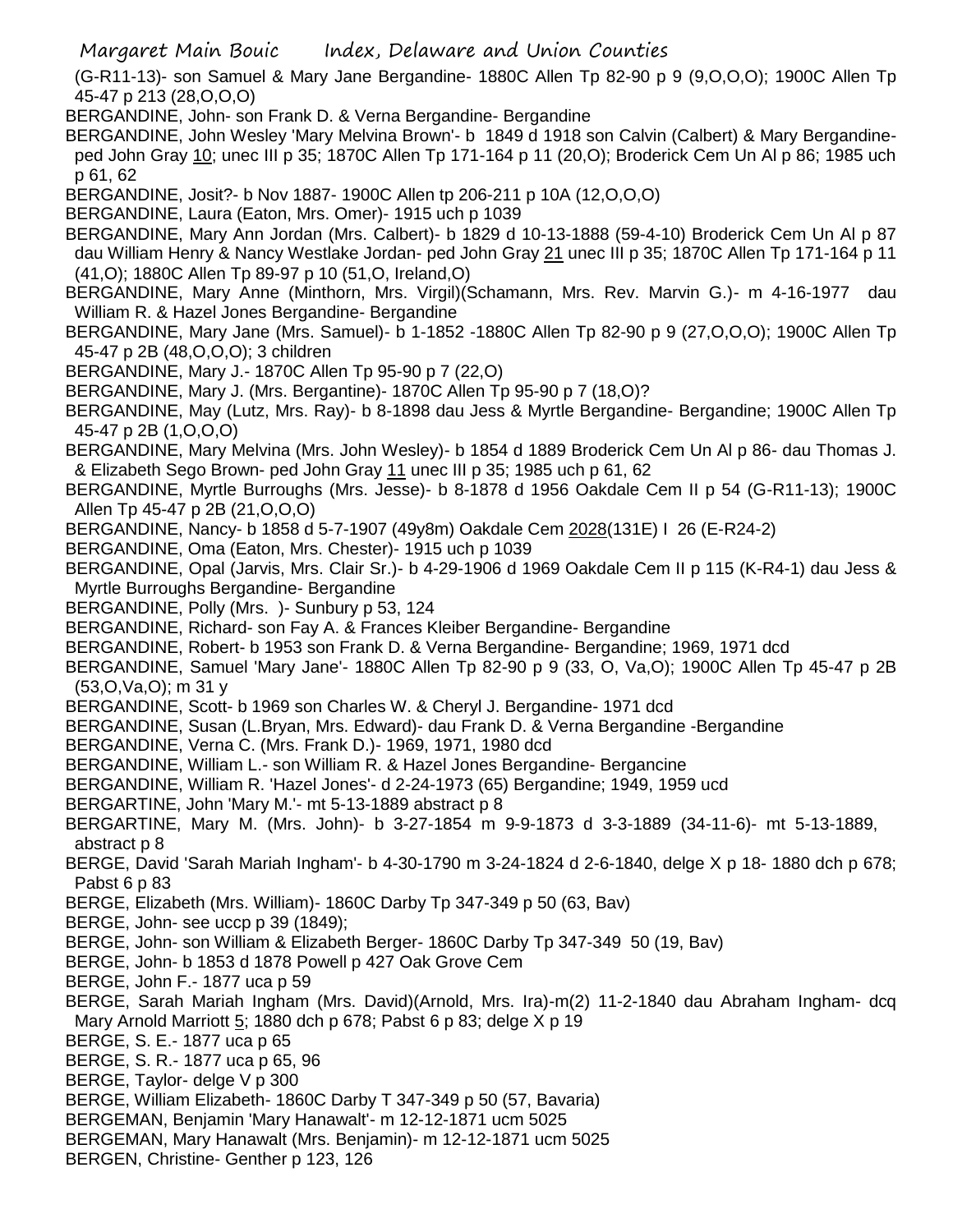(G-R11-13)- son Samuel & Mary Jane Bergandine- 1880C Allen Tp 82-90 p 9 (9,O,O,O); 1900C Allen Tp 45-47 p 213 (28,O,O,O)

BERGANDINE, John- son Frank D. & Verna Bergandine- Bergandine

BERGANDINE, John Wesley 'Mary Melvina Brown'- b 1849 d 1918 son Calvin (Calbert) & Mary Bergandine- ped John Gray 10; unec III p 35; 1870C Allen Tp 171-164 p 11 (20,O); Broderick Cem Un Al p 86; 1985 uch p 61, 62

BERGANDINE, Josit?- b Nov 1887- 1900C Allen tp 206-211 p 10A (12,O,O,O)

BERGANDINE, Laura (Eaton, Mrs. Omer)- 1915 uch p 1039

BERGANDINE, Mary Ann Jordan (Mrs. Calbert)- b 1829 d 10-13-1888 (59-4-10) Broderick Cem Un Al p 87 dau William Henry & Nancy Westlake Jordan- ped John Gray 21 unec III p 35; 1870C Allen Tp 171-164 p 11 (41,O); 1880C Allen Tp 89-97 p 10 (51,O, Ireland,O)

BERGANDINE, Mary Anne (Minthorn, Mrs. Virgil)(Schamann, Mrs. Rev. Marvin G.)- m 4-16-1977 dau William R. & Hazel Jones Bergandine- Bergandine

BERGANDINE, Mary Jane (Mrs. Samuel)- b 1-1852 -1880C Allen Tp 82-90 p 9 (27,O,O,O); 1900C Allen Tp 45-47 p 2B (48,O,O,O); 3 children

BERGANDINE, Mary J.- 1870C Allen Tp 95-90 p 7 (22,O)

BERGANDINE, Mary J. (Mrs. Bergantine)- 1870C Allen Tp 95-90 p 7 (18,O)?

BERGANDINE, May (Lutz, Mrs. Ray)- b 8-1898 dau Jess & Myrtle Bergandine- Bergandine; 1900C Allen Tp 45-47 p 2B (1,O,O,O)

BERGANDINE, Mary Melvina (Mrs. John Wesley)- b 1854 d 1889 Broderick Cem Un Al p 86- dau Thomas J. & Elizabeth Sego Brown- ped John Gray 11 unec III p 35; 1985 uch p 61, 62

BERGANDINE, Myrtle Burroughs (Mrs. Jesse)- b 8-1878 d 1956 Oakdale Cem II p 54 (G-R11-13); 1900C Allen Tp 45-47 p 2B (21,O,O,O)

BERGANDINE, Nancy- b 1858 d 5-7-1907 (49y8m) Oakdale Cem 2028(131E) I 26 (E-R24-2)

BERGANDINE, Oma (Eaton, Mrs. Chester)- 1915 uch p 1039

BERGANDINE, Opal (Jarvis, Mrs. Clair Sr.)- b 4-29-1906 d 1969 Oakdale Cem II p 115 (K-R4-1) dau Jess & Myrtle Burroughs Bergandine- Bergandine

BERGANDINE, Polly (Mrs. )- Sunbury p 53, 124

BERGANDINE, Richard- son Fay A. & Frances Kleiber Bergandine- Bergandine

BERGANDINE, Robert- b 1953 son Frank D. & Verna Bergandine- Bergandine; 1969, 1971 dcd

BERGANDINE, Samuel 'Mary Jane'- 1880C Allen Tp 82-90 p 9 (33, O, Va,O); 1900C Allen Tp 45-47 p 2B (53,O,Va,O); m 31 y

BERGANDINE, Scott- b 1969 son Charles W. & Cheryl J. Bergandine- 1971 dcd

BERGANDINE, Susan (L.Bryan, Mrs. Edward)- dau Frank D. & Verna Bergandine -Bergandine

BERGANDINE, Verna C. (Mrs. Frank D.)- 1969, 1971, 1980 dcd

BERGANDINE, William L.- son William R. & Hazel Jones Bergandine- Bergancine

BERGANDINE, William R. 'Hazel Jones'- d 2-24-1973 (65) Bergandine; 1949, 1959 ucd

BERGARTINE, John 'Mary M.'- mt 5-13-1889 abstract p 8

BERGARTINE, Mary M. (Mrs. John)- b 3-27-1854 m 9-9-1873 d 3-3-1889 (34-11-6)- mt 5-13-1889, abstract p 8

BERGE, David 'Sarah Mariah Ingham'- b 4-30-1790 m 3-24-1824 d 2-6-1840, delge X p 18- 1880 dch p 678; Pabst 6 p 83

BERGE, Elizabeth (Mrs. William)- 1860C Darby Tp 347-349 p 50 (63, Bav)

BERGE, John- see uccp p 39 (1849);

BERGE, John- son William & Elizabeth Berger- 1860C Darby Tp 347-349 50 (19, Bav)

BERGE, John- b 1853 d 1878 Powell p 427 Oak Grove Cem

BERGE, John F.- 1877 uca p 59

BERGE, Sarah Mariah Ingham (Mrs. David)(Arnold, Mrs. Ira)-m(2) 11-2-1840 dau Abraham Ingham- dcq Mary Arnold Marriott 5; 1880 dch p 678; Pabst 6 p 83; delge X p 19

BERGE, S. E.- 1877 uca p 65

BERGE, S. R.- 1877 uca p 65, 96

BERGE, Taylor- delge V p 300

BERGE, William Elizabeth- 1860C Darby T 347-349 p 50 (57, Bavaria)

BERGEMAN, Benjamin 'Mary Hanawalt'- m 12-12-1871 ucm 5025

BERGEMAN, Mary Hanawalt (Mrs. Benjamin)- m 12-12-1871 ucm 5025

BERGEN, Christine- Genther p 123, 126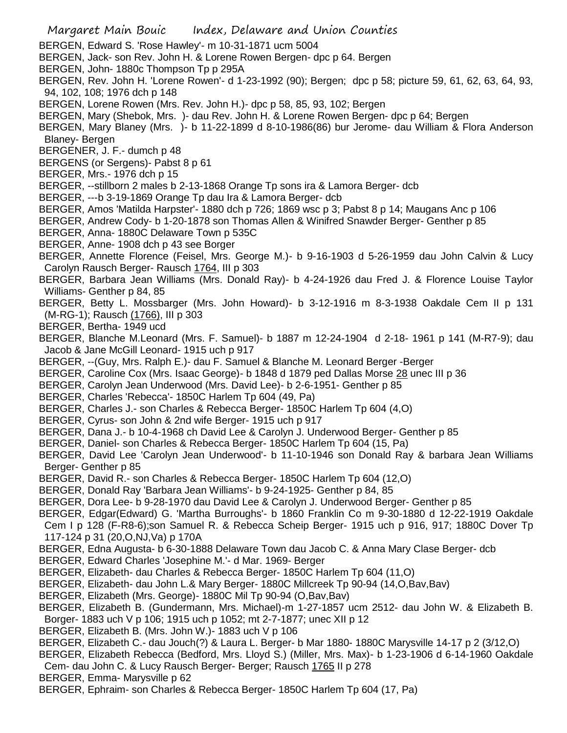BERGEN, Edward S. 'Rose Hawley'- m 10-31-1871 ucm 5004

BERGEN, Jack- son Rev. John H. & Lorene Rowen Bergen- dpc p 64. Bergen

BERGEN, John- 1880c Thompson Tp p 295A

BERGEN, Rev. John H. 'Lorene Rowen'- d 1-23-1992 (90); Bergen; dpc p 58; picture 59, 61, 62, 63, 64, 93, 94, 102, 108; 1976 dch p 148

BERGEN, Lorene Rowen (Mrs. Rev. John H.)- dpc p 58, 85, 93, 102; Bergen

BERGEN, Mary (Shebok, Mrs. )- dau Rev. John H. & Lorene Rowen Bergen- dpc p 64; Bergen

BERGEN, Mary Blaney (Mrs. )- b 11-22-1899 d 8-10-1986(86) bur Jerome- dau William & Flora Anderson Blaney- Bergen

BERGENER, J. F.- dumch p 48

BERGENS (or Sergens)- Pabst 8 p 61

BERGER, Mrs.- 1976 dch p 15

BERGER, --stillborn 2 males b 2-13-1868 Orange Tp sons ira & Lamora Berger- dcb

BERGER, ---b 3-19-1869 Orange Tp dau Ira & Lamora Berger- dcb

BERGER, Amos 'Matilda Harpster'- 1880 dch p 726; 1869 wsc p 3; Pabst 8 p 14; Maugans Anc p 106

BERGER, Andrew Cody- b 1-20-1878 son Thomas Allen & Winifred Snawder Berger- Genther p 85

BERGER, Anna- 1880C Delaware Town p 535C

BERGER, Anne- 1908 dch p 43 see Borger

BERGER, Annette Florence (Feisel, Mrs. George M.)- b 9-16-1903 d 5-26-1959 dau John Calvin & Lucy Carolyn Rausch Berger- Rausch 1764, III p 303

BERGER, Barbara Jean Williams (Mrs. Donald Ray)- b 4-24-1926 dau Fred J. & Florence Louise Taylor Williams- Genther p 84, 85

BERGER, Betty L. Mossbarger (Mrs. John Howard)- b 3-12-1916 m 8-3-1938 Oakdale Cem II p 131 (M-RG-1); Rausch (1766), III p 303

BERGER, Bertha- 1949 ucd

BERGER, Blanche M.Leonard (Mrs. F. Samuel)- b 1887 m 12-24-1904 d 2-18- 1961 p 141 (M-R7-9); dau Jacob & Jane McGill Leonard- 1915 uch p 917

BERGER, --(Guy, Mrs. Ralph E.)- dau F. Samuel & Blanche M. Leonard Berger -Berger

BERGER, Caroline Cox (Mrs. Isaac George)- b 1848 d 1879 ped Dallas Morse 28 unec III p 36

BERGER, Carolyn Jean Underwood (Mrs. David Lee)- b 2-6-1951- Genther p 85

BERGER, Charles 'Rebecca'- 1850C Harlem Tp 604 (49, Pa)

BERGER, Charles J.- son Charles & Rebecca Berger- 1850C Harlem Tp 604 (4,O)

BERGER, Cyrus- son John & 2nd wife Berger- 1915 uch p 917

BERGER, Dana J.- b 10-4-1968 ch David Lee & Carolyn J. Underwood Berger- Genther p 85

BERGER, Daniel- son Charles & Rebecca Berger- 1850C Harlem Tp 604 (15, Pa)

BERGER, David Lee 'Carolyn Jean Underwood'- b 11-10-1946 son Donald Ray & barbara Jean Williams Berger- Genther p 85

BERGER, David R.- son Charles & Rebecca Berger- 1850C Harlem Tp 604 (12,O)

BERGER, Donald Ray 'Barbara Jean Williams'- b 9-24-1925- Genther p 84, 85

BERGER, Dora Lee- b 9-28-1970 dau David Lee & Carolyn J. Underwood Berger- Genther p 85

BERGER, Edgar(Edward) G. 'Martha Burroughs'- b 1860 Franklin Co m 9-30-1880 d 12-22-1919 Oakdale Cem I p 128 (F-R8-6);son Samuel R. & Rebecca Scheip Berger- 1915 uch p 916, 917; 1880C Dover Tp 117-124 p 31 (20,O,NJ,Va) p 170A

BERGER, Edna Augusta- b 6-30-1888 Delaware Town dau Jacob C. & Anna Mary Clase Berger- dcb

BERGER, Edward Charles 'Josephine M.'- d Mar. 1969- Berger

BERGER, Elizabeth- dau Charles & Rebecca Berger- 1850C Harlem Tp 604 (11,O)

BERGER, Elizabeth- dau John L.& Mary Berger- 1880C Millcreek Tp 90-94 (14,O,Bav,Bav)

BERGER, Elizabeth (Mrs. George)- 1880C Mil Tp 90-94 (O,Bav,Bav)

BERGER, Elizabeth B. (Gundermann, Mrs. Michael)-m 1-27-1857 ucm 2512- dau John W. & Elizabeth B. Borger- 1883 uch V p 106; 1915 uch p 1052; mt 2-7-1877; unec XII p 12

BERGER, Elizabeth B. (Mrs. John W.)- 1883 uch V p 106

BERGER, Elizabeth C.- dau Jouch(?) & Laura L. Berger- b Mar 1880- 1880C Marysville 14-17 p 2 (3/12,O)

BERGER, Elizabeth Rebecca (Bedford, Mrs. Lloyd S.) (Miller, Mrs. Max)- b 1-23-1906 d 6-14-1960 Oakdale Cem- dau John C. & Lucy Rausch Berger- Berger; Rausch 1765 II p 278

BERGER, Emma- Marysville p 62

BERGER, Ephraim- son Charles & Rebecca Berger- 1850C Harlem Tp 604 (17, Pa)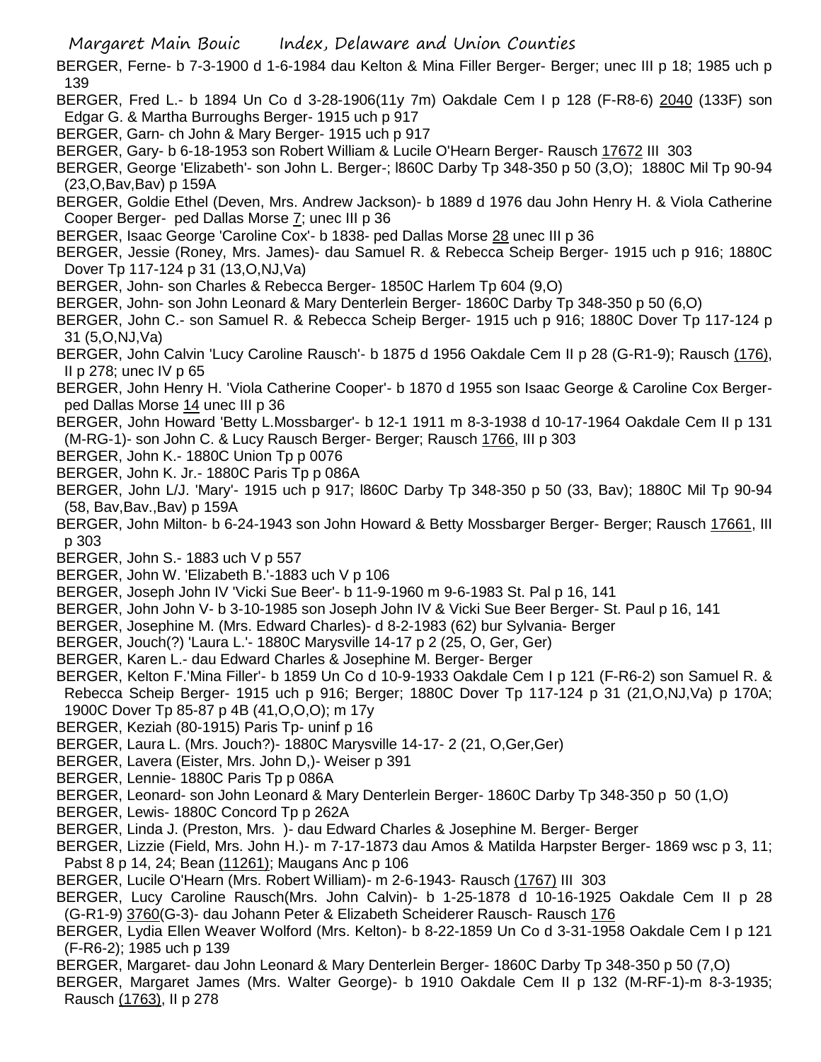BERGER, Ferne- b 7-3-1900 d 1-6-1984 dau Kelton & Mina Filler Berger- Berger; unec III p 18; 1985 uch p 139

BERGER, Fred L.- b 1894 Un Co d 3-28-1906(11y 7m) Oakdale Cem I p 128 (F-R8-6) 2040 (133F) son Edgar G. & Martha Burroughs Berger- 1915 uch p 917

BERGER, Garn- ch John & Mary Berger- 1915 uch p 917

BERGER, Gary- b 6-18-1953 son Robert William & Lucile O'Hearn Berger- Rausch 17672 III 303

BERGER, George 'Elizabeth'- son John L. Berger-; l860C Darby Tp 348-350 p 50 (3,O); 1880C Mil Tp 90-94 (23,O,Bav,Bav) p 159A

BERGER, Goldie Ethel (Deven, Mrs. Andrew Jackson)- b 1889 d 1976 dau John Henry H. & Viola Catherine Cooper Berger- ped Dallas Morse 7; unec III p 36

BERGER, Isaac George 'Caroline Cox'- b 1838- ped Dallas Morse 28 unec III p 36

BERGER, Jessie (Roney, Mrs. James)- dau Samuel R. & Rebecca Scheip Berger- 1915 uch p 916; 1880C Dover Tp 117-124 p 31 (13,O,NJ,Va)

BERGER, John- son Charles & Rebecca Berger- 1850C Harlem Tp 604 (9,O)

BERGER, John- son John Leonard & Mary Denterlein Berger- 1860C Darby Tp 348-350 p 50 (6,O)

BERGER, John C.- son Samuel R. & Rebecca Scheip Berger- 1915 uch p 916; 1880C Dover Tp 117-124 p 31 (5,O,NJ,Va)

BERGER, John Calvin 'Lucy Caroline Rausch'- b 1875 d 1956 Oakdale Cem II p 28 (G-R1-9); Rausch (176), II p 278; unec IV p 65

BERGER, John Henry H. 'Viola Catherine Cooper'- b 1870 d 1955 son Isaac George & Caroline Cox Berger- ped Dallas Morse 14 unec III p 36

BERGER, John Howard 'Betty L.Mossbarger'- b 12-1 1911 m 8-3-1938 d 10-17-1964 Oakdale Cem II p 131 (M-RG-1)- son John C. & Lucy Rausch Berger- Berger; Rausch 1766, III p 303

BERGER, John K.- 1880C Union Tp p 0076

BERGER, John K. Jr.- 1880C Paris Tp p 086A

BERGER, John L/J. 'Mary'- 1915 uch p 917; l860C Darby Tp 348-350 p 50 (33, Bav); 1880C Mil Tp 90-94 (58, Bav,Bav.,Bav) p 159A

BERGER, John Milton- b 6-24-1943 son John Howard & Betty Mossbarger Berger- Berger; Rausch 17661, III p 303

BERGER, John S.- 1883 uch V p 557

BERGER, John W. 'Elizabeth B.'-1883 uch V p 106

BERGER, Joseph John IV 'Vicki Sue Beer'- b 11-9-1960 m 9-6-1983 St. Pal p 16, 141

BERGER, John John V- b 3-10-1985 son Joseph John IV & Vicki Sue Beer Berger- St. Paul p 16, 141

BERGER, Josephine M. (Mrs. Edward Charles)- d 8-2-1983 (62) bur Sylvania- Berger

BERGER, Jouch(?) 'Laura L.'- 1880C Marysville 14-17 p 2 (25, O, Ger, Ger)

BERGER, Karen L.- dau Edward Charles & Josephine M. Berger- Berger

BERGER, Kelton F.'Mina Filler'- b 1859 Un Co d 10-9-1933 Oakdale Cem I p 121 (F-R6-2) son Samuel R. & Rebecca Scheip Berger- 1915 uch p 916; Berger; 1880C Dover Tp 117-124 p 31 (21,O,NJ,Va) p 170A; 1900C Dover Tp 85-87 p 4B (41,O,O,O); m 17y

BERGER, Keziah (80-1915) Paris Tp- uninf p 16

BERGER, Laura L. (Mrs. Jouch?)- 1880C Marysville 14-17- 2 (21, O,Ger,Ger)

BERGER, Lavera (Eister, Mrs. John D,)- Weiser p 391

BERGER, Lennie- 1880C Paris Tp p 086A

BERGER, Leonard- son John Leonard & Mary Denterlein Berger- 1860C Darby Tp 348-350 p 50 (1,O)

BERGER, Lewis- 1880C Concord Tp p 262A

BERGER, Linda J. (Preston, Mrs. )- dau Edward Charles & Josephine M. Berger- Berger

BERGER, Lizzie (Field, Mrs. John H.)- m 7-17-1873 dau Amos & Matilda Harpster Berger- 1869 wsc p 3, 11; Pabst 8 p 14, 24; Bean (11261); Maugans Anc p 106

BERGER, Lucile O'Hearn (Mrs. Robert William)- m 2-6-1943- Rausch (1767) III 303

BERGER, Lucy Caroline Rausch(Mrs. John Calvin)- b 1-25-1878 d 10-16-1925 Oakdale Cem II p 28 (G-R1-9) 3760(G-3)- dau Johann Peter & Elizabeth Scheiderer Rausch- Rausch 176

BERGER, Lydia Ellen Weaver Wolford (Mrs. Kelton)- b 8-22-1859 Un Co d 3-31-1958 Oakdale Cem I p 121 (F-R6-2); 1985 uch p 139

BERGER, Margaret- dau John Leonard & Mary Denterlein Berger- 1860C Darby Tp 348-350 p 50 (7,O)

BERGER, Margaret James (Mrs. Walter George)- b 1910 Oakdale Cem II p 132 (M-RF-1)-m 8-3-1935; Rausch (1763), II p 278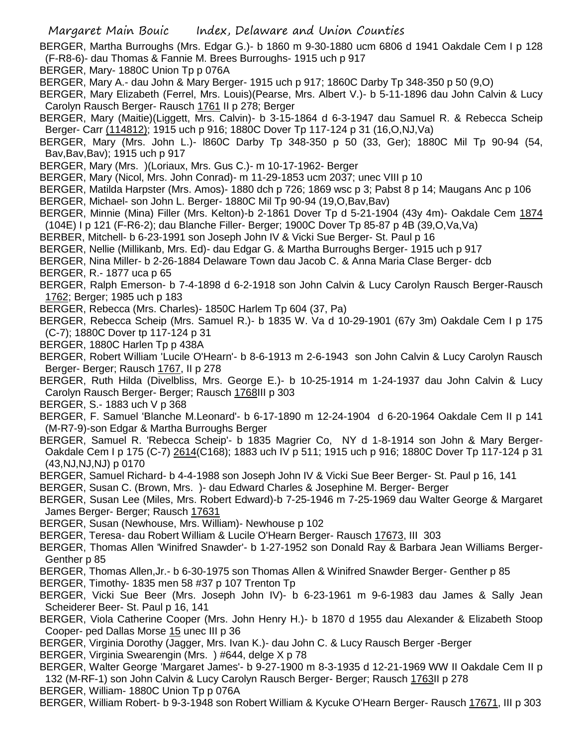BERGER, Martha Burroughs (Mrs. Edgar G.)- b 1860 m 9-30-1880 ucm 6806 d 1941 Oakdale Cem I p 128 (F-R8-6)- dau Thomas & Fannie M. Brees Burroughs- 1915 uch p 917

BERGER, Mary- 1880C Union Tp p 076A

BERGER, Mary A.- dau John & Mary Berger- 1915 uch p 917; 1860C Darby Tp 348-350 p 50 (9,O)

BERGER, Mary Elizabeth (Ferrel, Mrs. Louis)(Pearse, Mrs. Albert V.)- b 5-11-1896 dau John Calvin & Lucy Carolyn Rausch Berger- Rausch 1761 II p 278; Berger

BERGER, Mary (Maitie)(Liggett, Mrs. Calvin)- b 3-15-1864 d 6-3-1947 dau Samuel R. & Rebecca Scheip Berger- Carr (114812); 1915 uch p 916; 1880C Dover Tp 117-124 p 31 (16,O,NJ,Va)

BERGER, Mary (Mrs. John L.)- l860C Darby Tp 348-350 p 50 (33, Ger); 1880C Mil Tp 90-94 (54, Bav,Bav,Bav); 1915 uch p 917

BERGER, Mary (Mrs. )(Loriaux, Mrs. Gus C.)- m 10-17-1962- Berger

BERGER, Mary (Nicol, Mrs. John Conrad)- m 11-29-1853 ucm 2037; unec VIII p 10

BERGER, Matilda Harpster (Mrs. Amos)- 1880 dch p 726; 1869 wsc p 3; Pabst 8 p 14; Maugans Anc p 106

BERGER, Michael- son John L. Berger- 1880C Mil Tp 90-94 (19,O,Bav,Bav)

BERGER, Minnie (Mina) Filler (Mrs. Kelton)-b 2-1861 Dover Tp d 5-21-1904 (43y 4m)- Oakdale Cem 1874 (104E) I p 121 (F-R6-2); dau Blanche Filler- Berger; 1900C Dover Tp 85-87 p 4B (39,O,Va,Va)

BERBER, Mitchell- b 6-23-1991 son Joseph John IV & Vicki Sue Berger- St. Paul p 16

BERGER, Nellie (Millikanb, Mrs. Ed)- dau Edgar G. & Martha Burroughs Berger- 1915 uch p 917

BERGER, Nina Miller- b 2-26-1884 Delaware Town dau Jacob C. & Anna Maria Clase Berger- dcb

BERGER, R.- 1877 uca p 65

BERGER, Ralph Emerson- b 7-4-1898 d 6-2-1918 son John Calvin & Lucy Carolyn Rausch Berger-Rausch 1762; Berger; 1985 uch p 183

BERGER, Rebecca (Mrs. Charles)- 1850C Harlem Tp 604 (37, Pa)

BERGER, Rebecca Scheip (Mrs. Samuel R.)- b 1835 W. Va d 10-29-1901 (67y 3m) Oakdale Cem I p 175 (C-7); 1880C Dover tp 117-124 p 31

BERGER, 1880C Harlen Tp p 438A

BERGER, Robert William 'Lucile O'Hearn'- b 8-6-1913 m 2-6-1943 son John Calvin & Lucy Carolyn Rausch Berger- Berger; Rausch 1767, II p 278

BERGER, Ruth Hilda (Divelbliss, Mrs. George E.)- b 10-25-1914 m 1-24-1937 dau John Calvin & Lucy Carolyn Rausch Berger- Berger; Rausch 1768III p 303

BERGER, S.- 1883 uch V p 368

BERGER, F. Samuel 'Blanche M.Leonard'- b 6-17-1890 m 12-24-1904 d 6-20-1964 Oakdale Cem II p 141 (M-R7-9)-son Edgar & Martha Burroughs Berger

BERGER, Samuel R. 'Rebecca Scheip'- b 1835 Magrier Co, NY d 1-8-1914 son John & Mary Berger- Oakdale Cem I p 175 (C-7) 2614(C168); 1883 uch IV p 511; 1915 uch p 916; 1880C Dover Tp 117-124 p 31 (43,NJ,NJ,NJ) p 0170

BERGER, Samuel Richard- b 4-4-1988 son Joseph John IV & Vicki Sue Beer Berger- St. Paul p 16, 141

BERGER, Susan C. (Brown, Mrs. )- dau Edward Charles & Josephine M. Berger- Berger

BERGER, Susan Lee (Miles, Mrs. Robert Edward)-b 7-25-1946 m 7-25-1969 dau Walter George & Margaret James Berger- Berger; Rausch 17631

BERGER, Susan (Newhouse, Mrs. William)- Newhouse p 102

BERGER, Teresa- dau Robert William & Lucile O'Hearn Berger- Rausch 17673, III 303

BERGER, Thomas Allen 'Winifred Snawder'- b 1-27-1952 son Donald Ray & Barbara Jean Williams Berger- Genther p 85

BERGER, Thomas Allen,Jr.- b 6-30-1975 son Thomas Allen & Winifred Snawder Berger- Genther p 85

BERGER, Timothy- 1835 men 58 #37 p 107 Trenton Tp

BERGER, Vicki Sue Beer (Mrs. Joseph John IV)- b 6-23-1961 m 9-6-1983 dau James & Sally Jean Scheiderer Beer- St. Paul p 16, 141

BERGER, Viola Catherine Cooper (Mrs. John Henry H.)- b 1870 d 1955 dau Alexander & Elizabeth Stoop Cooper- ped Dallas Morse 15 unec III p 36

BERGER, Virginia Dorothy (Jagger, Mrs. Ivan K.)- dau John C. & Lucy Rausch Berger -Berger

BERGER, Virginia Swearengin (Mrs. ) #644, delge X p 78

BERGER, Walter George 'Margaret James'- b 9-27-1900 m 8-3-1935 d 12-21-1969 WW II Oakdale Cem II p 132 (M-RF-1) son John Calvin & Lucy Carolyn Rausch Berger- Berger; Rausch 1763II p 278

BERGER, William- 1880C Union Tp p 076A

BERGER, William Robert- b 9-3-1948 son Robert William & Kycuke O'Hearn Berger- Rausch 17671, III p 303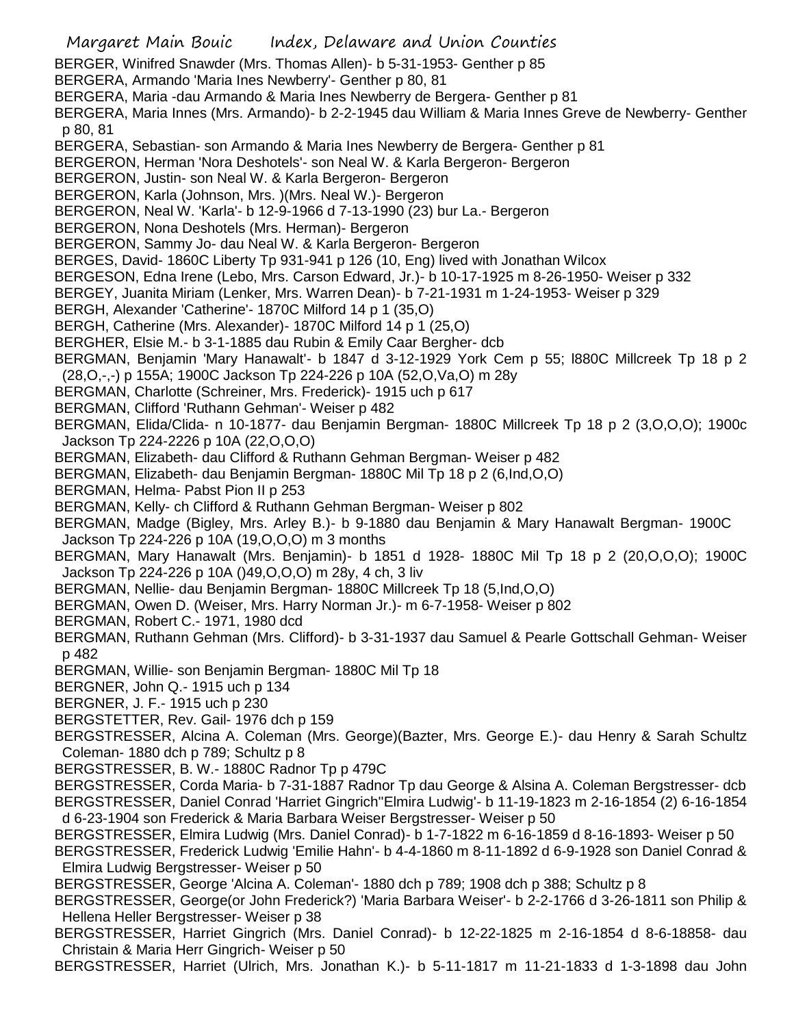BERGER, Winifred Snawder (Mrs. Thomas Allen)- b 5-31-1953- Genther p 85
BERGERA, Armando 'Maria Ines Newberry'- Genther p 80, 81
BERGERA, Maria -dau Armando & Maria Ines Newberry de Bergera- Genther p 81
BERGERA, Maria Innes (Mrs. Armando)- b 2-2-1945 dau William & Maria Innes Greve de Newberry- Genther p 80, 81
BERGERA, Sebastian- son Armando & Maria Ines Newberry de Bergera- Genther p 81
BERGERON, Herman 'Nora Deshotels'- son Neal W. & Karla Bergeron- Bergeron
BERGERON, Justin- son Neal W. & Karla Bergeron- Bergeron
BERGERON, Karla (Johnson, Mrs. )(Mrs. Neal W.)- Bergeron
BERGERON, Neal W. 'Karla'- b 12-9-1966 d 7-13-1990 (23) bur La.- Bergeron
BERGERON, Nona Deshotels (Mrs. Herman)- Bergeron
BERGERON, Sammy Jo- dau Neal W. & Karla Bergeron- Bergeron
BERGES, David- 1860C Liberty Tp 931-941 p 126 (10, Eng) lived with Jonathan Wilcox
BERGESON, Edna Irene (Lebo, Mrs. Carson Edward, Jr.)- b 10-17-1925 m 8-26-1950- Weiser p 332
BERGEY, Juanita Miriam (Lenker, Mrs. Warren Dean)- b 7-21-1931 m 1-24-1953- Weiser p 329
BERGH, Alexander 'Catherine'- 1870C Milford 14 p 1 (35,O)
BERGH, Catherine (Mrs. Alexander)- 1870C Milford 14 p 1 (25,O)
BERGHER, Elsie M.- b 3-1-1885 dau Rubin & Emily Caar Bergher- dcb
BERGMAN, Benjamin 'Mary Hanawalt'- b 1847 d 3-12-1929 York Cem p 55; l880C Millcreek Tp 18 p 2 (28,O,-,-) p 155A; 1900C Jackson Tp 224-226 p 10A (52,O,Va,O) m 28y
BERGMAN, Charlotte (Schreiner, Mrs. Frederick)- 1915 uch p 617
BERGMAN, Clifford 'Ruthann Gehman'- Weiser p 482
BERGMAN, Elida/Clida- n 10-1877- dau Benjamin Bergman- 1880C Millcreek Tp 18 p 2 (3,O,O,O); 1900c Jackson Tp 224-2226 p 10A (22,O,O,O)
BERGMAN, Elizabeth- dau Clifford & Ruthann Gehman Bergman- Weiser p 482
BERGMAN, Elizabeth- dau Benjamin Bergman- 1880C Mil Tp 18 p 2 (6,Ind,O,O)
BERGMAN, Helma- Pabst Pion II p 253
BERGMAN, Kelly- ch Clifford & Ruthann Gehman Bergman- Weiser p 802
BERGMAN, Madge (Bigley, Mrs. Arley B.)- b 9-1880 dau Benjamin & Mary Hanawalt Bergman- 1900C Jackson Tp 224-226 p 10A (19,O,O,O) m 3 months
BERGMAN, Mary Hanawalt (Mrs. Benjamin)- b 1851 d 1928- 1880C Mil Tp 18 p 2 (20,O,O,O); 1900C Jackson Tp 224-226 p 10A ()49,O,O,O) m 28y, 4 ch, 3 liv
BERGMAN, Nellie- dau Benjamin Bergman- 1880C Millcreek Tp 18 (5,Ind,O,O)
BERGMAN, Owen D. (Weiser, Mrs. Harry Norman Jr.)- m 6-7-1958- Weiser p 802
BERGMAN, Robert C.- 1971, 1980 dcd
BERGMAN, Ruthann Gehman (Mrs. Clifford)- b 3-31-1937 dau Samuel & Pearle Gottschall Gehman- Weiser p 482
BERGMAN, Willie- son Benjamin Bergman- 1880C Mil Tp 18
BERGNER, John Q.- 1915 uch p 134
BERGNER, J. F.- 1915 uch p 230
BERGSTETTER, Rev. Gail- 1976 dch p 159
BERGSTRESSER, Alcina A. Coleman (Mrs. George)(Bazter, Mrs. George E.)- dau Henry & Sarah Schultz Coleman- 1880 dch p 789; Schultz p 8
BERGSTRESSER, B. W.- 1880C Radnor Tp p 479C
BERGSTRESSER, Corda Maria- b 7-31-1887 Radnor Tp dau George & Alsina A. Coleman Bergstresser- dcb
BERGSTRESSER, Daniel Conrad 'Harriet Gingrich''Elmira Ludwig'- b 11-19-1823 m 2-16-1854 (2) 6-16-1854 d 6-23-1904 son Frederick & Maria Barbara Weiser Bergstresser- Weiser p 50
BERGSTRESSER, Elmira Ludwig (Mrs. Daniel Conrad)- b 1-7-1822 m 6-16-1859 d 8-16-1893- Weiser p 50
BERGSTRESSER, Frederick Ludwig 'Emilie Hahn'- b 4-4-1860 m 8-11-1892 d 6-9-1928 son Daniel Conrad & Elmira Ludwig Bergstresser- Weiser p 50
BERGSTRESSER, George 'Alcina A. Coleman'- 1880 dch p 789; 1908 dch p 388; Schultz p 8
BERGSTRESSER, George(or John Frederick?) 'Maria Barbara Weiser'- b 2-2-1766 d 3-26-1811 son Philip & Hellena Heller Bergstresser- Weiser p 38
BERGSTRESSER, Harriet Gingrich (Mrs. Daniel Conrad)- b 12-22-1825 m 2-16-1854 d 8-6-18858- dau Christain & Maria Herr Gingrich- Weiser p 50
BERGSTRESSER, Harriet (Ulrich, Mrs. Jonathan K.)- b 5-11-1817 m 11-21-1833 d 1-3-1898 dau John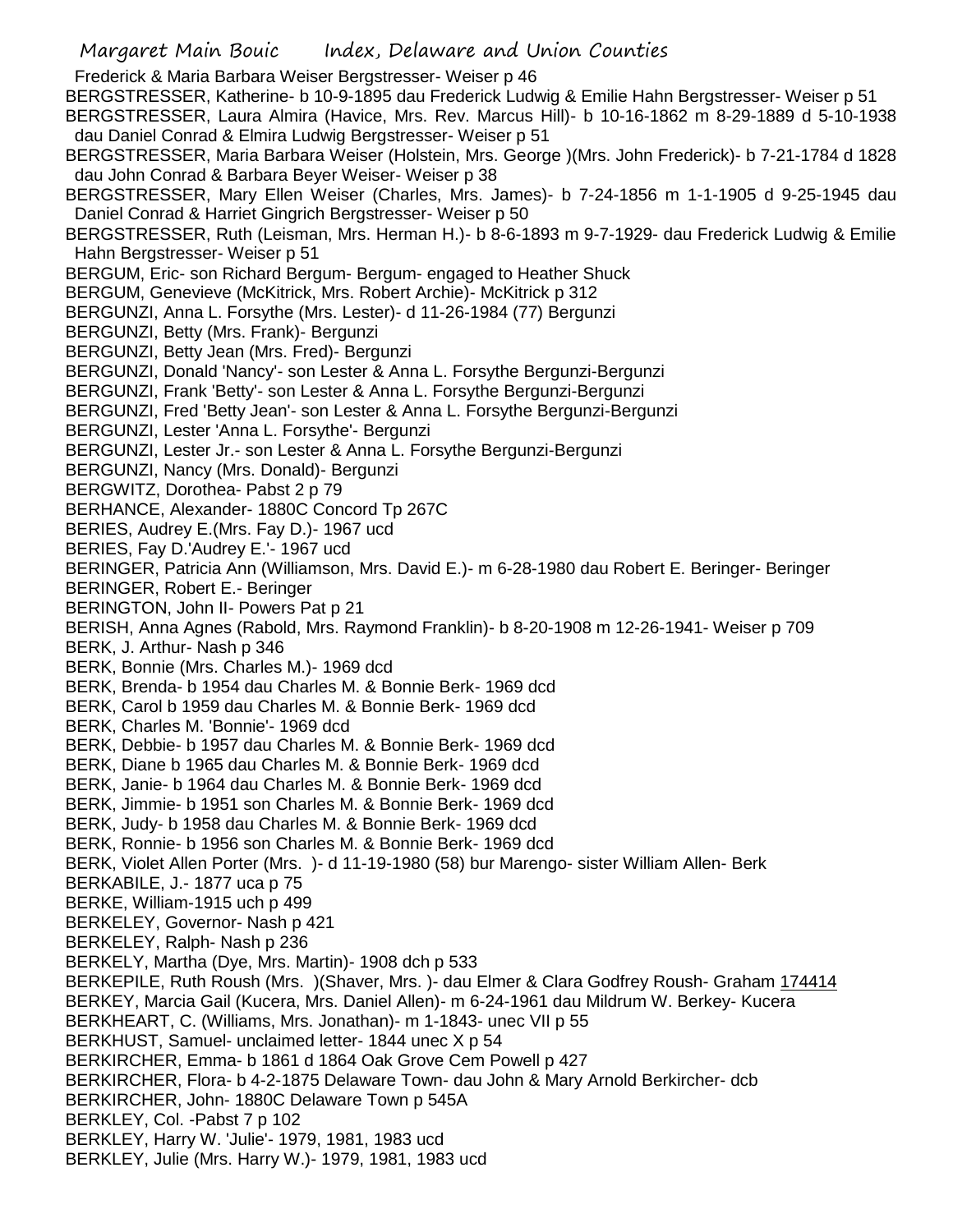Frederick & Maria Barbara Weiser Bergstresser- Weiser p 46
BERGSTRESSER, Katherine- b 10-9-1895 dau Frederick Ludwig & Emilie Hahn Bergstresser- Weiser p 51
BERGSTRESSER, Laura Almira (Havice, Mrs. Rev. Marcus Hill)- b 10-16-1862 m 8-29-1889 d 5-10-1938 dau Daniel Conrad & Elmira Ludwig Bergstresser- Weiser p 51
BERGSTRESSER, Maria Barbara Weiser (Holstein, Mrs. George )(Mrs. John Frederick)- b 7-21-1784 d 1828 dau John Conrad & Barbara Beyer Weiser- Weiser p 38
BERGSTRESSER, Mary Ellen Weiser (Charles, Mrs. James)- b 7-24-1856 m 1-1-1905 d 9-25-1945 dau Daniel Conrad & Harriet Gingrich Bergstresser- Weiser p 50
BERGSTRESSER, Ruth (Leisman, Mrs. Herman H.)- b 8-6-1893 m 9-7-1929- dau Frederick Ludwig & Emilie Hahn Bergstresser- Weiser p 51
BERGUM, Eric- son Richard Bergum- Bergum- engaged to Heather Shuck
BERGUM, Genevieve (McKitrick, Mrs. Robert Archie)- McKitrick p 312
BERGUNZI, Anna L. Forsythe (Mrs. Lester)- d 11-26-1984 (77) Bergunzi
BERGUNZI, Betty (Mrs. Frank)- Bergunzi
BERGUNZI, Betty Jean (Mrs. Fred)- Bergunzi
BERGUNZI, Donald 'Nancy'- son Lester & Anna L. Forsythe Bergunzi-Bergunzi
BERGUNZI, Frank 'Betty'- son Lester & Anna L. Forsythe Bergunzi-Bergunzi
BERGUNZI, Fred 'Betty Jean'- son Lester & Anna L. Forsythe Bergunzi-Bergunzi
BERGUNZI, Lester 'Anna L. Forsythe'- Bergunzi
BERGUNZI, Lester Jr.- son Lester & Anna L. Forsythe Bergunzi-Bergunzi
BERGUNZI, Nancy (Mrs. Donald)- Bergunzi
BERGWITZ, Dorothea- Pabst 2 p 79
BERHANCE, Alexander- 1880C Concord Tp 267C
BERIES, Audrey E.(Mrs. Fay D.)- 1967 ucd
BERIES, Fay D.'Audrey E.'- 1967 ucd
BERINGER, Patricia Ann (Williamson, Mrs. David E.)- m 6-28-1980 dau Robert E. Beringer- Beringer
BERINGER, Robert E.- Beringer
BERINGTON, John II- Powers Pat p 21
BERISH, Anna Agnes (Rabold, Mrs. Raymond Franklin)- b 8-20-1908 m 12-26-1941- Weiser p 709
BERK, J. Arthur- Nash p 346
BERK, Bonnie (Mrs. Charles M.)- 1969 dcd
BERK, Brenda- b 1954 dau Charles M. & Bonnie Berk- 1969 dcd
BERK, Carol b 1959 dau Charles M. & Bonnie Berk- 1969 dcd
BERK, Charles M. 'Bonnie'- 1969 dcd
BERK, Debbie- b 1957 dau Charles M. & Bonnie Berk- 1969 dcd
BERK, Diane b 1965 dau Charles M. & Bonnie Berk- 1969 dcd
BERK, Janie- b 1964 dau Charles M. & Bonnie Berk- 1969 dcd
BERK, Jimmie- b 1951 son Charles M. & Bonnie Berk- 1969 dcd
BERK, Judy- b 1958 dau Charles M. & Bonnie Berk- 1969 dcd
BERK, Ronnie- b 1956 son Charles M. & Bonnie Berk- 1969 dcd
BERK, Violet Allen Porter (Mrs. )- d 11-19-1980 (58) bur Marengo- sister William Allen- Berk
BERKABILE, J.- 1877 uca p 75
BERKE, William-1915 uch p 499
BERKELEY, Governor- Nash p 421
BERKELEY, Ralph- Nash p 236
BERKELY, Martha (Dye, Mrs. Martin)- 1908 dch p 533
BERKEPILE, Ruth Roush (Mrs. )(Shaver, Mrs. )- dau Elmer & Clara Godfrey Roush- Graham 174414
BERKEY, Marcia Gail (Kucera, Mrs. Daniel Allen)- m 6-24-1961 dau Mildrum W. Berkey- Kucera
BERKHEART, C. (Williams, Mrs. Jonathan)- m 1-1843- unec VII p 55
BERKHUST, Samuel- unclaimed letter- 1844 unec X p 54
BERKIRCHER, Emma- b 1861 d 1864 Oak Grove Cem Powell p 427
BERKIRCHER, Flora- b 4-2-1875 Delaware Town- dau John & Mary Arnold Berkircher- dcb
BERKIRCHER, John- 1880C Delaware Town p 545A
BERKLEY, Col. -Pabst 7 p 102
BERKLEY, Harry W. 'Julie'- 1979, 1981, 1983 ucd
BERKLEY, Julie (Mrs. Harry W.)- 1979, 1981, 1983 ucd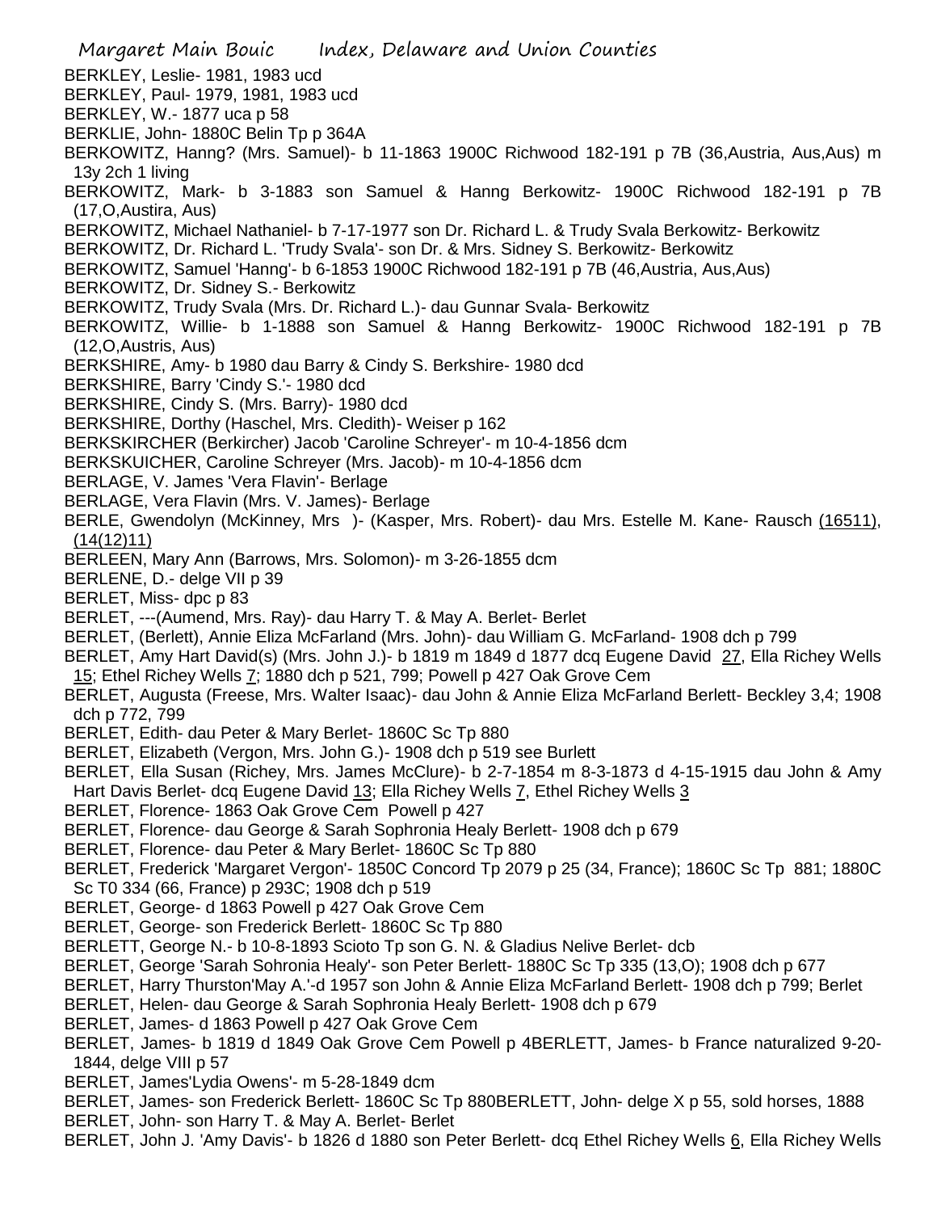BERKLEY, Leslie- 1981, 1983 ucd
BERKLEY, Paul- 1979, 1981, 1983 ucd
BERKLEY, W.- 1877 uca p 58
BERKLIE, John- 1880C Belin Tp p 364A
BERKOWITZ, Hanng? (Mrs. Samuel)- b 11-1863 1900C Richwood 182-191 p 7B (36,Austria, Aus,Aus) m 13y 2ch 1 living
BERKOWITZ, Mark- b 3-1883 son Samuel & Hanng Berkowitz- 1900C Richwood 182-191 p 7B (17,O,Austira, Aus)
BERKOWITZ, Michael Nathaniel- b 7-17-1977 son Dr. Richard L. & Trudy Svala Berkowitz- Berkowitz
BERKOWITZ, Dr. Richard L. 'Trudy Svala'- son Dr. & Mrs. Sidney S. Berkowitz- Berkowitz
BERKOWITZ, Samuel 'Hanng'- b 6-1853 1900C Richwood 182-191 p 7B (46,Austria, Aus,Aus)
BERKOWITZ, Dr. Sidney S.- Berkowitz
BERKOWITZ, Trudy Svala (Mrs. Dr. Richard L.)- dau Gunnar Svala- Berkowitz
BERKOWITZ, Willie- b 1-1888 son Samuel & Hanng Berkowitz- 1900C Richwood 182-191 p 7B (12,O,Austris, Aus)
BERKSHIRE, Amy- b 1980 dau Barry & Cindy S. Berkshire- 1980 dcd
BERKSHIRE, Barry 'Cindy S.'- 1980 dcd
BERKSHIRE, Cindy S. (Mrs. Barry)- 1980 dcd
BERKSHIRE, Dorthy (Haschel, Mrs. Cledith)- Weiser p 162
BERKSKIRCHER (Berkircher) Jacob 'Caroline Schreyer'- m 10-4-1856 dcm
BERKSKUICHER, Caroline Schreyer (Mrs. Jacob)- m 10-4-1856 dcm
BERLAGE, V. James 'Vera Flavin'- Berlage
BERLAGE, Vera Flavin (Mrs. V. James)- Berlage
BERLE, Gwendolyn (McKinney, Mrs )- (Kasper, Mrs. Robert)- dau Mrs. Estelle M. Kane- Rausch (16511), (14(12)11)
BERLEEN, Mary Ann (Barrows, Mrs. Solomon)- m 3-26-1855 dcm
BERLENE, D.- delge VII p 39
BERLET, Miss- dpc p 83
BERLET, ---(Aumend, Mrs. Ray)- dau Harry T. & May A. Berlet- Berlet
BERLET, (Berlett), Annie Eliza McFarland (Mrs. John)- dau William G. McFarland- 1908 dch p 799
BERLET, Amy Hart David(s) (Mrs. John J.)- b 1819 m 1849 d 1877 dcq Eugene David 27, Ella Richey Wells 15; Ethel Richey Wells 7; 1880 dch p 521, 799; Powell p 427 Oak Grove Cem
BERLET, Augusta (Freese, Mrs. Walter Isaac)- dau John & Annie Eliza McFarland Berlett- Beckley 3,4; 1908 dch p 772, 799
BERLET, Edith- dau Peter & Mary Berlet- 1860C Sc Tp 880
BERLET, Elizabeth (Vergon, Mrs. John G.)- 1908 dch p 519 see Burlett
BERLET, Ella Susan (Richey, Mrs. James McClure)- b 2-7-1854 m 8-3-1873 d 4-15-1915 dau John & Amy Hart Davis Berlet- dcq Eugene David 13; Ella Richey Wells 7, Ethel Richey Wells 3
BERLET, Florence- 1863 Oak Grove Cem Powell p 427
BERLET, Florence- dau George & Sarah Sophronia Healy Berlett- 1908 dch p 679
BERLET, Florence- dau Peter & Mary Berlet- 1860C Sc Tp 880
BERLET, Frederick 'Margaret Vergon'- 1850C Concord Tp 2079 p 25 (34, France); 1860C Sc Tp 881; 1880C Sc T0 334 (66, France) p 293C; 1908 dch p 519
BERLET, George- d 1863 Powell p 427 Oak Grove Cem
BERLET, George- son Frederick Berlett- 1860C Sc Tp 880
BERLETT, George N.- b 10-8-1893 Scioto Tp son G. N. & Gladius Nelive Berlet- dcb
BERLET, George 'Sarah Sohronia Healy'- son Peter Berlett- 1880C Sc Tp 335 (13,O); 1908 dch p 677
BERLET, Harry Thurston'May A.'-d 1957 son John & Annie Eliza McFarland Berlett- 1908 dch p 799; Berlet
BERLET, Helen- dau George & Sarah Sophronia Healy Berlett- 1908 dch p 679
BERLET, James- d 1863 Powell p 427 Oak Grove Cem
BERLET, James- b 1819 d 1849 Oak Grove Cem Powell p 4BERLETT, James- b France naturalized 9-20-1844, delge VIII p 57
BERLET, James'Lydia Owens'- m 5-28-1849 dcm
BERLET, James- son Frederick Berlett- 1860C Sc Tp 880BERLETT, John- delge X p 55, sold horses, 1888
BERLET, John- son Harry T. & May A. Berlet- Berlet
BERLET, John J. 'Amy Davis'- b 1826 d 1880 son Peter Berlett- dcq Ethel Richey Wells 6, Ella Richey Wells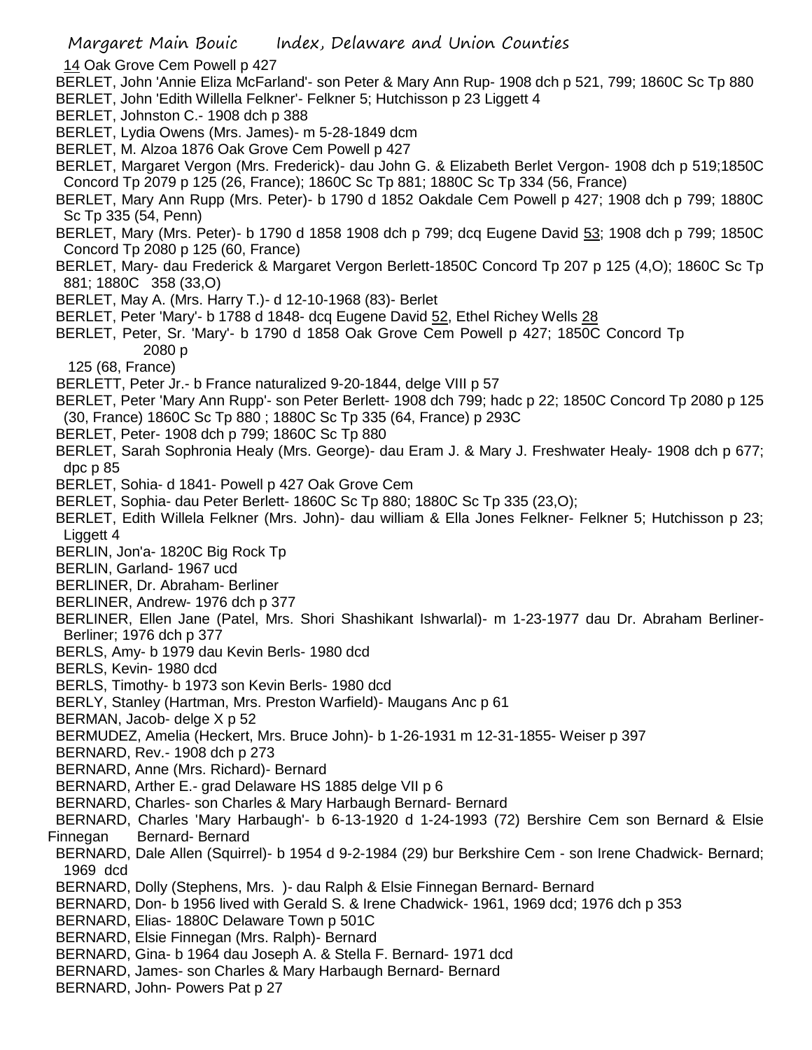14 Oak Grove Cem Powell p 427

BERLET, John 'Annie Eliza McFarland'- son Peter & Mary Ann Rup- 1908 dch p 521, 799; 1860C Sc Tp 880

BERLET, John 'Edith Willella Felkner'- Felkner 5; Hutchisson p 23 Liggett 4

BERLET, Johnston C.- 1908 dch p 388

BERLET, Lydia Owens (Mrs. James)- m 5-28-1849 dcm

BERLET, M. Alzoa 1876 Oak Grove Cem Powell p 427

BERLET, Margaret Vergon (Mrs. Frederick)- dau John G. & Elizabeth Berlet Vergon- 1908 dch p 519;1850C Concord Tp 2079 p 125 (26, France); 1860C Sc Tp 881; 1880C Sc Tp 334 (56, France)

BERLET, Mary Ann Rupp (Mrs. Peter)- b 1790 d 1852 Oakdale Cem Powell p 427; 1908 dch p 799; 1880C Sc Tp 335 (54, Penn)

BERLET, Mary (Mrs. Peter)- b 1790 d 1858 1908 dch p 799; dcq Eugene David 53; 1908 dch p 799; 1850C Concord Tp 2080 p 125 (60, France)

BERLET, Mary- dau Frederick & Margaret Vergon Berlett-1850C Concord Tp 207 p 125 (4,O); 1860C Sc Tp 881; 1880C 358 (33,O)

BERLET, May A. (Mrs. Harry T.)- d 12-10-1968 (83)- Berlet

BERLET, Peter 'Mary'- b 1788 d 1848- dcq Eugene David 52, Ethel Richey Wells 28

BERLET, Peter, Sr. 'Mary'- b 1790 d 1858 Oak Grove Cem Powell p 427; 1850C Concord Tp 2080 p 125 (68, France)

BERLETT, Peter Jr.- b France naturalized 9-20-1844, delge VIII p 57

BERLET, Peter 'Mary Ann Rupp'- son Peter Berlett- 1908 dch 799; hadc p 22; 1850C Concord Tp 2080 p 125 (30, France) 1860C Sc Tp 880 ; 1880C Sc Tp 335 (64, France) p 293C

BERLET, Peter- 1908 dch p 799; 1860C Sc Tp 880

BERLET, Sarah Sophronia Healy (Mrs. George)- dau Eram J. & Mary J. Freshwater Healy- 1908 dch p 677; dpc p 85

BERLET, Sohia- d 1841- Powell p 427 Oak Grove Cem

BERLET, Sophia- dau Peter Berlett- 1860C Sc Tp 880; 1880C Sc Tp 335 (23,O);

BERLET, Edith Willela Felkner (Mrs. John)- dau william & Ella Jones Felkner- Felkner 5; Hutchisson p 23; Liggett 4

BERLIN, Jon'a- 1820C Big Rock Tp

BERLIN, Garland- 1967 ucd

BERLINER, Dr. Abraham- Berliner

BERLINER, Andrew- 1976 dch p 377

BERLINER, Ellen Jane (Patel, Mrs. Shori Shashikant Ishwarlal)- m 1-23-1977 dau Dr. Abraham Berliner- Berliner; 1976 dch p 377

BERLS, Amy- b 1979 dau Kevin Berls- 1980 dcd

BERLS, Kevin- 1980 dcd

BERLS, Timothy- b 1973 son Kevin Berls- 1980 dcd

BERLY, Stanley (Hartman, Mrs. Preston Warfield)- Maugans Anc p 61

BERMAN, Jacob- delge X p 52

BERMUDEZ, Amelia (Heckert, Mrs. Bruce John)- b 1-26-1931 m 12-31-1855- Weiser p 397

BERNARD, Rev.- 1908 dch p 273

BERNARD, Anne (Mrs. Richard)- Bernard

BERNARD, Arther E.- grad Delaware HS 1885 delge VII p 6

BERNARD, Charles- son Charles & Mary Harbaugh Bernard- Bernard

BERNARD, Charles 'Mary Harbaugh'- b 6-13-1920 d 1-24-1993 (72) Bershire Cem son Bernard & Elsie Finnegan Bernard- Bernard

BERNARD, Dale Allen (Squirrel)- b 1954 d 9-2-1984 (29) bur Berkshire Cem - son Irene Chadwick- Bernard; 1969 dcd

BERNARD, Dolly (Stephens, Mrs. )- dau Ralph & Elsie Finnegan Bernard- Bernard

BERNARD, Don- b 1956 lived with Gerald S. & Irene Chadwick- 1961, 1969 dcd; 1976 dch p 353

BERNARD, Elias- 1880C Delaware Town p 501C

BERNARD, Elsie Finnegan (Mrs. Ralph)- Bernard

BERNARD, Gina- b 1964 dau Joseph A. & Stella F. Bernard- 1971 dcd

BERNARD, James- son Charles & Mary Harbaugh Bernard- Bernard

BERNARD, John- Powers Pat p 27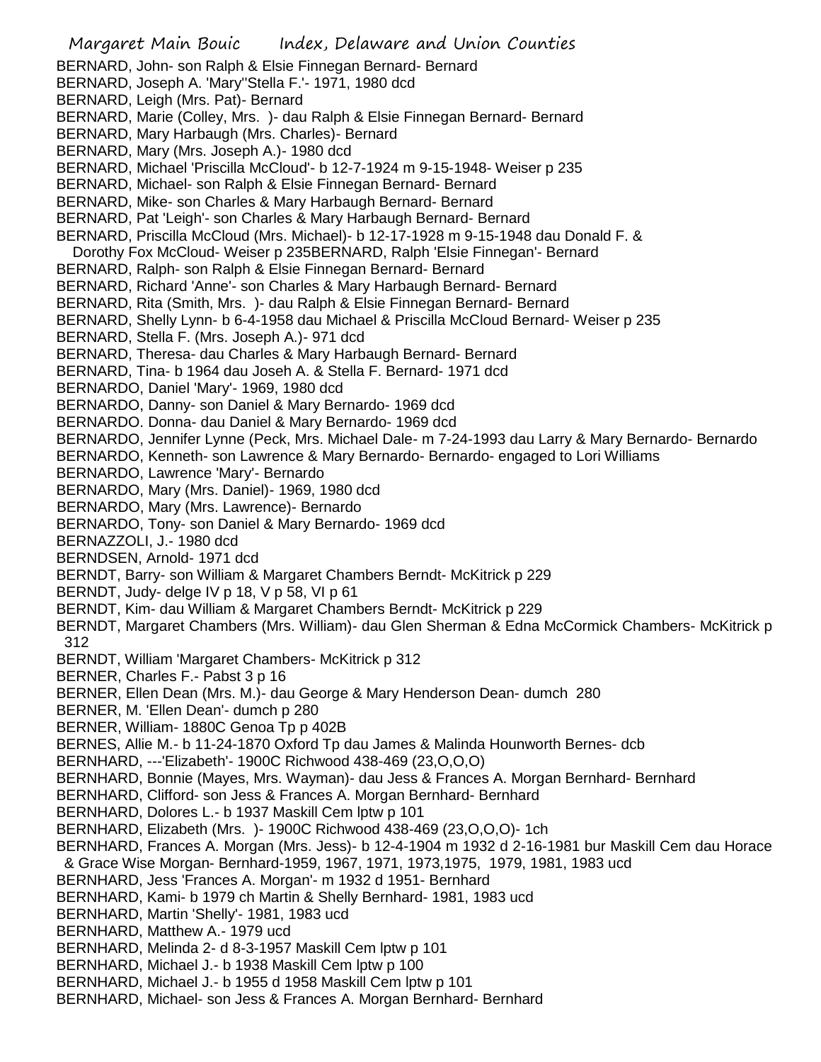BERNARD, John- son Ralph & Elsie Finnegan Bernard- Bernard
BERNARD, Joseph A. 'Mary''Stella F.'- 1971, 1980 dcd
BERNARD, Leigh (Mrs. Pat)- Bernard
BERNARD, Marie (Colley, Mrs. )- dau Ralph & Elsie Finnegan Bernard- Bernard
BERNARD, Mary Harbaugh (Mrs. Charles)- Bernard
BERNARD, Mary (Mrs. Joseph A.)- 1980 dcd
BERNARD, Michael 'Priscilla McCloud'- b 12-7-1924 m 9-15-1948- Weiser p 235
BERNARD, Michael- son Ralph & Elsie Finnegan Bernard- Bernard
BERNARD, Mike- son Charles & Mary Harbaugh Bernard- Bernard
BERNARD, Pat 'Leigh'- son Charles & Mary Harbaugh Bernard- Bernard
BERNARD, Priscilla McCloud (Mrs. Michael)- b 12-17-1928 m 9-15-1948 dau Donald F. & Dorothy Fox McCloud- Weiser p 235BERNARD, Ralph 'Elsie Finnegan'- Bernard
BERNARD, Ralph- son Ralph & Elsie Finnegan Bernard- Bernard
BERNARD, Richard 'Anne'- son Charles & Mary Harbaugh Bernard- Bernard
BERNARD, Rita (Smith, Mrs. )- dau Ralph & Elsie Finnegan Bernard- Bernard
BERNARD, Shelly Lynn- b 6-4-1958 dau Michael & Priscilla McCloud Bernard- Weiser p 235
BERNARD, Stella F. (Mrs. Joseph A.)- 971 dcd
BERNARD, Theresa- dau Charles & Mary Harbaugh Bernard- Bernard
BERNARD, Tina- b 1964 dau Joseh A. & Stella F. Bernard- 1971 dcd
BERNARDO, Daniel 'Mary'- 1969, 1980 dcd
BERNARDO, Danny- son Daniel & Mary Bernardo- 1969 dcd
BERNARDO. Donna- dau Daniel & Mary Bernardo- 1969 dcd
BERNARDO, Jennifer Lynne (Peck, Mrs. Michael Dale- m 7-24-1993 dau Larry & Mary Bernardo- Bernardo
BERNARDO, Kenneth- son Lawrence & Mary Bernardo- Bernardo- engaged to Lori Williams
BERNARDO, Lawrence 'Mary'- Bernardo
BERNARDO, Mary (Mrs. Daniel)- 1969, 1980 dcd
BERNARDO, Mary (Mrs. Lawrence)- Bernardo
BERNARDO, Tony- son Daniel & Mary Bernardo- 1969 dcd
BERNAZZOLI, J.- 1980 dcd
BERNDSEN, Arnold- 1971 dcd
BERNDT, Barry- son William & Margaret Chambers Berndt- McKitrick p 229
BERNDT, Judy- delge IV p 18, V p 58, VI p 61
BERNDT, Kim- dau William & Margaret Chambers Berndt- McKitrick p 229
BERNDT, Margaret Chambers (Mrs. William)- dau Glen Sherman & Edna McCormick Chambers- McKitrick p 312
BERNDT, William 'Margaret Chambers- McKitrick p 312
BERNER, Charles F.- Pabst 3 p 16
BERNER, Ellen Dean (Mrs. M.)- dau George & Mary Henderson Dean- dumch 280
BERNER, M. 'Ellen Dean'- dumch p 280
BERNER, William- 1880C Genoa Tp p 402B
BERNES, Allie M.- b 11-24-1870 Oxford Tp dau James & Malinda Hounworth Bernes- dcb
BERNHARD, ---'Elizabeth'- 1900C Richwood 438-469 (23,O,O,O)
BERNHARD, Bonnie (Mayes, Mrs. Wayman)- dau Jess & Frances A. Morgan Bernhard- Bernhard
BERNHARD, Clifford- son Jess & Frances A. Morgan Bernhard- Bernhard
BERNHARD, Dolores L.- b 1937 Maskill Cem lptw p 101
BERNHARD, Elizabeth (Mrs. )- 1900C Richwood 438-469 (23,O,O,O)- 1ch
BERNHARD, Frances A. Morgan (Mrs. Jess)- b 12-4-1904 m 1932 d 2-16-1981 bur Maskill Cem dau Horace & Grace Wise Morgan- Bernhard-1959, 1967, 1971, 1973,1975, 1979, 1981, 1983 ucd
BERNHARD, Jess 'Frances A. Morgan'- m 1932 d 1951- Bernhard
BERNHARD, Kami- b 1979 ch Martin & Shelly Bernhard- 1981, 1983 ucd
BERNHARD, Martin 'Shelly'- 1981, 1983 ucd
BERNHARD, Matthew A.- 1979 ucd
BERNHARD, Melinda 2- d 8-3-1957 Maskill Cem lptw p 101
BERNHARD, Michael J.- b 1938 Maskill Cem lptw p 100
BERNHARD, Michael J.- b 1955 d 1958 Maskill Cem lptw p 101
BERNHARD, Michael- son Jess & Frances A. Morgan Bernhard- Bernhard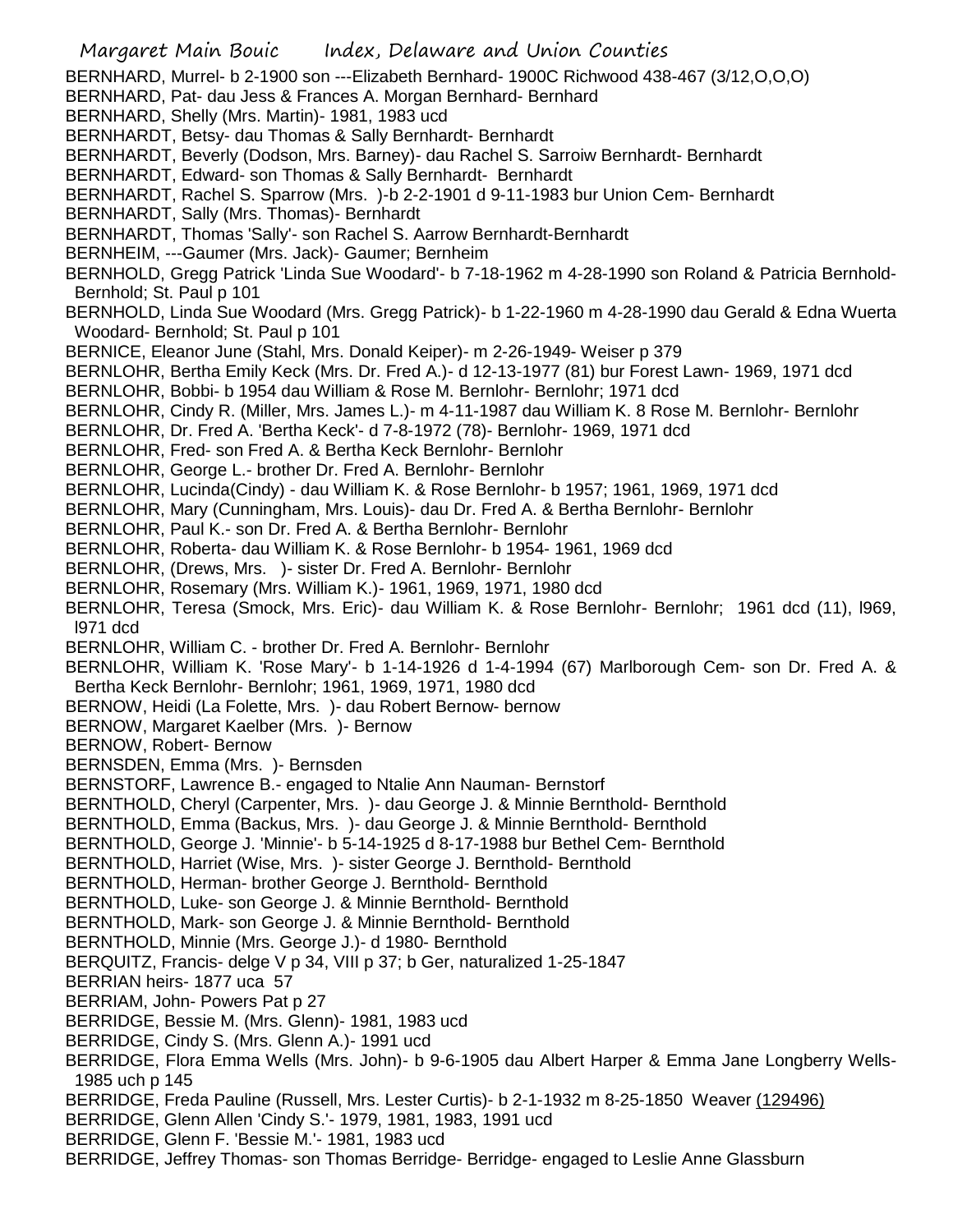BERNHARD, Murrel- b 2-1900 son ---Elizabeth Bernhard- 1900C Richwood 438-467 (3/12,O,O,O)

BERNHARD, Pat- dau Jess & Frances A. Morgan Bernhard- Bernhard

BERNHARD, Shelly (Mrs. Martin)- 1981, 1983 ucd

BERNHARDT, Betsy- dau Thomas & Sally Bernhardt- Bernhardt

BERNHARDT, Beverly (Dodson, Mrs. Barney)- dau Rachel S. Sarroiw Bernhardt- Bernhardt

BERNHARDT, Edward- son Thomas & Sally Bernhardt- Bernhardt

BERNHARDT, Rachel S. Sparrow (Mrs. )-b 2-2-1901 d 9-11-1983 bur Union Cem- Bernhardt

BERNHARDT, Sally (Mrs. Thomas)- Bernhardt

BERNHARDT, Thomas 'Sally'- son Rachel S. Aarrow Bernhardt-Bernhardt

BERNHEIM, ---Gaumer (Mrs. Jack)- Gaumer; Bernheim

BERNHOLD, Gregg Patrick 'Linda Sue Woodard'- b 7-18-1962 m 4-28-1990 son Roland & Patricia Bernhold- Bernhold; St. Paul p 101

BERNHOLD, Linda Sue Woodard (Mrs. Gregg Patrick)- b 1-22-1960 m 4-28-1990 dau Gerald & Edna Wuerta Woodard- Bernhold; St. Paul p 101

BERNICE, Eleanor June (Stahl, Mrs. Donald Keiper)- m 2-26-1949- Weiser p 379

BERNLOHR, Bertha Emily Keck (Mrs. Dr. Fred A.)- d 12-13-1977 (81) bur Forest Lawn- 1969, 1971 dcd

BERNLOHR, Bobbi- b 1954 dau William & Rose M. Bernlohr- Bernlohr; 1971 dcd

BERNLOHR, Cindy R. (Miller, Mrs. James L.)- m 4-11-1987 dau William K. 8 Rose M. Bernlohr- Bernlohr

BERNLOHR, Dr. Fred A. 'Bertha Keck'- d 7-8-1972 (78)- Bernlohr- 1969, 1971 dcd

BERNLOHR, Fred- son Fred A. & Bertha Keck Bernlohr- Bernlohr

BERNLOHR, George L.- brother Dr. Fred A. Bernlohr- Bernlohr

BERNLOHR, Lucinda(Cindy) - dau William K. & Rose Bernlohr- b 1957; 1961, 1969, 1971 dcd

BERNLOHR, Mary (Cunningham, Mrs. Louis)- dau Dr. Fred A. & Bertha Bernlohr- Bernlohr

BERNLOHR, Paul K.- son Dr. Fred A. & Bertha Bernlohr- Bernlohr

BERNLOHR, Roberta- dau William K. & Rose Bernlohr- b 1954- 1961, 1969 dcd

BERNLOHR, (Drews, Mrs. )- sister Dr. Fred A. Bernlohr- Bernlohr

BERNLOHR, Rosemary (Mrs. William K.)- 1961, 1969, 1971, 1980 dcd

BERNLOHR, Teresa (Smock, Mrs. Eric)- dau William K. & Rose Bernlohr- Bernlohr; 1961 dcd (11), l969, l971 dcd

BERNLOHR, William C. - brother Dr. Fred A. Bernlohr- Bernlohr

BERNLOHR, William K. 'Rose Mary'- b 1-14-1926 d 1-4-1994 (67) Marlborough Cem- son Dr. Fred A. & Bertha Keck Bernlohr- Bernlohr; 1961, 1969, 1971, 1980 dcd

BERNOW, Heidi (La Folette, Mrs. )- dau Robert Bernow- bernow

BERNOW, Margaret Kaelber (Mrs. )- Bernow

BERNOW, Robert- Bernow

BERNSDEN, Emma (Mrs. )- Bernsden

BERNSTORF, Lawrence B.- engaged to Ntalie Ann Nauman- Bernstorf

BERNTHOLD, Cheryl (Carpenter, Mrs. )- dau George J. & Minnie Bernthold- Bernthold

BERNTHOLD, Emma (Backus, Mrs. )- dau George J. & Minnie Bernthold- Bernthold

BERNTHOLD, George J. 'Minnie'- b 5-14-1925 d 8-17-1988 bur Bethel Cem- Bernthold

BERNTHOLD, Harriet (Wise, Mrs. )- sister George J. Bernthold- Bernthold

BERNTHOLD, Herman- brother George J. Bernthold- Bernthold

BERNTHOLD, Luke- son George J. & Minnie Bernthold- Bernthold

BERNTHOLD, Mark- son George J. & Minnie Bernthold- Bernthold

BERNTHOLD, Minnie (Mrs. George J.)- d 1980- Bernthold

BERQUITZ, Francis- delge V p 34, VIII p 37; b Ger, naturalized 1-25-1847

BERRIAN heirs- 1877 uca 57

BERRIAM, John- Powers Pat p 27

BERRIDGE, Bessie M. (Mrs. Glenn)- 1981, 1983 ucd

BERRIDGE, Cindy S. (Mrs. Glenn A.)- 1991 ucd

BERRIDGE, Flora Emma Wells (Mrs. John)- b 9-6-1905 dau Albert Harper & Emma Jane Longberry Wells- 1985 uch p 145

BERRIDGE, Freda Pauline (Russell, Mrs. Lester Curtis)- b 2-1-1932 m 8-25-1850 Weaver (129496)

BERRIDGE, Glenn Allen 'Cindy S.'- 1979, 1981, 1983, 1991 ucd

BERRIDGE, Glenn F. 'Bessie M.'- 1981, 1983 ucd

BERRIDGE, Jeffrey Thomas- son Thomas Berridge- Berridge- engaged to Leslie Anne Glassburn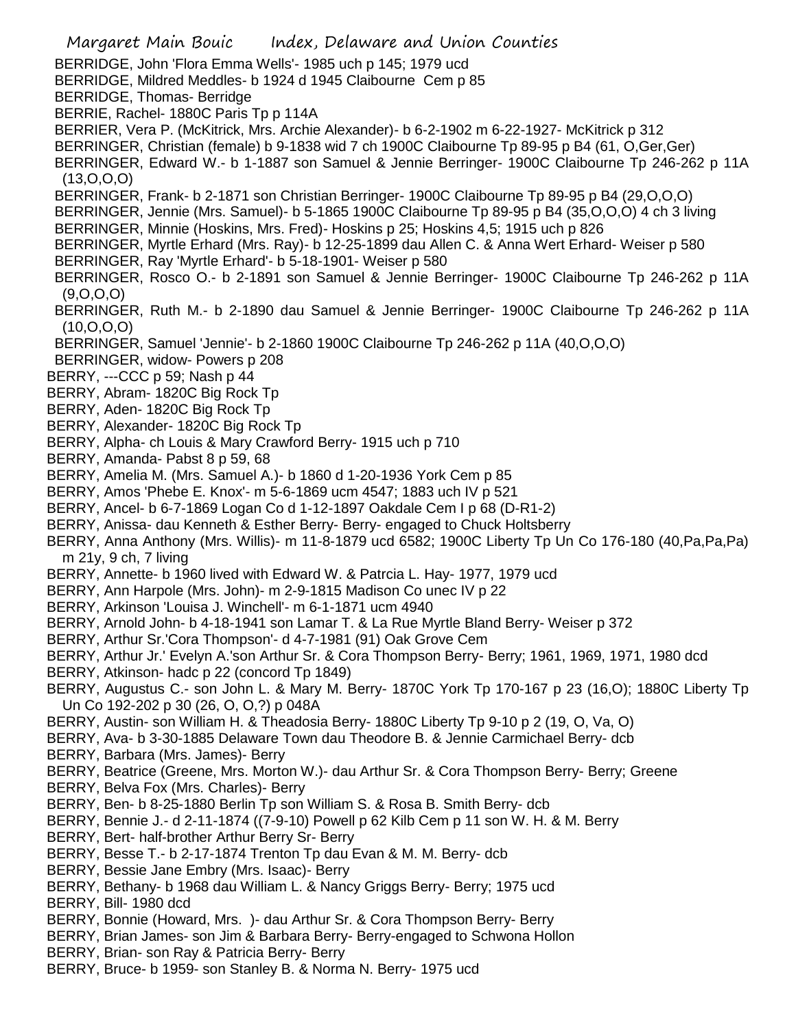BERRIDGE, John 'Flora Emma Wells'- 1985 uch p 145; 1979 ucd

BERRIDGE, Mildred Meddles- b 1924 d 1945 Claibourne Cem p 85

BERRIDGE, Thomas- Berridge

BERRIE, Rachel- 1880C Paris Tp p 114A

BERRIER, Vera P. (McKitrick, Mrs. Archie Alexander)- b 6-2-1902 m 6-22-1927- McKitrick p 312

BERRINGER, Christian (female) b 9-1838 wid 7 ch 1900C Claibourne Tp 89-95 p B4 (61, O,Ger,Ger)

BERRINGER, Edward W.- b 1-1887 son Samuel & Jennie Berringer- 1900C Claibourne Tp 246-262 p 11A (13,O,O,O)

BERRINGER, Frank- b 2-1871 son Christian Berringer- 1900C Claibourne Tp 89-95 p B4 (29,O,O,O)

BERRINGER, Jennie (Mrs. Samuel)- b 5-1865 1900C Claibourne Tp 89-95 p B4 (35,O,O,O) 4 ch 3 living

BERRINGER, Minnie (Hoskins, Mrs. Fred)- Hoskins p 25; Hoskins 4,5; 1915 uch p 826

BERRINGER, Myrtle Erhard (Mrs. Ray)- b 12-25-1899 dau Allen C. & Anna Wert Erhard- Weiser p 580

BERRINGER, Ray 'Myrtle Erhard'- b 5-18-1901- Weiser p 580

BERRINGER, Rosco O.- b 2-1891 son Samuel & Jennie Berringer- 1900C Claibourne Tp 246-262 p 11A (9,O,O,O)

BERRINGER, Ruth M.- b 2-1890 dau Samuel & Jennie Berringer- 1900C Claibourne Tp 246-262 p 11A (10,O,O,O)

BERRINGER, Samuel 'Jennie'- b 2-1860 1900C Claibourne Tp 246-262 p 11A (40,O,O,O)

BERRINGER, widow- Powers p 208

BERRY, ---CCC p 59; Nash p 44

BERRY, Abram- 1820C Big Rock Tp

BERRY, Aden- 1820C Big Rock Tp

BERRY, Alexander- 1820C Big Rock Tp

BERRY, Alpha- ch Louis & Mary Crawford Berry- 1915 uch p 710

BERRY, Amanda- Pabst 8 p 59, 68

BERRY, Amelia M. (Mrs. Samuel A.)- b 1860 d 1-20-1936 York Cem p 85

BERRY, Amos 'Phebe E. Knox'- m 5-6-1869 ucm 4547; 1883 uch IV p 521

BERRY, Ancel- b 6-7-1869 Logan Co d 1-12-1897 Oakdale Cem I p 68 (D-R1-2)

BERRY, Anissa- dau Kenneth & Esther Berry- Berry- engaged to Chuck Holtsberry

BERRY, Anna Anthony (Mrs. Willis)- m 11-8-1879 ucd 6582; 1900C Liberty Tp Un Co 176-180 (40,Pa,Pa,Pa) m 21y, 9 ch, 7 living

BERRY, Annette- b 1960 lived with Edward W. & Patrcia L. Hay- 1977, 1979 ucd

BERRY, Ann Harpole (Mrs. John)- m 2-9-1815 Madison Co unec IV p 22

BERRY, Arkinson 'Louisa J. Winchell'- m 6-1-1871 ucm 4940

BERRY, Arnold John- b 4-18-1941 son Lamar T. & La Rue Myrtle Bland Berry- Weiser p 372

BERRY, Arthur Sr.'Cora Thompson'- d 4-7-1981 (91) Oak Grove Cem

BERRY, Arthur Jr.' Evelyn A.'son Arthur Sr. & Cora Thompson Berry- Berry; 1961, 1969, 1971, 1980 dcd

BERRY, Atkinson- hadc p 22 (concord Tp 1849)

BERRY, Augustus C.- son John L. & Mary M. Berry- 1870C York Tp 170-167 p 23 (16,O); 1880C Liberty Tp Un Co 192-202 p 30 (26, O, O,?) p 048A

BERRY, Austin- son William H. & Theadosia Berry- 1880C Liberty Tp 9-10 p 2 (19, O, Va, O)

BERRY, Ava- b 3-30-1885 Delaware Town dau Theodore B. & Jennie Carmichael Berry- dcb

BERRY, Barbara (Mrs. James)- Berry

BERRY, Beatrice (Greene, Mrs. Morton W.)- dau Arthur Sr. & Cora Thompson Berry- Berry; Greene

BERRY, Belva Fox (Mrs. Charles)- Berry

BERRY, Ben- b 8-25-1880 Berlin Tp son William S. & Rosa B. Smith Berry- dcb

BERRY, Bennie J.- d 2-11-1874 ((7-9-10) Powell p 62 Kilb Cem p 11 son W. H. & M. Berry

BERRY, Bert- half-brother Arthur Berry Sr- Berry

BERRY, Besse T.- b 2-17-1874 Trenton Tp dau Evan & M. M. Berry- dcb

BERRY, Bessie Jane Embry (Mrs. Isaac)- Berry

BERRY, Bethany- b 1968 dau William L. & Nancy Griggs Berry- Berry; 1975 ucd

BERRY, Bill- 1980 dcd

BERRY, Bonnie (Howard, Mrs. )- dau Arthur Sr. & Cora Thompson Berry- Berry

BERRY, Brian James- son Jim & Barbara Berry- Berry-engaged to Schwona Hollon

BERRY, Brian- son Ray & Patricia Berry- Berry

BERRY, Bruce- b 1959- son Stanley B. & Norma N. Berry- 1975 ucd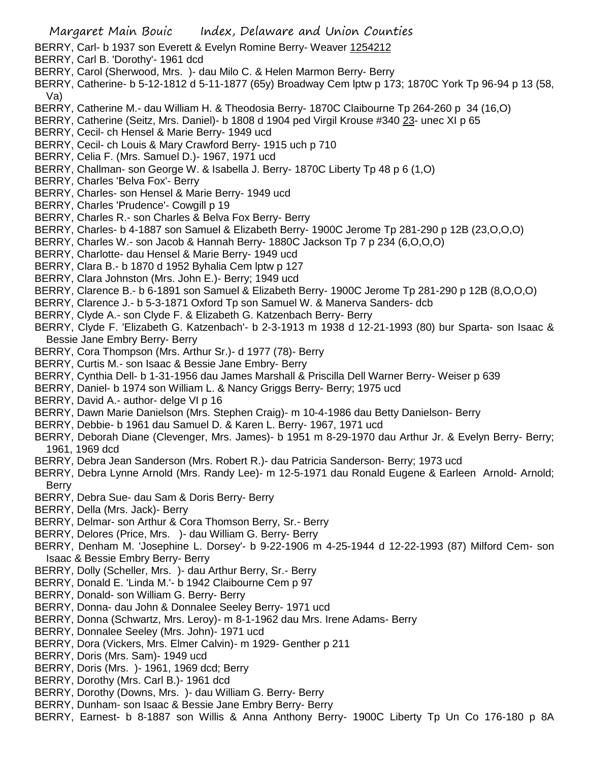BERRY, Carl- b 1937 son Everett & Evelyn Romine Berry- Weaver 1254212
BERRY, Carl B. 'Dorothy'- 1961 dcd
BERRY, Carol (Sherwood, Mrs. )- dau Milo C. & Helen Marmon Berry- Berry
BERRY, Catherine- b 5-12-1812 d 5-11-1877 (65y) Broadway Cem lptw p 173; 1870C York Tp 96-94 p 13 (58, Va)
BERRY, Catherine M.- dau William H. & Theodosia Berry- 1870C Claibourne Tp 264-260 p 34 (16,O)
BERRY, Catherine (Seitz, Mrs. Daniel)- b 1808 d 1904 ped Virgil Krouse #340 23- unec XI p 65
BERRY, Cecil- ch Hensel & Marie Berry- 1949 ucd
BERRY, Cecil- ch Louis & Mary Crawford Berry- 1915 uch p 710
BERRY, Celia F. (Mrs. Samuel D.)- 1967, 1971 ucd
BERRY, Challman- son George W. & Isabella J. Berry- 1870C Liberty Tp 48 p 6 (1,O)
BERRY, Charles 'Belva Fox'- Berry
BERRY, Charles- son Hensel & Marie Berry- 1949 ucd
BERRY, Charles 'Prudence'- Cowgill p 19
BERRY, Charles R.- son Charles & Belva Fox Berry- Berry
BERRY, Charles- b 4-1887 son Samuel & Elizabeth Berry- 1900C Jerome Tp 281-290 p 12B (23,O,O,O)
BERRY, Charles W.- son Jacob & Hannah Berry- 1880C Jackson Tp 7 p 234 (6,O,O,O)
BERRY, Charlotte- dau Hensel & Marie Berry- 1949 ucd
BERRY, Clara B.- b 1870 d 1952 Byhalia Cem lptw p 127
BERRY, Clara Johnston (Mrs. John E.)- Berry; 1949 ucd
BERRY, Clarence B.- b 6-1891 son Samuel & Elizabeth Berry- 1900C Jerome Tp 281-290 p 12B (8,O,O,O)
BERRY, Clarence J.- b 5-3-1871 Oxford Tp son Samuel W. & Manerva Sanders- dcb
BERRY, Clyde A.- son Clyde F. & Elizabeth G. Katzenbach Berry- Berry
BERRY, Clyde F. 'Elizabeth G. Katzenbach'- b 2-3-1913 m 1938 d 12-21-1993 (80) bur Sparta- son Isaac & Bessie Jane Embry Berry- Berry
BERRY, Cora Thompson (Mrs. Arthur Sr.)- d 1977 (78)- Berry
BERRY, Curtis M.- son Isaac & Bessie Jane Embry- Berry
BERRY, Cynthia Dell- b 1-31-1956 dau James Marshall & Priscilla Dell Warner Berry- Weiser p 639
BERRY, Daniel- b 1974 son William L. & Nancy Griggs Berry- Berry; 1975 ucd
BERRY, David A.- author- delge VI p 16
BERRY, Dawn Marie Danielson (Mrs. Stephen Craig)- m 10-4-1986 dau Betty Danielson- Berry
BERRY, Debbie- b 1961 dau Samuel D. & Karen L. Berry- 1967, 1971 ucd
BERRY, Deborah Diane (Clevenger, Mrs. James)- b 1951 m 8-29-1970 dau Arthur Jr. & Evelyn Berry- Berry; 1961, 1969 dcd
BERRY, Debra Jean Sanderson (Mrs. Robert R.)- dau Patricia Sanderson- Berry; 1973 ucd
BERRY, Debra Lynne Arnold (Mrs. Randy Lee)- m 12-5-1971 dau Ronald Eugene & Earleen Arnold- Arnold; Berry
BERRY, Debra Sue- dau Sam & Doris Berry- Berry
BERRY, Della (Mrs. Jack)- Berry
BERRY, Delmar- son Arthur & Cora Thomson Berry, Sr.- Berry
BERRY, Delores (Price, Mrs. )- dau William G. Berry- Berry
BERRY, Denham M. 'Josephine L. Dorsey'- b 9-22-1906 m 4-25-1944 d 12-22-1993 (87) Milford Cem- son Isaac & Bessie Embry Berry- Berry
BERRY, Dolly (Scheller, Mrs. )- dau Arthur Berry, Sr.- Berry
BERRY, Donald E. 'Linda M.'- b 1942 Claibourne Cem p 97
BERRY, Donald- son William G. Berry- Berry
BERRY, Donna- dau John & Donnalee Seeley Berry- 1971 ucd
BERRY, Donna (Schwartz, Mrs. Leroy)- m 8-1-1962 dau Mrs. Irene Adams- Berry
BERRY, Donnalee Seeley (Mrs. John)- 1971 ucd
BERRY, Dora (Vickers, Mrs. Elmer Calvin)- m 1929- Genther p 211
BERRY, Doris (Mrs. Sam)- 1949 ucd
BERRY, Doris (Mrs. )- 1961, 1969 dcd; Berry
BERRY, Dorothy (Mrs. Carl B.)- 1961 dcd
BERRY, Dorothy (Downs, Mrs. )- dau William G. Berry- Berry
BERRY, Dunham- son Isaac & Bessie Jane Embry Berry- Berry
BERRY, Earnest- b 8-1887 son Willis & Anna Anthony Berry- 1900C Liberty Tp Un Co 176-180 p 8A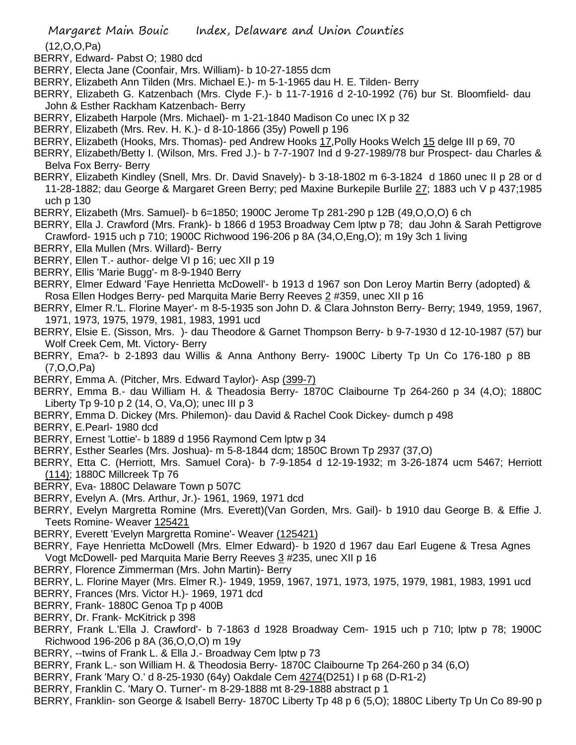(12,O,O,Pa)

BERRY, Edward- Pabst O; 1980 dcd

BERRY, Electa Jane (Coonfair, Mrs. William)- b 10-27-1855 dcm

BERRY, Elizabeth Ann Tilden (Mrs. Michael E.)- m 5-1-1965 dau H. E. Tilden- Berry

BERRY, Elizabeth G. Katzenbach (Mrs. Clyde F.)- b 11-7-1916 d 2-10-1992 (76) bur St. Bloomfield- dau John & Esther Rackham Katzenbach- Berry

BERRY, Elizabeth Harpole (Mrs. Michael)- m 1-21-1840 Madison Co unec IX p 32

BERRY, Elizabeth (Mrs. Rev. H. K.)- d 8-10-1866 (35y) Powell p 196

BERRY, Elizabeth (Hooks, Mrs. Thomas)- ped Andrew Hooks 17,Polly Hooks Welch 15 delge III p 69, 70

BERRY, Elizabeth/Betty I. (Wilson, Mrs. Fred J.)- b 7-7-1907 Ind d 9-27-1989/78 bur Prospect- dau Charles & Belva Fox Berry- Berry

BERRY, Elizabeth Kindley (Snell, Mrs. Dr. David Snavely)- b 3-18-1802 m 6-3-1824 d 1860 unec II p 28 or d 11-28-1882; dau George & Margaret Green Berry; ped Maxine Burkepile Burlile 27; 1883 uch V p 437;1985 uch p 130

BERRY, Elizabeth (Mrs. Samuel)- b 6=1850; 1900C Jerome Tp 281-290 p 12B (49,O,O,O) 6 ch

BERRY, Ella J. Crawford (Mrs. Frank)- b 1866 d 1953 Broadway Cem lptw p 78; dau John & Sarah Pettigrove Crawford- 1915 uch p 710; 1900C Richwood 196-206 p 8A (34,O,Eng,O); m 19y 3ch 1 living

BERRY, Ella Mullen (Mrs. Willard)- Berry

BERRY, Ellen T.- author- delge VI p 16; uec XII p 19

BERRY, Ellis 'Marie Bugg'- m 8-9-1940 Berry

BERRY, Elmer Edward 'Faye Henrietta McDowell'- b 1913 d 1967 son Don Leroy Martin Berry (adopted) & Rosa Ellen Hodges Berry- ped Marquita Marie Berry Reeves 2 #359, unec XII p 16

BERRY, Elmer R.'L. Florine Mayer'- m 8-5-1935 son John D. & Clara Johnston Berry- Berry; 1949, 1959, 1967, 1971, 1973, 1975, 1979, 1981, 1983, 1991 ucd

BERRY, Elsie E. (Sisson, Mrs. )- dau Theodore & Garnet Thompson Berry- b 9-7-1930 d 12-10-1987 (57) bur Wolf Creek Cem, Mt. Victory- Berry

BERRY, Ema?- b 2-1893 dau Willis & Anna Anthony Berry- 1900C Liberty Tp Un Co 176-180 p 8B (7,O,O,Pa)

BERRY, Emma A. (Pitcher, Mrs. Edward Taylor)- Asp (399-7)

BERRY, Emma B.- dau William H. & Theadosia Berry- 1870C Claibourne Tp 264-260 p 34 (4,O); 1880C Liberty Tp 9-10 p 2 (14, O, Va,O); unec III p 3

BERRY, Emma D. Dickey (Mrs. Philemon)- dau David & Rachel Cook Dickey- dumch p 498

BERRY, E.Pearl- 1980 dcd

BERRY, Ernest 'Lottie'- b 1889 d 1956 Raymond Cem lptw p 34

BERRY, Esther Searles (Mrs. Joshua)- m 5-8-1844 dcm; 1850C Brown Tp 2937 (37,O)

BERRY, Etta C. (Herriott, Mrs. Samuel Cora)- b 7-9-1854 d 12-19-1932; m 3-26-1874 ucm 5467; Herriott (114); 1880C Millcreek Tp 76

BERRY, Eva- 1880C Delaware Town p 507C

BERRY, Evelyn A. (Mrs. Arthur, Jr.)- 1961, 1969, 1971 dcd

BERRY, Evelyn Margretta Romine (Mrs. Everett)(Van Gorden, Mrs. Gail)- b 1910 dau George B. & Effie J. Teets Romine- Weaver 125421

BERRY, Everett 'Evelyn Margretta Romine'- Weaver (125421)

BERRY, Faye Henrietta McDowell (Mrs. Elmer Edward)- b 1920 d 1967 dau Earl Eugene & Tresa Agnes Vogt McDowell- ped Marquita Marie Berry Reeves 3 #235, unec XII p 16

BERRY, Florence Zimmerman (Mrs. John Martin)- Berry

BERRY, L. Florine Mayer (Mrs. Elmer R.)- 1949, 1959, 1967, 1971, 1973, 1975, 1979, 1981, 1983, 1991 ucd

BERRY, Frances (Mrs. Victor H.)- 1969, 1971 dcd

BERRY, Frank- 1880C Genoa Tp p 400B

BERRY, Dr. Frank- McKitrick p 398

BERRY, Frank L.'Ella J. Crawford'- b 7-1863 d 1928 Broadway Cem- 1915 uch p 710; lptw p 78; 1900C Richwood 196-206 p 8A (36,O,O,O) m 19y

BERRY, --twins of Frank L. & Ella J.- Broadway Cem lptw p 73

BERRY, Frank L.- son William H. & Theodosia Berry- 1870C Claibourne Tp 264-260 p 34 (6,O)

BERRY, Frank 'Mary O.' d 8-25-1930 (64y) Oakdale Cem 4274(D251) I p 68 (D-R1-2)

BERRY, Franklin C. 'Mary O. Turner'- m 8-29-1888 mt 8-29-1888 abstract p 1

BERRY, Franklin- son George & Isabell Berry- 1870C Liberty Tp 48 p 6 (5,O); 1880C Liberty Tp Un Co 89-90 p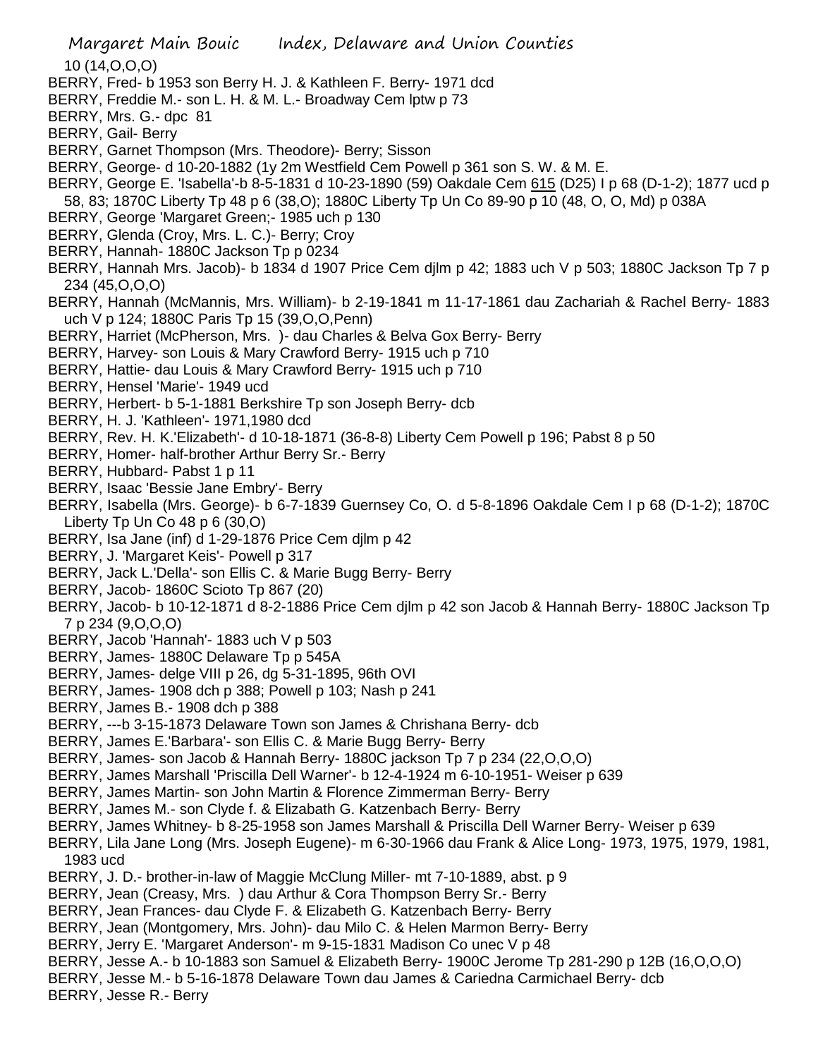10 (14,O,O,O)

BERRY, Fred- b 1953 son Berry H. J. & Kathleen F. Berry- 1971 dcd

BERRY, Freddie M.- son L. H. & M. L.- Broadway Cem lptw p 73

BERRY, Mrs. G.- dpc 81

BERRY, Gail- Berry

BERRY, Garnet Thompson (Mrs. Theodore)- Berry; Sisson

BERRY, George- d 10-20-1882 (1y 2m Westfield Cem Powell p 361 son S. W. & M. E.

BERRY, George E. 'Isabella'-b 8-5-1831 d 10-23-1890 (59) Oakdale Cem 615 (D25) I p 68 (D-1-2); 1877 ucd p 58, 83; 1870C Liberty Tp 48 p 6 (38,O); 1880C Liberty Tp Un Co 89-90 p 10 (48, O, O, Md) p 038A

BERRY, George 'Margaret Green;- 1985 uch p 130

BERRY, Glenda (Croy, Mrs. L. C.)- Berry; Croy

BERRY, Hannah- 1880C Jackson Tp p 0234

BERRY, Hannah Mrs. Jacob)- b 1834 d 1907 Price Cem djlm p 42; 1883 uch V p 503; 1880C Jackson Tp 7 p 234 (45,O,O,O)

BERRY, Hannah (McMannis, Mrs. William)- b 2-19-1841 m 11-17-1861 dau Zachariah & Rachel Berry- 1883 uch V p 124; 1880C Paris Tp 15 (39,O,O,Penn)

BERRY, Harriet (McPherson, Mrs. )- dau Charles & Belva Gox Berry- Berry

BERRY, Harvey- son Louis & Mary Crawford Berry- 1915 uch p 710

BERRY, Hattie- dau Louis & Mary Crawford Berry- 1915 uch p 710

BERRY, Hensel 'Marie'- 1949 ucd

BERRY, Herbert- b 5-1-1881 Berkshire Tp son Joseph Berry- dcb

BERRY, H. J. 'Kathleen'- 1971,1980 dcd

BERRY, Rev. H. K.'Elizabeth'- d 10-18-1871 (36-8-8) Liberty Cem Powell p 196; Pabst 8 p 50

BERRY, Homer- half-brother Arthur Berry Sr.- Berry

BERRY, Hubbard- Pabst 1 p 11

BERRY, Isaac 'Bessie Jane Embry'- Berry

BERRY, Isabella (Mrs. George)- b 6-7-1839 Guernsey Co, O. d 5-8-1896 Oakdale Cem I p 68 (D-1-2); 1870C Liberty Tp Un Co 48 p 6 (30,O)

BERRY, Isa Jane (inf) d 1-29-1876 Price Cem djlm p 42

BERRY, J. 'Margaret Keis'- Powell p 317

BERRY, Jack L.'Della'- son Ellis C. & Marie Bugg Berry- Berry

BERRY, Jacob- 1860C Scioto Tp 867 (20)

BERRY, Jacob- b 10-12-1871 d 8-2-1886 Price Cem djlm p 42 son Jacob & Hannah Berry- 1880C Jackson Tp 7 p 234 (9,O,O,O)

BERRY, Jacob 'Hannah'- 1883 uch V p 503

BERRY, James- 1880C Delaware Tp p 545A

BERRY, James- delge VIII p 26, dg 5-31-1895, 96th OVI

BERRY, James- 1908 dch p 388; Powell p 103; Nash p 241

BERRY, James B.- 1908 dch p 388

BERRY, ---b 3-15-1873 Delaware Town son James & Chrishana Berry- dcb

BERRY, James E.'Barbara'- son Ellis C. & Marie Bugg Berry- Berry

BERRY, James- son Jacob & Hannah Berry- 1880C jackson Tp 7 p 234 (22,O,O,O)

BERRY, James Marshall 'Priscilla Dell Warner'- b 12-4-1924 m 6-10-1951- Weiser p 639

BERRY, James Martin- son John Martin & Florence Zimmerman Berry- Berry

BERRY, James M.- son Clyde f. & Elizabath G. Katzenbach Berry- Berry

BERRY, James Whitney- b 8-25-1958 son James Marshall & Priscilla Dell Warner Berry- Weiser p 639

BERRY, Lila Jane Long (Mrs. Joseph Eugene)- m 6-30-1966 dau Frank & Alice Long- 1973, 1975, 1979, 1981, 1983 ucd

BERRY, J. D.- brother-in-law of Maggie McClung Miller- mt 7-10-1889, abst. p 9

BERRY, Jean (Creasy, Mrs. ) dau Arthur & Cora Thompson Berry Sr.- Berry

BERRY, Jean Frances- dau Clyde F. & Elizabeth G. Katzenbach Berry- Berry

BERRY, Jean (Montgomery, Mrs. John)- dau Milo C. & Helen Marmon Berry- Berry

BERRY, Jerry E. 'Margaret Anderson'- m 9-15-1831 Madison Co unec V p 48

BERRY, Jesse A.- b 10-1883 son Samuel & Elizabeth Berry- 1900C Jerome Tp 281-290 p 12B (16,O,O,O)

BERRY, Jesse M.- b 5-16-1878 Delaware Town dau James & Cariedna Carmichael Berry- dcb

BERRY, Jesse R.- Berry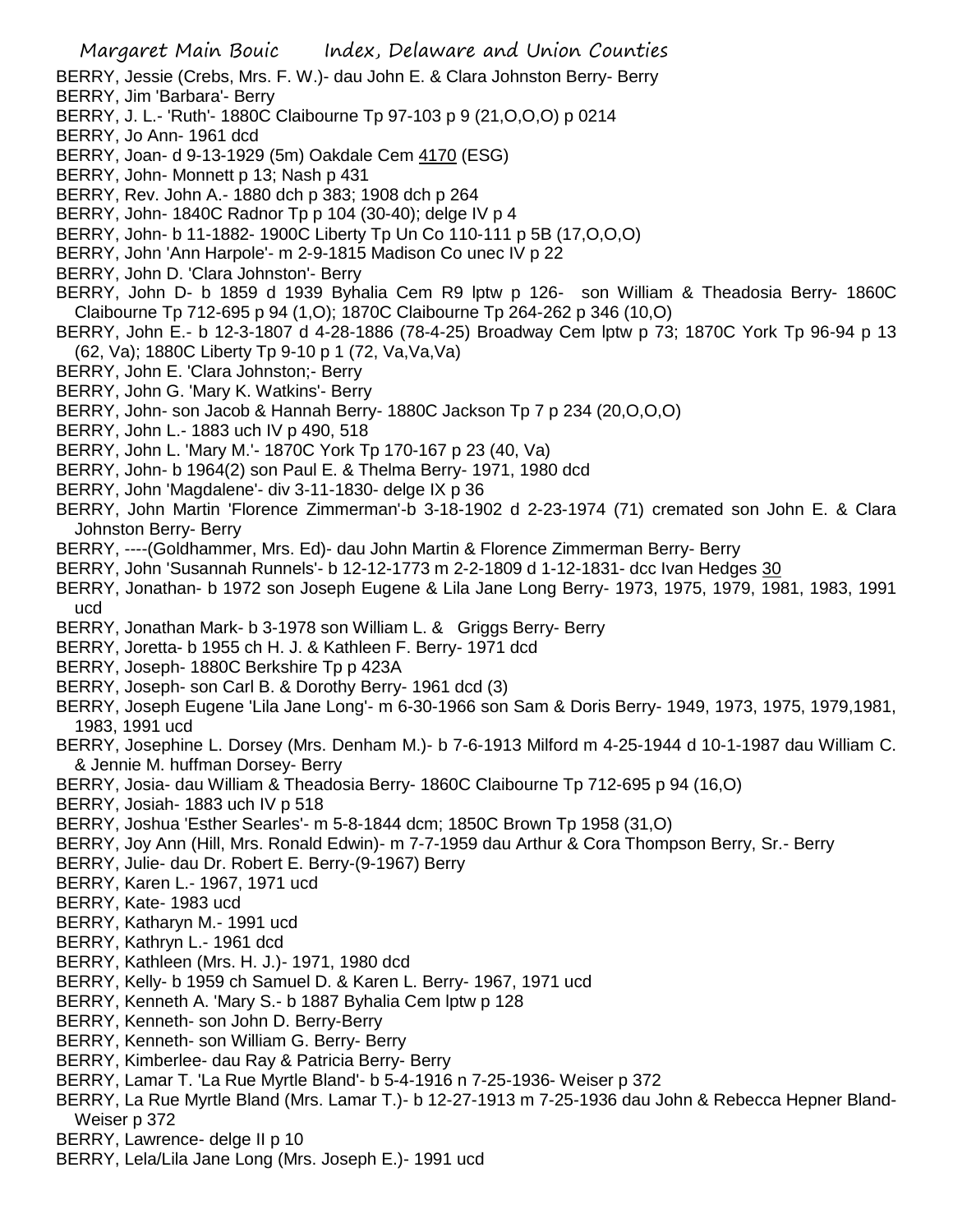BERRY, Jessie (Crebs, Mrs. F. W.)- dau John E. & Clara Johnston Berry- Berry
BERRY, Jim 'Barbara'- Berry
BERRY, J. L.- 'Ruth'- 1880C Claibourne Tp 97-103 p 9 (21,O,O,O) p 0214
BERRY, Jo Ann- 1961 dcd
BERRY, Joan- d 9-13-1929 (5m) Oakdale Cem 4170 (ESG)
BERRY, John- Monnett p 13; Nash p 431
BERRY, Rev. John A.- 1880 dch p 383; 1908 dch p 264
BERRY, John- 1840C Radnor Tp p 104 (30-40); delge IV p 4
BERRY, John- b 11-1882- 1900C Liberty Tp Un Co 110-111 p 5B (17,O,O,O)
BERRY, John 'Ann Harpole'- m 2-9-1815 Madison Co unec IV p 22
BERRY, John D. 'Clara Johnston'- Berry
BERRY, John D- b 1859 d 1939 Byhalia Cem R9 lptw p 126- son William & Theadosia Berry- 1860C Claibourne Tp 712-695 p 94 (1,O); 1870C Claibourne Tp 264-262 p 346 (10,O)
BERRY, John E.- b 12-3-1807 d 4-28-1886 (78-4-25) Broadway Cem lptw p 73; 1870C York Tp 96-94 p 13 (62, Va); 1880C Liberty Tp 9-10 p 1 (72, Va,Va,Va)
BERRY, John E. 'Clara Johnston;- Berry
BERRY, John G. 'Mary K. Watkins'- Berry
BERRY, John- son Jacob & Hannah Berry- 1880C Jackson Tp 7 p 234 (20,O,O,O)
BERRY, John L.- 1883 uch IV p 490, 518
BERRY, John L. 'Mary M.'- 1870C York Tp 170-167 p 23 (40, Va)
BERRY, John- b 1964(2) son Paul E. & Thelma Berry- 1971, 1980 dcd
BERRY, John 'Magdalene'- div 3-11-1830- delge IX p 36
BERRY, John Martin 'Florence Zimmerman'-b 3-18-1902 d 2-23-1974 (71) cremated son John E. & Clara Johnston Berry- Berry
BERRY, ----(Goldhammer, Mrs. Ed)- dau John Martin & Florence Zimmerman Berry- Berry
BERRY, John 'Susannah Runnels'- b 12-12-1773 m 2-2-1809 d 1-12-1831- dcc Ivan Hedges 30
BERRY, Jonathan- b 1972 son Joseph Eugene & Lila Jane Long Berry- 1973, 1975, 1979, 1981, 1983, 1991 ucd
BERRY, Jonathan Mark- b 3-1978 son William L. & Griggs Berry- Berry
BERRY, Joretta- b 1955 ch H. J. & Kathleen F. Berry- 1971 dcd
BERRY, Joseph- 1880C Berkshire Tp p 423A
BERRY, Joseph- son Carl B. & Dorothy Berry- 1961 dcd (3)
BERRY, Joseph Eugene 'Lila Jane Long'- m 6-30-1966 son Sam & Doris Berry- 1949, 1973, 1975, 1979,1981, 1983, 1991 ucd
BERRY, Josephine L. Dorsey (Mrs. Denham M.)- b 7-6-1913 Milford m 4-25-1944 d 10-1-1987 dau William C. & Jennie M. huffman Dorsey- Berry
BERRY, Josia- dau William & Theadosia Berry- 1860C Claibourne Tp 712-695 p 94 (16,O)
BERRY, Josiah- 1883 uch IV p 518
BERRY, Joshua 'Esther Searles'- m 5-8-1844 dcm; 1850C Brown Tp 1958 (31,O)
BERRY, Joy Ann (Hill, Mrs. Ronald Edwin)- m 7-7-1959 dau Arthur & Cora Thompson Berry, Sr.- Berry
BERRY, Julie- dau Dr. Robert E. Berry-(9-1967) Berry
BERRY, Karen L.- 1967, 1971 ucd
BERRY, Kate- 1983 ucd
BERRY, Katharyn M.- 1991 ucd
BERRY, Kathryn L.- 1961 dcd
BERRY, Kathleen (Mrs. H. J.)- 1971, 1980 dcd
BERRY, Kelly- b 1959 ch Samuel D. & Karen L. Berry- 1967, 1971 ucd
BERRY, Kenneth A. 'Mary S.- b 1887 Byhalia Cem lptw p 128
BERRY, Kenneth- son John D. Berry-Berry
BERRY, Kenneth- son William G. Berry- Berry
BERRY, Kimberlee- dau Ray & Patricia Berry- Berry
BERRY, Lamar T. 'La Rue Myrtle Bland'- b 5-4-1916 n 7-25-1936- Weiser p 372
BERRY, La Rue Myrtle Bland (Mrs. Lamar T.)- b 12-27-1913 m 7-25-1936 dau John & Rebecca Hepner Bland- Weiser p 372
BERRY, Lawrence- delge II p 10
BERRY, Lela/Lila Jane Long (Mrs. Joseph E.)- 1991 ucd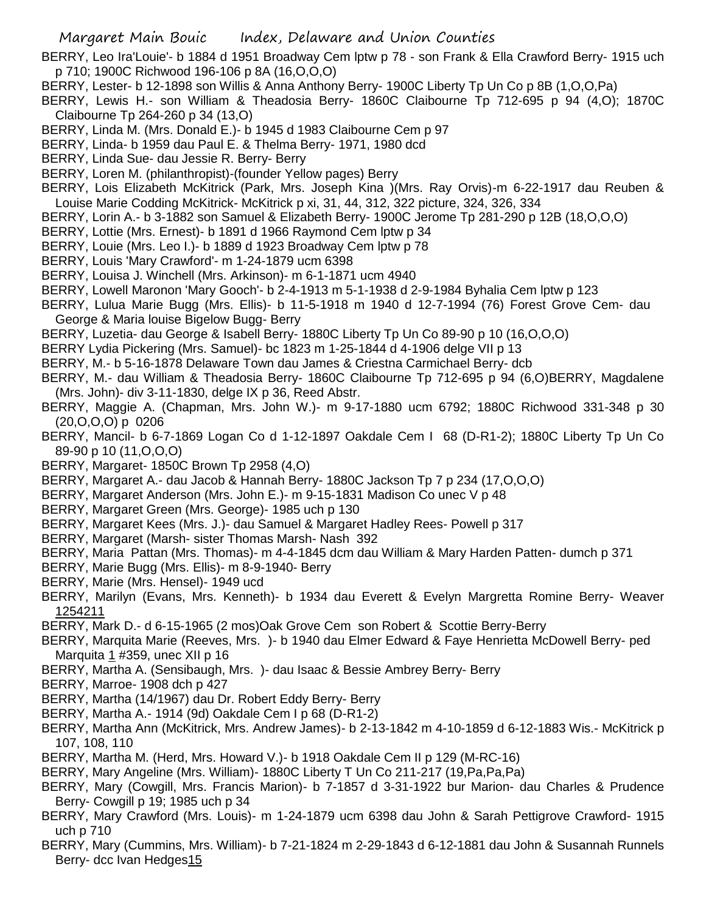BERRY, Leo Ira'Louie'- b 1884 d 1951 Broadway Cem lptw p 78 - son Frank & Ella Crawford Berry- 1915 uch p 710; 1900C Richwood 196-106 p 8A (16,O,O,O)

BERRY, Lester- b 12-1898 son Willis & Anna Anthony Berry- 1900C Liberty Tp Un Co p 8B (1,O,O,Pa)

BERRY, Lewis H.- son William & Theadosia Berry- 1860C Claibourne Tp 712-695 p 94 (4,O); 1870C Claibourne Tp 264-260 p 34 (13,O)

BERRY, Linda M. (Mrs. Donald E.)- b 1945 d 1983 Claibourne Cem p 97

BERRY, Linda- b 1959 dau Paul E. & Thelma Berry- 1971, 1980 dcd

BERRY, Linda Sue- dau Jessie R. Berry- Berry

BERRY, Loren M. (philanthropist)-(founder Yellow pages) Berry

BERRY, Lois Elizabeth McKitrick (Park, Mrs. Joseph Kina )(Mrs. Ray Orvis)-m 6-22-1917 dau Reuben & Louise Marie Codding McKitrick- McKitrick p xi, 31, 44, 312, 322 picture, 324, 326, 334

BERRY, Lorin A.- b 3-1882 son Samuel & Elizabeth Berry- 1900C Jerome Tp 281-290 p 12B (18,O,O,O)

BERRY, Lottie (Mrs. Ernest)- b 1891 d 1966 Raymond Cem lptw p 34

BERRY, Louie (Mrs. Leo I.)- b 1889 d 1923 Broadway Cem lptw p 78

BERRY, Louis 'Mary Crawford'- m 1-24-1879 ucm 6398

BERRY, Louisa J. Winchell (Mrs. Arkinson)- m 6-1-1871 ucm 4940

BERRY, Lowell Maronon 'Mary Gooch'- b 2-4-1913 m 5-1-1938 d 2-9-1984 Byhalia Cem lptw p 123

BERRY, Lulua Marie Bugg (Mrs. Ellis)- b 11-5-1918 m 1940 d 12-7-1994 (76) Forest Grove Cem- dau George & Maria louise Bigelow Bugg- Berry

BERRY, Luzetia- dau George & Isabell Berry- 1880C Liberty Tp Un Co 89-90 p 10 (16,O,O,O)

BERRY Lydia Pickering (Mrs. Samuel)- bc 1823 m 1-25-1844 d 4-1906 delge VII p 13

BERRY, M.- b 5-16-1878 Delaware Town dau James & Criestna Carmichael Berry- dcb

BERRY, M.- dau William & Theadosia Berry- 1860C Claibourne Tp 712-695 p 94 (6,O)BERRY, Magdalene (Mrs. John)- div 3-11-1830, delge IX p 36, Reed Abstr.

BERRY, Maggie A. (Chapman, Mrs. John W.)- m 9-17-1880 ucm 6792; 1880C Richwood 331-348 p 30 (20,O,O,O) p 0206

BERRY, Mancil- b 6-7-1869 Logan Co d 1-12-1897 Oakdale Cem I 68 (D-R1-2); 1880C Liberty Tp Un Co 89-90 p 10 (11,O,O,O)

BERRY, Margaret- 1850C Brown Tp 2958 (4,O)

BERRY, Margaret A.- dau Jacob & Hannah Berry- 1880C Jackson Tp 7 p 234 (17,O,O,O)

BERRY, Margaret Anderson (Mrs. John E.)- m 9-15-1831 Madison Co unec V p 48

BERRY, Margaret Green (Mrs. George)- 1985 uch p 130

BERRY, Margaret Kees (Mrs. J.)- dau Samuel & Margaret Hadley Rees- Powell p 317

BERRY, Margaret (Marsh- sister Thomas Marsh- Nash 392

BERRY, Maria Pattan (Mrs. Thomas)- m 4-4-1845 dcm dau William & Mary Harden Patten- dumch p 371

BERRY, Marie Bugg (Mrs. Ellis)- m 8-9-1940- Berry

BERRY, Marie (Mrs. Hensel)- 1949 ucd

BERRY, Marilyn (Evans, Mrs. Kenneth)- b 1934 dau Everett & Evelyn Margretta Romine Berry- Weaver 1254211

BERRY, Mark D.- d 6-15-1965 (2 mos)Oak Grove Cem son Robert & Scottie Berry-Berry

BERRY, Marquita Marie (Reeves, Mrs. )- b 1940 dau Elmer Edward & Faye Henrietta McDowell Berry- ped Marquita 1 #359, unec XII p 16

BERRY, Martha A. (Sensibaugh, Mrs. )- dau Isaac & Bessie Ambrey Berry- Berry

BERRY, Marroe- 1908 dch p 427

BERRY, Martha (14/1967) dau Dr. Robert Eddy Berry- Berry

BERRY, Martha A.- 1914 (9d) Oakdale Cem I p 68 (D-R1-2)

BERRY, Martha Ann (McKitrick, Mrs. Andrew James)- b 2-13-1842 m 4-10-1859 d 6-12-1883 Wis.- McKitrick p 107, 108, 110

BERRY, Martha M. (Herd, Mrs. Howard V.)- b 1918 Oakdale Cem II p 129 (M-RC-16)

BERRY, Mary Angeline (Mrs. William)- 1880C Liberty T Un Co 211-217 (19,Pa,Pa,Pa)

BERRY, Mary (Cowgill, Mrs. Francis Marion)- b 7-1857 d 3-31-1922 bur Marion- dau Charles & Prudence Berry- Cowgill p 19; 1985 uch p 34

BERRY, Mary Crawford (Mrs. Louis)- m 1-24-1879 ucm 6398 dau John & Sarah Pettigrove Crawford- 1915 uch p 710

BERRY, Mary (Cummins, Mrs. William)- b 7-21-1824 m 2-29-1843 d 6-12-1881 dau John & Susannah Runnels Berry- dcc Ivan Hedges15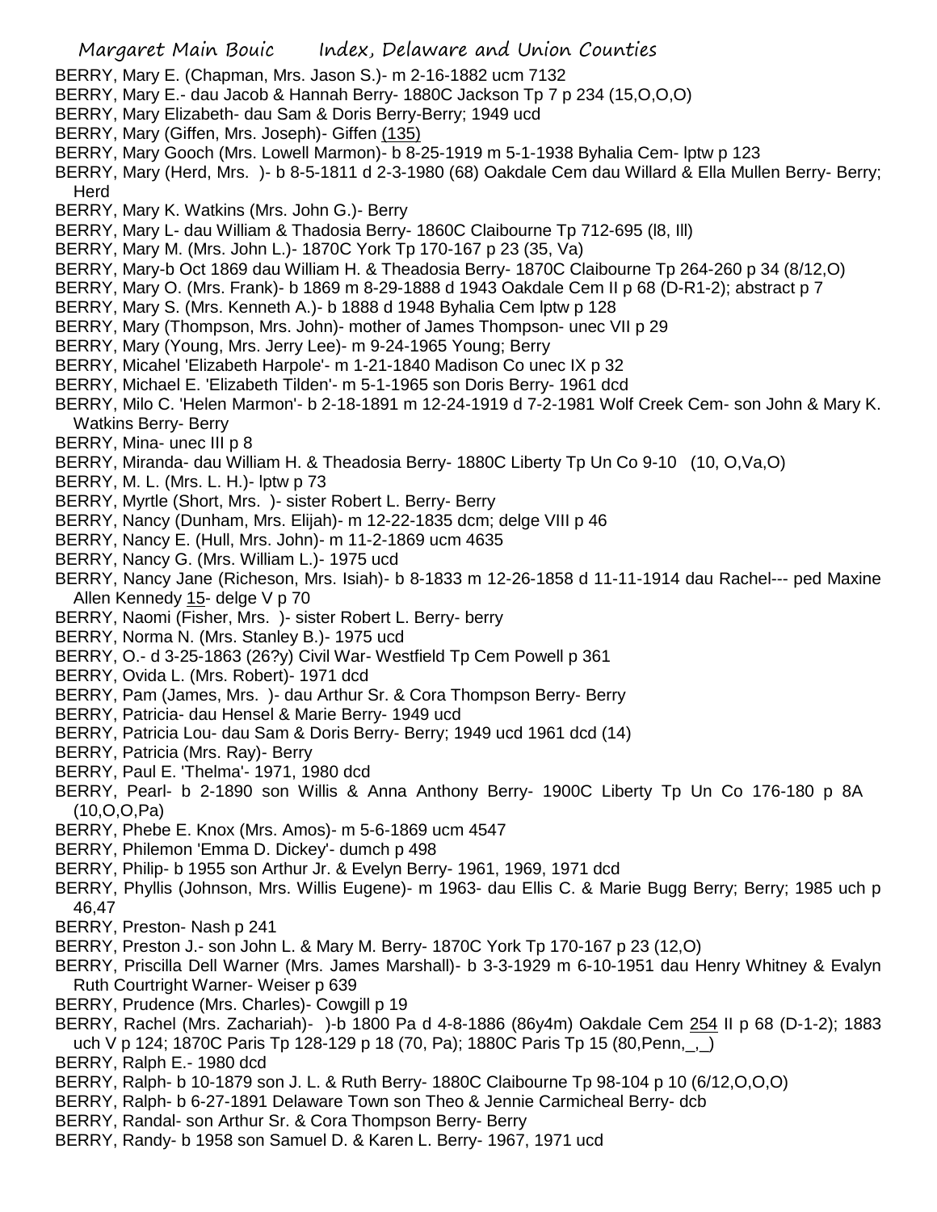BERRY, Mary E. (Chapman, Mrs. Jason S.)- m 2-16-1882 ucm 7132
BERRY, Mary E.- dau Jacob & Hannah Berry- 1880C Jackson Tp 7 p 234 (15,O,O,O)
BERRY, Mary Elizabeth- dau Sam & Doris Berry-Berry; 1949 ucd
BERRY, Mary (Giffen, Mrs. Joseph)- Giffen (135)
BERRY, Mary Gooch (Mrs. Lowell Marmon)- b 8-25-1919 m 5-1-1938 Byhalia Cem- lptw p 123
BERRY, Mary (Herd, Mrs. )- b 8-5-1811 d 2-3-1980 (68) Oakdale Cem dau Willard & Ella Mullen Berry- Berry; Herd
BERRY, Mary K. Watkins (Mrs. John G.)- Berry
BERRY, Mary L- dau William & Thadosia Berry- 1860C Claibourne Tp 712-695 (l8, Ill)
BERRY, Mary M. (Mrs. John L.)- 1870C York Tp 170-167 p 23 (35, Va)
BERRY, Mary-b Oct 1869 dau William H. & Theadosia Berry- 1870C Claibourne Tp 264-260 p 34 (8/12,O)
BERRY, Mary O. (Mrs. Frank)- b 1869 m 8-29-1888 d 1943 Oakdale Cem II p 68 (D-R1-2); abstract p 7
BERRY, Mary S. (Mrs. Kenneth A.)- b 1888 d 1948 Byhalia Cem lptw p 128
BERRY, Mary (Thompson, Mrs. John)- mother of James Thompson- unec VII p 29
BERRY, Mary (Young, Mrs. Jerry Lee)- m 9-24-1965 Young; Berry
BERRY, Micahel 'Elizabeth Harpole'- m 1-21-1840 Madison Co unec IX p 32
BERRY, Michael E. 'Elizabeth Tilden'- m 5-1-1965 son Doris Berry- 1961 dcd
BERRY, Milo C. 'Helen Marmon'- b 2-18-1891 m 12-24-1919 d 7-2-1981 Wolf Creek Cem- son John & Mary K. Watkins Berry- Berry
BERRY, Mina- unec III p 8
BERRY, Miranda- dau William H. & Theadosia Berry- 1880C Liberty Tp Un Co 9-10 (10, O,Va,O)
BERRY, M. L. (Mrs. L. H.)- lptw p 73
BERRY, Myrtle (Short, Mrs. )- sister Robert L. Berry- Berry
BERRY, Nancy (Dunham, Mrs. Elijah)- m 12-22-1835 dcm; delge VIII p 46
BERRY, Nancy E. (Hull, Mrs. John)- m 11-2-1869 ucm 4635
BERRY, Nancy G. (Mrs. William L.)- 1975 ucd
BERRY, Nancy Jane (Richeson, Mrs. Isiah)- b 8-1833 m 12-26-1858 d 11-11-1914 dau Rachel--- ped Maxine Allen Kennedy 15- delge V p 70
BERRY, Naomi (Fisher, Mrs. )- sister Robert L. Berry- berry
BERRY, Norma N. (Mrs. Stanley B.)- 1975 ucd
BERRY, O.- d 3-25-1863 (26?y) Civil War- Westfield Tp Cem Powell p 361
BERRY, Ovida L. (Mrs. Robert)- 1971 dcd
BERRY, Pam (James, Mrs. )- dau Arthur Sr. & Cora Thompson Berry- Berry
BERRY, Patricia- dau Hensel & Marie Berry- 1949 ucd
BERRY, Patricia Lou- dau Sam & Doris Berry- Berry; 1949 ucd 1961 dcd (14)
BERRY, Patricia (Mrs. Ray)- Berry
BERRY, Paul E. 'Thelma'- 1971, 1980 dcd
BERRY, Pearl- b 2-1890 son Willis & Anna Anthony Berry- 1900C Liberty Tp Un Co 176-180 p 8A (10,O,O,Pa)
BERRY, Phebe E. Knox (Mrs. Amos)- m 5-6-1869 ucm 4547
BERRY, Philemon 'Emma D. Dickey'- dumch p 498
BERRY, Philip- b 1955 son Arthur Jr. & Evelyn Berry- 1961, 1969, 1971 dcd
BERRY, Phyllis (Johnson, Mrs. Willis Eugene)- m 1963- dau Ellis C. & Marie Bugg Berry; Berry; 1985 uch p 46,47
BERRY, Preston- Nash p 241
BERRY, Preston J.- son John L. & Mary M. Berry- 1870C York Tp 170-167 p 23 (12,O)
BERRY, Priscilla Dell Warner (Mrs. James Marshall)- b 3-3-1929 m 6-10-1951 dau Henry Whitney & Evalyn Ruth Courtright Warner- Weiser p 639
BERRY, Prudence (Mrs. Charles)- Cowgill p 19
BERRY, Rachel (Mrs. Zachariah)- )-b 1800 Pa d 4-8-1886 (86y4m) Oakdale Cem 254 II p 68 (D-1-2); 1883 uch V p 124; 1870C Paris Tp 128-129 p 18 (70, Pa); 1880C Paris Tp 15 (80,Penn,_,_)
BERRY, Ralph E.- 1980 dcd
BERRY, Ralph- b 10-1879 son J. L. & Ruth Berry- 1880C Claibourne Tp 98-104 p 10 (6/12,O,O,O)
BERRY, Ralph- b 6-27-1891 Delaware Town son Theo & Jennie Carmicheal Berry- dcb
BERRY, Randal- son Arthur Sr. & Cora Thompson Berry- Berry
BERRY, Randy- b 1958 son Samuel D. & Karen L. Berry- 1967, 1971 ucd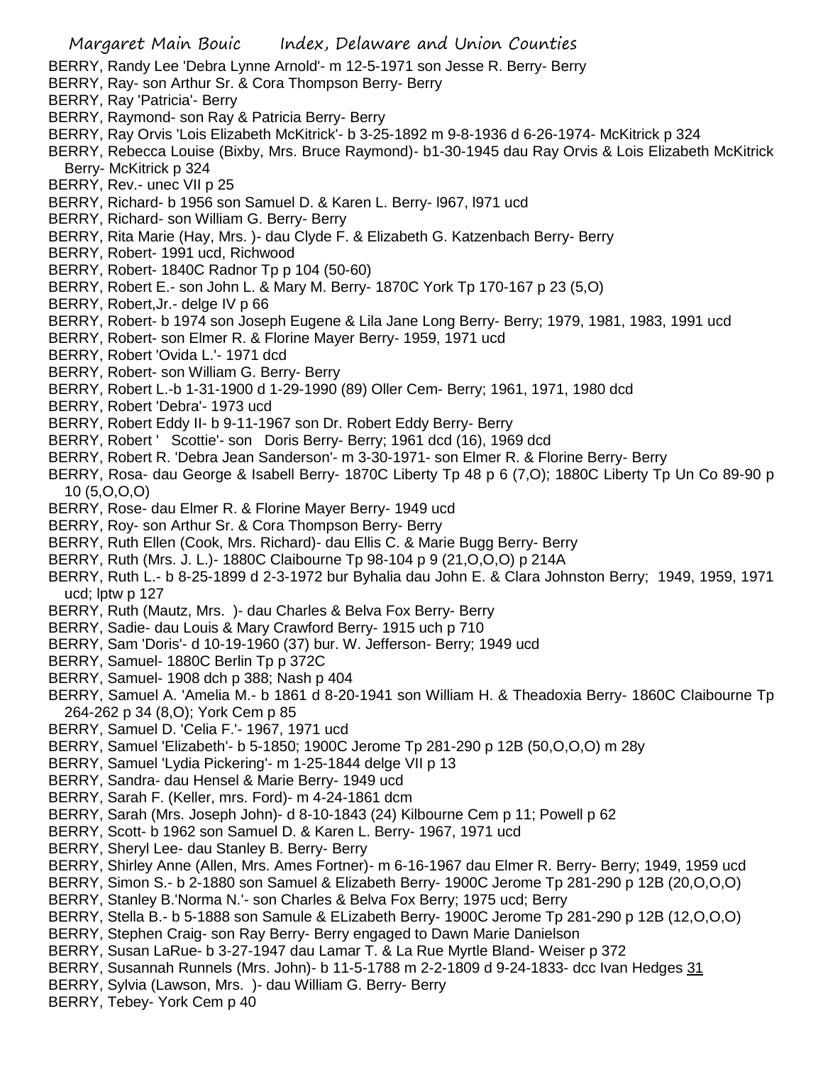BERRY, Randy Lee 'Debra Lynne Arnold'- m 12-5-1971 son Jesse R. Berry- Berry
BERRY, Ray- son Arthur Sr. & Cora Thompson Berry- Berry
BERRY, Ray 'Patricia'- Berry
BERRY, Raymond- son Ray & Patricia Berry- Berry
BERRY, Ray Orvis 'Lois Elizabeth McKitrick'- b 3-25-1892 m 9-8-1936 d 6-26-1974- McKitrick p 324
BERRY, Rebecca Louise (Bixby, Mrs. Bruce Raymond)- b1-30-1945 dau Ray Orvis & Lois Elizabeth McKitrick Berry- McKitrick p 324
BERRY, Rev.- unec VII p 25
BERRY, Richard- b 1956 son Samuel D. & Karen L. Berry- l967, l971 ucd
BERRY, Richard- son William G. Berry- Berry
BERRY, Rita Marie (Hay, Mrs. )- dau Clyde F. & Elizabeth G. Katzenbach Berry- Berry
BERRY, Robert- 1991 ucd, Richwood
BERRY, Robert- 1840C Radnor Tp p 104 (50-60)
BERRY, Robert E.- son John L. & Mary M. Berry- 1870C York Tp 170-167 p 23 (5,O)
BERRY, Robert,Jr.- delge IV p 66
BERRY, Robert- b 1974 son Joseph Eugene & Lila Jane Long Berry- Berry; 1979, 1981, 1983, 1991 ucd
BERRY, Robert- son Elmer R. & Florine Mayer Berry- 1959, 1971 ucd
BERRY, Robert 'Ovida L.'- 1971 dcd
BERRY, Robert- son William G. Berry- Berry
BERRY, Robert L.-b 1-31-1900 d 1-29-1990 (89) Oller Cem- Berry; 1961, 1971, 1980 dcd
BERRY, Robert 'Debra'- 1973 ucd
BERRY, Robert Eddy II- b 9-11-1967 son Dr. Robert Eddy Berry- Berry
BERRY, Robert ' Scottie'- son Doris Berry- Berry; 1961 dcd (16), 1969 dcd
BERRY, Robert R. 'Debra Jean Sanderson'- m 3-30-1971- son Elmer R. & Florine Berry- Berry
BERRY, Rosa- dau George & Isabell Berry- 1870C Liberty Tp 48 p 6 (7,O); 1880C Liberty Tp Un Co 89-90 p 10 (5,O,O,O)
BERRY, Rose- dau Elmer R. & Florine Mayer Berry- 1949 ucd
BERRY, Roy- son Arthur Sr. & Cora Thompson Berry- Berry
BERRY, Ruth Ellen (Cook, Mrs. Richard)- dau Ellis C. & Marie Bugg Berry- Berry
BERRY, Ruth (Mrs. J. L.)- 1880C Claibourne Tp 98-104 p 9 (21,O,O,O) p 214A
BERRY, Ruth L.- b 8-25-1899 d 2-3-1972 bur Byhalia dau John E. & Clara Johnston Berry; 1949, 1959, 1971 ucd; lptw p 127
BERRY, Ruth (Mautz, Mrs. )- dau Charles & Belva Fox Berry- Berry
BERRY, Sadie- dau Louis & Mary Crawford Berry- 1915 uch p 710
BERRY, Sam 'Doris'- d 10-19-1960 (37) bur. W. Jefferson- Berry; 1949 ucd
BERRY, Samuel- 1880C Berlin Tp p 372C
BERRY, Samuel- 1908 dch p 388; Nash p 404
BERRY, Samuel A. 'Amelia M.- b 1861 d 8-20-1941 son William H. & Theadoxia Berry- 1860C Claibourne Tp 264-262 p 34 (8,O); York Cem p 85
BERRY, Samuel D. 'Celia F.'- 1967, 1971 ucd
BERRY, Samuel 'Elizabeth'- b 5-1850; 1900C Jerome Tp 281-290 p 12B (50,O,O,O) m 28y
BERRY, Samuel 'Lydia Pickering'- m 1-25-1844 delge VII p 13
BERRY, Sandra- dau Hensel & Marie Berry- 1949 ucd
BERRY, Sarah F. (Keller, mrs. Ford)- m 4-24-1861 dcm
BERRY, Sarah (Mrs. Joseph John)- d 8-10-1843 (24) Kilbourne Cem p 11; Powell p 62
BERRY, Scott- b 1962 son Samuel D. & Karen L. Berry- 1967, 1971 ucd
BERRY, Sheryl Lee- dau Stanley B. Berry- Berry
BERRY, Shirley Anne (Allen, Mrs. Ames Fortner)- m 6-16-1967 dau Elmer R. Berry- Berry; 1949, 1959 ucd
BERRY, Simon S.- b 2-1880 son Samuel & Elizabeth Berry- 1900C Jerome Tp 281-290 p 12B (20,O,O,O)
BERRY, Stanley B.'Norma N.'- son Charles & Belva Fox Berry; 1975 ucd; Berry
BERRY, Stella B.- b 5-1888 son Samule & ELizabeth Berry- 1900C Jerome Tp 281-290 p 12B (12,O,O,O)
BERRY, Stephen Craig- son Ray Berry- Berry engaged to Dawn Marie Danielson
BERRY, Susan LaRue- b 3-27-1947 dau Lamar T. & La Rue Myrtle Bland- Weiser p 372
BERRY, Susannah Runnels (Mrs. John)- b 11-5-1788 m 2-2-1809 d 9-24-1833- dcc Ivan Hedges 31
BERRY, Sylvia (Lawson, Mrs. )- dau William G. Berry- Berry
BERRY, Tebey- York Cem p 40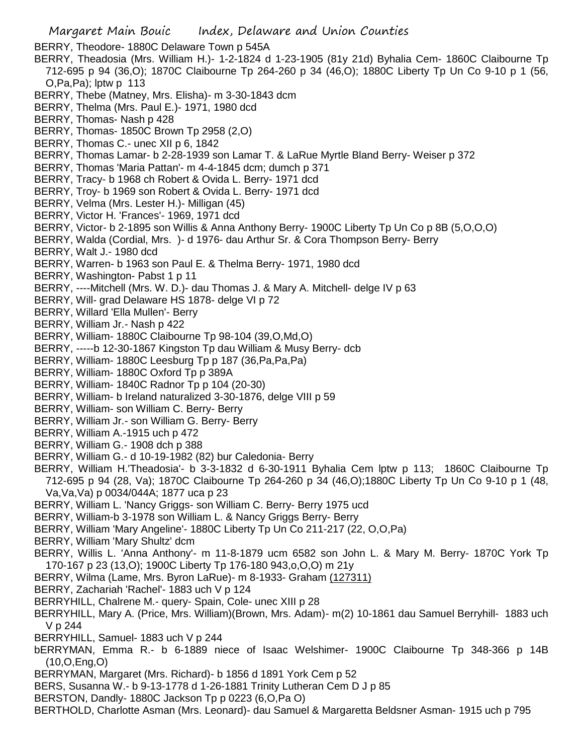BERRY, Theodore- 1880C Delaware Town p 545A

BERRY, Theadosia (Mrs. William H.)- 1-2-1824 d 1-23-1905 (81y 21d) Byhalia Cem- 1860C Claibourne Tp 712-695 p 94 (36,O); 1870C Claibourne Tp 264-260 p 34 (46,O); 1880C Liberty Tp Un Co 9-10 p 1 (56, O,Pa,Pa); lptw p 113

BERRY, Thebe (Matney, Mrs. Elisha)- m 3-30-1843 dcm

BERRY, Thelma (Mrs. Paul E.)- 1971, 1980 dcd

BERRY, Thomas- Nash p 428

BERRY, Thomas- 1850C Brown Tp 2958 (2,O)

BERRY, Thomas C.- unec XII p 6, 1842

BERRY, Thomas Lamar- b 2-28-1939 son Lamar T. & LaRue Myrtle Bland Berry- Weiser p 372

BERRY, Thomas 'Maria Pattan'- m 4-4-1845 dcm; dumch p 371

BERRY, Tracy- b 1968 ch Robert & Ovida L. Berry- 1971 dcd

BERRY, Troy- b 1969 son Robert & Ovida L. Berry- 1971 dcd

BERRY, Velma (Mrs. Lester H.)- Milligan (45)

BERRY, Victor H. 'Frances'- 1969, 1971 dcd

BERRY, Victor- b 2-1895 son Willis & Anna Anthony Berry- 1900C Liberty Tp Un Co p 8B (5,O,O,O)

BERRY, Walda (Cordial, Mrs. )- d 1976- dau Arthur Sr. & Cora Thompson Berry- Berry

BERRY, Walt J.- 1980 dcd

BERRY, Warren- b 1963 son Paul E. & Thelma Berry- 1971, 1980 dcd

BERRY, Washington- Pabst 1 p 11

BERRY, ----Mitchell (Mrs. W. D.)- dau Thomas J. & Mary A. Mitchell- delge IV p 63

BERRY, Will- grad Delaware HS 1878- delge VI p 72

BERRY, Willard 'Ella Mullen'- Berry

BERRY, William Jr.- Nash p 422

BERRY, William- 1880C Claibourne Tp 98-104 (39,O,Md,O)

BERRY, -----b 12-30-1867 Kingston Tp dau William & Musy Berry- dcb

BERRY, William- 1880C Leesburg Tp p 187 (36,Pa,Pa,Pa)

BERRY, William- 1880C Oxford Tp p 389A

BERRY, William- 1840C Radnor Tp p 104 (20-30)

BERRY, William- b Ireland naturalized 3-30-1876, delge VIII p 59

BERRY, William- son William C. Berry- Berry

BERRY, William Jr.- son William G. Berry- Berry

BERRY, William A.-1915 uch p 472

BERRY, William G.- 1908 dch p 388

BERRY, William G.- d 10-19-1982 (82) bur Caledonia- Berry

BERRY, William H.'Theadosia'- b 3-3-1832 d 6-30-1911 Byhalia Cem lptw p 113; 1860C Claibourne Tp 712-695 p 94 (28, Va); 1870C Claibourne Tp 264-260 p 34 (46,O);1880C Liberty Tp Un Co 9-10 p 1 (48, Va,Va,Va) p 0034/044A; 1877 uca p 23

BERRY, William L. 'Nancy Griggs- son William C. Berry- Berry 1975 ucd

BERRY, William-b 3-1978 son William L. & Nancy Griggs Berry- Berry

BERRY, William 'Mary Angeline'- 1880C Liberty Tp Un Co 211-217 (22, O,O,Pa)

BERRY, William 'Mary Shultz' dcm

BERRY, Willis L. 'Anna Anthony'- m 11-8-1879 ucm 6582 son John L. & Mary M. Berry- 1870C York Tp 170-167 p 23 (13,O); 1900C Liberty Tp 176-180 943,o,O,O) m 21y

BERRY, Wilma (Lame, Mrs. Byron LaRue)- m 8-1933- Graham (127311)

BERRY, Zachariah 'Rachel'- 1883 uch V p 124

BERRYHILL, Chalrene M.- query- Spain, Cole- unec XIII p 28

BERRYHILL, Mary A. (Price, Mrs. William)(Brown, Mrs. Adam)- m(2) 10-1861 dau Samuel Berryhill- 1883 uch V p 244

BERRYHILL, Samuel- 1883 uch V p 244

bERRYMAN, Emma R.- b 6-1889 niece of Isaac Welshimer- 1900C Claibourne Tp 348-366 p 14B (10,O,Eng,O)

BERRYMAN, Margaret (Mrs. Richard)- b 1856 d 1891 York Cem p 52

BERS, Susanna W.- b 9-13-1778 d 1-26-1881 Trinity Lutheran Cem D J p 85

BERSTON, Dandly- 1880C Jackson Tp p 0223 (6,O,Pa O)

BERTHOLD, Charlotte Asman (Mrs. Leonard)- dau Samuel & Margaretta Beldsner Asman- 1915 uch p 795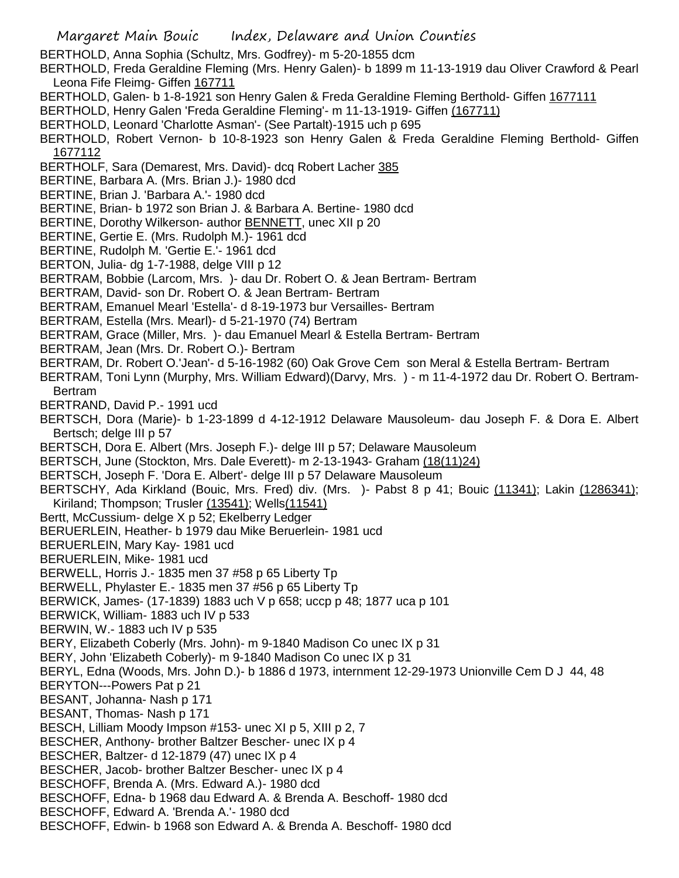BERTHOLD, Anna Sophia (Schultz, Mrs. Godfrey)- m 5-20-1855 dcm

BERTHOLD, Freda Geraldine Fleming (Mrs. Henry Galen)- b 1899 m 11-13-1919 dau Oliver Crawford & Pearl Leona Fife Fleimg- Giffen 167711

BERTHOLD, Galen- b 1-8-1921 son Henry Galen & Freda Geraldine Fleming Berthold- Giffen 1677111

BERTHOLD, Henry Galen 'Freda Geraldine Fleming'- m 11-13-1919- Giffen (167711)

BERTHOLD, Leonard 'Charlotte Asman'- (See Partalt)-1915 uch p 695

BERTHOLD, Robert Vernon- b 10-8-1923 son Henry Galen & Freda Geraldine Fleming Berthold- Giffen 1677112

BERTHOLF, Sara (Demarest, Mrs. David)- dcq Robert Lacher 385

BERTINE, Barbara A. (Mrs. Brian J.)- 1980 dcd

BERTINE, Brian J. 'Barbara A.'- 1980 dcd

BERTINE, Brian- b 1972 son Brian J. & Barbara A. Bertine- 1980 dcd

BERTINE, Dorothy Wilkerson- author BENNETT, unec XII p 20

BERTINE, Gertie E. (Mrs. Rudolph M.)- 1961 dcd

BERTINE, Rudolph M. 'Gertie E.'- 1961 dcd

BERTON, Julia- dg 1-7-1988, delge VIII p 12

BERTRAM, Bobbie (Larcom, Mrs. )- dau Dr. Robert O. & Jean Bertram- Bertram

BERTRAM, David- son Dr. Robert O. & Jean Bertram- Bertram

BERTRAM, Emanuel Mearl 'Estella'- d 8-19-1973 bur Versailles- Bertram

BERTRAM, Estella (Mrs. Mearl)- d 5-21-1970 (74) Bertram

BERTRAM, Grace (Miller, Mrs. )- dau Emanuel Mearl & Estella Bertram- Bertram

BERTRAM, Jean (Mrs. Dr. Robert O.)- Bertram

BERTRAM, Dr. Robert O.'Jean'- d 5-16-1982 (60) Oak Grove Cem son Meral & Estella Bertram- Bertram

BERTRAM, Toni Lynn (Murphy, Mrs. William Edward)(Darvy, Mrs. ) - m 11-4-1972 dau Dr. Robert O. Bertram- Bertram

BERTRAND, David P.- 1991 ucd

BERTSCH, Dora (Marie)- b 1-23-1899 d 4-12-1912 Delaware Mausoleum- dau Joseph F. & Dora E. Albert Bertsch; delge III p 57

BERTSCH, Dora E. Albert (Mrs. Joseph F.)- delge III p 57; Delaware Mausoleum

BERTSCH, June (Stockton, Mrs. Dale Everett)- m 2-13-1943- Graham (18(11)24)

BERTSCH, Joseph F. 'Dora E. Albert'- delge III p 57 Delaware Mausoleum

BERTSCHY, Ada Kirkland (Bouic, Mrs. Fred) div. (Mrs. )- Pabst 8 p 41; Bouic (11341); Lakin (1286341); Kiriland; Thompson; Trusler (13541); Wells(11541)

Bertt, McCussium- delge X p 52; Ekelberry Ledger

BERUERLEIN, Heather- b 1979 dau Mike Beruerlein- 1981 ucd

BERUERLEIN, Mary Kay- 1981 ucd

BERUERLEIN, Mike- 1981 ucd

BERWELL, Horris J.- 1835 men 37 #58 p 65 Liberty Tp

BERWELL, Phylaster E.- 1835 men 37 #56 p 65 Liberty Tp

BERWICK, James- (17-1839) 1883 uch V p 658; uccp p 48; 1877 uca p 101

BERWICK, William- 1883 uch IV p 533

BERWIN, W.- 1883 uch IV p 535

BERY, Elizabeth Coberly (Mrs. John)- m 9-1840 Madison Co unec IX p 31

BERY, John 'Elizabeth Coberly)- m 9-1840 Madison Co unec IX p 31

BERYL, Edna (Woods, Mrs. John D.)- b 1886 d 1973, internment 12-29-1973 Unionville Cem D J 44, 48

BERYTON---Powers Pat p 21

BESANT, Johanna- Nash p 171

BESANT, Thomas- Nash p 171

BESCH, Lilliam Moody Impson #153- unec XI p 5, XIII p 2, 7

BESCHER, Anthony- brother Baltzer Bescher- unec IX p 4

BESCHER, Baltzer- d 12-1879 (47) unec IX p 4

BESCHER, Jacob- brother Baltzer Bescher- unec IX p 4

BESCHOFF, Brenda A. (Mrs. Edward A.)- 1980 dcd

BESCHOFF, Edna- b 1968 dau Edward A. & Brenda A. Beschoff- 1980 dcd

BESCHOFF, Edward A. 'Brenda A.'- 1980 dcd

BESCHOFF, Edwin- b 1968 son Edward A. & Brenda A. Beschoff- 1980 dcd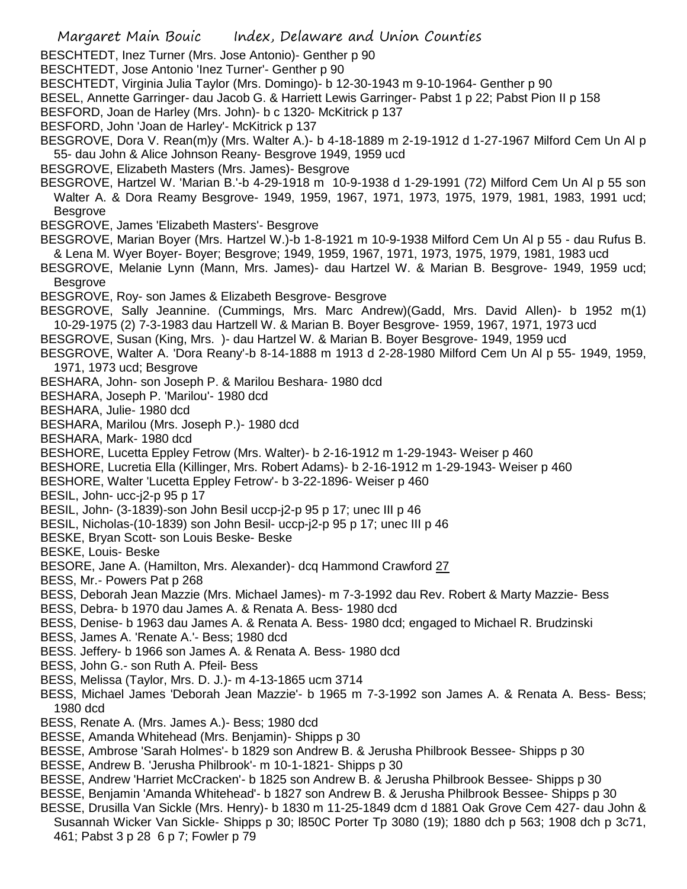BESCHTEDT, Inez Turner (Mrs. Jose Antonio)- Genther p 90

BESCHTEDT, Jose Antonio 'Inez Turner'- Genther p 90

BESCHTEDT, Virginia Julia Taylor (Mrs. Domingo)- b 12-30-1943 m 9-10-1964- Genther p 90

BESEL, Annette Garringer- dau Jacob G. & Harriett Lewis Garringer- Pabst 1 p 22; Pabst Pion II p 158

BESFORD, Joan de Harley (Mrs. John)- b c 1320- McKitrick p 137

BESFORD, John 'Joan de Harley'- McKitrick p 137

BESGROVE, Dora V. Rean(m)y (Mrs. Walter A.)- b 4-18-1889 m 2-19-1912 d 1-27-1967 Milford Cem Un Al p 55- dau John & Alice Johnson Reany- Besgrove 1949, 1959 ucd

BESGROVE, Elizabeth Masters (Mrs. James)- Besgrove

BESGROVE, Hartzel W. 'Marian B.'-b 4-29-1918 m 10-9-1938 d 1-29-1991 (72) Milford Cem Un Al p 55 son Walter A. & Dora Reamy Besgrove- 1949, 1959, 1967, 1971, 1973, 1975, 1979, 1981, 1983, 1991 ucd; Besgrove

BESGROVE, James 'Elizabeth Masters'- Besgrove

BESGROVE, Marian Boyer (Mrs. Hartzel W.)-b 1-8-1921 m 10-9-1938 Milford Cem Un Al p 55 - dau Rufus B. & Lena M. Wyer Boyer- Boyer; Besgrove; 1949, 1959, 1967, 1971, 1973, 1975, 1979, 1981, 1983 ucd

BESGROVE, Melanie Lynn (Mann, Mrs. James)- dau Hartzel W. & Marian B. Besgrove- 1949, 1959 ucd; Besgrove

BESGROVE, Roy- son James & Elizabeth Besgrove- Besgrove

BESGROVE, Sally Jeannine. (Cummings, Mrs. Marc Andrew)(Gadd, Mrs. David Allen)- b 1952 m(1) 10-29-1975 (2) 7-3-1983 dau Hartzell W. & Marian B. Boyer Besgrove- 1959, 1967, 1971, 1973 ucd

BESGROVE, Susan (King, Mrs. )- dau Hartzel W. & Marian B. Boyer Besgrove- 1949, 1959 ucd

BESGROVE, Walter A. 'Dora Reany'-b 8-14-1888 m 1913 d 2-28-1980 Milford Cem Un Al p 55- 1949, 1959, 1971, 1973 ucd; Besgrove

BESHARA, John- son Joseph P. & Marilou Beshara- 1980 dcd

BESHARA, Joseph P. 'Marilou'- 1980 dcd

BESHARA, Julie- 1980 dcd

BESHARA, Marilou (Mrs. Joseph P.)- 1980 dcd

BESHARA, Mark- 1980 dcd

BESHORE, Lucetta Eppley Fetrow (Mrs. Walter)- b 2-16-1912 m 1-29-1943- Weiser p 460

BESHORE, Lucretia Ella (Killinger, Mrs. Robert Adams)- b 2-16-1912 m 1-29-1943- Weiser p 460

BESHORE, Walter 'Lucetta Eppley Fetrow'- b 3-22-1896- Weiser p 460

BESIL, John- ucc-j2-p 95 p 17

BESIL, John- (3-1839)-son John Besil uccp-j2-p 95 p 17; unec III p 46

BESIL, Nicholas-(10-1839) son John Besil- uccp-j2-p 95 p 17; unec III p 46

BESKE, Bryan Scott- son Louis Beske- Beske

BESKE, Louis- Beske

BESORE, Jane A. (Hamilton, Mrs. Alexander)- dcq Hammond Crawford 27

BESS, Mr.- Powers Pat p 268

BESS, Deborah Jean Mazzie (Mrs. Michael James)- m 7-3-1992 dau Rev. Robert & Marty Mazzie- Bess

BESS, Debra- b 1970 dau James A. & Renata A. Bess- 1980 dcd

BESS, Denise- b 1963 dau James A. & Renata A. Bess- 1980 dcd; engaged to Michael R. Brudzinski

BESS, James A. 'Renate A.'- Bess; 1980 dcd

BESS. Jeffery- b 1966 son James A. & Renata A. Bess- 1980 dcd

BESS, John G.- son Ruth A. Pfeil- Bess

BESS, Melissa (Taylor, Mrs. D. J.)- m 4-13-1865 ucm 3714

BESS, Michael James 'Deborah Jean Mazzie'- b 1965 m 7-3-1992 son James A. & Renata A. Bess- Bess; 1980 dcd

BESS, Renate A. (Mrs. James A.)- Bess; 1980 dcd

BESSE, Amanda Whitehead (Mrs. Benjamin)- Shipps p 30

BESSE, Ambrose 'Sarah Holmes'- b 1829 son Andrew B. & Jerusha Philbrook Bessee- Shipps p 30

BESSE, Andrew B. 'Jerusha Philbrook'- m 10-1-1821- Shipps p 30

BESSE, Andrew 'Harriet McCracken'- b 1825 son Andrew B. & Jerusha Philbrook Bessee- Shipps p 30

BESSE, Benjamin 'Amanda Whitehead'- b 1827 son Andrew B. & Jerusha Philbrook Bessee- Shipps p 30

BESSE, Drusilla Van Sickle (Mrs. Henry)- b 1830 m 11-25-1849 dcm d 1881 Oak Grove Cem 427- dau John & Susannah Wicker Van Sickle- Shipps p 30; l850C Porter Tp 3080 (19); 1880 dch p 563; 1908 dch p 3c71, 461; Pabst 3 p 28 6 p 7; Fowler p 79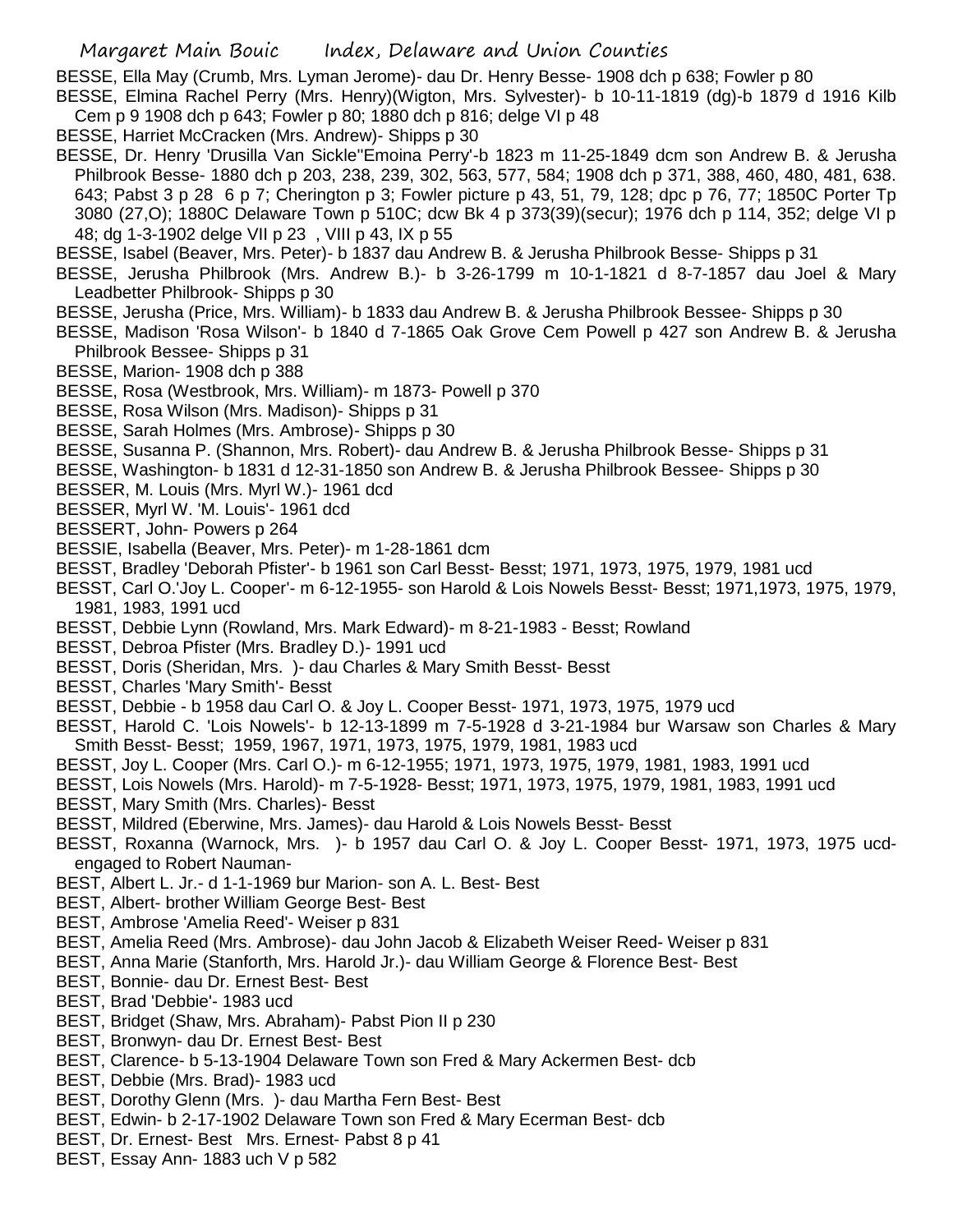BESSE, Ella May (Crumb, Mrs. Lyman Jerome)- dau Dr. Henry Besse- 1908 dch p 638; Fowler p 80

BESSE, Elmina Rachel Perry (Mrs. Henry)(Wigton, Mrs. Sylvester)- b 10-11-1819 (dg)-b 1879 d 1916 Kilb Cem p 9 1908 dch p 643; Fowler p 80; 1880 dch p 816; delge VI p 48

BESSE, Harriet McCracken (Mrs. Andrew)- Shipps p 30

BESSE, Dr. Henry 'Drusilla Van Sickle''Emoina Perry'-b 1823 m 11-25-1849 dcm son Andrew B. & Jerusha Philbrook Besse- 1880 dch p 203, 238, 239, 302, 563, 577, 584; 1908 dch p 371, 388, 460, 480, 481, 638. 643; Pabst 3 p 28 6 p 7; Cherington p 3; Fowler picture p 43, 51, 79, 128; dpc p 76, 77; 1850C Porter Tp 3080 (27,O); 1880C Delaware Town p 510C; dcw Bk 4 p 373(39)(secur); 1976 dch p 114, 352; delge VI p 48; dg 1-3-1902 delge VII p 23 , VIII p 43, IX p 55

BESSE, Isabel (Beaver, Mrs. Peter)- b 1837 dau Andrew B. & Jerusha Philbrook Besse- Shipps p 31

BESSE, Jerusha Philbrook (Mrs. Andrew B.)- b 3-26-1799 m 10-1-1821 d 8-7-1857 dau Joel & Mary Leadbetter Philbrook- Shipps p 30

BESSE, Jerusha (Price, Mrs. William)- b 1833 dau Andrew B. & Jerusha Philbrook Bessee- Shipps p 30

BESSE, Madison 'Rosa Wilson'- b 1840 d 7-1865 Oak Grove Cem Powell p 427 son Andrew B. & Jerusha Philbrook Bessee- Shipps p 31

BESSE, Marion- 1908 dch p 388

BESSE, Rosa (Westbrook, Mrs. William)- m 1873- Powell p 370

BESSE, Rosa Wilson (Mrs. Madison)- Shipps p 31

BESSE, Sarah Holmes (Mrs. Ambrose)- Shipps p 30

BESSE, Susanna P. (Shannon, Mrs. Robert)- dau Andrew B. & Jerusha Philbrook Besse- Shipps p 31

BESSE, Washington- b 1831 d 12-31-1850 son Andrew B. & Jerusha Philbrook Bessee- Shipps p 30

BESSER, M. Louis (Mrs. Myrl W.)- 1961 dcd

BESSER, Myrl W. 'M. Louis'- 1961 dcd

BESSERT, John- Powers p 264

BESSIE, Isabella (Beaver, Mrs. Peter)- m 1-28-1861 dcm

BESST, Bradley 'Deborah Pfister'- b 1961 son Carl Besst- Besst; 1971, 1973, 1975, 1979, 1981 ucd

BESST, Carl O.'Joy L. Cooper'- m 6-12-1955- son Harold & Lois Nowels Besst- Besst; 1971,1973, 1975, 1979, 1981, 1983, 1991 ucd

BESST, Debbie Lynn (Rowland, Mrs. Mark Edward)- m 8-21-1983 - Besst; Rowland

BESST, Debroa Pfister (Mrs. Bradley D.)- 1991 ucd

BESST, Doris (Sheridan, Mrs. )- dau Charles & Mary Smith Besst- Besst

BESST, Charles 'Mary Smith'- Besst

BESST, Debbie - b 1958 dau Carl O. & Joy L. Cooper Besst- 1971, 1973, 1975, 1979 ucd

BESST, Harold C. 'Lois Nowels'- b 12-13-1899 m 7-5-1928 d 3-21-1984 bur Warsaw son Charles & Mary Smith Besst- Besst; 1959, 1967, 1971, 1973, 1975, 1979, 1981, 1983 ucd

BESST, Joy L. Cooper (Mrs. Carl O.)- m 6-12-1955; 1971, 1973, 1975, 1979, 1981, 1983, 1991 ucd

BESST, Lois Nowels (Mrs. Harold)- m 7-5-1928- Besst; 1971, 1973, 1975, 1979, 1981, 1983, 1991 ucd

BESST, Mary Smith (Mrs. Charles)- Besst

BESST, Mildred (Eberwine, Mrs. James)- dau Harold & Lois Nowels Besst- Besst

BESST, Roxanna (Warnock, Mrs. )- b 1957 dau Carl O. & Joy L. Cooper Besst- 1971, 1973, 1975 ucd- engaged to Robert Nauman-

BEST, Albert L. Jr.- d 1-1-1969 bur Marion- son A. L. Best- Best

BEST, Albert- brother William George Best- Best

BEST, Ambrose 'Amelia Reed'- Weiser p 831

BEST, Amelia Reed (Mrs. Ambrose)- dau John Jacob & Elizabeth Weiser Reed- Weiser p 831

BEST, Anna Marie (Stanforth, Mrs. Harold Jr.)- dau William George & Florence Best- Best

BEST, Bonnie- dau Dr. Ernest Best- Best

BEST, Brad 'Debbie'- 1983 ucd

BEST, Bridget (Shaw, Mrs. Abraham)- Pabst Pion II p 230

BEST, Bronwyn- dau Dr. Ernest Best- Best

BEST, Clarence- b 5-13-1904 Delaware Town son Fred & Mary Ackermen Best- dcb

BEST, Debbie (Mrs. Brad)- 1983 ucd

BEST, Dorothy Glenn (Mrs. )- dau Martha Fern Best- Best

BEST, Edwin- b 2-17-1902 Delaware Town son Fred & Mary Ecerman Best- dcb

BEST, Dr. Ernest- Best Mrs. Ernest- Pabst 8 p 41

BEST, Essay Ann- 1883 uch V p 582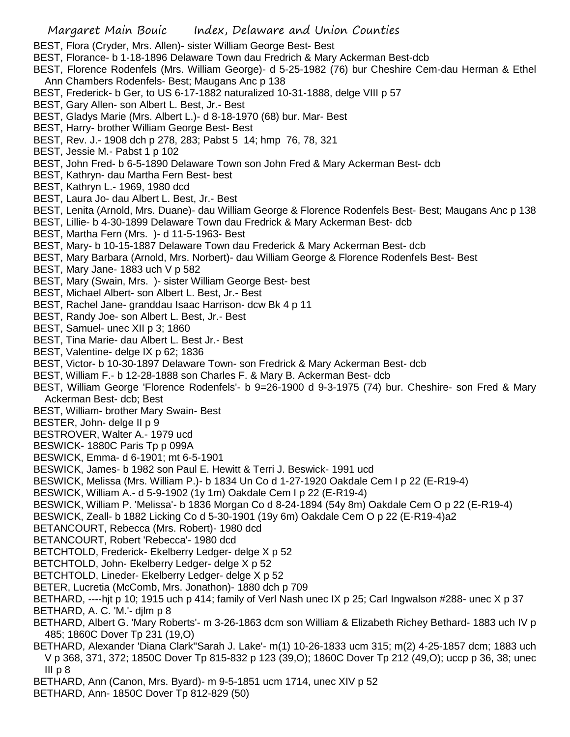BEST, Flora (Cryder, Mrs. Allen)- sister William George Best- Best
BEST, Florance- b 1-18-1896 Delaware Town dau Fredrich & Mary Ackerman Best-dcb
BEST, Florence Rodenfels (Mrs. William George)- d 5-25-1982 (76) bur Cheshire Cem-dau Herman & Ethel Ann Chambers Rodenfels- Best; Maugans Anc p 138
BEST, Frederick- b Ger, to US 6-17-1882 naturalized 10-31-1888, delge VIII p 57
BEST, Gary Allen- son Albert L. Best, Jr.- Best
BEST, Gladys Marie (Mrs. Albert L.)- d 8-18-1970 (68) bur. Mar- Best
BEST, Harry- brother William George Best- Best
BEST, Rev. J.- 1908 dch p 278, 283; Pabst 5 14; hmp 76, 78, 321
BEST, Jessie M.- Pabst 1 p 102
BEST, John Fred- b 6-5-1890 Delaware Town son John Fred & Mary Ackerman Best- dcb
BEST, Kathryn- dau Martha Fern Best- best
BEST, Kathryn L.- 1969, 1980 dcd
BEST, Laura Jo- dau Albert L. Best, Jr.- Best
BEST, Lenita (Arnold, Mrs. Duane)- dau William George & Florence Rodenfels Best- Best; Maugans Anc p 138
BEST, Lillie- b 4-30-1899 Delaware Town dau Fredrick & Mary Ackerman Best- dcb
BEST, Martha Fern (Mrs. )- d 11-5-1963- Best
BEST, Mary- b 10-15-1887 Delaware Town dau Frederick & Mary Ackerman Best- dcb
BEST, Mary Barbara (Arnold, Mrs. Norbert)- dau William George & Florence Rodenfels Best- Best
BEST, Mary Jane- 1883 uch V p 582
BEST, Mary (Swain, Mrs. )- sister William George Best- best
BEST, Michael Albert- son Albert L. Best, Jr.- Best
BEST, Rachel Jane- granddau Isaac Harrison- dcw Bk 4 p 11
BEST, Randy Joe- son Albert L. Best, Jr.- Best
BEST, Samuel- unec XII p 3; 1860
BEST, Tina Marie- dau Albert L. Best Jr.- Best
BEST, Valentine- delge IX p 62; 1836
BEST, Victor- b 10-30-1897 Delaware Town- son Fredrick & Mary Ackerman Best- dcb
BEST, William F.- b 12-28-1888 son Charles F. & Mary B. Ackerman Best- dcb
BEST, William George 'Florence Rodenfels'- b 9=26-1900 d 9-3-1975 (74) bur. Cheshire- son Fred & Mary Ackerman Best- dcb; Best
BEST, William- brother Mary Swain- Best
BESTER, John- delge II p 9
BESTROVER, Walter A.- 1979 ucd
BESWICK- 1880C Paris Tp p 099A
BESWICK, Emma- d 6-1901; mt 6-5-1901
BESWICK, James- b 1982 son Paul E. Hewitt & Terri J. Beswick- 1991 ucd
BESWICK, Melissa (Mrs. William P.)- b 1834 Un Co d 1-27-1920 Oakdale Cem I p 22 (E-R19-4)
BESWICK, William A.- d 5-9-1902 (1y 1m) Oakdale Cem I p 22 (E-R19-4)
BESWICK, William P. 'Melissa'- b 1836 Morgan Co d 8-24-1894 (54y 8m) Oakdale Cem O p 22 (E-R19-4)
BESWICK, Zeall- b 1882 Licking Co d 5-30-1901 (19y 6m) Oakdale Cem O p 22 (E-R19-4)a2
BETANCOURT, Rebecca (Mrs. Robert)- 1980 dcd
BETANCOURT, Robert 'Rebecca'- 1980 dcd
BETCHTOLD, Frederick- Ekelberry Ledger- delge X p 52
BETCHTOLD, John- Ekelberry Ledger- delge X p 52
BETCHTOLD, Lineder- Ekelberry Ledger- delge X p 52
BETER, Lucretia (McComb, Mrs. Jonathon)- 1880 dch p 709
BETHARD, ----hjt p 10; 1915 uch p 414; family of Verl Nash unec IX p 25; Carl Ingwalson #288- unec X p 37
BETHARD, A. C. 'M.'- djlm p 8
BETHARD, Albert G. 'Mary Roberts'- m 3-26-1863 dcm son William & Elizabeth Richey Bethard- 1883 uch IV p 485; 1860C Dover Tp 231 (19,O)
BETHARD, Alexander 'Diana Clark''Sarah J. Lake'- m(1) 10-26-1833 ucm 315; m(2) 4-25-1857 dcm; 1883 uch V p 368, 371, 372; 1850C Dover Tp 815-832 p 123 (39,O); 1860C Dover Tp 212 (49,O); uccp p 36, 38; unec III p 8
BETHARD, Ann (Canon, Mrs. Byard)- m 9-5-1851 ucm 1714, unec XIV p 52
BETHARD, Ann- 1850C Dover Tp 812-829 (50)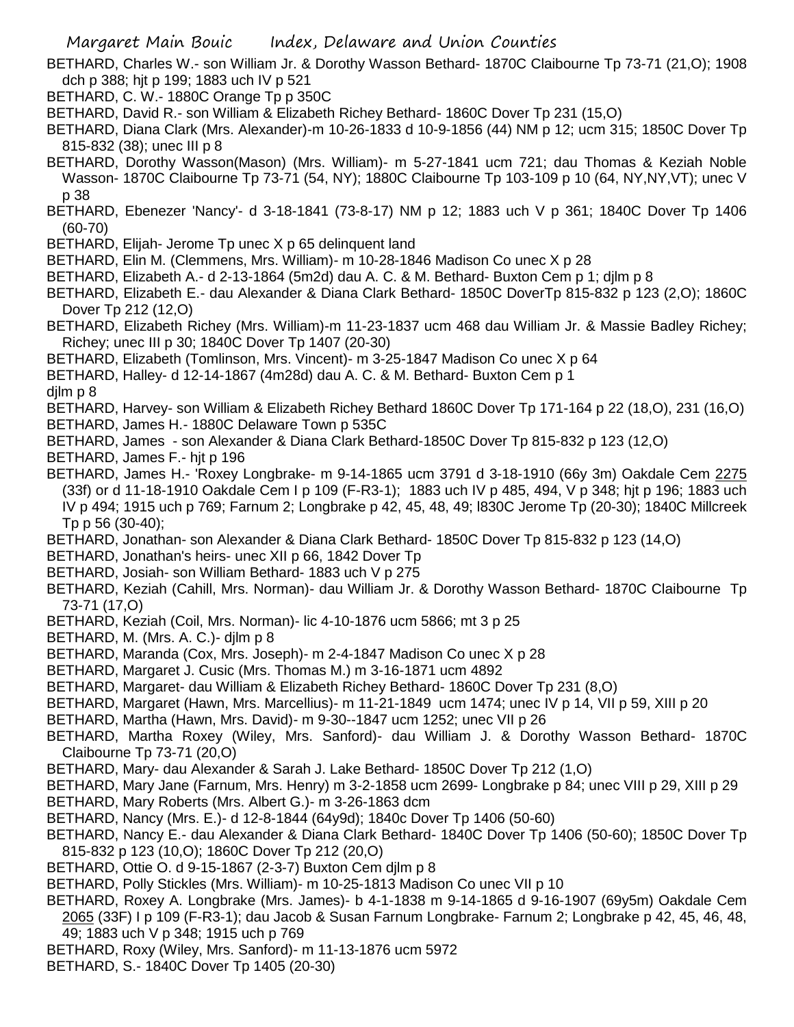BETHARD, Charles W.- son William Jr. & Dorothy Wasson Bethard- 1870C Claibourne Tp 73-71 (21,O); 1908 dch p 388; hjt p 199; 1883 uch IV p 521

BETHARD, C. W.- 1880C Orange Tp p 350C

BETHARD, David R.- son William & Elizabeth Richey Bethard- 1860C Dover Tp 231 (15,O)

BETHARD, Diana Clark (Mrs. Alexander)-m 10-26-1833 d 10-9-1856 (44) NM p 12; ucm 315; 1850C Dover Tp 815-832 (38); unec III p 8

BETHARD, Dorothy Wasson(Mason) (Mrs. William)- m 5-27-1841 ucm 721; dau Thomas & Keziah Noble Wasson- 1870C Claibourne Tp 73-71 (54, NY); 1880C Claibourne Tp 103-109 p 10 (64, NY,NY,VT); unec V p 38

BETHARD, Ebenezer 'Nancy'- d 3-18-1841 (73-8-17) NM p 12; 1883 uch V p 361; 1840C Dover Tp 1406 (60-70)

BETHARD, Elijah- Jerome Tp unec X p 65 delinquent land

BETHARD, Elin M. (Clemmens, Mrs. William)- m 10-28-1846 Madison Co unec X p 28

BETHARD, Elizabeth A.- d 2-13-1864 (5m2d) dau A. C. & M. Bethard- Buxton Cem p 1; djlm p 8

BETHARD, Elizabeth E.- dau Alexander & Diana Clark Bethard- 1850C DoverTp 815-832 p 123 (2,O); 1860C Dover Tp 212 (12,O)

BETHARD, Elizabeth Richey (Mrs. William)-m 11-23-1837 ucm 468 dau William Jr. & Massie Badley Richey; Richey; unec III p 30; 1840C Dover Tp 1407 (20-30)

BETHARD, Elizabeth (Tomlinson, Mrs. Vincent)- m 3-25-1847 Madison Co unec X p 64

BETHARD, Halley- d 12-14-1867 (4m28d) dau A. C. & M. Bethard- Buxton Cem p 1
djlm p 8

BETHARD, Harvey- son William & Elizabeth Richey Bethard 1860C Dover Tp 171-164 p 22 (18,O), 231 (16,O)

BETHARD, James H.- 1880C Delaware Town p 535C

BETHARD, James - son Alexander & Diana Clark Bethard-1850C Dover Tp 815-832 p 123 (12,O)

BETHARD, James F.- hjt p 196

BETHARD, James H.- 'Roxey Longbrake- m 9-14-1865 ucm 3791 d 3-18-1910 (66y 3m) Oakdale Cem 2275 (33f) or d 11-18-1910 Oakdale Cem I p 109 (F-R3-1); 1883 uch IV p 485, 494, V p 348; hjt p 196; 1883 uch IV p 494; 1915 uch p 769; Farnum 2; Longbrake p 42, 45, 48, 49; l830C Jerome Tp (20-30); 1840C Millcreek Tp p 56 (30-40);

BETHARD, Jonathan- son Alexander & Diana Clark Bethard- 1850C Dover Tp 815-832 p 123 (14,O)

BETHARD, Jonathan's heirs- unec XII p 66, 1842 Dover Tp

BETHARD, Josiah- son William Bethard- 1883 uch V p 275

BETHARD, Keziah (Cahill, Mrs. Norman)- dau William Jr. & Dorothy Wasson Bethard- 1870C Claibourne Tp 73-71 (17,O)

BETHARD, Keziah (Coil, Mrs. Norman)- lic 4-10-1876 ucm 5866; mt 3 p 25

BETHARD, M. (Mrs. A. C.)- djlm p 8

BETHARD, Maranda (Cox, Mrs. Joseph)- m 2-4-1847 Madison Co unec X p 28

BETHARD, Margaret J. Cusic (Mrs. Thomas M.) m 3-16-1871 ucm 4892

BETHARD, Margaret- dau William & Elizabeth Richey Bethard- 1860C Dover Tp 231 (8,O)

BETHARD, Margaret (Hawn, Mrs. Marcellius)- m 11-21-1849 ucm 1474; unec IV p 14, VII p 59, XIII p 20

BETHARD, Martha (Hawn, Mrs. David)- m 9-30--1847 ucm 1252; unec VII p 26

BETHARD, Martha Roxey (Wiley, Mrs. Sanford)- dau William J. & Dorothy Wasson Bethard- 1870C Claibourne Tp 73-71 (20,O)

BETHARD, Mary- dau Alexander & Sarah J. Lake Bethard- 1850C Dover Tp 212 (1,O)

BETHARD, Mary Jane (Farnum, Mrs. Henry) m 3-2-1858 ucm 2699- Longbrake p 84; unec VIII p 29, XIII p 29

BETHARD, Mary Roberts (Mrs. Albert G.)- m 3-26-1863 dcm

BETHARD, Nancy (Mrs. E.)- d 12-8-1844 (64y9d); 1840c Dover Tp 1406 (50-60)

BETHARD, Nancy E.- dau Alexander & Diana Clark Bethard- 1840C Dover Tp 1406 (50-60); 1850C Dover Tp 815-832 p 123 (10,O); 1860C Dover Tp 212 (20,O)

BETHARD, Ottie O. d 9-15-1867 (2-3-7) Buxton Cem djlm p 8

BETHARD, Polly Stickles (Mrs. William)- m 10-25-1813 Madison Co unec VII p 10

BETHARD, Roxey A. Longbrake (Mrs. James)- b 4-1-1838 m 9-14-1865 d 9-16-1907 (69y5m) Oakdale Cem 2065 (33F) I p 109 (F-R3-1); dau Jacob & Susan Farnum Longbrake- Farnum 2; Longbrake p 42, 45, 46, 48, 49; 1883 uch V p 348; 1915 uch p 769

BETHARD, Roxy (Wiley, Mrs. Sanford)- m 11-13-1876 ucm 5972

BETHARD, S.- 1840C Dover Tp 1405 (20-30)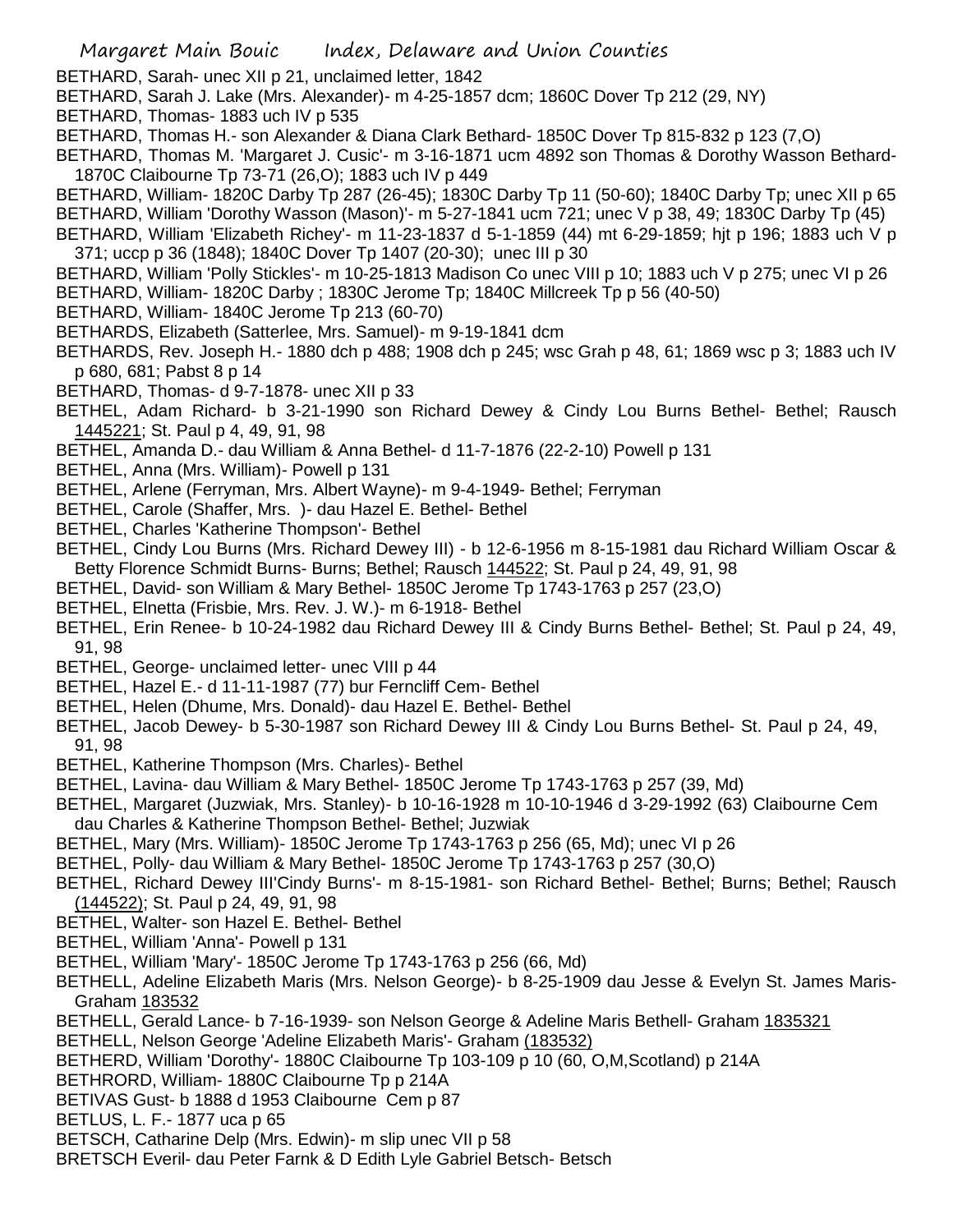BETHARD, Sarah- unec XII p 21, unclaimed letter, 1842

BETHARD, Sarah J. Lake (Mrs. Alexander)- m 4-25-1857 dcm; 1860C Dover Tp 212 (29, NY)

BETHARD, Thomas- 1883 uch IV p 535

BETHARD, Thomas H.- son Alexander & Diana Clark Bethard- 1850C Dover Tp 815-832 p 123 (7,O)

BETHARD, Thomas M. 'Margaret J. Cusic'- m 3-16-1871 ucm 4892 son Thomas & Dorothy Wasson Bethard- 1870C Claibourne Tp 73-71 (26,O); 1883 uch IV p 449

BETHARD, William- 1820C Darby Tp 287 (26-45); 1830C Darby Tp 11 (50-60); 1840C Darby Tp; unec XII p 65

BETHARD, William 'Dorothy Wasson (Mason)'- m 5-27-1841 ucm 721; unec V p 38, 49; 1830C Darby Tp (45)

BETHARD, William 'Elizabeth Richey'- m 11-23-1837 d 5-1-1859 (44) mt 6-29-1859; hjt p 196; 1883 uch V p 371; uccp p 36 (1848); 1840C Dover Tp 1407 (20-30); unec III p 30

BETHARD, William 'Polly Stickles'- m 10-25-1813 Madison Co unec VIII p 10; 1883 uch V p 275; unec VI p 26

BETHARD, William- 1820C Darby ; 1830C Jerome Tp; 1840C Millcreek Tp p 56 (40-50)

BETHARD, William- 1840C Jerome Tp 213 (60-70)

BETHARDS, Elizabeth (Satterlee, Mrs. Samuel)- m 9-19-1841 dcm

BETHARDS, Rev. Joseph H.- 1880 dch p 488; 1908 dch p 245; wsc Grah p 48, 61; 1869 wsc p 3; 1883 uch IV p 680, 681; Pabst 8 p 14

BETHARD, Thomas- d 9-7-1878- unec XII p 33

BETHEL, Adam Richard- b 3-21-1990 son Richard Dewey & Cindy Lou Burns Bethel- Bethel; Rausch 1445221; St. Paul p 4, 49, 91, 98

BETHEL, Amanda D.- dau William & Anna Bethel- d 11-7-1876 (22-2-10) Powell p 131

BETHEL, Anna (Mrs. William)- Powell p 131

BETHEL, Arlene (Ferryman, Mrs. Albert Wayne)- m 9-4-1949- Bethel; Ferryman

BETHEL, Carole (Shaffer, Mrs. )- dau Hazel E. Bethel- Bethel

BETHEL, Charles 'Katherine Thompson'- Bethel

BETHEL, Cindy Lou Burns (Mrs. Richard Dewey III) - b 12-6-1956 m 8-15-1981 dau Richard William Oscar & Betty Florence Schmidt Burns- Burns; Bethel; Rausch 144522; St. Paul p 24, 49, 91, 98

BETHEL, David- son William & Mary Bethel- 1850C Jerome Tp 1743-1763 p 257 (23,O)

BETHEL, Elnetta (Frisbie, Mrs. Rev. J. W.)- m 6-1918- Bethel

BETHEL, Erin Renee- b 10-24-1982 dau Richard Dewey III & Cindy Burns Bethel- Bethel; St. Paul p 24, 49, 91, 98

BETHEL, George- unclaimed letter- unec VIII p 44

BETHEL, Hazel E.- d 11-11-1987 (77) bur Ferncliff Cem- Bethel

BETHEL, Helen (Dhume, Mrs. Donald)- dau Hazel E. Bethel- Bethel

BETHEL, Jacob Dewey- b 5-30-1987 son Richard Dewey III & Cindy Lou Burns Bethel- St. Paul p 24, 49, 91, 98

BETHEL, Katherine Thompson (Mrs. Charles)- Bethel

BETHEL, Lavina- dau William & Mary Bethel- 1850C Jerome Tp 1743-1763 p 257 (39, Md)

BETHEL, Margaret (Juzwiak, Mrs. Stanley)- b 10-16-1928 m 10-10-1946 d 3-29-1992 (63) Claibourne Cem dau Charles & Katherine Thompson Bethel- Bethel; Juzwiak

BETHEL, Mary (Mrs. William)- 1850C Jerome Tp 1743-1763 p 256 (65, Md); unec VI p 26

BETHEL, Polly- dau William & Mary Bethel- 1850C Jerome Tp 1743-1763 p 257 (30,O)

BETHEL, Richard Dewey III'Cindy Burns'- m 8-15-1981- son Richard Bethel- Bethel; Burns; Bethel; Rausch (144522); St. Paul p 24, 49, 91, 98

BETHEL, Walter- son Hazel E. Bethel- Bethel

BETHEL, William 'Anna'- Powell p 131

BETHEL, William 'Mary'- 1850C Jerome Tp 1743-1763 p 256 (66, Md)

BETHELL, Adeline Elizabeth Maris (Mrs. Nelson George)- b 8-25-1909 dau Jesse & Evelyn St. James Maris- Graham 183532

BETHELL, Gerald Lance- b 7-16-1939- son Nelson George & Adeline Maris Bethell- Graham 1835321

BETHELL, Nelson George 'Adeline Elizabeth Maris'- Graham (183532)

BETHERD, William 'Dorothy'- 1880C Claibourne Tp 103-109 p 10 (60, O,M,Scotland) p 214A

BETHRORD, William- 1880C Claibourne Tp p 214A

BETIVAS Gust- b 1888 d 1953 Claibourne Cem p 87

BETLUS, L. F.- 1877 uca p 65

BETSCH, Catharine Delp (Mrs. Edwin)- m slip unec VII p 58

BRETSCH Everil- dau Peter Farnk & D Edith Lyle Gabriel Betsch- Betsch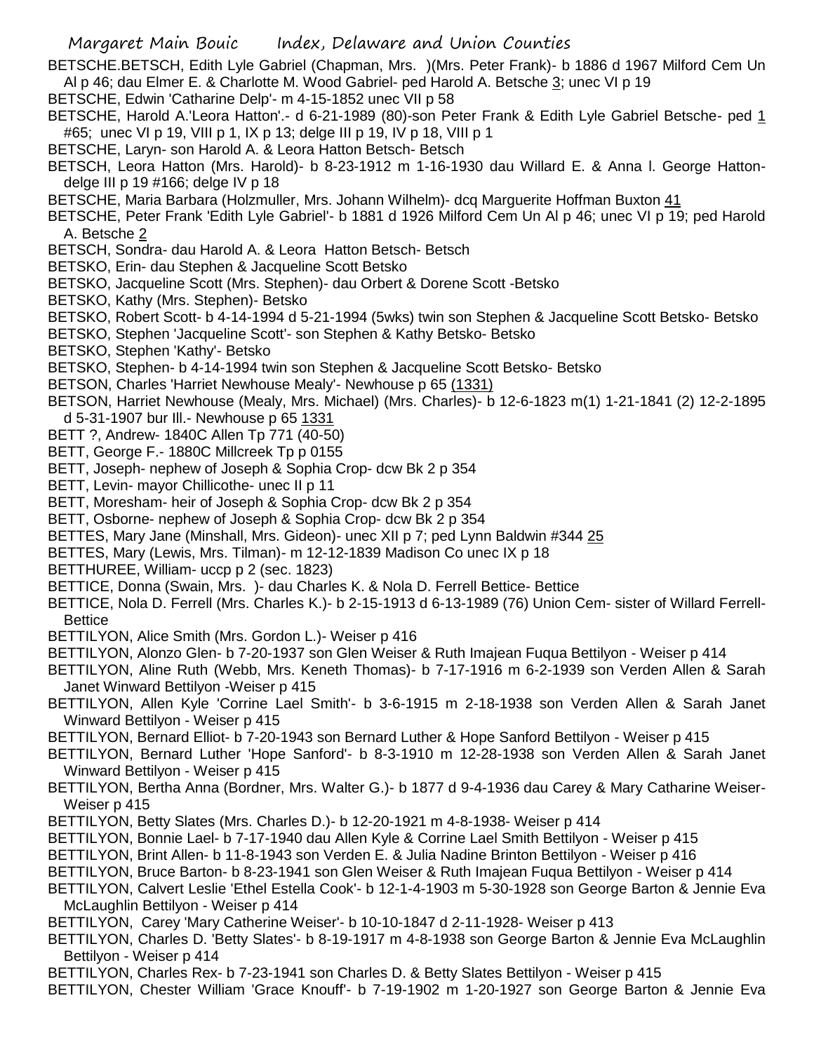BETSCHE.BETSCH, Edith Lyle Gabriel (Chapman, Mrs. )(Mrs. Peter Frank)- b 1886 d 1967 Milford Cem Un Al p 46; dau Elmer E. & Charlotte M. Wood Gabriel- ped Harold A. Betsche 3; unec VI p 19

BETSCHE, Edwin 'Catharine Delp'- m 4-15-1852 unec VII p 58

BETSCHE, Harold A.'Leora Hatton'.- d 6-21-1989 (80)-son Peter Frank & Edith Lyle Gabriel Betsche- ped 1 #65; unec VI p 19, VIII p 1, IX p 13; delge III p 19, IV p 18, VIII p 1

BETSCHE, Laryn- son Harold A. & Leora Hatton Betsch- Betsch

BETSCH, Leora Hatton (Mrs. Harold)- b 8-23-1912 m 1-16-1930 dau Willard E. & Anna l. George Hatton-delge III p 19 #166; delge IV p 18

BETSCHE, Maria Barbara (Holzmuller, Mrs. Johann Wilhelm)- dcq Marguerite Hoffman Buxton 41

BETSCHE, Peter Frank 'Edith Lyle Gabriel'- b 1881 d 1926 Milford Cem Un Al p 46; unec VI p 19; ped Harold A. Betsche 2

BETSCH, Sondra- dau Harold A. & Leora Hatton Betsch- Betsch

BETSKO, Erin- dau Stephen & Jacqueline Scott Betsko

BETSKO, Jacqueline Scott (Mrs. Stephen)- dau Orbert & Dorene Scott -Betsko

BETSKO, Kathy (Mrs. Stephen)- Betsko

BETSKO, Robert Scott- b 4-14-1994 d 5-21-1994 (5wks) twin son Stephen & Jacqueline Scott Betsko- Betsko

BETSKO, Stephen 'Jacqueline Scott'- son Stephen & Kathy Betsko- Betsko

BETSKO, Stephen 'Kathy'- Betsko

BETSKO, Stephen- b 4-14-1994 twin son Stephen & Jacqueline Scott Betsko- Betsko

BETSON, Charles 'Harriet Newhouse Mealy'- Newhouse p 65 (1331)

BETSON, Harriet Newhouse (Mealy, Mrs. Michael) (Mrs. Charles)- b 12-6-1823 m(1) 1-21-1841 (2) 12-2-1895 d 5-31-1907 bur Ill.- Newhouse p 65 1331

BETT ?, Andrew- 1840C Allen Tp 771 (40-50)

BETT, George F.- 1880C Millcreek Tp p 0155

BETT, Joseph- nephew of Joseph & Sophia Crop- dcw Bk 2 p 354

BETT, Levin- mayor Chillicothe- unec II p 11

BETT, Moresham- heir of Joseph & Sophia Crop- dcw Bk 2 p 354

BETT, Osborne- nephew of Joseph & Sophia Crop- dcw Bk 2 p 354

BETTES, Mary Jane (Minshall, Mrs. Gideon)- unec XII p 7; ped Lynn Baldwin #344 25

BETTES, Mary (Lewis, Mrs. Tilman)- m 12-12-1839 Madison Co unec IX p 18

BETTHUREE, William- uccp p 2 (sec. 1823)

BETTICE, Donna (Swain, Mrs. )- dau Charles K. & Nola D. Ferrell Bettice- Bettice

BETTICE, Nola D. Ferrell (Mrs. Charles K.)- b 2-15-1913 d 6-13-1989 (76) Union Cem- sister of Willard Ferrell-Bettice

BETTILYON, Alice Smith (Mrs. Gordon L.)- Weiser p 416

BETTILYON, Alonzo Glen- b 7-20-1937 son Glen Weiser & Ruth Imajean Fuqua Bettilyon - Weiser p 414

BETTILYON, Aline Ruth (Webb, Mrs. Keneth Thomas)- b 7-17-1916 m 6-2-1939 son Verden Allen & Sarah Janet Winward Bettilyon -Weiser p 415

BETTILYON, Allen Kyle 'Corrine Lael Smith'- b 3-6-1915 m 2-18-1938 son Verden Allen & Sarah Janet Winward Bettilyon - Weiser p 415

BETTILYON, Bernard Elliot- b 7-20-1943 son Bernard Luther & Hope Sanford Bettilyon - Weiser p 415

BETTILYON, Bernard Luther 'Hope Sanford'- b 8-3-1910 m 12-28-1938 son Verden Allen & Sarah Janet Winward Bettilyon - Weiser p 415

BETTILYON, Bertha Anna (Bordner, Mrs. Walter G.)- b 1877 d 9-4-1936 dau Carey & Mary Catharine Weiser-Weiser p 415

BETTILYON, Betty Slates (Mrs. Charles D.)- b 12-20-1921 m 4-8-1938- Weiser p 414

BETTILYON, Bonnie Lael- b 7-17-1940 dau Allen Kyle & Corrine Lael Smith Bettilyon - Weiser p 415

BETTILYON, Brint Allen- b 11-8-1943 son Verden E. & Julia Nadine Brinton Bettilyon - Weiser p 416

BETTILYON, Bruce Barton- b 8-23-1941 son Glen Weiser & Ruth Imajean Fuqua Bettilyon - Weiser p 414

BETTILYON, Calvert Leslie 'Ethel Estella Cook'- b 12-1-4-1903 m 5-30-1928 son George Barton & Jennie Eva McLaughlin Bettilyon - Weiser p 414

BETTILYON, Carey 'Mary Catherine Weiser'- b 10-10-1847 d 2-11-1928- Weiser p 413

BETTILYON, Charles D. 'Betty Slates'- b 8-19-1917 m 4-8-1938 son George Barton & Jennie Eva McLaughlin Bettilyon - Weiser p 414

BETTILYON, Charles Rex- b 7-23-1941 son Charles D. & Betty Slates Bettilyon - Weiser p 415

BETTILYON, Chester William 'Grace Knouff'- b 7-19-1902 m 1-20-1927 son George Barton & Jennie Eva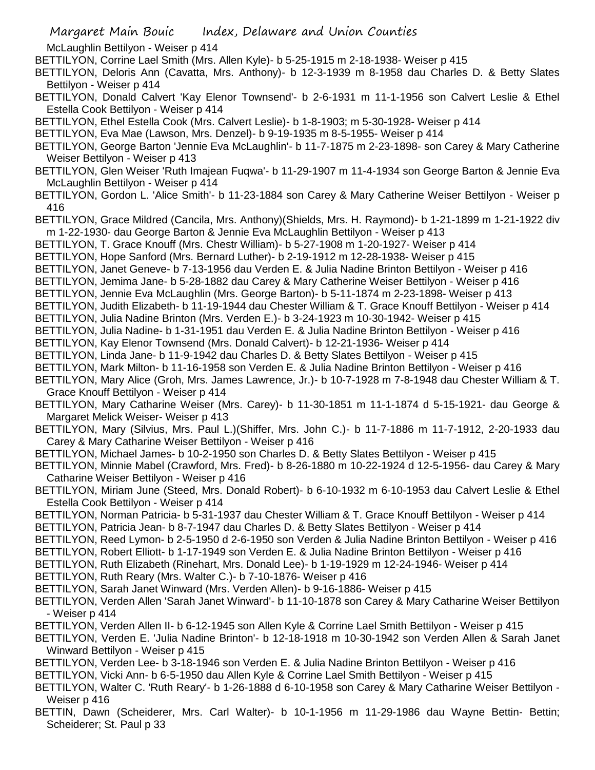McLaughlin Bettilyon - Weiser p 414

BETTILYON, Corrine Lael Smith (Mrs. Allen Kyle)- b 5-25-1915 m 2-18-1938- Weiser p 415

BETTILYON, Deloris Ann (Cavatta, Mrs. Anthony)- b 12-3-1939 m 8-1958 dau Charles D. & Betty Slates Bettilyon - Weiser p 414

BETTILYON, Donald Calvert 'Kay Elenor Townsend'- b 2-6-1931 m 11-1-1956 son Calvert Leslie & Ethel Estella Cook Bettilyon - Weiser p 414

BETTILYON, Ethel Estella Cook (Mrs. Calvert Leslie)- b 1-8-1903; m 5-30-1928- Weiser p 414

BETTILYON, Eva Mae (Lawson, Mrs. Denzel)- b 9-19-1935 m 8-5-1955- Weiser p 414

BETTILYON, George Barton 'Jennie Eva McLaughlin'- b 11-7-1875 m 2-23-1898- son Carey & Mary Catherine Weiser Bettilyon - Weiser p 413

BETTILYON, Glen Weiser 'Ruth Imajean Fuqwa'- b 11-29-1907 m 11-4-1934 son George Barton & Jennie Eva McLaughlin Bettilyon - Weiser p 414

BETTILYON, Gordon L. 'Alice Smith'- b 11-23-1884 son Carey & Mary Catherine Weiser Bettilyon - Weiser p 416

BETTILYON, Grace Mildred (Cancila, Mrs. Anthony)(Shields, Mrs. H. Raymond)- b 1-21-1899 m 1-21-1922 div m 1-22-1930- dau George Barton & Jennie Eva McLaughlin Bettilyon - Weiser p 413

BETTILYON, T. Grace Knouff (Mrs. Chestr William)- b 5-27-1908 m 1-20-1927- Weiser p 414

BETTILYON, Hope Sanford (Mrs. Bernard Luther)- b 2-19-1912 m 12-28-1938- Weiser p 415

BETTILYON, Janet Geneve- b 7-13-1956 dau Verden E. & Julia Nadine Brinton Bettilyon - Weiser p 416

BETTILYON, Jemima Jane- b 5-28-1882 dau Carey & Mary Catherine Weiser Bettilyon - Weiser p 416

BETTILYON, Jennie Eva McLaughlin (Mrs. George Barton)- b 5-11-1874 m 2-23-1898- Weiser p 413

BETTILYON, Judith Elizabeth- b 11-19-1944 dau Chester William & T. Grace Knouff Bettilyon - Weiser p 414

BETTILYON, Julia Nadine Brinton (Mrs. Verden E.)- b 3-24-1923 m 10-30-1942- Weiser p 415

BETTILYON, Julia Nadine- b 1-31-1951 dau Verden E. & Julia Nadine Brinton Bettilyon - Weiser p 416

BETTILYON, Kay Elenor Townsend (Mrs. Donald Calvert)- b 12-21-1936- Weiser p 414

BETTILYON, Linda Jane- b 11-9-1942 dau Charles D. & Betty Slates Bettilyon - Weiser p 415

BETTILYON, Mark Milton- b 11-16-1958 son Verden E. & Julia Nadine Brinton Bettilyon - Weiser p 416

BETTILYON, Mary Alice (Groh, Mrs. James Lawrence, Jr.)- b 10-7-1928 m 7-8-1948 dau Chester William & T. Grace Knouff Bettilyon - Weiser p 414

BETTILYON, Mary Catharine Weiser (Mrs. Carey)- b 11-30-1851 m 11-1-1874 d 5-15-1921- dau George & Margaret Melick Weiser- Weiser p 413

BETTILYON, Mary (Silvius, Mrs. Paul L.)(Shiffer, Mrs. John C.)- b 11-7-1886 m 11-7-1912, 2-20-1933 dau Carey & Mary Catharine Weiser Bettilyon - Weiser p 416

BETTILYON, Michael James- b 10-2-1950 son Charles D. & Betty Slates Bettilyon - Weiser p 415

BETTILYON, Minnie Mabel (Crawford, Mrs. Fred)- b 8-26-1880 m 10-22-1924 d 12-5-1956- dau Carey & Mary Catharine Weiser Bettilyon - Weiser p 416

BETTILYON, Miriam June (Steed, Mrs. Donald Robert)- b 6-10-1932 m 6-10-1953 dau Calvert Leslie & Ethel Estella Cook Bettilyon - Weiser p 414

BETTILYON, Norman Patricia- b 5-31-1937 dau Chester William & T. Grace Knouff Bettilyon - Weiser p 414

BETTILYON, Patricia Jean- b 8-7-1947 dau Charles D. & Betty Slates Bettilyon - Weiser p 414

BETTILYON, Reed Lymon- b 2-5-1950 d 2-6-1950 son Verden & Julia Nadine Brinton Bettilyon - Weiser p 416

BETTILYON, Robert Elliott- b 1-17-1949 son Verden E. & Julia Nadine Brinton Bettilyon - Weiser p 416

BETTILYON, Ruth Elizabeth (Rinehart, Mrs. Donald Lee)- b 1-19-1929 m 12-24-1946- Weiser p 414

BETTILYON, Ruth Reary (Mrs. Walter C.)- b 7-10-1876- Weiser p 416

BETTILYON, Sarah Janet Winward (Mrs. Verden Allen)- b 9-16-1886- Weiser p 415

BETTILYON, Verden Allen 'Sarah Janet Winward'- b 11-10-1878 son Carey & Mary Catharine Weiser Bettilyon - Weiser p 414

BETTILYON, Verden Allen II- b 6-12-1945 son Allen Kyle & Corrine Lael Smith Bettilyon - Weiser p 415

BETTILYON, Verden E. 'Julia Nadine Brinton'- b 12-18-1918 m 10-30-1942 son Verden Allen & Sarah Janet Winward Bettilyon - Weiser p 415

BETTILYON, Verden Lee- b 3-18-1946 son Verden E. & Julia Nadine Brinton Bettilyon - Weiser p 416

BETTILYON, Vicki Ann- b 6-5-1950 dau Allen Kyle & Corrine Lael Smith Bettilyon - Weiser p 415

BETTILYON, Walter C. 'Ruth Reary'- b 1-26-1888 d 6-10-1958 son Carey & Mary Catharine Weiser Bettilyon - Weiser p 416

BETTIN, Dawn (Scheiderer, Mrs. Carl Walter)- b 10-1-1956 m 11-29-1986 dau Wayne Bettin- Bettin; Scheiderer; St. Paul p 33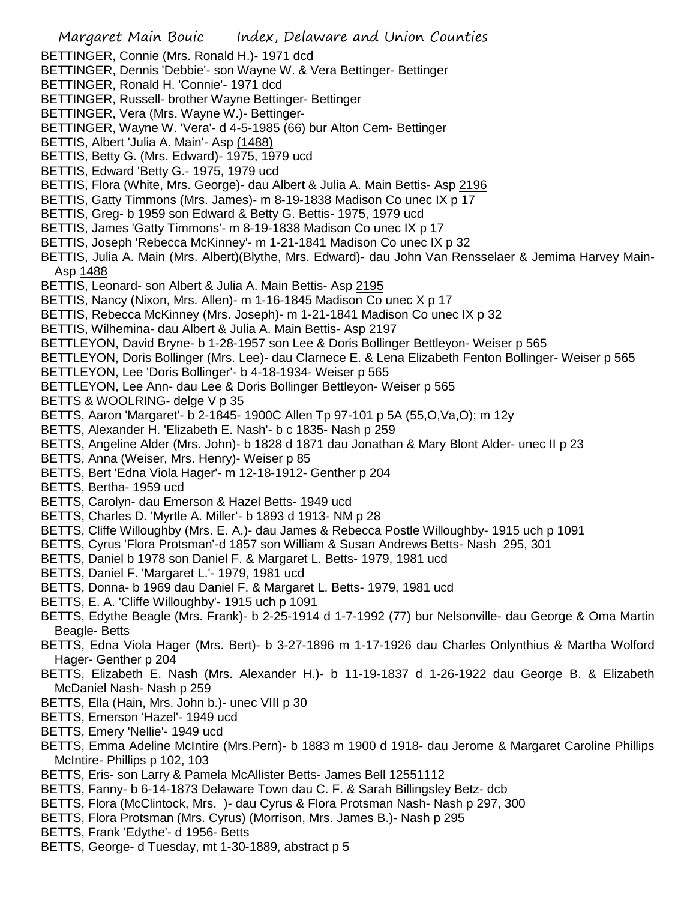BETTINGER, Connie (Mrs. Ronald H.)- 1971 dcd
BETTINGER, Dennis 'Debbie'- son Wayne W. & Vera Bettinger- Bettinger
BETTINGER, Ronald H. 'Connie'- 1971 dcd
BETTINGER, Russell- brother Wayne Bettinger- Bettinger
BETTINGER, Vera (Mrs. Wayne W.)- Bettinger-
BETTINGER, Wayne W. 'Vera'- d 4-5-1985 (66) bur Alton Cem- Bettinger
BETTIS, Albert 'Julia A. Main'- Asp (1488)
BETTIS, Betty G. (Mrs. Edward)- 1975, 1979 ucd
BETTIS, Edward 'Betty G.- 1975, 1979 ucd
BETTIS, Flora (White, Mrs. George)- dau Albert & Julia A. Main Bettis- Asp 2196
BETTIS, Gatty Timmons (Mrs. James)- m 8-19-1838 Madison Co unec IX p 17
BETTIS, Greg- b 1959 son Edward & Betty G. Bettis- 1975, 1979 ucd
BETTIS, James 'Gatty Timmons'- m 8-19-1838 Madison Co unec IX p 17
BETTIS, Joseph 'Rebecca McKinney'- m 1-21-1841 Madison Co unec IX p 32
BETTIS, Julia A. Main (Mrs. Albert)(Blythe, Mrs. Edward)- dau John Van Rensselaer & Jemima Harvey Main- Asp 1488
BETTIS, Leonard- son Albert & Julia A. Main Bettis- Asp 2195
BETTIS, Nancy (Nixon, Mrs. Allen)- m 1-16-1845 Madison Co unec X p 17
BETTIS, Rebecca McKinney (Mrs. Joseph)- m 1-21-1841 Madison Co unec IX p 32
BETTIS, Wilhemina- dau Albert & Julia A. Main Bettis- Asp 2197
BETTLEYON, David Bryne- b 1-28-1957 son Lee & Doris Bollinger Bettleyon- Weiser p 565
BETTLEYON, Doris Bollinger (Mrs. Lee)- dau Clarnece E. & Lena Elizabeth Fenton Bollinger- Weiser p 565
BETTLEYON, Lee 'Doris Bollinger'- b 4-18-1934- Weiser p 565
BETTLEYON, Lee Ann- dau Lee & Doris Bollinger Bettleyon- Weiser p 565
BETTS & WOOLRING- delge V p 35
BETTS, Aaron 'Margaret'- b 2-1845- 1900C Allen Tp 97-101 p 5A (55,O,Va,O); m 12y
BETTS, Alexander H. 'Elizabeth E. Nash'- b c 1835- Nash p 259
BETTS, Angeline Alder (Mrs. John)- b 1828 d 1871 dau Jonathan & Mary Blont Alder- unec II p 23
BETTS, Anna (Weiser, Mrs. Henry)- Weiser p 85
BETTS, Bert 'Edna Viola Hager'- m 12-18-1912- Genther p 204
BETTS, Bertha- 1959 ucd
BETTS, Carolyn- dau Emerson & Hazel Betts- 1949 ucd
BETTS, Charles D. 'Myrtle A. Miller'- b 1893 d 1913- NM p 28
BETTS, Cliffe Willoughby (Mrs. E. A.)- dau James & Rebecca Postle Willoughby- 1915 uch p 1091
BETTS, Cyrus 'Flora Protsman'-d 1857 son William & Susan Andrews Betts- Nash 295, 301
BETTS, Daniel b 1978 son Daniel F. & Margaret L. Betts- 1979, 1981 ucd
BETTS, Daniel F. 'Margaret L.'- 1979, 1981 ucd
BETTS, Donna- b 1969 dau Daniel F. & Margaret L. Betts- 1979, 1981 ucd
BETTS, E. A. 'Cliffe Willoughby'- 1915 uch p 1091
BETTS, Edythe Beagle (Mrs. Frank)- b 2-25-1914 d 1-7-1992 (77) bur Nelsonville- dau George & Oma Martin Beagle- Betts
BETTS, Edna Viola Hager (Mrs. Bert)- b 3-27-1896 m 1-17-1926 dau Charles Onlynthius & Martha Wolford Hager- Genther p 204
BETTS, Elizabeth E. Nash (Mrs. Alexander H.)- b 11-19-1837 d 1-26-1922 dau George B. & Elizabeth McDaniel Nash- Nash p 259
BETTS, Ella (Hain, Mrs. John b.)- unec VIII p 30
BETTS, Emerson 'Hazel'- 1949 ucd
BETTS, Emery 'Nellie'- 1949 ucd
BETTS, Emma Adeline McIntire (Mrs.Pern)- b 1883 m 1900 d 1918- dau Jerome & Margaret Caroline Phillips McIntire- Phillips p 102, 103
BETTS, Eris- son Larry & Pamela McAllister Betts- James Bell 12551112
BETTS, Fanny- b 6-14-1873 Delaware Town dau C. F. & Sarah Billingsley Betz- dcb
BETTS, Flora (McClintock, Mrs. )- dau Cyrus & Flora Protsman Nash- Nash p 297, 300
BETTS, Flora Protsman (Mrs. Cyrus) (Morrison, Mrs. James B.)- Nash p 295
BETTS, Frank 'Edythe'- d 1956- Betts
BETTS, George- d Tuesday, mt 1-30-1889, abstract p 5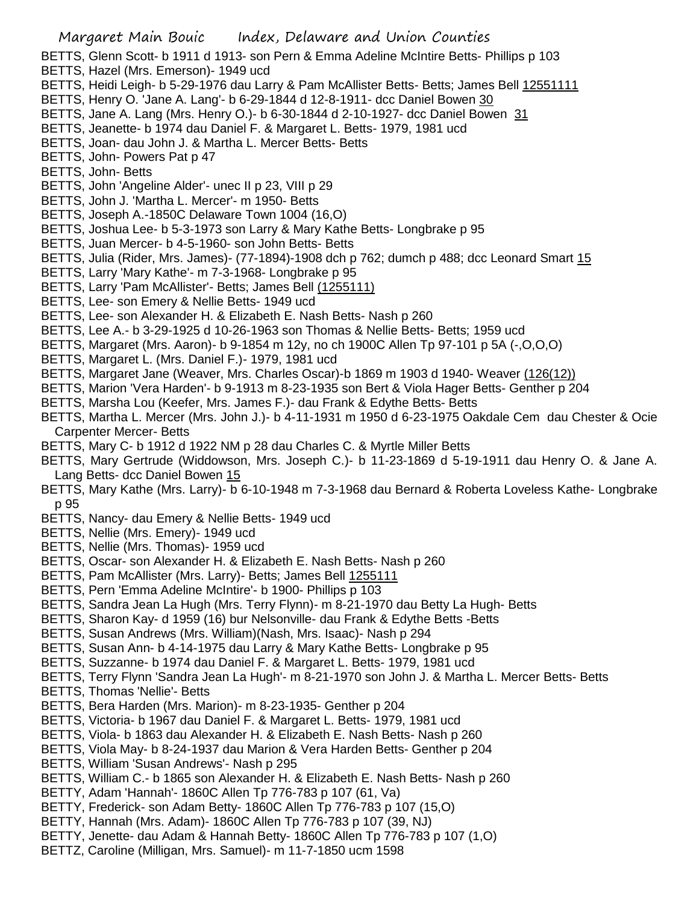BETTS, Glenn Scott- b 1911 d 1913- son Pern & Emma Adeline McIntire Betts- Phillips p 103
BETTS, Hazel (Mrs. Emerson)- 1949 ucd
BETTS, Heidi Leigh- b 5-29-1976 dau Larry & Pam McAllister Betts- Betts; James Bell 12551111
BETTS, Henry O. 'Jane A. Lang'- b 6-29-1844 d 12-8-1911- dcc Daniel Bowen 30
BETTS, Jane A. Lang (Mrs. Henry O.)- b 6-30-1844 d 2-10-1927- dcc Daniel Bowen 31
BETTS, Jeanette- b 1974 dau Daniel F. & Margaret L. Betts- 1979, 1981 ucd
BETTS, Joan- dau John J. & Martha L. Mercer Betts- Betts
BETTS, John- Powers Pat p 47
BETTS, John- Betts
BETTS, John 'Angeline Alder'- unec II p 23, VIII p 29
BETTS, John J. 'Martha L. Mercer'- m 1950- Betts
BETTS, Joseph A.-1850C Delaware Town 1004 (16,O)
BETTS, Joshua Lee- b 5-3-1973 son Larry & Mary Kathe Betts- Longbrake p 95
BETTS, Juan Mercer- b 4-5-1960- son John Betts- Betts
BETTS, Julia (Rider, Mrs. James)- (77-1894)-1908 dch p 762; dumch p 488; dcc Leonard Smart 15
BETTS, Larry 'Mary Kathe'- m 7-3-1968- Longbrake p 95
BETTS, Larry 'Pam McAllister'- Betts; James Bell (1255111)
BETTS, Lee- son Emery & Nellie Betts- 1949 ucd
BETTS, Lee- son Alexander H. & Elizabeth E. Nash Betts- Nash p 260
BETTS, Lee A.- b 3-29-1925 d 10-26-1963 son Thomas & Nellie Betts- Betts; 1959 ucd
BETTS, Margaret (Mrs. Aaron)- b 9-1854 m 12y, no ch 1900C Allen Tp 97-101 p 5A (-,O,O,O)
BETTS, Margaret L. (Mrs. Daniel F.)- 1979, 1981 ucd
BETTS, Margaret Jane (Weaver, Mrs. Charles Oscar)-b 1869 m 1903 d 1940- Weaver (126(12))
BETTS, Marion 'Vera Harden'- b 9-1913 m 8-23-1935 son Bert & Viola Hager Betts- Genther p 204
BETTS, Marsha Lou (Keefer, Mrs. James F.)- dau Frank & Edythe Betts- Betts
BETTS, Martha L. Mercer (Mrs. John J.)- b 4-11-1931 m 1950 d 6-23-1975 Oakdale Cem dau Chester & Ocie Carpenter Mercer- Betts
BETTS, Mary C- b 1912 d 1922 NM p 28 dau Charles C. & Myrtle Miller Betts
BETTS, Mary Gertrude (Widdowson, Mrs. Joseph C.)- b 11-23-1869 d 5-19-1911 dau Henry O. & Jane A. Lang Betts- dcc Daniel Bowen 15
BETTS, Mary Kathe (Mrs. Larry)- b 6-10-1948 m 7-3-1968 dau Bernard & Roberta Loveless Kathe- Longbrake p 95
BETTS, Nancy- dau Emery & Nellie Betts- 1949 ucd
BETTS, Nellie (Mrs. Emery)- 1949 ucd
BETTS, Nellie (Mrs. Thomas)- 1959 ucd
BETTS, Oscar- son Alexander H. & Elizabeth E. Nash Betts- Nash p 260
BETTS, Pam McAllister (Mrs. Larry)- Betts; James Bell 1255111
BETTS, Pern 'Emma Adeline McIntire'- b 1900- Phillips p 103
BETTS, Sandra Jean La Hugh (Mrs. Terry Flynn)- m 8-21-1970 dau Betty La Hugh- Betts
BETTS, Sharon Kay- d 1959 (16) bur Nelsonville- dau Frank & Edythe Betts -Betts
BETTS, Susan Andrews (Mrs. William)(Nash, Mrs. Isaac)- Nash p 294
BETTS, Susan Ann- b 4-14-1975 dau Larry & Mary Kathe Betts- Longbrake p 95
BETTS, Suzzanne- b 1974 dau Daniel F. & Margaret L. Betts- 1979, 1981 ucd
BETTS, Terry Flynn 'Sandra Jean La Hugh'- m 8-21-1970 son John J. & Martha L. Mercer Betts- Betts
BETTS, Thomas 'Nellie'- Betts
BETTS, Bera Harden (Mrs. Marion)- m 8-23-1935- Genther p 204
BETTS, Victoria- b 1967 dau Daniel F. & Margaret L. Betts- 1979, 1981 ucd
BETTS, Viola- b 1863 dau Alexander H. & Elizabeth E. Nash Betts- Nash p 260
BETTS, Viola May- b 8-24-1937 dau Marion & Vera Harden Betts- Genther p 204
BETTS, William 'Susan Andrews'- Nash p 295
BETTS, William C.- b 1865 son Alexander H. & Elizabeth E. Nash Betts- Nash p 260
BETTY, Adam 'Hannah'- 1860C Allen Tp 776-783 p 107 (61, Va)
BETTY, Frederick- son Adam Betty- 1860C Allen Tp 776-783 p 107 (15,O)
BETTY, Hannah (Mrs. Adam)- 1860C Allen Tp 776-783 p 107 (39, NJ)
BETTY, Jenette- dau Adam & Hannah Betty- 1860C Allen Tp 776-783 p 107 (1,O)
BETTZ, Caroline (Milligan, Mrs. Samuel)- m 11-7-1850 ucm 1598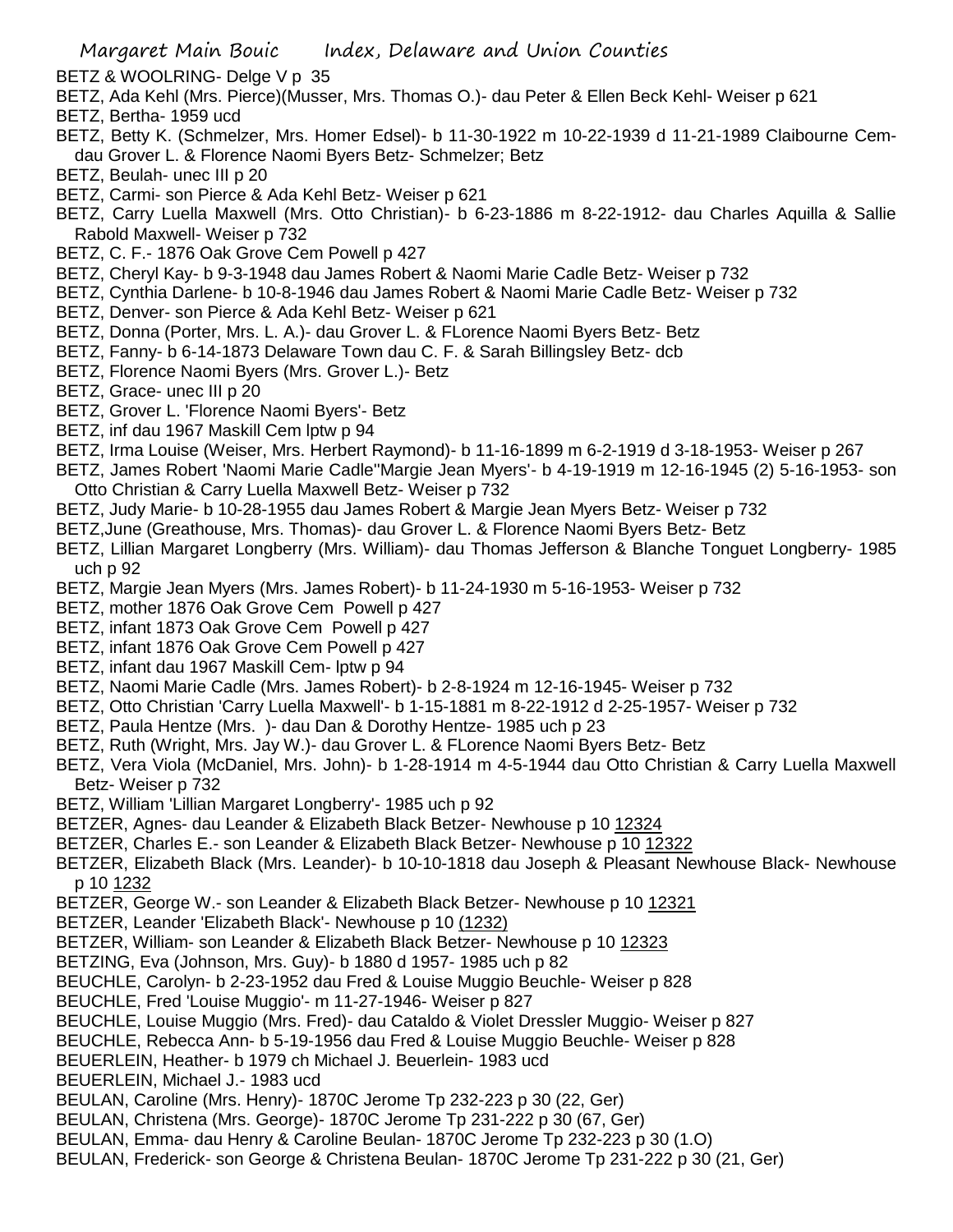BETZ & WOOLRING- Delge V p 35

BETZ, Ada Kehl (Mrs. Pierce)(Musser, Mrs. Thomas O.)- dau Peter & Ellen Beck Kehl- Weiser p 621

BETZ, Bertha- 1959 ucd

BETZ, Betty K. (Schmelzer, Mrs. Homer Edsel)- b 11-30-1922 m 10-22-1939 d 11-21-1989 Claibourne Cem- dau Grover L. & Florence Naomi Byers Betz- Schmelzer; Betz

BETZ, Beulah- unec III p 20

BETZ, Carmi- son Pierce & Ada Kehl Betz- Weiser p 621

BETZ, Carry Luella Maxwell (Mrs. Otto Christian)- b 6-23-1886 m 8-22-1912- dau Charles Aquilla & Sallie Rabold Maxwell- Weiser p 732

BETZ, C. F.- 1876 Oak Grove Cem Powell p 427

BETZ, Cheryl Kay- b 9-3-1948 dau James Robert & Naomi Marie Cadle Betz- Weiser p 732

BETZ, Cynthia Darlene- b 10-8-1946 dau James Robert & Naomi Marie Cadle Betz- Weiser p 732

BETZ, Denver- son Pierce & Ada Kehl Betz- Weiser p 621

BETZ, Donna (Porter, Mrs. L. A.)- dau Grover L. & FLorence Naomi Byers Betz- Betz

BETZ, Fanny- b 6-14-1873 Delaware Town dau C. F. & Sarah Billingsley Betz- dcb

BETZ, Florence Naomi Byers (Mrs. Grover L.)- Betz

BETZ, Grace- unec III p 20

BETZ, Grover L. 'Florence Naomi Byers'- Betz

BETZ, inf dau 1967 Maskill Cem lptw p 94

BETZ, Irma Louise (Weiser, Mrs. Herbert Raymond)- b 11-16-1899 m 6-2-1919 d 3-18-1953- Weiser p 267

BETZ, James Robert 'Naomi Marie Cadle''Margie Jean Myers'- b 4-19-1919 m 12-16-1945 (2) 5-16-1953- son Otto Christian & Carry Luella Maxwell Betz- Weiser p 732

BETZ, Judy Marie- b 10-28-1955 dau James Robert & Margie Jean Myers Betz- Weiser p 732

BETZ,June (Greathouse, Mrs. Thomas)- dau Grover L. & Florence Naomi Byers Betz- Betz

BETZ, Lillian Margaret Longberry (Mrs. William)- dau Thomas Jefferson & Blanche Tonguet Longberry- 1985 uch p 92

BETZ, Margie Jean Myers (Mrs. James Robert)- b 11-24-1930 m 5-16-1953- Weiser p 732

BETZ, mother 1876 Oak Grove Cem Powell p 427

BETZ, infant 1873 Oak Grove Cem Powell p 427

BETZ, infant 1876 Oak Grove Cem Powell p 427

BETZ, infant dau 1967 Maskill Cem- lptw p 94

BETZ, Naomi Marie Cadle (Mrs. James Robert)- b 2-8-1924 m 12-16-1945- Weiser p 732

BETZ, Otto Christian 'Carry Luella Maxwell'- b 1-15-1881 m 8-22-1912 d 2-25-1957- Weiser p 732

BETZ, Paula Hentze (Mrs. )- dau Dan & Dorothy Hentze- 1985 uch p 23

BETZ, Ruth (Wright, Mrs. Jay W.)- dau Grover L. & FLorence Naomi Byers Betz- Betz

BETZ, Vera Viola (McDaniel, Mrs. John)- b 1-28-1914 m 4-5-1944 dau Otto Christian & Carry Luella Maxwell Betz- Weiser p 732

BETZ, William 'Lillian Margaret Longberry'- 1985 uch p 92

BETZER, Agnes- dau Leander & Elizabeth Black Betzer- Newhouse p 10 12324

BETZER, Charles E.- son Leander & Elizabeth Black Betzer- Newhouse p 10 12322

BETZER, Elizabeth Black (Mrs. Leander)- b 10-10-1818 dau Joseph & Pleasant Newhouse Black- Newhouse p 10 1232

BETZER, George W.- son Leander & Elizabeth Black Betzer- Newhouse p 10 12321

BETZER, Leander 'Elizabeth Black'- Newhouse p 10 (1232)

BETZER, William- son Leander & Elizabeth Black Betzer- Newhouse p 10 12323

BETZING, Eva (Johnson, Mrs. Guy)- b 1880 d 1957- 1985 uch p 82

BEUCHLE, Carolyn- b 2-23-1952 dau Fred & Louise Muggio Beuchle- Weiser p 828

BEUCHLE, Fred 'Louise Muggio'- m 11-27-1946- Weiser p 827

BEUCHLE, Louise Muggio (Mrs. Fred)- dau Cataldo & Violet Dressler Muggio- Weiser p 827

BEUCHLE, Rebecca Ann- b 5-19-1956 dau Fred & Louise Muggio Beuchle- Weiser p 828

BEUERLEIN, Heather- b 1979 ch Michael J. Beuerlein- 1983 ucd

BEUERLEIN, Michael J.- 1983 ucd

BEULAN, Caroline (Mrs. Henry)- 1870C Jerome Tp 232-223 p 30 (22, Ger)

BEULAN, Christena (Mrs. George)- 1870C Jerome Tp 231-222 p 30 (67, Ger)

BEULAN, Emma- dau Henry & Caroline Beulan- 1870C Jerome Tp 232-223 p 30 (1.O)

BEULAN, Frederick- son George & Christena Beulan- 1870C Jerome Tp 231-222 p 30 (21, Ger)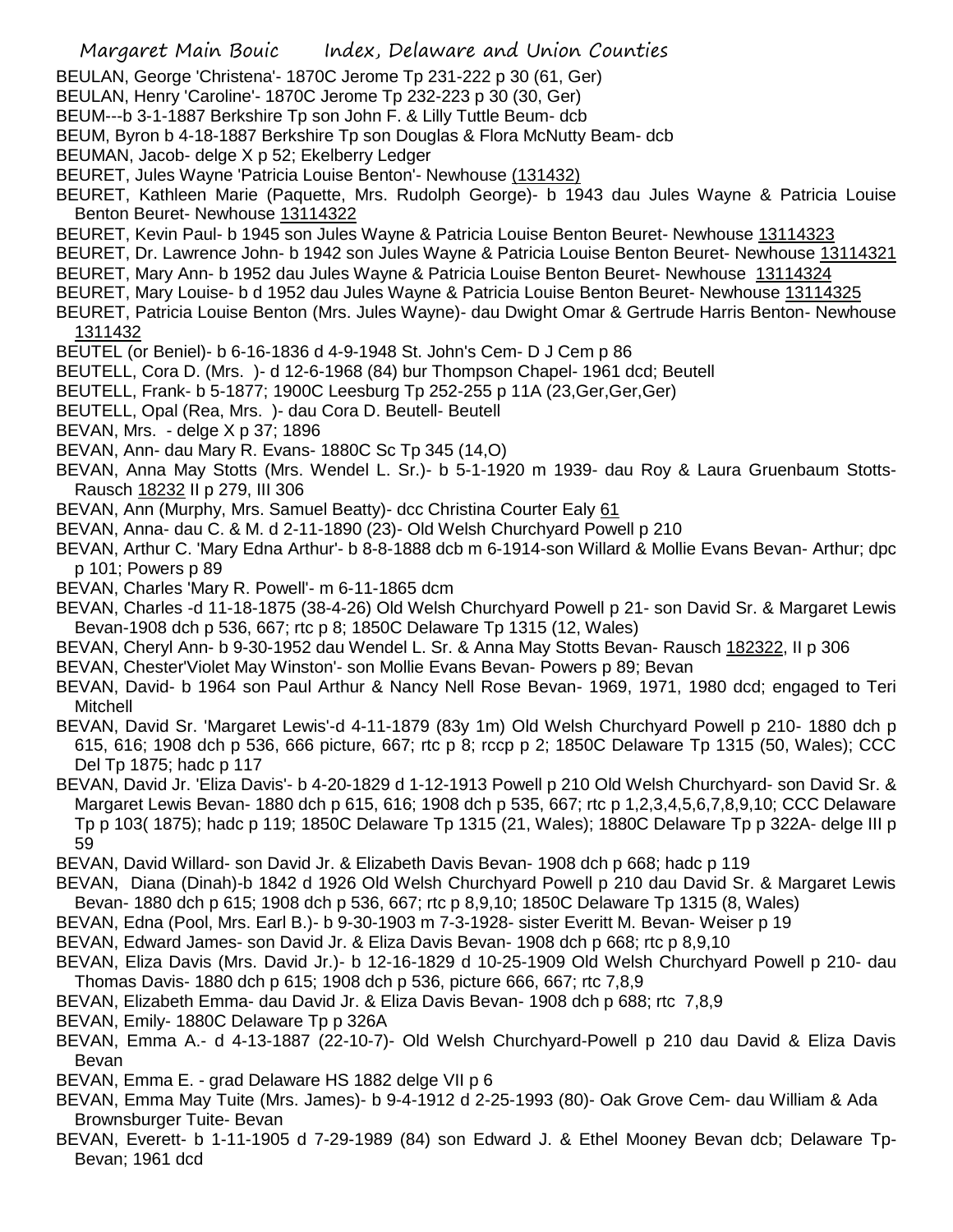BEULAN, George 'Christena'- 1870C Jerome Tp 231-222 p 30 (61, Ger)

BEULAN, Henry 'Caroline'- 1870C Jerome Tp 232-223 p 30 (30, Ger)

BEUM---b 3-1-1887 Berkshire Tp son John F. & Lilly Tuttle Beum- dcb

BEUM, Byron b 4-18-1887 Berkshire Tp son Douglas & Flora McNutty Beam- dcb

BEUMAN, Jacob- delge X p 52; Ekelberry Ledger

BEURET, Jules Wayne 'Patricia Louise Benton'- Newhouse (131432)

BEURET, Kathleen Marie (Paquette, Mrs. Rudolph George)- b 1943 dau Jules Wayne & Patricia Louise Benton Beuret- Newhouse 13114322

BEURET, Kevin Paul- b 1945 son Jules Wayne & Patricia Louise Benton Beuret- Newhouse 13114323

BEURET, Dr. Lawrence John- b 1942 son Jules Wayne & Patricia Louise Benton Beuret- Newhouse 13114321

BEURET, Mary Ann- b 1952 dau Jules Wayne & Patricia Louise Benton Beuret- Newhouse 13114324

BEURET, Mary Louise- b d 1952 dau Jules Wayne & Patricia Louise Benton Beuret- Newhouse 13114325

BEURET, Patricia Louise Benton (Mrs. Jules Wayne)- dau Dwight Omar & Gertrude Harris Benton- Newhouse 1311432

BEUTEL (or Beniel)- b 6-16-1836 d 4-9-1948 St. John's Cem- D J Cem p 86

BEUTELL, Cora D. (Mrs. )- d 12-6-1968 (84) bur Thompson Chapel- 1961 dcd; Beutell

BEUTELL, Frank- b 5-1877; 1900C Leesburg Tp 252-255 p 11A (23,Ger,Ger,Ger)

BEUTELL, Opal (Rea, Mrs. )- dau Cora D. Beutell- Beutell

BEVAN, Mrs. - delge X p 37; 1896

BEVAN, Ann- dau Mary R. Evans- 1880C Sc Tp 345 (14,O)

BEVAN, Anna May Stotts (Mrs. Wendel L. Sr.)- b 5-1-1920 m 1939- dau Roy & Laura Gruenbaum Stotts- Rausch 18232 II p 279, III 306

BEVAN, Ann (Murphy, Mrs. Samuel Beatty)- dcc Christina Courter Ealy 61

BEVAN, Anna- dau C. & M. d 2-11-1890 (23)- Old Welsh Churchyard Powell p 210

BEVAN, Arthur C. 'Mary Edna Arthur'- b 8-8-1888 dcb m 6-1914-son Willard & Mollie Evans Bevan- Arthur; dpc p 101; Powers p 89

BEVAN, Charles 'Mary R. Powell'- m 6-11-1865 dcm

BEVAN, Charles -d 11-18-1875 (38-4-26) Old Welsh Churchyard Powell p 21- son David Sr. & Margaret Lewis Bevan-1908 dch p 536, 667; rtc p 8; 1850C Delaware Tp 1315 (12, Wales)

BEVAN, Cheryl Ann- b 9-30-1952 dau Wendel L. Sr. & Anna May Stotts Bevan- Rausch 182322, II p 306

BEVAN, Chester'Violet May Winston'- son Mollie Evans Bevan- Powers p 89; Bevan

BEVAN, David- b 1964 son Paul Arthur & Nancy Nell Rose Bevan- 1969, 1971, 1980 dcd; engaged to Teri Mitchell

BEVAN, David Sr. 'Margaret Lewis'-d 4-11-1879 (83y 1m) Old Welsh Churchyard Powell p 210- 1880 dch p 615, 616; 1908 dch p 536, 666 picture, 667; rtc p 8; rccp p 2; 1850C Delaware Tp 1315 (50, Wales); CCC Del Tp 1875; hadc p 117

BEVAN, David Jr. 'Eliza Davis'- b 4-20-1829 d 1-12-1913 Powell p 210 Old Welsh Churchyard- son David Sr. & Margaret Lewis Bevan- 1880 dch p 615, 616; 1908 dch p 535, 667; rtc p 1,2,3,4,5,6,7,8,9,10; CCC Delaware Tp p 103( 1875); hadc p 119; 1850C Delaware Tp 1315 (21, Wales); 1880C Delaware Tp p 322A- delge III p 59

BEVAN, David Willard- son David Jr. & Elizabeth Davis Bevan- 1908 dch p 668; hadc p 119

BEVAN, Diana (Dinah)-b 1842 d 1926 Old Welsh Churchyard Powell p 210 dau David Sr. & Margaret Lewis Bevan- 1880 dch p 615; 1908 dch p 536, 667; rtc p 8,9,10; 1850C Delaware Tp 1315 (8, Wales)

BEVAN, Edna (Pool, Mrs. Earl B.)- b 9-30-1903 m 7-3-1928- sister Everitt M. Bevan- Weiser p 19

BEVAN, Edward James- son David Jr. & Eliza Davis Bevan- 1908 dch p 668; rtc p 8,9,10

BEVAN, Eliza Davis (Mrs. David Jr.)- b 12-16-1829 d 10-25-1909 Old Welsh Churchyard Powell p 210- dau Thomas Davis- 1880 dch p 615; 1908 dch p 536, picture 666, 667; rtc 7,8,9

BEVAN, Elizabeth Emma- dau David Jr. & Eliza Davis Bevan- 1908 dch p 688; rtc 7,8,9

BEVAN, Emily- 1880C Delaware Tp p 326A

BEVAN, Emma A.- d 4-13-1887 (22-10-7)- Old Welsh Churchyard-Powell p 210 dau David & Eliza Davis Bevan

BEVAN, Emma E. - grad Delaware HS 1882 delge VII p 6

BEVAN, Emma May Tuite (Mrs. James)- b 9-4-1912 d 2-25-1993 (80)- Oak Grove Cem- dau William & Ada Brownsburger Tuite- Bevan

BEVAN, Everett- b 1-11-1905 d 7-29-1989 (84) son Edward J. & Ethel Mooney Bevan dcb; Delaware Tp- Bevan; 1961 dcd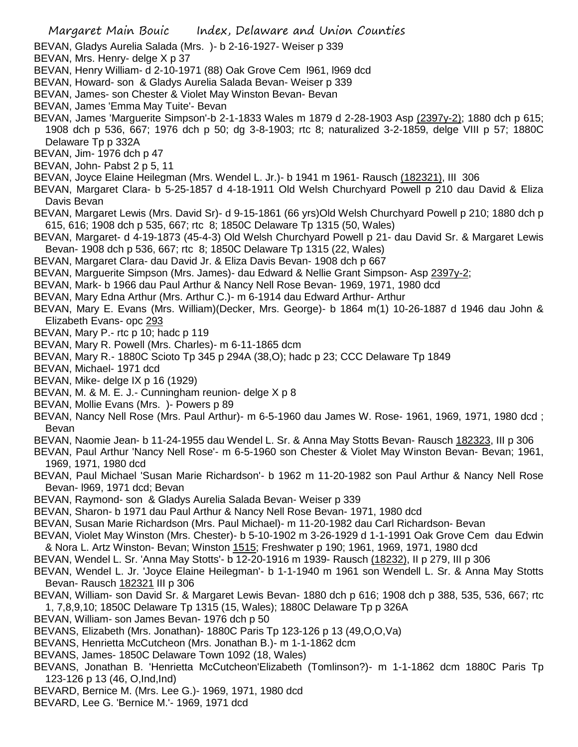BEVAN, Gladys Aurelia Salada (Mrs. )- b 2-16-1927- Weiser p 339

BEVAN, Mrs. Henry- delge X p 37

BEVAN, Henry William- d 2-10-1971 (88) Oak Grove Cem l961, l969 dcd

BEVAN, Howard- son & Gladys Aurelia Salada Bevan- Weiser p 339

BEVAN, James- son Chester & Violet May Winston Bevan- Bevan

BEVAN, James 'Emma May Tuite'- Bevan

BEVAN, James 'Marguerite Simpson'-b 2-1-1833 Wales m 1879 d 2-28-1903 Asp (2397y-2); 1880 dch p 615; 1908 dch p 536, 667; 1976 dch p 50; dg 3-8-1903; rtc 8; naturalized 3-2-1859, delge VIII p 57; 1880C Delaware Tp p 332A

BEVAN, Jim- 1976 dch p 47

BEVAN, John- Pabst 2 p 5, 11

BEVAN, Joyce Elaine Heilegman (Mrs. Wendel L. Jr.)- b 1941 m 1961- Rausch (182321), III 306

BEVAN, Margaret Clara- b 5-25-1857 d 4-18-1911 Old Welsh Churchyard Powell p 210 dau David & Eliza Davis Bevan

BEVAN, Margaret Lewis (Mrs. David Sr)- d 9-15-1861 (66 yrs)Old Welsh Churchyard Powell p 210; 1880 dch p 615, 616; 1908 dch p 535, 667; rtc 8; 1850C Delaware Tp 1315 (50, Wales)

BEVAN, Margaret- d 4-19-1873 (45-4-3) Old Welsh Churchyard Powell p 21- dau David Sr. & Margaret Lewis Bevan- 1908 dch p 536, 667; rtc 8; 1850C Delaware Tp 1315 (22, Wales)

BEVAN, Margaret Clara- dau David Jr. & Eliza Davis Bevan- 1908 dch p 667

BEVAN, Marguerite Simpson (Mrs. James)- dau Edward & Nellie Grant Simpson- Asp 2397y-2;

BEVAN, Mark- b 1966 dau Paul Arthur & Nancy Nell Rose Bevan- 1969, 1971, 1980 dcd

BEVAN, Mary Edna Arthur (Mrs. Arthur C.)- m 6-1914 dau Edward Arthur- Arthur

BEVAN, Mary E. Evans (Mrs. William)(Decker, Mrs. George)- b 1864 m(1) 10-26-1887 d 1946 dau John & Elizabeth Evans- opc 293

BEVAN, Mary P.- rtc p 10; hadc p 119

BEVAN, Mary R. Powell (Mrs. Charles)- m 6-11-1865 dcm

BEVAN, Mary R.- 1880C Scioto Tp 345 p 294A (38,O); hadc p 23; CCC Delaware Tp 1849

BEVAN, Michael- 1971 dcd

BEVAN, Mike- delge IX p 16 (1929)

BEVAN, M. & M. E. J.- Cunningham reunion- delge X p 8

BEVAN, Mollie Evans (Mrs. )- Powers p 89

BEVAN, Nancy Nell Rose (Mrs. Paul Arthur)- m 6-5-1960 dau James W. Rose- 1961, 1969, 1971, 1980 dcd ; Bevan

BEVAN, Naomie Jean- b 11-24-1955 dau Wendel L. Sr. & Anna May Stotts Bevan- Rausch 182323, III p 306

BEVAN, Paul Arthur 'Nancy Nell Rose'- m 6-5-1960 son Chester & Violet May Winston Bevan- Bevan; 1961, 1969, 1971, 1980 dcd

BEVAN, Paul Michael 'Susan Marie Richardson'- b 1962 m 11-20-1982 son Paul Arthur & Nancy Nell Rose Bevan- l969, 1971 dcd; Bevan

BEVAN, Raymond- son & Gladys Aurelia Salada Bevan- Weiser p 339

BEVAN, Sharon- b 1971 dau Paul Arthur & Nancy Nell Rose Bevan- 1971, 1980 dcd

BEVAN, Susan Marie Richardson (Mrs. Paul Michael)- m 11-20-1982 dau Carl Richardson- Bevan

BEVAN, Violet May Winston- (Mrs. Chester)- b 5-10-1902 m 3-26-1929 d 1-1-1991 Oak Grove Cem dau Edwin & Nora L. Artz Winston- Bevan; Winston 1515; Freshwater p 190; 1961, 1969, 1971, 1980 dcd

BEVAN, Wendel L. Sr. 'Anna May Stotts'- b 12-20-1916 m 1939- Rausch (18232), II p 279, III p 306

BEVAN, Wendel L. Jr. 'Joyce Elaine Heilegman'- b 1-1-1940 m 1961 son Wendell L. Sr. & Anna May Stotts Bevan- Rausch 182321 III p 306

BEVAN, William- son David Sr. & Margaret Lewis Bevan- 1880 dch p 616; 1908 dch p 388, 535, 536, 667; rtc 1, 7,8,9,10; 1850C Delaware Tp 1315 (15, Wales); 1880C Delaware Tp p 326A

BEVAN, William- son James Bevan- 1976 dch p 50

BEVANS, Elizabeth (Mrs. Jonathan)- 1880C Paris Tp 123-126 p 13 (49,O,O,Va)

BEVANS, Henrietta McCutcheon (Mrs. Jonathan B.)- m 1-1-1862 dcm

BEVANS, James- 1850C Delaware Town 1092 (18, Wales)

BEVANS, Jonathan B. 'Henrietta McCutcheon'Elizabeth (Tomlinson?)- m 1-1-1862 dcm 1880C Paris Tp 123-126 p 13 (46, O,Ind,Ind)

BEVARD, Bernice M. (Mrs. Lee G.)- 1969, 1971, 1980 dcd

BEVARD, Lee G. 'Bernice M.'- 1969, 1971 dcd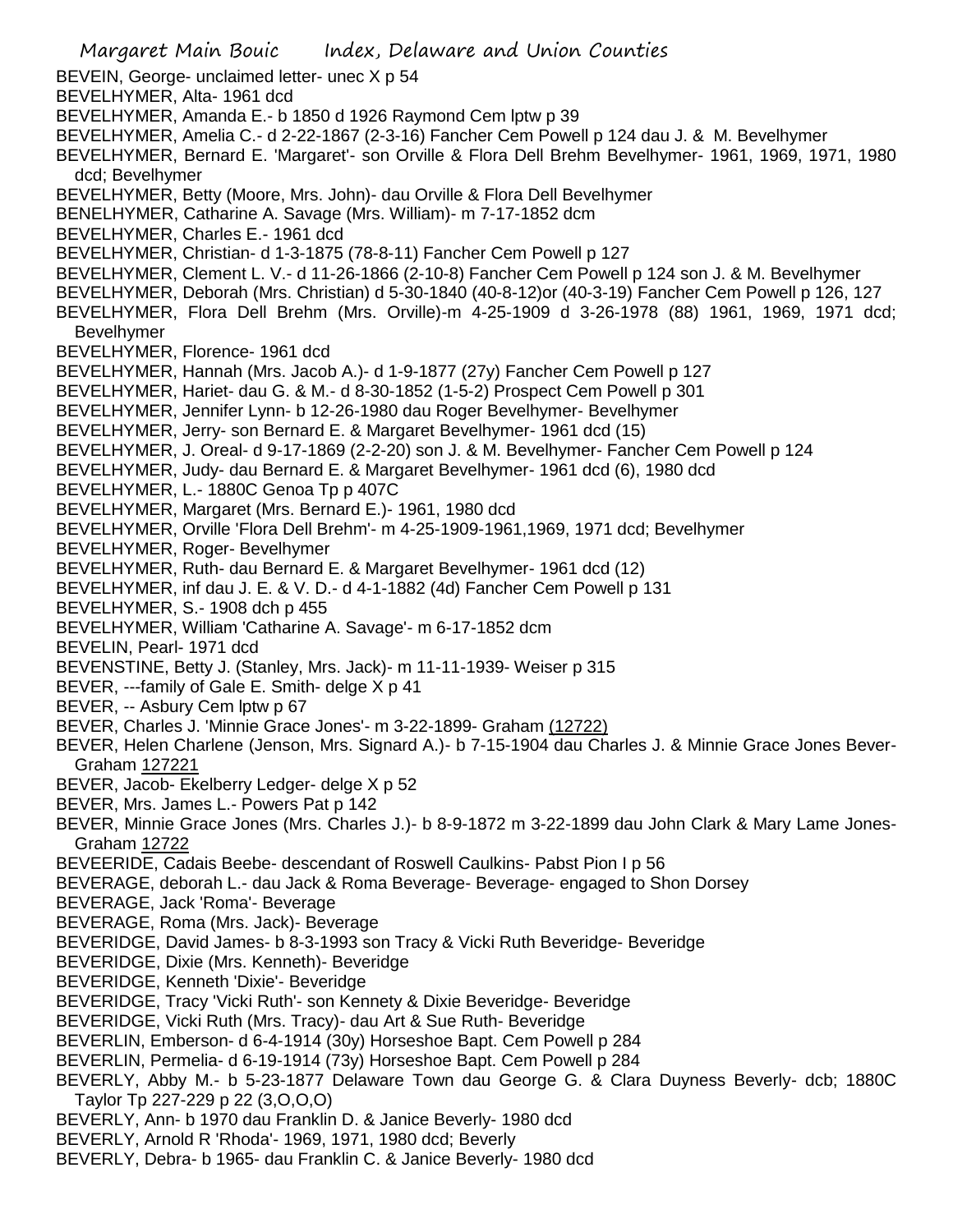BEVEIN, George- unclaimed letter- unec X p 54
BEVELHYMER, Alta- 1961 dcd
BEVELHYMER, Amanda E.- b 1850 d 1926 Raymond Cem lptw p 39
BEVELHYMER, Amelia C.- d 2-22-1867 (2-3-16) Fancher Cem Powell p 124 dau J. & M. Bevelhymer
BEVELHYMER, Bernard E. 'Margaret'- son Orville & Flora Dell Brehm Bevelhymer- 1961, 1969, 1971, 1980 dcd; Bevelhymer
BEVELHYMER, Betty (Moore, Mrs. John)- dau Orville & Flora Dell Bevelhymer
BENELHYMER, Catharine A. Savage (Mrs. William)- m 7-17-1852 dcm
BEVELHYMER, Charles E.- 1961 dcd
BEVELHYMER, Christian- d 1-3-1875 (78-8-11) Fancher Cem Powell p 127
BEVELHYMER, Clement L. V.- d 11-26-1866 (2-10-8) Fancher Cem Powell p 124 son J. & M. Bevelhymer
BEVELHYMER, Deborah (Mrs. Christian) d 5-30-1840 (40-8-12)or (40-3-19) Fancher Cem Powell p 126, 127
BEVELHYMER, Flora Dell Brehm (Mrs. Orville)-m 4-25-1909 d 3-26-1978 (88) 1961, 1969, 1971 dcd; Bevelhymer
BEVELHYMER, Florence- 1961 dcd
BEVELHYMER, Hannah (Mrs. Jacob A.)- d 1-9-1877 (27y) Fancher Cem Powell p 127
BEVELHYMER, Hariet- dau G. & M.- d 8-30-1852 (1-5-2) Prospect Cem Powell p 301
BEVELHYMER, Jennifer Lynn- b 12-26-1980 dau Roger Bevelhymer- Bevelhymer
BEVELHYMER, Jerry- son Bernard E. & Margaret Bevelhymer- 1961 dcd (15)
BEVELHYMER, J. Oreal- d 9-17-1869 (2-2-20) son J. & M. Bevelhymer- Fancher Cem Powell p 124
BEVELHYMER, Judy- dau Bernard E. & Margaret Bevelhymer- 1961 dcd (6), 1980 dcd
BEVELHYMER, L.- 1880C Genoa Tp p 407C
BEVELHYMER, Margaret (Mrs. Bernard E.)- 1961, 1980 dcd
BEVELHYMER, Orville 'Flora Dell Brehm'- m 4-25-1909-1961,1969, 1971 dcd; Bevelhymer
BEVELHYMER, Roger- Bevelhymer
BEVELHYMER, Ruth- dau Bernard E. & Margaret Bevelhymer- 1961 dcd (12)
BEVELHYMER, inf dau J. E. & V. D.- d 4-1-1882 (4d) Fancher Cem Powell p 131
BEVELHYMER, S.- 1908 dch p 455
BEVELHYMER, William 'Catharine A. Savage'- m 6-17-1852 dcm
BEVELIN, Pearl- 1971 dcd
BEVENSTINE, Betty J. (Stanley, Mrs. Jack)- m 11-11-1939- Weiser p 315
BEVER, ---family of Gale E. Smith- delge X p 41
BEVER, -- Asbury Cem lptw p 67
BEVER, Charles J. 'Minnie Grace Jones'- m 3-22-1899- Graham (12722)
BEVER, Helen Charlene (Jenson, Mrs. Signard A.)- b 7-15-1904 dau Charles J. & Minnie Grace Jones Bever- Graham 127221
BEVER, Jacob- Ekelberry Ledger- delge X p 52
BEVER, Mrs. James L.- Powers Pat p 142
BEVER, Minnie Grace Jones (Mrs. Charles J.)- b 8-9-1872 m 3-22-1899 dau John Clark & Mary Lame Jones- Graham 12722
BEVEERIDE, Cadais Beebe- descendant of Roswell Caulkins- Pabst Pion I p 56
BEVERAGE, deborah L.- dau Jack & Roma Beverage- Beverage- engaged to Shon Dorsey
BEVERAGE, Jack 'Roma'- Beverage
BEVERAGE, Roma (Mrs. Jack)- Beverage
BEVERIDGE, David James- b 8-3-1993 son Tracy & Vicki Ruth Beveridge- Beveridge
BEVERIDGE, Dixie (Mrs. Kenneth)- Beveridge
BEVERIDGE, Kenneth 'Dixie'- Beveridge
BEVERIDGE, Tracy 'Vicki Ruth'- son Kennety & Dixie Beveridge- Beveridge
BEVERIDGE, Vicki Ruth (Mrs. Tracy)- dau Art & Sue Ruth- Beveridge
BEVERLIN, Emberson- d 6-4-1914 (30y) Horseshoe Bapt. Cem Powell p 284
BEVERLIN, Permelia- d 6-19-1914 (73y) Horseshoe Bapt. Cem Powell p 284
BEVERLY, Abby M.- b 5-23-1877 Delaware Town dau George G. & Clara Duyness Beverly- dcb; 1880C Taylor Tp 227-229 p 22 (3,O,O,O)
BEVERLY, Ann- b 1970 dau Franklin D. & Janice Beverly- 1980 dcd
BEVERLY, Arnold R 'Rhoda'- 1969, 1971, 1980 dcd; Beverly
BEVERLY, Debra- b 1965- dau Franklin C. & Janice Beverly- 1980 dcd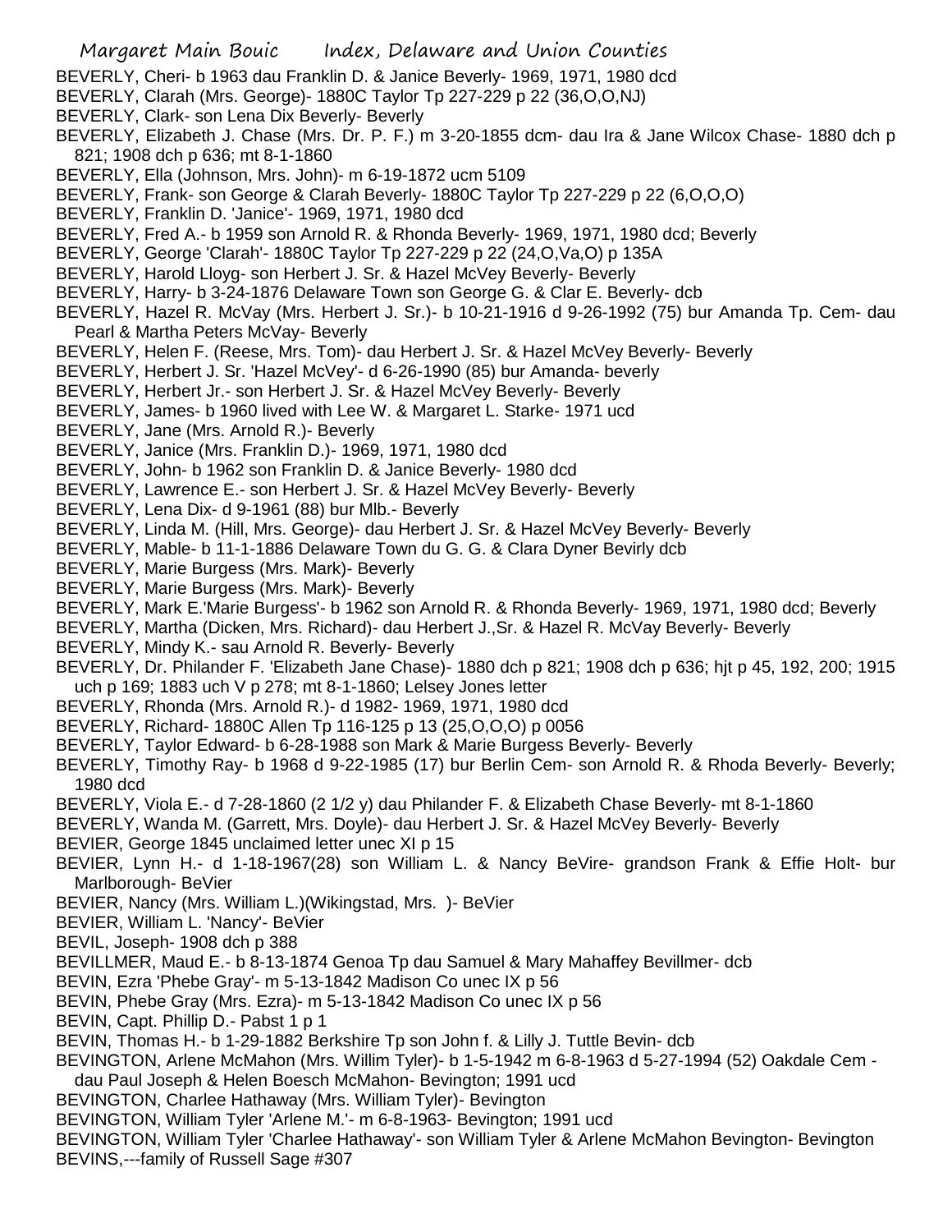BEVERLY, Cheri- b 1963 dau Franklin D. & Janice Beverly- 1969, 1971, 1980 dcd
BEVERLY, Clarah (Mrs. George)- 1880C Taylor Tp 227-229 p 22 (36,O,O,NJ)
BEVERLY, Clark- son Lena Dix Beverly- Beverly
BEVERLY, Elizabeth J. Chase (Mrs. Dr. P. F.) m 3-20-1855 dcm- dau Ira & Jane Wilcox Chase- 1880 dch p 821; 1908 dch p 636; mt 8-1-1860
BEVERLY, Ella (Johnson, Mrs. John)- m 6-19-1872 ucm 5109
BEVERLY, Frank- son George & Clarah Beverly- 1880C Taylor Tp 227-229 p 22 (6,O,O,O)
BEVERLY, Franklin D. 'Janice'- 1969, 1971, 1980 dcd
BEVERLY, Fred A.- b 1959 son Arnold R. & Rhonda Beverly- 1969, 1971, 1980 dcd; Beverly
BEVERLY, George 'Clarah'- 1880C Taylor Tp 227-229 p 22 (24,O,Va,O) p 135A
BEVERLY, Harold Lloyg- son Herbert J. Sr. & Hazel McVey Beverly- Beverly
BEVERLY, Harry- b 3-24-1876 Delaware Town son George G. & Clar E. Beverly- dcb
BEVERLY, Hazel R. McVay (Mrs. Herbert J. Sr.)- b 10-21-1916 d 9-26-1992 (75) bur Amanda Tp. Cem- dau Pearl & Martha Peters McVay- Beverly
BEVERLY, Helen F. (Reese, Mrs. Tom)- dau Herbert J. Sr. & Hazel McVey Beverly- Beverly
BEVERLY, Herbert J. Sr. 'Hazel McVey'- d 6-26-1990 (85) bur Amanda- beverly
BEVERLY, Herbert Jr.- son Herbert J. Sr. & Hazel McVey Beverly- Beverly
BEVERLY, James- b 1960 lived with Lee W. & Margaret L. Starke- 1971 ucd
BEVERLY, Jane (Mrs. Arnold R.)- Beverly
BEVERLY, Janice (Mrs. Franklin D.)- 1969, 1971, 1980 dcd
BEVERLY, John- b 1962 son Franklin D. & Janice Beverly- 1980 dcd
BEVERLY, Lawrence E.- son Herbert J. Sr. & Hazel McVey Beverly- Beverly
BEVERLY, Lena Dix- d 9-1961 (88) bur Mlb.- Beverly
BEVERLY, Linda M. (Hill, Mrs. George)- dau Herbert J. Sr. & Hazel McVey Beverly- Beverly
BEVERLY, Mable- b 11-1-1886 Delaware Town du G. G. & Clara Dyner Bevirly dcb
BEVERLY, Marie Burgess (Mrs. Mark)- Beverly
BEVERLY, Marie Burgess (Mrs. Mark)- Beverly
BEVERLY, Mark E.'Marie Burgess'- b 1962 son Arnold R. & Rhonda Beverly- 1969, 1971, 1980 dcd; Beverly
BEVERLY, Martha (Dicken, Mrs. Richard)- dau Herbert J.,Sr. & Hazel R. McVay Beverly- Beverly
BEVERLY, Mindy K.- sau Arnold R. Beverly- Beverly
BEVERLY, Dr. Philander F. 'Elizabeth Jane Chase)- 1880 dch p 821; 1908 dch p 636; hjt p 45, 192, 200; 1915 uch p 169; 1883 uch V p 278; mt 8-1-1860; Lelsey Jones letter
BEVERLY, Rhonda (Mrs. Arnold R.)- d 1982- 1969, 1971, 1980 dcd
BEVERLY, Richard- 1880C Allen Tp 116-125 p 13 (25,O,O,O) p 0056
BEVERLY, Taylor Edward- b 6-28-1988 son Mark & Marie Burgess Beverly- Beverly
BEVERLY, Timothy Ray- b 1968 d 9-22-1985 (17) bur Berlin Cem- son Arnold R. & Rhoda Beverly- Beverly; 1980 dcd
BEVERLY, Viola E.- d 7-28-1860 (2 1/2 y) dau Philander F. & Elizabeth Chase Beverly- mt 8-1-1860
BEVERLY, Wanda M. (Garrett, Mrs. Doyle)- dau Herbert J. Sr. & Hazel McVey Beverly- Beverly
BEVIER, George 1845 unclaimed letter unec XI p 15
BEVIER, Lynn H.- d 1-18-1967(28) son William L. & Nancy BeVire- grandson Frank & Effie Holt- bur Marlborough- BeVier
BEVIER, Nancy (Mrs. William L.)(Wikingstad, Mrs. )- BeVier
BEVIER, William L. 'Nancy'- BeVier
BEVIL, Joseph- 1908 dch p 388
BEVILLMER, Maud E.- b 8-13-1874 Genoa Tp dau Samuel & Mary Mahaffey Bevillmer- dcb
BEVIN, Ezra 'Phebe Gray'- m 5-13-1842 Madison Co unec IX p 56
BEVIN, Phebe Gray (Mrs. Ezra)- m 5-13-1842 Madison Co unec IX p 56
BEVIN, Capt. Phillip D.- Pabst 1 p 1
BEVIN, Thomas H.- b 1-29-1882 Berkshire Tp son John f. & Lilly J. Tuttle Bevin- dcb
BEVINGTON, Arlene McMahon (Mrs. Willim Tyler)- b 1-5-1942 m 6-8-1963 d 5-27-1994 (52) Oakdale Cem - dau Paul Joseph & Helen Boesch McMahon- Bevington; 1991 ucd
BEVINGTON, Charlee Hathaway (Mrs. William Tyler)- Bevington
BEVINGTON, William Tyler 'Arlene M.'- m 6-8-1963- Bevington; 1991 ucd
BEVINGTON, William Tyler 'Charlee Hathaway'- son William Tyler & Arlene McMahon Bevington- Bevington
BEVINS,---family of Russell Sage #307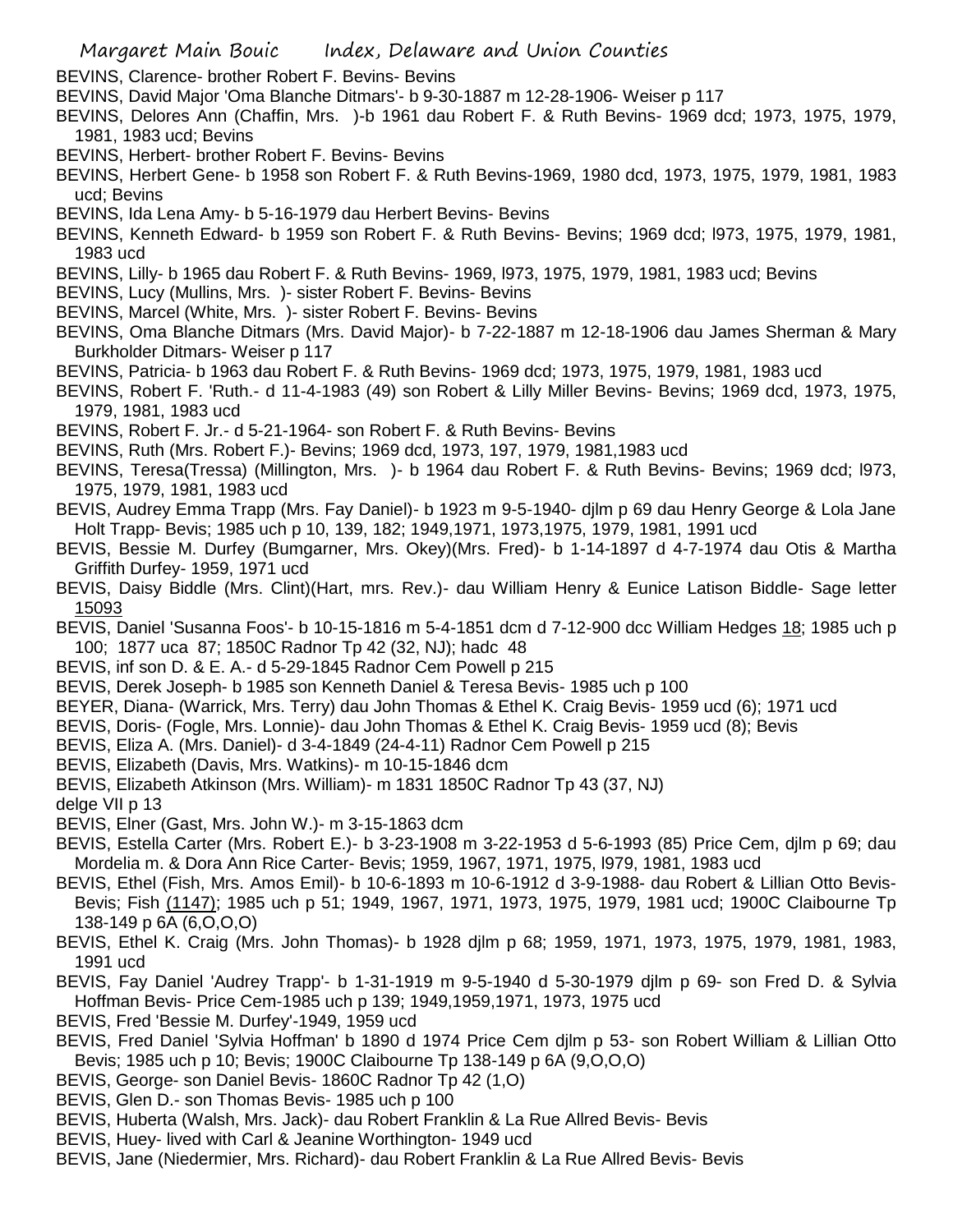BEVINS, Clarence- brother Robert F. Bevins- Bevins

BEVINS, David Major 'Oma Blanche Ditmars'- b 9-30-1887 m 12-28-1906- Weiser p 117

BEVINS, Delores Ann (Chaffin, Mrs. )-b 1961 dau Robert F. & Ruth Bevins- 1969 dcd; 1973, 1975, 1979, 1981, 1983 ucd; Bevins

BEVINS, Herbert- brother Robert F. Bevins- Bevins

BEVINS, Herbert Gene- b 1958 son Robert F. & Ruth Bevins-1969, 1980 dcd, 1973, 1975, 1979, 1981, 1983 ucd; Bevins

BEVINS, Ida Lena Amy- b 5-16-1979 dau Herbert Bevins- Bevins

BEVINS, Kenneth Edward- b 1959 son Robert F. & Ruth Bevins- Bevins; 1969 dcd; l973, 1975, 1979, 1981, 1983 ucd

BEVINS, Lilly- b 1965 dau Robert F. & Ruth Bevins- 1969, l973, 1975, 1979, 1981, 1983 ucd; Bevins

BEVINS, Lucy (Mullins, Mrs. )- sister Robert F. Bevins- Bevins

BEVINS, Marcel (White, Mrs. )- sister Robert F. Bevins- Bevins

BEVINS, Oma Blanche Ditmars (Mrs. David Major)- b 7-22-1887 m 12-18-1906 dau James Sherman & Mary Burkholder Ditmars- Weiser p 117

BEVINS, Patricia- b 1963 dau Robert F. & Ruth Bevins- 1969 dcd; 1973, 1975, 1979, 1981, 1983 ucd

BEVINS, Robert F. 'Ruth.- d 11-4-1983 (49) son Robert & Lilly Miller Bevins- Bevins; 1969 dcd, 1973, 1975, 1979, 1981, 1983 ucd

BEVINS, Robert F. Jr.- d 5-21-1964- son Robert F. & Ruth Bevins- Bevins

BEVINS, Ruth (Mrs. Robert F.)- Bevins; 1969 dcd, 1973, 197, 1979, 1981,1983 ucd

BEVINS, Teresa(Tressa) (Millington, Mrs. )- b 1964 dau Robert F. & Ruth Bevins- Bevins; 1969 dcd; l973, 1975, 1979, 1981, 1983 ucd

BEVIS, Audrey Emma Trapp (Mrs. Fay Daniel)- b 1923 m 9-5-1940- djlm p 69 dau Henry George & Lola Jane Holt Trapp- Bevis; 1985 uch p 10, 139, 182; 1949,1971, 1973,1975, 1979, 1981, 1991 ucd

BEVIS, Bessie M. Durfey (Bumgarner, Mrs. Okey)(Mrs. Fred)- b 1-14-1897 d 4-7-1974 dau Otis & Martha Griffith Durfey- 1959, 1971 ucd

BEVIS, Daisy Biddle (Mrs. Clint)(Hart, mrs. Rev.)- dau William Henry & Eunice Latison Biddle- Sage letter 15093

BEVIS, Daniel 'Susanna Foos'- b 10-15-1816 m 5-4-1851 dcm d 7-12-900 dcc William Hedges 18; 1985 uch p 100; 1877 uca 87; 1850C Radnor Tp 42 (32, NJ); hadc 48

BEVIS, inf son D. & E. A.- d 5-29-1845 Radnor Cem Powell p 215

BEVIS, Derek Joseph- b 1985 son Kenneth Daniel & Teresa Bevis- 1985 uch p 100

BEYER, Diana- (Warrick, Mrs. Terry) dau John Thomas & Ethel K. Craig Bevis- 1959 ucd (6); 1971 ucd

BEVIS, Doris- (Fogle, Mrs. Lonnie)- dau John Thomas & Ethel K. Craig Bevis- 1959 ucd (8); Bevis

BEVIS, Eliza A. (Mrs. Daniel)- d 3-4-1849 (24-4-11) Radnor Cem Powell p 215

BEVIS, Elizabeth (Davis, Mrs. Watkins)- m 10-15-1846 dcm

BEVIS, Elizabeth Atkinson (Mrs. William)- m 1831 1850C Radnor Tp 43 (37, NJ)
delge VII p 13

BEVIS, Elner (Gast, Mrs. John W.)- m 3-15-1863 dcm

BEVIS, Estella Carter (Mrs. Robert E.)- b 3-23-1908 m 3-22-1953 d 5-6-1993 (85) Price Cem, djlm p 69; dau Mordelia m. & Dora Ann Rice Carter- Bevis; 1959, 1967, 1971, 1975, l979, 1981, 1983 ucd

BEVIS, Ethel (Fish, Mrs. Amos Emil)- b 10-6-1893 m 10-6-1912 d 3-9-1988- dau Robert & Lillian Otto Bevis- Bevis; Fish (1147); 1985 uch p 51; 1949, 1967, 1971, 1973, 1975, 1979, 1981 ucd; 1900C Claibourne Tp 138-149 p 6A (6,O,O,O)

BEVIS, Ethel K. Craig (Mrs. John Thomas)- b 1928 djlm p 68; 1959, 1971, 1973, 1975, 1979, 1981, 1983, 1991 ucd

BEVIS, Fay Daniel 'Audrey Trapp'- b 1-31-1919 m 9-5-1940 d 5-30-1979 djlm p 69- son Fred D. & Sylvia Hoffman Bevis- Price Cem-1985 uch p 139; 1949,1959,1971, 1973, 1975 ucd

BEVIS, Fred 'Bessie M. Durfey'-1949, 1959 ucd

BEVIS, Fred Daniel 'Sylvia Hoffman' b 1890 d 1974 Price Cem djlm p 53- son Robert William & Lillian Otto Bevis; 1985 uch p 10; Bevis; 1900C Claibourne Tp 138-149 p 6A (9,O,O,O)

BEVIS, George- son Daniel Bevis- 1860C Radnor Tp 42 (1,O)

BEVIS, Glen D.- son Thomas Bevis- 1985 uch p 100

BEVIS, Huberta (Walsh, Mrs. Jack)- dau Robert Franklin & La Rue Allred Bevis- Bevis

BEVIS, Huey- lived with Carl & Jeanine Worthington- 1949 ucd

BEVIS, Jane (Niedermier, Mrs. Richard)- dau Robert Franklin & La Rue Allred Bevis- Bevis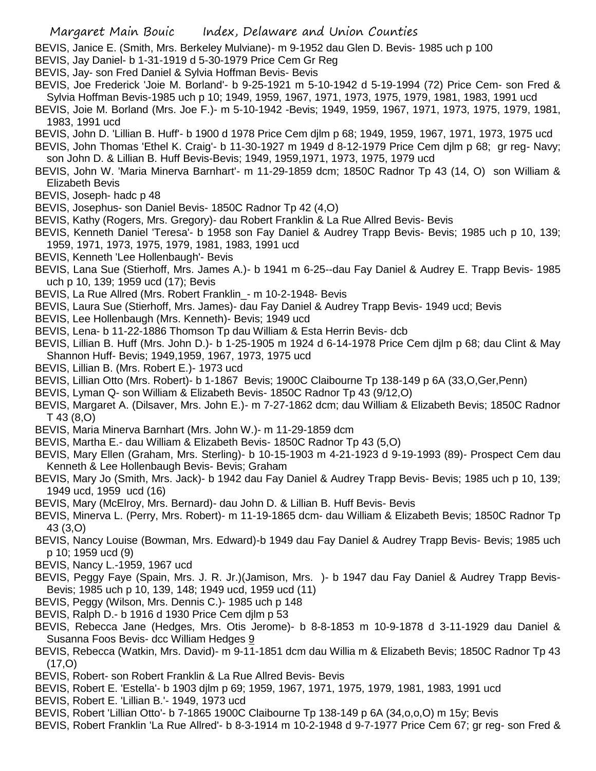BEVIS, Janice E. (Smith, Mrs. Berkeley Mulviane)- m 9-1952 dau Glen D. Bevis- 1985 uch p 100

BEVIS, Jay Daniel- b 1-31-1919 d 5-30-1979 Price Cem Gr Reg

BEVIS, Jay- son Fred Daniel & Sylvia Hoffman Bevis- Bevis

BEVIS, Joe Frederick 'Joie M. Borland'- b 9-25-1921 m 5-10-1942 d 5-19-1994 (72) Price Cem- son Fred & Sylvia Hoffman Bevis-1985 uch p 10; 1949, 1959, 1967, 1971, 1973, 1975, 1979, 1981, 1983, 1991 ucd

BEVIS, Joie M. Borland (Mrs. Joe F.)- m 5-10-1942 -Bevis; 1949, 1959, 1967, 1971, 1973, 1975, 1979, 1981, 1983, 1991 ucd

BEVIS, John D. 'Lillian B. Huff'- b 1900 d 1978 Price Cem djlm p 68; 1949, 1959, 1967, 1971, 1973, 1975 ucd

BEVIS, John Thomas 'Ethel K. Craig'- b 11-30-1927 m 1949 d 8-12-1979 Price Cem djlm p 68; gr reg- Navy; son John D. & Lillian B. Huff Bevis-Bevis; 1949, 1959,1971, 1973, 1975, 1979 ucd

BEVIS, John W. 'Maria Minerva Barnhart'- m 11-29-1859 dcm; 1850C Radnor Tp 43 (14, O) son William & Elizabeth Bevis

BEVIS, Joseph- hadc p 48

BEVIS, Josephus- son Daniel Bevis- 1850C Radnor Tp 42 (4,O)

BEVIS, Kathy (Rogers, Mrs. Gregory)- dau Robert Franklin & La Rue Allred Bevis- Bevis

BEVIS, Kenneth Daniel 'Teresa'- b 1958 son Fay Daniel & Audrey Trapp Bevis- Bevis; 1985 uch p 10, 139; 1959, 1971, 1973, 1975, 1979, 1981, 1983, 1991 ucd

BEVIS, Kenneth 'Lee Hollenbaugh'- Bevis

BEVIS, Lana Sue (Stierhoff, Mrs. James A.)- b 1941 m 6-25--dau Fay Daniel & Audrey E. Trapp Bevis- 1985 uch p 10, 139; 1959 ucd (17); Bevis

BEVIS, La Rue Allred (Mrs. Robert Franklin_- m 10-2-1948- Bevis

BEVIS, Laura Sue (Stierhoff, Mrs. James)- dau Fay Daniel & Audrey Trapp Bevis- 1949 ucd; Bevis

BEVIS, Lee Hollenbaugh (Mrs. Kenneth)- Bevis; 1949 ucd

BEVIS, Lena- b 11-22-1886 Thomson Tp dau William & Esta Herrin Bevis- dcb

BEVIS, Lillian B. Huff (Mrs. John D.)- b 1-25-1905 m 1924 d 6-14-1978 Price Cem djlm p 68; dau Clint & May Shannon Huff- Bevis; 1949,1959, 1967, 1973, 1975 ucd

BEVIS, Lillian B. (Mrs. Robert E.)- 1973 ucd

BEVIS, Lillian Otto (Mrs. Robert)- b 1-1867 Bevis; 1900C Claibourne Tp 138-149 p 6A (33,O,Ger,Penn)

BEVIS, Lyman Q- son William & Elizabeth Bevis- 1850C Radnor Tp 43 (9/12,O)

BEVIS, Margaret A. (Dilsaver, Mrs. John E.)- m 7-27-1862 dcm; dau William & Elizabeth Bevis; 1850C Radnor T 43 (8,O)

BEVIS, Maria Minerva Barnhart (Mrs. John W.)- m 11-29-1859 dcm

BEVIS, Martha E.- dau William & Elizabeth Bevis- 1850C Radnor Tp 43 (5,O)

BEVIS, Mary Ellen (Graham, Mrs. Sterling)- b 10-15-1903 m 4-21-1923 d 9-19-1993 (89)- Prospect Cem dau Kenneth & Lee Hollenbaugh Bevis- Bevis; Graham

BEVIS, Mary Jo (Smith, Mrs. Jack)- b 1942 dau Fay Daniel & Audrey Trapp Bevis- Bevis; 1985 uch p 10, 139; 1949 ucd, 1959 ucd (16)

BEVIS, Mary (McElroy, Mrs. Bernard)- dau John D. & Lillian B. Huff Bevis- Bevis

BEVIS, Minerva L. (Perry, Mrs. Robert)- m 11-19-1865 dcm- dau William & Elizabeth Bevis; 1850C Radnor Tp 43 (3,O)

BEVIS, Nancy Louise (Bowman, Mrs. Edward)-b 1949 dau Fay Daniel & Audrey Trapp Bevis- Bevis; 1985 uch p 10; 1959 ucd (9)

BEVIS, Nancy L.-1959, 1967 ucd

BEVIS, Peggy Faye (Spain, Mrs. J. R. Jr.)(Jamison, Mrs. )- b 1947 dau Fay Daniel & Audrey Trapp Bevis- Bevis; 1985 uch p 10, 139, 148; 1949 ucd, 1959 ucd (11)

BEVIS, Peggy (Wilson, Mrs. Dennis C.)- 1985 uch p 148

BEVIS, Ralph D.- b 1916 d 1930 Price Cem djlm p 53

BEVIS, Rebecca Jane (Hedges, Mrs. Otis Jerome)- b 8-8-1853 m 10-9-1878 d 3-11-1929 dau Daniel & Susanna Foos Bevis- dcc William Hedges 9

BEVIS, Rebecca (Watkin, Mrs. David)- m 9-11-1851 dcm dau Willia m & Elizabeth Bevis; 1850C Radnor Tp 43 (17,O)

BEVIS, Robert- son Robert Franklin & La Rue Allred Bevis- Bevis

BEVIS, Robert E. 'Estella'- b 1903 djlm p 69; 1959, 1967, 1971, 1975, 1979, 1981, 1983, 1991 ucd

BEVIS, Robert E. 'Lillian B.'- 1949, 1973 ucd

BEVIS, Robert 'Lillian Otto'- b 7-1865 1900C Claibourne Tp 138-149 p 6A (34,o,o,O) m 15y; Bevis

BEVIS, Robert Franklin 'La Rue Allred'- b 8-3-1914 m 10-2-1948 d 9-7-1977 Price Cem 67; gr reg- son Fred &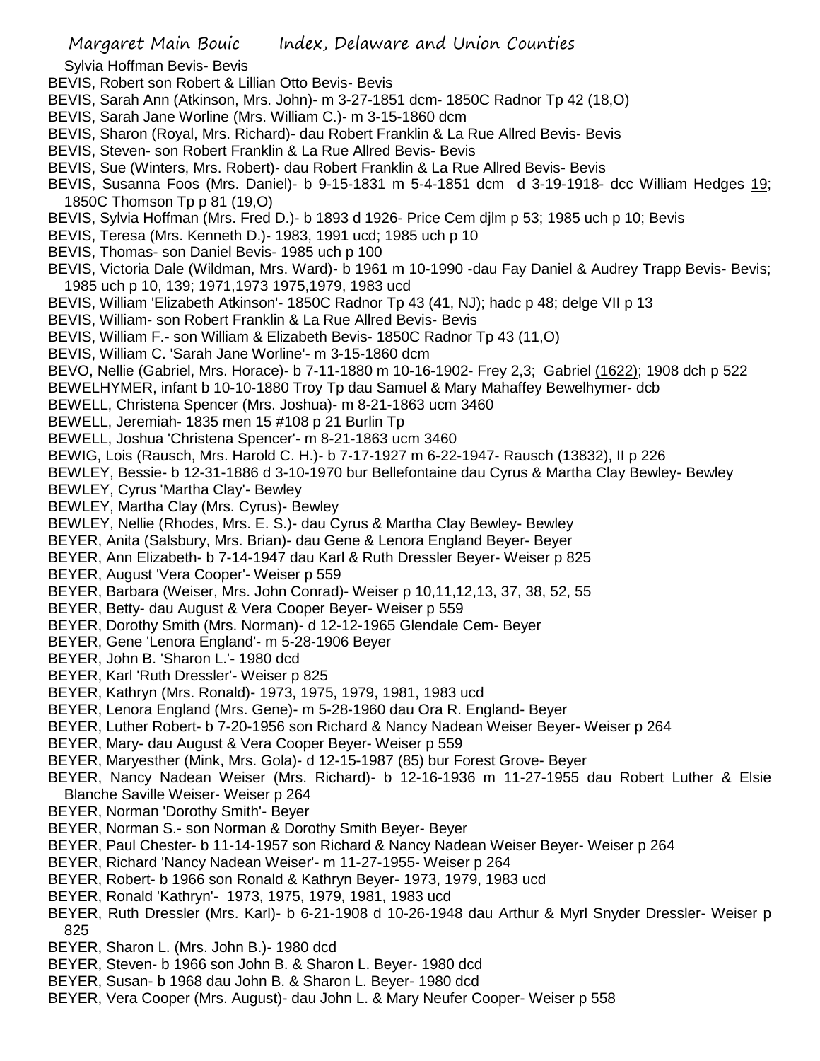Sylvia Hoffman Bevis- Bevis

BEVIS, Robert son Robert & Lillian Otto Bevis- Bevis

BEVIS, Sarah Ann (Atkinson, Mrs. John)- m 3-27-1851 dcm- 1850C Radnor Tp 42 (18,O)

BEVIS, Sarah Jane Worline (Mrs. William C.)- m 3-15-1860 dcm

BEVIS, Sharon (Royal, Mrs. Richard)- dau Robert Franklin & La Rue Allred Bevis- Bevis

BEVIS, Steven- son Robert Franklin & La Rue Allred Bevis- Bevis

BEVIS, Sue (Winters, Mrs. Robert)- dau Robert Franklin & La Rue Allred Bevis- Bevis

BEVIS, Susanna Foos (Mrs. Daniel)- b 9-15-1831 m 5-4-1851 dcm d 3-19-1918- dcc William Hedges 19; 1850C Thomson Tp p 81 (19,O)

BEVIS, Sylvia Hoffman (Mrs. Fred D.)- b 1893 d 1926- Price Cem djlm p 53; 1985 uch p 10; Bevis

BEVIS, Teresa (Mrs. Kenneth D.)- 1983, 1991 ucd; 1985 uch p 10

BEVIS, Thomas- son Daniel Bevis- 1985 uch p 100

BEVIS, Victoria Dale (Wildman, Mrs. Ward)- b 1961 m 10-1990 -dau Fay Daniel & Audrey Trapp Bevis- Bevis; 1985 uch p 10, 139; 1971,1973 1975,1979, 1983 ucd

BEVIS, William 'Elizabeth Atkinson'- 1850C Radnor Tp 43 (41, NJ); hadc p 48; delge VII p 13

BEVIS, William- son Robert Franklin & La Rue Allred Bevis- Bevis

BEVIS, William F.- son William & Elizabeth Bevis- 1850C Radnor Tp 43 (11,O)

BEVIS, William C. 'Sarah Jane Worline'- m 3-15-1860 dcm

BEVO, Nellie (Gabriel, Mrs. Horace)- b 7-11-1880 m 10-16-1902- Frey 2,3; Gabriel (1622); 1908 dch p 522

BEWELHYMER, infant b 10-10-1880 Troy Tp dau Samuel & Mary Mahaffey Bewelhymer- dcb

BEWELL, Christena Spencer (Mrs. Joshua)- m 8-21-1863 ucm 3460

BEWELL, Jeremiah- 1835 men 15 #108 p 21 Burlin Tp

BEWELL, Joshua 'Christena Spencer'- m 8-21-1863 ucm 3460

BEWIG, Lois (Rausch, Mrs. Harold C. H.)- b 7-17-1927 m 6-22-1947- Rausch (13832), II p 226

BEWLEY, Bessie- b 12-31-1886 d 3-10-1970 bur Bellefontaine dau Cyrus & Martha Clay Bewley- Bewley

BEWLEY, Cyrus 'Martha Clay'- Bewley

BEWLEY, Martha Clay (Mrs. Cyrus)- Bewley

BEWLEY, Nellie (Rhodes, Mrs. E. S.)- dau Cyrus & Martha Clay Bewley- Bewley

BEYER, Anita (Salsbury, Mrs. Brian)- dau Gene & Lenora England Beyer- Beyer

BEYER, Ann Elizabeth- b 7-14-1947 dau Karl & Ruth Dressler Beyer- Weiser p 825

BEYER, August 'Vera Cooper'- Weiser p 559

BEYER, Barbara (Weiser, Mrs. John Conrad)- Weiser p 10,11,12,13, 37, 38, 52, 55

BEYER, Betty- dau August & Vera Cooper Beyer- Weiser p 559

BEYER, Dorothy Smith (Mrs. Norman)- d 12-12-1965 Glendale Cem- Beyer

BEYER, Gene 'Lenora England'- m 5-28-1906 Beyer

BEYER, John B. 'Sharon L.'- 1980 dcd

BEYER, Karl 'Ruth Dressler'- Weiser p 825

BEYER, Kathryn (Mrs. Ronald)- 1973, 1975, 1979, 1981, 1983 ucd

BEYER, Lenora England (Mrs. Gene)- m 5-28-1960 dau Ora R. England- Beyer

BEYER, Luther Robert- b 7-20-1956 son Richard & Nancy Nadean Weiser Beyer- Weiser p 264

BEYER, Mary- dau August & Vera Cooper Beyer- Weiser p 559

BEYER, Maryesther (Mink, Mrs. Gola)- d 12-15-1987 (85) bur Forest Grove- Beyer

BEYER, Nancy Nadean Weiser (Mrs. Richard)- b 12-16-1936 m 11-27-1955 dau Robert Luther & Elsie Blanche Saville Weiser- Weiser p 264

BEYER, Norman 'Dorothy Smith'- Beyer

BEYER, Norman S.- son Norman & Dorothy Smith Beyer- Beyer

BEYER, Paul Chester- b 11-14-1957 son Richard & Nancy Nadean Weiser Beyer- Weiser p 264

BEYER, Richard 'Nancy Nadean Weiser'- m 11-27-1955- Weiser p 264

BEYER, Robert- b 1966 son Ronald & Kathryn Beyer- 1973, 1979, 1983 ucd

BEYER, Ronald 'Kathryn'- 1973, 1975, 1979, 1981, 1983 ucd

BEYER, Ruth Dressler (Mrs. Karl)- b 6-21-1908 d 10-26-1948 dau Arthur & Myrl Snyder Dressler- Weiser p 825

BEYER, Sharon L. (Mrs. John B.)- 1980 dcd

BEYER, Steven- b 1966 son John B. & Sharon L. Beyer- 1980 dcd

BEYER, Susan- b 1968 dau John B. & Sharon L. Beyer- 1980 dcd

BEYER, Vera Cooper (Mrs. August)- dau John L. & Mary Neufer Cooper- Weiser p 558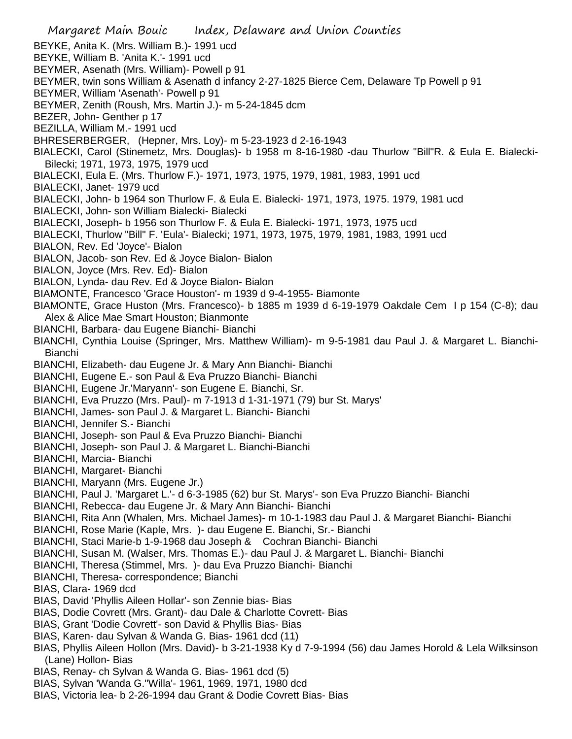BEYKE, Anita K. (Mrs. William B.)- 1991 ucd
BEYKE, William B. 'Anita K.'- 1991 ucd
BEYMER, Asenath (Mrs. William)- Powell p 91
BEYMER, twin sons William & Asenath d infancy 2-27-1825 Bierce Cem, Delaware Tp Powell p 91
BEYMER, William 'Asenath'- Powell p 91
BEYMER, Zenith (Roush, Mrs. Martin J.)- m 5-24-1845 dcm
BEZER, John- Genther p 17
BEZILLA, William M.- 1991 ucd
BHRESERBERGER, (Hepner, Mrs. Loy)- m 5-23-1923 d 2-16-1943
BIALECKI, Carol (Stinemetz, Mrs. Douglas)- b 1958 m 8-16-1980 -dau Thurlow "Bill"R. & Eula E. Bialecki-Bilecki; 1971, 1973, 1975, 1979 ucd
BIALECKI, Eula E. (Mrs. Thurlow F.)- 1971, 1973, 1975, 1979, 1981, 1983, 1991 ucd
BIALECKI, Janet- 1979 ucd
BIALECKI, John- b 1964 son Thurlow F. & Eula E. Bialecki- 1971, 1973, 1975. 1979, 1981 ucd
BIALECKI, John- son William Bialecki- Bialecki
BIALECKI, Joseph- b 1956 son Thurlow F. & Eula E. Bialecki- 1971, 1973, 1975 ucd
BIALECKI, Thurlow "Bill" F. 'Eula'- Bialecki; 1971, 1973, 1975, 1979, 1981, 1983, 1991 ucd
BIALON, Rev. Ed 'Joyce'- Bialon
BIALON, Jacob- son Rev. Ed & Joyce Bialon- Bialon
BIALON, Joyce (Mrs. Rev. Ed)- Bialon
BIALON, Lynda- dau Rev. Ed & Joyce Bialon- Bialon
BIAMONTE, Francesco 'Grace Houston'- m 1939 d 9-4-1955- Biamonte
BIAMONTE, Grace Huston (Mrs. Francesco)- b 1885 m 1939 d 6-19-1979 Oakdale Cem I p 154 (C-8); dau Alex & Alice Mae Smart Houston; Bianmonte
BIANCHI, Barbara- dau Eugene Bianchi- Bianchi
BIANCHI, Cynthia Louise (Springer, Mrs. Matthew William)- m 9-5-1981 dau Paul J. & Margaret L. Bianchi-Bianchi
BIANCHI, Elizabeth- dau Eugene Jr. & Mary Ann Bianchi- Bianchi
BIANCHI, Eugene E.- son Paul & Eva Pruzzo Bianchi- Bianchi
BIANCHI, Eugene Jr.'Maryann'- son Eugene E. Bianchi, Sr.
BIANCHI, Eva Pruzzo (Mrs. Paul)- m 7-1913 d 1-31-1971 (79) bur St. Marys'
BIANCHI, James- son Paul J. & Margaret L. Bianchi- Bianchi
BIANCHI, Jennifer S.- Bianchi
BIANCHI, Joseph- son Paul & Eva Pruzzo Bianchi- Bianchi
BIANCHI, Joseph- son Paul J. & Margaret L. Bianchi-Bianchi
BIANCHI, Marcia- Bianchi
BIANCHI, Margaret- Bianchi
BIANCHI, Maryann (Mrs. Eugene Jr.)
BIANCHI, Paul J. 'Margaret L.'- d 6-3-1985 (62) bur St. Marys'- son Eva Pruzzo Bianchi- Bianchi
BIANCHI, Rebecca- dau Eugene Jr. & Mary Ann Bianchi- Bianchi
BIANCHI, Rita Ann (Whalen, Mrs. Michael James)- m 10-1-1983 dau Paul J. & Margaret Bianchi- Bianchi
BIANCHI, Rose Marie (Kaple, Mrs. )- dau Eugene E. Bianchi, Sr.- Bianchi
BIANCHI, Staci Marie-b 1-9-1968 dau Joseph & Cochran Bianchi- Bianchi
BIANCHI, Susan M. (Walser, Mrs. Thomas E.)- dau Paul J. & Margaret L. Bianchi- Bianchi
BIANCHI, Theresa (Stimmel, Mrs. )- dau Eva Pruzzo Bianchi- Bianchi
BIANCHI, Theresa- correspondence; Bianchi
BIAS, Clara- 1969 dcd
BIAS, David 'Phyllis Aileen Hollar'- son Zennie bias- Bias
BIAS, Dodie Covrett (Mrs. Grant)- dau Dale & Charlotte Covrett- Bias
BIAS, Grant 'Dodie Covrett'- son David & Phyllis Bias- Bias
BIAS, Karen- dau Sylvan & Wanda G. Bias- 1961 dcd (11)
BIAS, Phyllis Aileen Hollon (Mrs. David)- b 3-21-1938 Ky d 7-9-1994 (56) dau James Horold & Lela Wilksinson (Lane) Hollon- Bias
BIAS, Renay- ch Sylvan & Wanda G. Bias- 1961 dcd (5)
BIAS, Sylvan 'Wanda G."Willa'- 1961, 1969, 1971, 1980 dcd
BIAS, Victoria lea- b 2-26-1994 dau Grant & Dodie Covrett Bias- Bias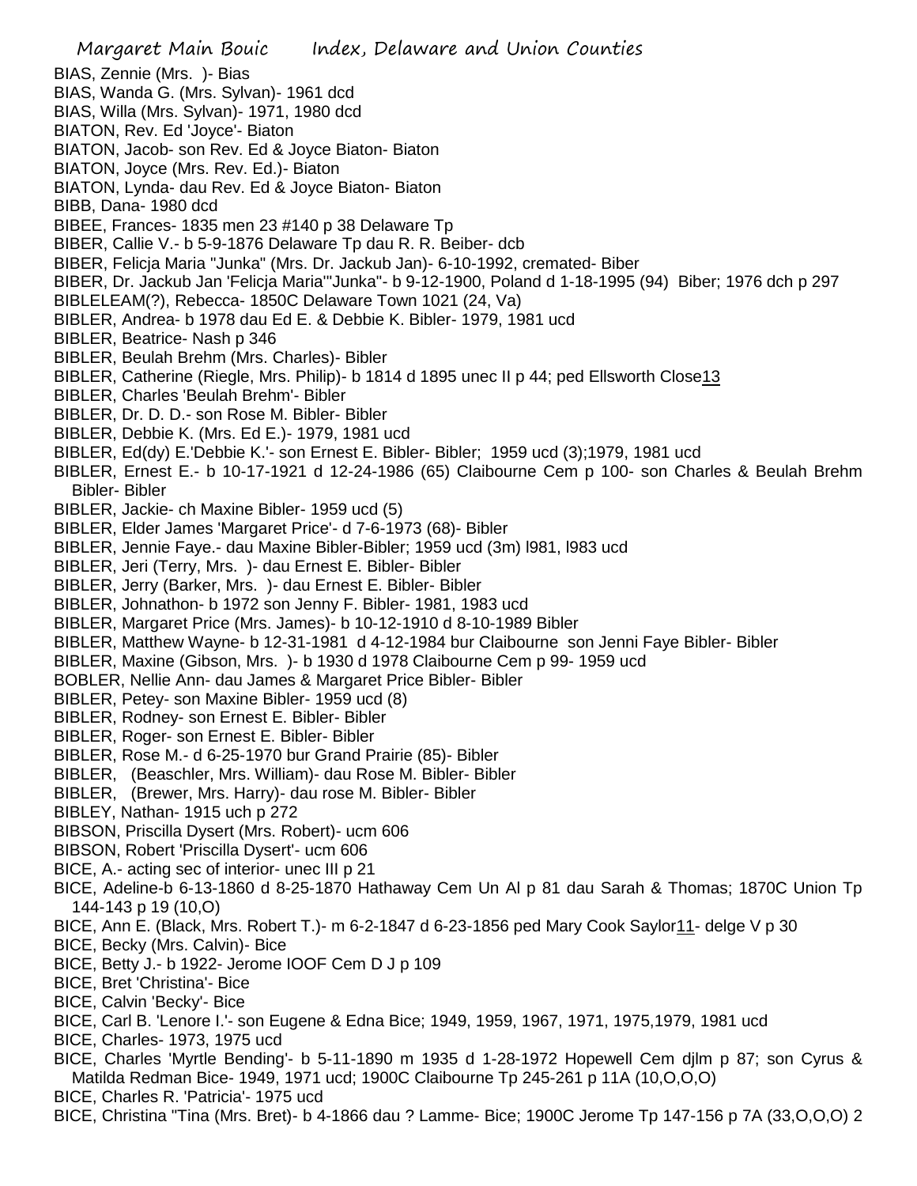BIAS, Zennie (Mrs. )- Bias
BIAS, Wanda G. (Mrs. Sylvan)- 1961 dcd
BIAS, Willa (Mrs. Sylvan)- 1971, 1980 dcd
BIATON, Rev. Ed 'Joyce'- Biaton
BIATON, Jacob- son Rev. Ed & Joyce Biaton- Biaton
BIATON, Joyce (Mrs. Rev. Ed.)- Biaton
BIATON, Lynda- dau Rev. Ed & Joyce Biaton- Biaton
BIBB, Dana- 1980 dcd
BIBEE, Frances- 1835 men 23 #140 p 38 Delaware Tp
BIBER, Callie V.- b 5-9-1876 Delaware Tp dau R. R. Beiber- dcb
BIBER, Felicja Maria "Junka" (Mrs. Dr. Jackub Jan)- 6-10-1992, cremated- Biber
BIBER, Dr. Jackub Jan 'Felicja Maria"'Junka"- b 9-12-1900, Poland d 1-18-1995 (94) Biber; 1976 dch p 297
BIBLELEAM(?), Rebecca- 1850C Delaware Town 1021 (24, Va)
BIBLER, Andrea- b 1978 dau Ed E. & Debbie K. Bibler- 1979, 1981 ucd
BIBLER, Beatrice- Nash p 346
BIBLER, Beulah Brehm (Mrs. Charles)- Bibler
BIBLER, Catherine (Riegle, Mrs. Philip)- b 1814 d 1895 unec II p 44; ped Ellsworth Close13
BIBLER, Charles 'Beulah Brehm'- Bibler
BIBLER, Dr. D. D.- son Rose M. Bibler- Bibler
BIBLER, Debbie K. (Mrs. Ed E.)- 1979, 1981 ucd
BIBLER, Ed(dy) E.'Debbie K.'- son Ernest E. Bibler- Bibler; 1959 ucd (3);1979, 1981 ucd
BIBLER, Ernest E.- b 10-17-1921 d 12-24-1986 (65) Claibourne Cem p 100- son Charles & Beulah Brehm Bibler- Bibler
BIBLER, Jackie- ch Maxine Bibler- 1959 ucd (5)
BIBLER, Elder James 'Margaret Price'- d 7-6-1973 (68)- Bibler
BIBLER, Jennie Faye.- dau Maxine Bibler-Bibler; 1959 ucd (3m) l981, l983 ucd
BIBLER, Jeri (Terry, Mrs. )- dau Ernest E. Bibler- Bibler
BIBLER, Jerry (Barker, Mrs. )- dau Ernest E. Bibler- Bibler
BIBLER, Johnathon- b 1972 son Jenny F. Bibler- 1981, 1983 ucd
BIBLER, Margaret Price (Mrs. James)- b 10-12-1910 d 8-10-1989 Bibler
BIBLER, Matthew Wayne- b 12-31-1981 d 4-12-1984 bur Claibourne son Jenni Faye Bibler- Bibler
BIBLER, Maxine (Gibson, Mrs. )- b 1930 d 1978 Claibourne Cem p 99- 1959 ucd
BOBLER, Nellie Ann- dau James & Margaret Price Bibler- Bibler
BIBLER, Petey- son Maxine Bibler- 1959 ucd (8)
BIBLER, Rodney- son Ernest E. Bibler- Bibler
BIBLER, Roger- son Ernest E. Bibler- Bibler
BIBLER, Rose M.- d 6-25-1970 bur Grand Prairie (85)- Bibler
BIBLER, (Beaschler, Mrs. William)- dau Rose M. Bibler- Bibler
BIBLER, (Brewer, Mrs. Harry)- dau rose M. Bibler- Bibler
BIBLEY, Nathan- 1915 uch p 272
BIBSON, Priscilla Dysert (Mrs. Robert)- ucm 606
BIBSON, Robert 'Priscilla Dysert'- ucm 606
BICE, A.- acting sec of interior- unec III p 21
BICE, Adeline-b 6-13-1860 d 8-25-1870 Hathaway Cem Un Al p 81 dau Sarah & Thomas; 1870C Union Tp 144-143 p 19 (10,O)
BICE, Ann E. (Black, Mrs. Robert T.)- m 6-2-1847 d 6-23-1856 ped Mary Cook Saylor11- delge V p 30
BICE, Becky (Mrs. Calvin)- Bice
BICE, Betty J.- b 1922- Jerome IOOF Cem D J p 109
BICE, Bret 'Christina'- Bice
BICE, Calvin 'Becky'- Bice
BICE, Carl B. 'Lenore I.'- son Eugene & Edna Bice; 1949, 1959, 1967, 1971, 1975,1979, 1981 ucd
BICE, Charles- 1973, 1975 ucd
BICE, Charles 'Myrtle Bending'- b 5-11-1890 m 1935 d 1-28-1972 Hopewell Cem djlm p 87; son Cyrus & Matilda Redman Bice- 1949, 1971 ucd; 1900C Claibourne Tp 245-261 p 11A (10,O,O,O)
BICE, Charles R. 'Patricia'- 1975 ucd
BICE, Christina "Tina (Mrs. Bret)- b 4-1866 dau ? Lamme- Bice; 1900C Jerome Tp 147-156 p 7A (33,O,O,O) 2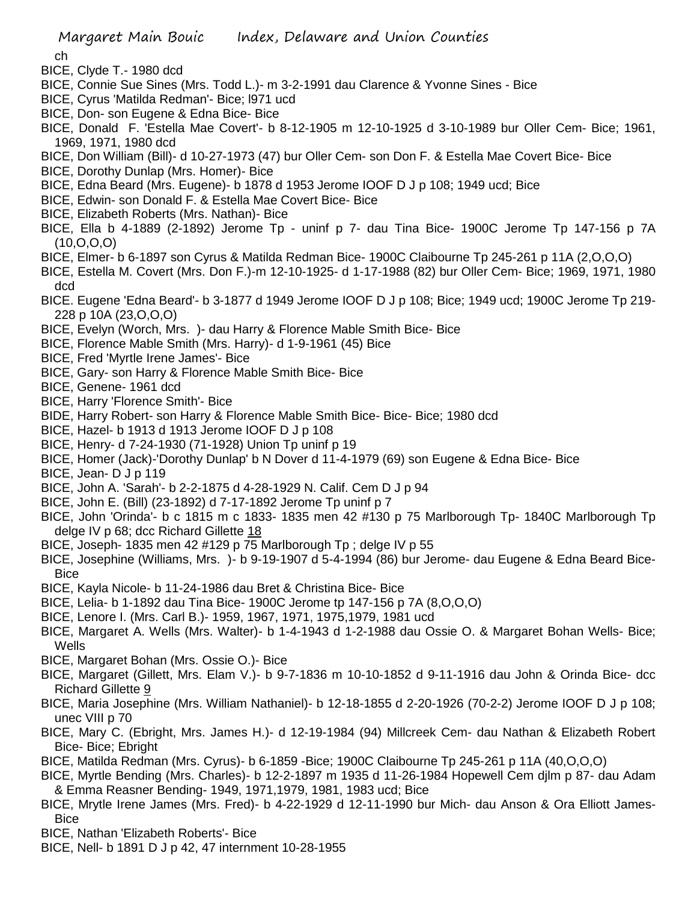ch

BICE, Clyde T.- 1980 dcd

BICE, Connie Sue Sines (Mrs. Todd L.)- m 3-2-1991 dau Clarence & Yvonne Sines - Bice

BICE, Cyrus 'Matilda Redman'- Bice; l971 ucd

BICE, Don- son Eugene & Edna Bice- Bice

BICE, Donald F. 'Estella Mae Covert'- b 8-12-1905 m 12-10-1925 d 3-10-1989 bur Oller Cem- Bice; 1961, 1969, 1971, 1980 dcd

BICE, Don William (Bill)- d 10-27-1973 (47) bur Oller Cem- son Don F. & Estella Mae Covert Bice- Bice

BICE, Dorothy Dunlap (Mrs. Homer)- Bice

BICE, Edna Beard (Mrs. Eugene)- b 1878 d 1953 Jerome IOOF D J p 108; 1949 ucd; Bice

BICE, Edwin- son Donald F. & Estella Mae Covert Bice- Bice

BICE, Elizabeth Roberts (Mrs. Nathan)- Bice

BICE, Ella b 4-1889 (2-1892) Jerome Tp - uninf p 7- dau Tina Bice- 1900C Jerome Tp 147-156 p 7A (10,O,O,O)

BICE, Elmer- b 6-1897 son Cyrus & Matilda Redman Bice- 1900C Claibourne Tp 245-261 p 11A (2,O,O,O)

BICE, Estella M. Covert (Mrs. Don F.)-m 12-10-1925- d 1-17-1988 (82) bur Oller Cem- Bice; 1969, 1971, 1980 dcd

BICE. Eugene 'Edna Beard'- b 3-1877 d 1949 Jerome IOOF D J p 108; Bice; 1949 ucd; 1900C Jerome Tp 219-228 p 10A (23,O,O,O)

BICE, Evelyn (Worch, Mrs. )- dau Harry & Florence Mable Smith Bice- Bice

BICE, Florence Mable Smith (Mrs. Harry)- d 1-9-1961 (45) Bice

BICE, Fred 'Myrtle Irene James'- Bice

BICE, Gary- son Harry & Florence Mable Smith Bice- Bice

BICE, Genene- 1961 dcd

BICE, Harry 'Florence Smith'- Bice

BIDE, Harry Robert- son Harry & Florence Mable Smith Bice- Bice- Bice; 1980 dcd

BICE, Hazel- b 1913 d 1913 Jerome IOOF D J p 108

BICE, Henry- d 7-24-1930 (71-1928) Union Tp uninf p 19

BICE, Homer (Jack)-'Dorothy Dunlap' b N Dover d 11-4-1979 (69) son Eugene & Edna Bice- Bice

BICE, Jean- D J p 119

BICE, John A. 'Sarah'- b 2-2-1875 d 4-28-1929 N. Calif. Cem D J p 94

BICE, John E. (Bill) (23-1892) d 7-17-1892 Jerome Tp uninf p 7

BICE, John 'Orinda'- b c 1815 m c 1833- 1835 men 42 #130 p 75 Marlborough Tp- 1840C Marlborough Tp delge IV p 68; dcc Richard Gillette 18

BICE, Joseph- 1835 men 42 #129 p 75 Marlborough Tp ; delge IV p 55

BICE, Josephine (Williams, Mrs. )- b 9-19-1907 d 5-4-1994 (86) bur Jerome- dau Eugene & Edna Beard Bice- Bice

BICE, Kayla Nicole- b 11-24-1986 dau Bret & Christina Bice- Bice

BICE, Lelia- b 1-1892 dau Tina Bice- 1900C Jerome tp 147-156 p 7A (8,O,O,O)

BICE, Lenore I. (Mrs. Carl B.)- 1959, 1967, 1971, 1975,1979, 1981 ucd

BICE, Margaret A. Wells (Mrs. Walter)- b 1-4-1943 d 1-2-1988 dau Ossie O. & Margaret Bohan Wells- Bice; Wells

BICE, Margaret Bohan (Mrs. Ossie O.)- Bice

BICE, Margaret (Gillett, Mrs. Elam V.)- b 9-7-1836 m 10-10-1852 d 9-11-1916 dau John & Orinda Bice- dcc Richard Gillette 9

BICE, Maria Josephine (Mrs. William Nathaniel)- b 12-18-1855 d 2-20-1926 (70-2-2) Jerome IOOF D J p 108; unec VIII p 70

BICE, Mary C. (Ebright, Mrs. James H.)- d 12-19-1984 (94) Millcreek Cem- dau Nathan & Elizabeth Robert Bice- Bice; Ebright

BICE, Matilda Redman (Mrs. Cyrus)- b 6-1859 -Bice; 1900C Claibourne Tp 245-261 p 11A (40,O,O,O)

BICE, Myrtle Bending (Mrs. Charles)- b 12-2-1897 m 1935 d 11-26-1984 Hopewell Cem djlm p 87- dau Adam & Emma Reasner Bending- 1949, 1971,1979, 1981, 1983 ucd; Bice

BICE, Mrytle Irene James (Mrs. Fred)- b 4-22-1929 d 12-11-1990 bur Mich- dau Anson & Ora Elliott James- Bice

BICE, Nathan 'Elizabeth Roberts'- Bice

BICE, Nell- b 1891 D J p 42, 47 internment 10-28-1955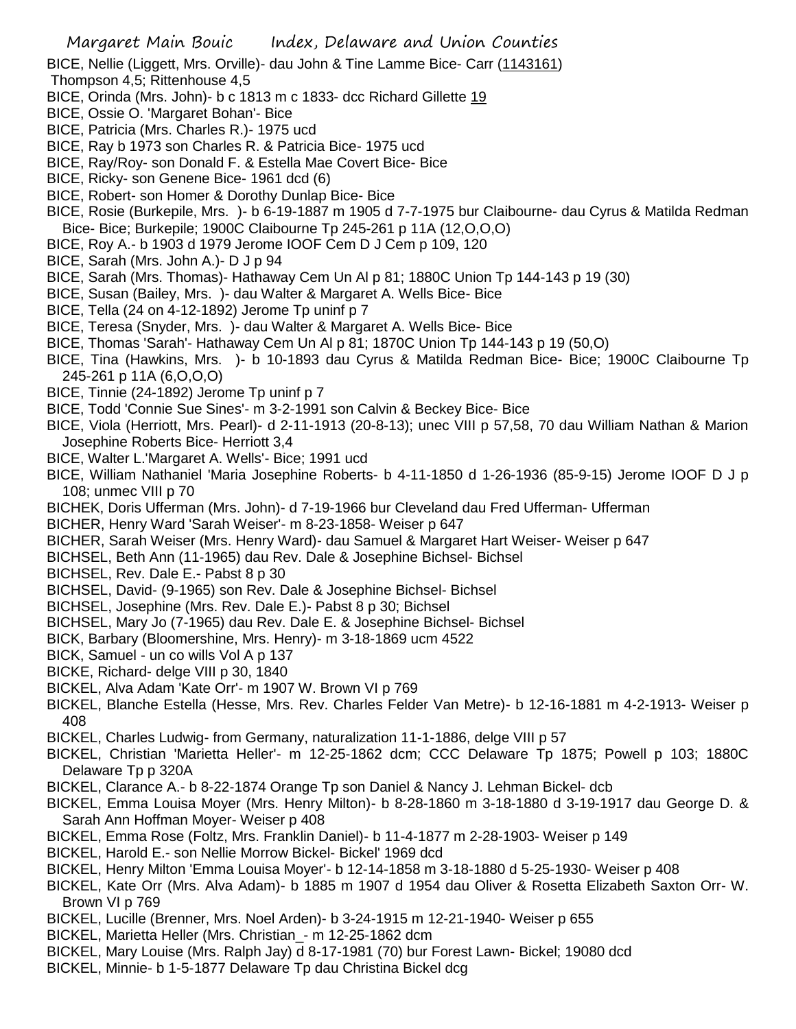BICE, Nellie (Liggett, Mrs. Orville)- dau John & Tine Lamme Bice- Carr (1143161) Thompson 4,5; Rittenhouse 4,5

BICE, Orinda (Mrs. John)- b c 1813 m c 1833- dcc Richard Gillette 19

BICE, Ossie O. 'Margaret Bohan'- Bice

BICE, Patricia (Mrs. Charles R.)- 1975 ucd

BICE, Ray b 1973 son Charles R. & Patricia Bice- 1975 ucd

BICE, Ray/Roy- son Donald F. & Estella Mae Covert Bice- Bice

BICE, Ricky- son Genene Bice- 1961 dcd (6)

BICE, Robert- son Homer & Dorothy Dunlap Bice- Bice

BICE, Rosie (Burkepile, Mrs. )- b 6-19-1887 m 1905 d 7-7-1975 bur Claibourne- dau Cyrus & Matilda Redman Bice- Bice; Burkepile; 1900C Claibourne Tp 245-261 p 11A (12,O,O,O)

BICE, Roy A.- b 1903 d 1979 Jerome IOOF Cem D J Cem p 109, 120

BICE, Sarah (Mrs. John A.)- D J p 94

BICE, Sarah (Mrs. Thomas)- Hathaway Cem Un Al p 81; 1880C Union Tp 144-143 p 19 (30)

BICE, Susan (Bailey, Mrs. )- dau Walter & Margaret A. Wells Bice- Bice

BICE, Tella (24 on 4-12-1892) Jerome Tp uninf p 7

BICE, Teresa (Snyder, Mrs. )- dau Walter & Margaret A. Wells Bice- Bice

BICE, Thomas 'Sarah'- Hathaway Cem Un Al p 81; 1870C Union Tp 144-143 p 19 (50,O)

BICE, Tina (Hawkins, Mrs. )- b 10-1893 dau Cyrus & Matilda Redman Bice- Bice; 1900C Claibourne Tp 245-261 p 11A (6,O,O,O)

BICE, Tinnie (24-1892) Jerome Tp uninf p 7

BICE, Todd 'Connie Sue Sines'- m 3-2-1991 son Calvin & Beckey Bice- Bice

BICE, Viola (Herriott, Mrs. Pearl)- d 2-11-1913 (20-8-13); unec VIII p 57,58, 70 dau William Nathan & Marion Josephine Roberts Bice- Herriott 3,4

BICE, Walter L.'Margaret A. Wells'- Bice; 1991 ucd

BICE, William Nathaniel 'Maria Josephine Roberts- b 4-11-1850 d 1-26-1936 (85-9-15) Jerome IOOF D J p 108; unmec VIII p 70

BICHEK, Doris Ufferman (Mrs. John)- d 7-19-1966 bur Cleveland dau Fred Ufferman- Ufferman

BICHER, Henry Ward 'Sarah Weiser'- m 8-23-1858- Weiser p 647

BICHER, Sarah Weiser (Mrs. Henry Ward)- dau Samuel & Margaret Hart Weiser- Weiser p 647

BICHSEL, Beth Ann (11-1965) dau Rev. Dale & Josephine Bichsel- Bichsel

BICHSEL, Rev. Dale E.- Pabst 8 p 30

BICHSEL, David- (9-1965) son Rev. Dale & Josephine Bichsel- Bichsel

BICHSEL, Josephine (Mrs. Rev. Dale E.)- Pabst 8 p 30; Bichsel

BICHSEL, Mary Jo (7-1965) dau Rev. Dale E. & Josephine Bichsel- Bichsel

BICK, Barbary (Bloomershine, Mrs. Henry)- m 3-18-1869 ucm 4522

BICK, Samuel - un co wills Vol A p 137

BICKE, Richard- delge VIII p 30, 1840

BICKEL, Alva Adam 'Kate Orr'- m 1907 W. Brown VI p 769

BICKEL, Blanche Estella (Hesse, Mrs. Rev. Charles Felder Van Metre)- b 12-16-1881 m 4-2-1913- Weiser p 408

BICKEL, Charles Ludwig- from Germany, naturalization 11-1-1886, delge VIII p 57

BICKEL, Christian 'Marietta Heller'- m 12-25-1862 dcm; CCC Delaware Tp 1875; Powell p 103; 1880C Delaware Tp p 320A

BICKEL, Clarance A.- b 8-22-1874 Orange Tp son Daniel & Nancy J. Lehman Bickel- dcb

BICKEL, Emma Louisa Moyer (Mrs. Henry Milton)- b 8-28-1860 m 3-18-1880 d 3-19-1917 dau George D. & Sarah Ann Hoffman Moyer- Weiser p 408

BICKEL, Emma Rose (Foltz, Mrs. Franklin Daniel)- b 11-4-1877 m 2-28-1903- Weiser p 149

BICKEL, Harold E.- son Nellie Morrow Bickel- Bickel' 1969 dcd

BICKEL, Henry Milton 'Emma Louisa Moyer'- b 12-14-1858 m 3-18-1880 d 5-25-1930- Weiser p 408

BICKEL, Kate Orr (Mrs. Alva Adam)- b 1885 m 1907 d 1954 dau Oliver & Rosetta Elizabeth Saxton Orr- W. Brown VI p 769

BICKEL, Lucille (Brenner, Mrs. Noel Arden)- b 3-24-1915 m 12-21-1940- Weiser p 655

BICKEL, Marietta Heller (Mrs. Christian_- m 12-25-1862 dcm

BICKEL, Mary Louise (Mrs. Ralph Jay) d 8-17-1981 (70) bur Forest Lawn- Bickel; 19080 dcd

BICKEL, Minnie- b 1-5-1877 Delaware Tp dau Christina Bickel dcg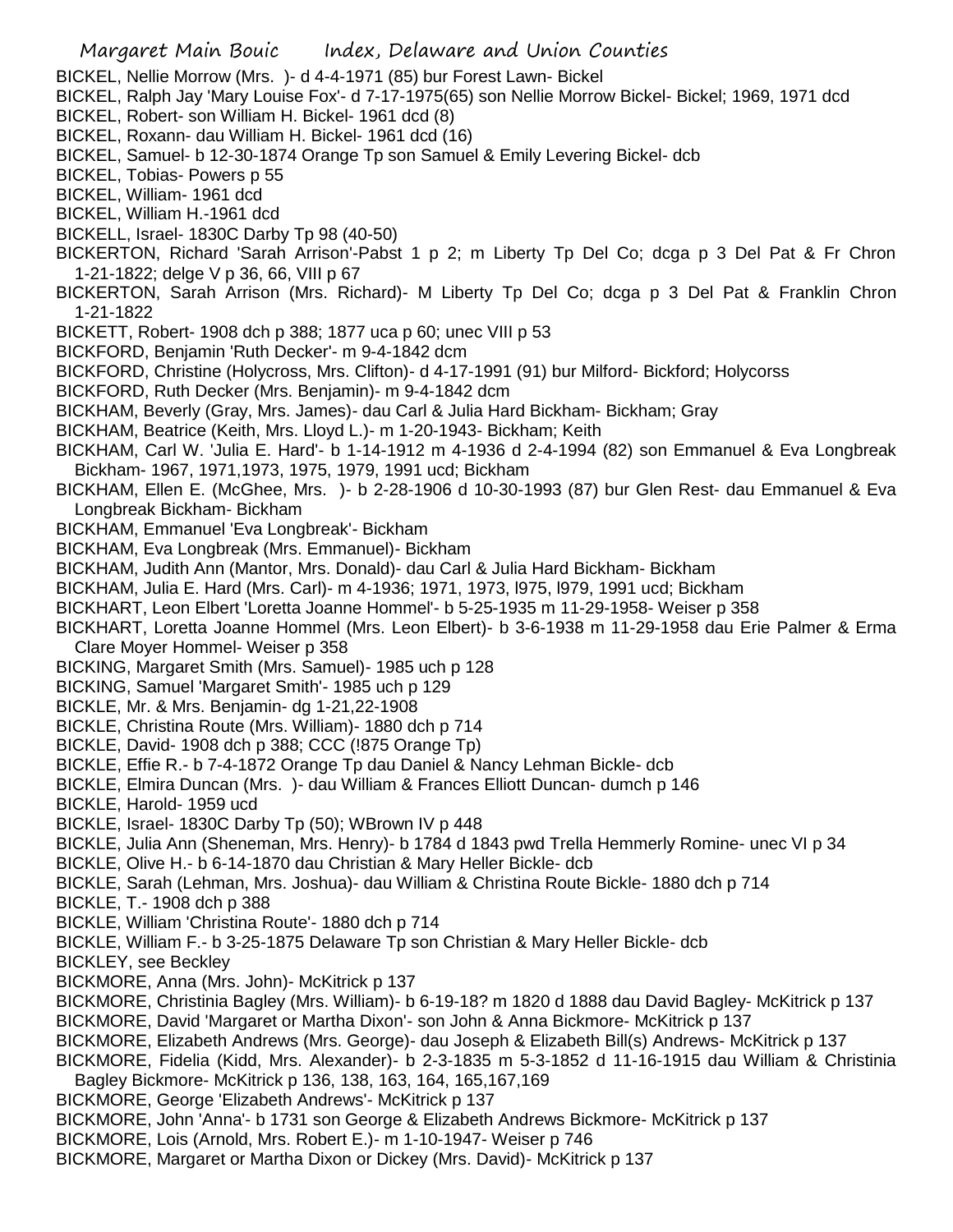BICKEL, Nellie Morrow (Mrs. )- d 4-4-1971 (85) bur Forest Lawn- Bickel
BICKEL, Ralph Jay 'Mary Louise Fox'- d 7-17-1975(65) son Nellie Morrow Bickel- Bickel; 1969, 1971 dcd
BICKEL, Robert- son William H. Bickel- 1961 dcd (8)
BICKEL, Roxann- dau William H. Bickel- 1961 dcd (16)
BICKEL, Samuel- b 12-30-1874 Orange Tp son Samuel & Emily Levering Bickel- dcb
BICKEL, Tobias- Powers p 55
BICKEL, William- 1961 dcd
BICKEL, William H.-1961 dcd
BICKELL, Israel- 1830C Darby Tp 98 (40-50)
BICKERTON, Richard 'Sarah Arrison'-Pabst 1 p 2; m Liberty Tp Del Co; dcga p 3 Del Pat & Fr Chron 1-21-1822; delge V p 36, 66, VIII p 67
BICKERTON, Sarah Arrison (Mrs. Richard)- M Liberty Tp Del Co; dcga p 3 Del Pat & Franklin Chron 1-21-1822
BICKETT, Robert- 1908 dch p 388; 1877 uca p 60; unec VIII p 53
BICKFORD, Benjamin 'Ruth Decker'- m 9-4-1842 dcm
BICKFORD, Christine (Holycross, Mrs. Clifton)- d 4-17-1991 (91) bur Milford- Bickford; Holycorss
BICKFORD, Ruth Decker (Mrs. Benjamin)- m 9-4-1842 dcm
BICKHAM, Beverly (Gray, Mrs. James)- dau Carl & Julia Hard Bickham- Bickham; Gray
BICKHAM, Beatrice (Keith, Mrs. Lloyd L.)- m 1-20-1943- Bickham; Keith
BICKHAM, Carl W. 'Julia E. Hard'- b 1-14-1912 m 4-1936 d 2-4-1994 (82) son Emmanuel & Eva Longbreak Bickham- 1967, 1971,1973, 1975, 1979, 1991 ucd; Bickham
BICKHAM, Ellen E. (McGhee, Mrs. )- b 2-28-1906 d 10-30-1993 (87) bur Glen Rest- dau Emmanuel & Eva Longbreak Bickham- Bickham
BICKHAM, Emmanuel 'Eva Longbreak'- Bickham
BICKHAM, Eva Longbreak (Mrs. Emmanuel)- Bickham
BICKHAM, Judith Ann (Mantor, Mrs. Donald)- dau Carl & Julia Hard Bickham- Bickham
BICKHAM, Julia E. Hard (Mrs. Carl)- m 4-1936; 1971, 1973, l975, l979, 1991 ucd; Bickham
BICKHART, Leon Elbert 'Loretta Joanne Hommel'- b 5-25-1935 m 11-29-1958- Weiser p 358
BICKHART, Loretta Joanne Hommel (Mrs. Leon Elbert)- b 3-6-1938 m 11-29-1958 dau Erie Palmer & Erma Clare Moyer Hommel- Weiser p 358
BICKING, Margaret Smith (Mrs. Samuel)- 1985 uch p 128
BICKING, Samuel 'Margaret Smith'- 1985 uch p 129
BICKLE, Mr. & Mrs. Benjamin- dg 1-21,22-1908
BICKLE, Christina Route (Mrs. William)- 1880 dch p 714
BICKLE, David- 1908 dch p 388; CCC (!875 Orange Tp)
BICKLE, Effie R.- b 7-4-1872 Orange Tp dau Daniel & Nancy Lehman Bickle- dcb
BICKLE, Elmira Duncan (Mrs. )- dau William & Frances Elliott Duncan- dumch p 146
BICKLE, Harold- 1959 ucd
BICKLE, Israel- 1830C Darby Tp (50); WBrown IV p 448
BICKLE, Julia Ann (Sheneman, Mrs. Henry)- b 1784 d 1843 pwd Trella Hemmerly Romine- unec VI p 34
BICKLE, Olive H.- b 6-14-1870 dau Christian & Mary Heller Bickle- dcb
BICKLE, Sarah (Lehman, Mrs. Joshua)- dau William & Christina Route Bickle- 1880 dch p 714
BICKLE, T.- 1908 dch p 388
BICKLE, William 'Christina Route'- 1880 dch p 714
BICKLE, William F.- b 3-25-1875 Delaware Tp son Christian & Mary Heller Bickle- dcb
BICKLEY, see Beckley
BICKMORE, Anna (Mrs. John)- McKitrick p 137
BICKMORE, Christinia Bagley (Mrs. William)- b 6-19-18? m 1820 d 1888 dau David Bagley- McKitrick p 137
BICKMORE, David 'Margaret or Martha Dixon'- son John & Anna Bickmore- McKitrick p 137
BICKMORE, Elizabeth Andrews (Mrs. George)- dau Joseph & Elizabeth Bill(s) Andrews- McKitrick p 137
BICKMORE, Fidelia (Kidd, Mrs. Alexander)- b 2-3-1835 m 5-3-1852 d 11-16-1915 dau William & Christinia Bagley Bickmore- McKitrick p 136, 138, 163, 164, 165,167,169
BICKMORE, George 'Elizabeth Andrews'- McKitrick p 137
BICKMORE, John 'Anna'- b 1731 son George & Elizabeth Andrews Bickmore- McKitrick p 137
BICKMORE, Lois (Arnold, Mrs. Robert E.)- m 1-10-1947- Weiser p 746
BICKMORE, Margaret or Martha Dixon or Dickey (Mrs. David)- McKitrick p 137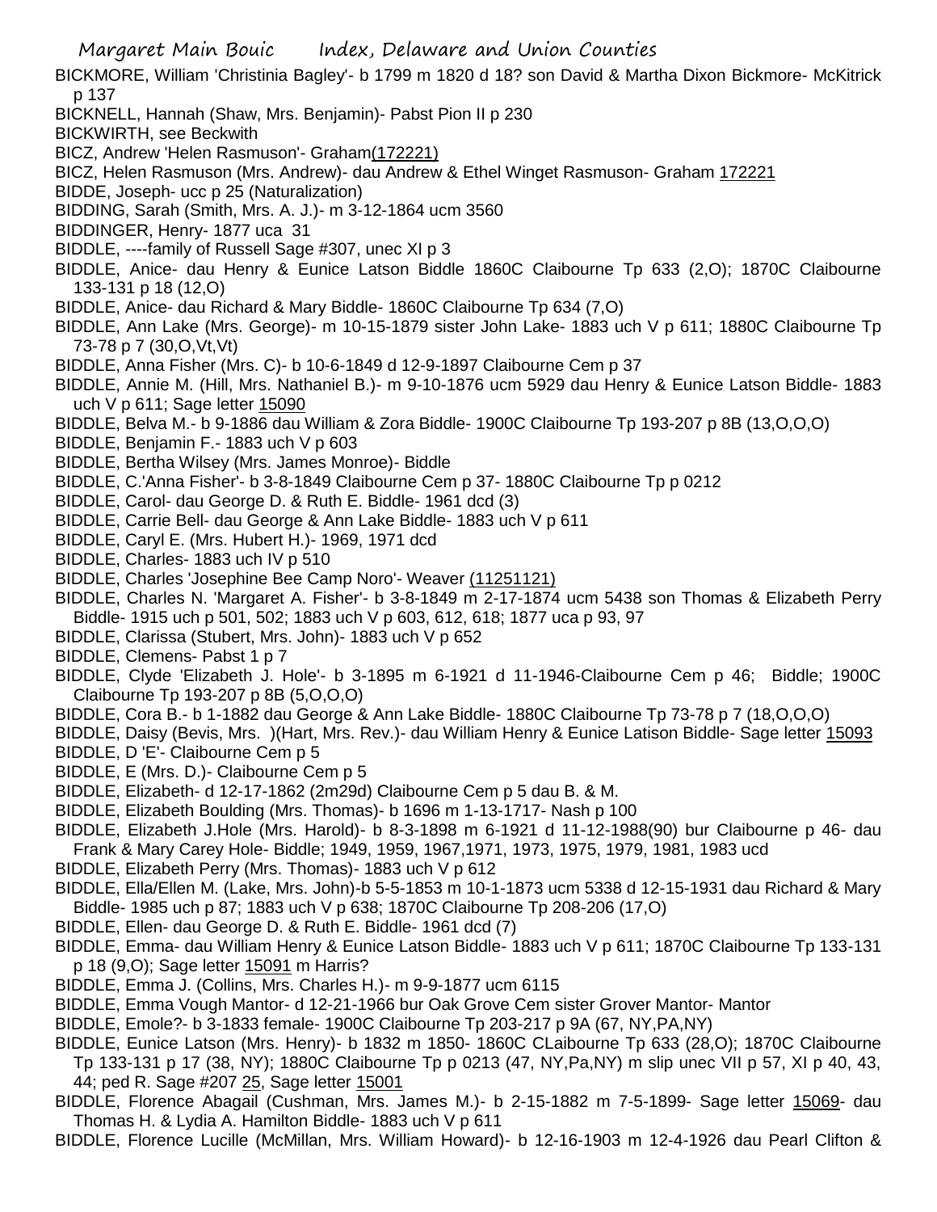BICKMORE, William 'Christinia Bagley'- b 1799 m 1820 d 18? son David & Martha Dixon Bickmore- McKitrick p 137

BICKNELL, Hannah (Shaw, Mrs. Benjamin)- Pabst Pion II p 230

BICKWIRTH, see Beckwith

BICZ, Andrew 'Helen Rasmuson'- Graham(172221)

BICZ, Helen Rasmuson (Mrs. Andrew)- dau Andrew & Ethel Winget Rasmuson- Graham 172221

BIDDE, Joseph- ucc p 25 (Naturalization)

BIDDING, Sarah (Smith, Mrs. A. J.)- m 3-12-1864 ucm 3560

BIDDINGER, Henry- 1877 uca 31

BIDDLE, ----family of Russell Sage #307, unec XI p 3

BIDDLE, Anice- dau Henry & Eunice Latson Biddle 1860C Claibourne Tp 633 (2,O); 1870C Claibourne 133-131 p 18 (12,O)

BIDDLE, Anice- dau Richard & Mary Biddle- 1860C Claibourne Tp 634 (7,O)

BIDDLE, Ann Lake (Mrs. George)- m 10-15-1879 sister John Lake- 1883 uch V p 611; 1880C Claibourne Tp 73-78 p 7 (30,O,Vt,Vt)

BIDDLE, Anna Fisher (Mrs. C)- b 10-6-1849 d 12-9-1897 Claibourne Cem p 37

BIDDLE, Annie M. (Hill, Mrs. Nathaniel B.)- m 9-10-1876 ucm 5929 dau Henry & Eunice Latson Biddle- 1883 uch V p 611; Sage letter 15090

BIDDLE, Belva M.- b 9-1886 dau William & Zora Biddle- 1900C Claibourne Tp 193-207 p 8B (13,O,O,O)

BIDDLE, Benjamin F.- 1883 uch V p 603

BIDDLE, Bertha Wilsey (Mrs. James Monroe)- Biddle

BIDDLE, C.'Anna Fisher'- b 3-8-1849 Claibourne Cem p 37- 1880C Claibourne Tp p 0212

BIDDLE, Carol- dau George D. & Ruth E. Biddle- 1961 dcd (3)

BIDDLE, Carrie Bell- dau George & Ann Lake Biddle- 1883 uch V p 611

BIDDLE, Caryl E. (Mrs. Hubert H.)- 1969, 1971 dcd

BIDDLE, Charles- 1883 uch IV p 510

BIDDLE, Charles 'Josephine Bee Camp Noro'- Weaver (11251121)

BIDDLE, Charles N. 'Margaret A. Fisher'- b 3-8-1849 m 2-17-1874 ucm 5438 son Thomas & Elizabeth Perry Biddle- 1915 uch p 501, 502; 1883 uch V p 603, 612, 618; 1877 uca p 93, 97

BIDDLE, Clarissa (Stubert, Mrs. John)- 1883 uch V p 652

BIDDLE, Clemens- Pabst 1 p 7

BIDDLE, Clyde 'Elizabeth J. Hole'- b 3-1895 m 6-1921 d 11-1946-Claibourne Cem p 46; Biddle; 1900C Claibourne Tp 193-207 p 8B (5,O,O,O)

BIDDLE, Cora B.- b 1-1882 dau George & Ann Lake Biddle- 1880C Claibourne Tp 73-78 p 7 (18,O,O,O)

BIDDLE, Daisy (Bevis, Mrs. )(Hart, Mrs. Rev.)- dau William Henry & Eunice Latison Biddle- Sage letter 15093

BIDDLE, D 'E'- Claibourne Cem p 5

BIDDLE, E (Mrs. D.)- Claibourne Cem p 5

BIDDLE, Elizabeth- d 12-17-1862 (2m29d) Claibourne Cem p 5 dau B. & M.

BIDDLE, Elizabeth Boulding (Mrs. Thomas)- b 1696 m 1-13-1717- Nash p 100

BIDDLE, Elizabeth J.Hole (Mrs. Harold)- b 8-3-1898 m 6-1921 d 11-12-1988(90) bur Claibourne p 46- dau Frank & Mary Carey Hole- Biddle; 1949, 1959, 1967,1971, 1973, 1975, 1979, 1981, 1983 ucd

BIDDLE, Elizabeth Perry (Mrs. Thomas)- 1883 uch V p 612

BIDDLE, Ella/Ellen M. (Lake, Mrs. John)-b 5-5-1853 m 10-1-1873 ucm 5338 d 12-15-1931 dau Richard & Mary Biddle- 1985 uch p 87; 1883 uch V p 638; 1870C Claibourne Tp 208-206 (17,O)

BIDDLE, Ellen- dau George D. & Ruth E. Biddle- 1961 dcd (7)

BIDDLE, Emma- dau William Henry & Eunice Latson Biddle- 1883 uch V p 611; 1870C Claibourne Tp 133-131 p 18 (9,O); Sage letter 15091 m Harris?

BIDDLE, Emma J. (Collins, Mrs. Charles H.)- m 9-9-1877 ucm 6115

BIDDLE, Emma Vough Mantor- d 12-21-1966 bur Oak Grove Cem sister Grover Mantor- Mantor

BIDDLE, Emole?- b 3-1833 female- 1900C Claibourne Tp 203-217 p 9A (67, NY,PA,NY)

BIDDLE, Eunice Latson (Mrs. Henry)- b 1832 m 1850- 1860C CLaibourne Tp 633 (28,O); 1870C Claibourne Tp 133-131 p 17 (38, NY); 1880C Claibourne Tp p 0213 (47, NY,Pa,NY) m slip unec VII p 57, XI p 40, 43, 44; ped R. Sage #207 25, Sage letter 15001

BIDDLE, Florence Abagail (Cushman, Mrs. James M.)- b 2-15-1882 m 7-5-1899- Sage letter 15069- dau Thomas H. & Lydia A. Hamilton Biddle- 1883 uch V p 611

BIDDLE, Florence Lucille (McMillan, Mrs. William Howard)- b 12-16-1903 m 12-4-1926 dau Pearl Clifton &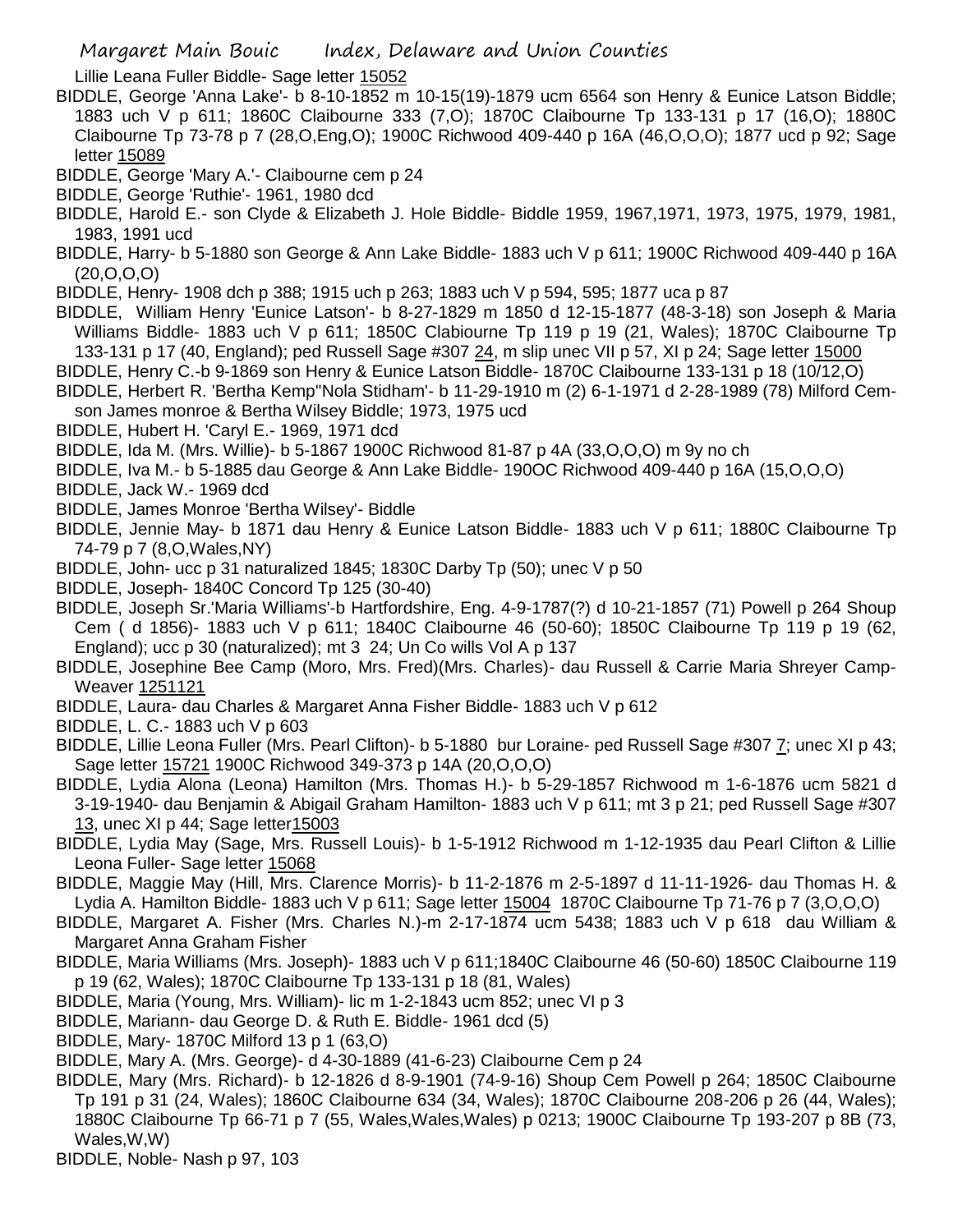Lillie Leana Fuller Biddle- Sage letter 15052

BIDDLE, George 'Anna Lake'- b 8-10-1852 m 10-15(19)-1879 ucm 6564 son Henry & Eunice Latson Biddle; 1883 uch V p 611; 1860C Claibourne 333 (7,O); 1870C Claibourne Tp 133-131 p 17 (16,O); 1880C Claibourne Tp 73-78 p 7 (28,O,Eng,O); 1900C Richwood 409-440 p 16A (46,O,O,O); 1877 ucd p 92; Sage letter 15089

BIDDLE, George 'Mary A.'- Claibourne cem p 24

BIDDLE, George 'Ruthie'- 1961, 1980 dcd

BIDDLE, Harold E.- son Clyde & Elizabeth J. Hole Biddle- Biddle 1959, 1967,1971, 1973, 1975, 1979, 1981, 1983, 1991 ucd

BIDDLE, Harry- b 5-1880 son George & Ann Lake Biddle- 1883 uch V p 611; 1900C Richwood 409-440 p 16A (20,O,O,O)

BIDDLE, Henry- 1908 dch p 388; 1915 uch p 263; 1883 uch V p 594, 595; 1877 uca p 87

BIDDLE, William Henry 'Eunice Latson'- b 8-27-1829 m 1850 d 12-15-1877 (48-3-18) son Joseph & Maria Williams Biddle- 1883 uch V p 611; 1850C Clabiourne Tp 119 p 19 (21, Wales); 1870C Claibourne Tp 133-131 p 17 (40, England); ped Russell Sage #307 24, m slip unec VII p 57, XI p 24; Sage letter 15000

BIDDLE, Henry C.-b 9-1869 son Henry & Eunice Latson Biddle- 1870C Claibourne 133-131 p 18 (10/12,O)

BIDDLE, Herbert R. 'Bertha Kemp"Nola Stidham'- b 11-29-1910 m (2) 6-1-1971 d 2-28-1989 (78) Milford Cem- son James monroe & Bertha Wilsey Biddle; 1973, 1975 ucd

BIDDLE, Hubert H. 'Caryl E.- 1969, 1971 dcd

BIDDLE, Ida M. (Mrs. Willie)- b 5-1867 1900C Richwood 81-87 p 4A (33,O,O,O) m 9y no ch

BIDDLE, Iva M.- b 5-1885 dau George & Ann Lake Biddle- 190OC Richwood 409-440 p 16A (15,O,O,O)

BIDDLE, Jack W.- 1969 dcd

BIDDLE, James Monroe 'Bertha Wilsey'- Biddle

BIDDLE, Jennie May- b 1871 dau Henry & Eunice Latson Biddle- 1883 uch V p 611; 1880C Claibourne Tp 74-79 p 7 (8,O,Wales,NY)

BIDDLE, John- ucc p 31 naturalized 1845; 1830C Darby Tp (50); unec V p 50

BIDDLE, Joseph- 1840C Concord Tp 125 (30-40)

BIDDLE, Joseph Sr.'Maria Williams'-b Hartfordshire, Eng. 4-9-1787(?) d 10-21-1857 (71) Powell p 264 Shoup Cem ( d 1856)- 1883 uch V p 611; 1840C Claibourne 46 (50-60); 1850C Claibourne Tp 119 p 19 (62, England); ucc p 30 (naturalized); mt 3 24; Un Co wills Vol A p 137

BIDDLE, Josephine Bee Camp (Moro, Mrs. Fred)(Mrs. Charles)- dau Russell & Carrie Maria Shreyer Camp- Weaver 1251121

BIDDLE, Laura- dau Charles & Margaret Anna Fisher Biddle- 1883 uch V p 612

BIDDLE, L. C.- 1883 uch V p 603

BIDDLE, Lillie Leona Fuller (Mrs. Pearl Clifton)- b 5-1880 bur Loraine- ped Russell Sage #307 7; unec XI p 43; Sage letter 15721 1900C Richwood 349-373 p 14A (20,O,O,O)

BIDDLE, Lydia Alona (Leona) Hamilton (Mrs. Thomas H.)- b 5-29-1857 Richwood m 1-6-1876 ucm 5821 d 3-19-1940- dau Benjamin & Abigail Graham Hamilton- 1883 uch V p 611; mt 3 p 21; ped Russell Sage #307 13, unec XI p 44; Sage letter15003

BIDDLE, Lydia May (Sage, Mrs. Russell Louis)- b 1-5-1912 Richwood m 1-12-1935 dau Pearl Clifton & Lillie Leona Fuller- Sage letter 15068

BIDDLE, Maggie May (Hill, Mrs. Clarence Morris)- b 11-2-1876 m 2-5-1897 d 11-11-1926- dau Thomas H. & Lydia A. Hamilton Biddle- 1883 uch V p 611; Sage letter 15004 1870C Claibourne Tp 71-76 p 7 (3,O,O,O)

BIDDLE, Margaret A. Fisher (Mrs. Charles N.)-m 2-17-1874 ucm 5438; 1883 uch V p 618 dau William & Margaret Anna Graham Fisher

BIDDLE, Maria Williams (Mrs. Joseph)- 1883 uch V p 611;1840C Claibourne 46 (50-60) 1850C Claibourne 119 p 19 (62, Wales); 1870C Claibourne Tp 133-131 p 18 (81, Wales)

BIDDLE, Maria (Young, Mrs. William)- lic m 1-2-1843 ucm 852; unec VI p 3

BIDDLE, Mariann- dau George D. & Ruth E. Biddle- 1961 dcd (5)

BIDDLE, Mary- 1870C Milford 13 p 1 (63,O)

BIDDLE, Mary A. (Mrs. George)- d 4-30-1889 (41-6-23) Claibourne Cem p 24

BIDDLE, Mary (Mrs. Richard)- b 12-1826 d 8-9-1901 (74-9-16) Shoup Cem Powell p 264; 1850C Claibourne Tp 191 p 31 (24, Wales); 1860C Claibourne 634 (34, Wales); 1870C Claibourne 208-206 p 26 (44, Wales); 1880C Claibourne Tp 66-71 p 7 (55, Wales,Wales,Wales) p 0213; 1900C Claibourne Tp 193-207 p 8B (73, Wales,W,W)

BIDDLE, Noble- Nash p 97, 103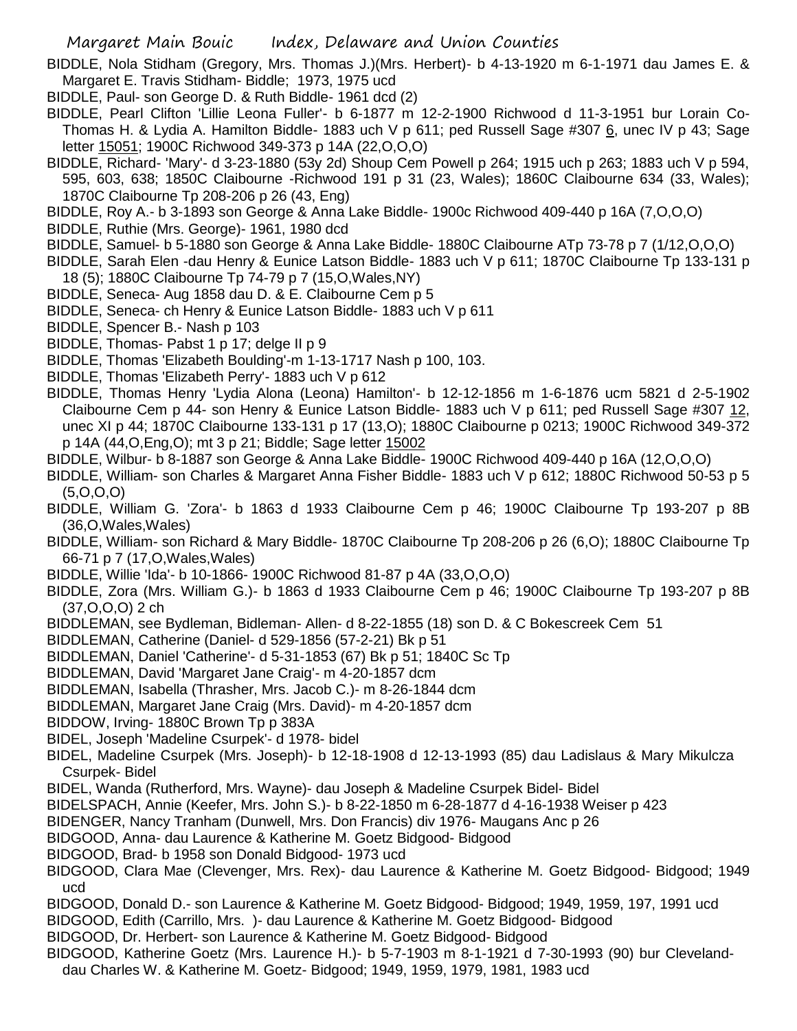BIDDLE, Nola Stidham (Gregory, Mrs. Thomas J.)(Mrs. Herbert)- b 4-13-1920 m 6-1-1971 dau James E. & Margaret E. Travis Stidham- Biddle; 1973, 1975 ucd

BIDDLE, Paul- son George D. & Ruth Biddle- 1961 dcd (2)

BIDDLE, Pearl Clifton 'Lillie Leona Fuller'- b 6-1877 m 12-2-1900 Richwood d 11-3-1951 bur Lorain Co- Thomas H. & Lydia A. Hamilton Biddle- 1883 uch V p 611; ped Russell Sage #307 6, unec IV p 43; Sage letter 15051; 1900C Richwood 349-373 p 14A (22,O,O,O)

BIDDLE, Richard- 'Mary'- d 3-23-1880 (53y 2d) Shoup Cem Powell p 264; 1915 uch p 263; 1883 uch V p 594, 595, 603, 638; 1850C Claibourne -Richwood 191 p 31 (23, Wales); 1860C Claibourne 634 (33, Wales); 1870C Claibourne Tp 208-206 p 26 (43, Eng)

BIDDLE, Roy A.- b 3-1893 son George & Anna Lake Biddle- 1900c Richwood 409-440 p 16A (7,O,O,O)

BIDDLE, Ruthie (Mrs. George)- 1961, 1980 dcd

BIDDLE, Samuel- b 5-1880 son George & Anna Lake Biddle- 1880C Claibourne ATp 73-78 p 7 (1/12,O,O,O)

BIDDLE, Sarah Elen -dau Henry & Eunice Latson Biddle- 1883 uch V p 611; 1870C Claibourne Tp 133-131 p 18 (5); 1880C Claibourne Tp 74-79 p 7 (15,O,Wales,NY)

BIDDLE, Seneca- Aug 1858 dau D. & E. Claibourne Cem p 5

BIDDLE, Seneca- ch Henry & Eunice Latson Biddle- 1883 uch V p 611

BIDDLE, Spencer B.- Nash p 103

BIDDLE, Thomas- Pabst 1 p 17; delge II p 9

BIDDLE, Thomas 'Elizabeth Boulding'-m 1-13-1717 Nash p 100, 103.

BIDDLE, Thomas 'Elizabeth Perry'- 1883 uch V p 612

BIDDLE, Thomas Henry 'Lydia Alona (Leona) Hamilton'- b 12-12-1856 m 1-6-1876 ucm 5821 d 2-5-1902 Claibourne Cem p 44- son Henry & Eunice Latson Biddle- 1883 uch V p 611; ped Russell Sage #307 12, unec XI p 44; 1870C Claibourne 133-131 p 17 (13,O); 1880C Claibourne p 0213; 1900C Richwood 349-372 p 14A (44,O,Eng,O); mt 3 p 21; Biddle; Sage letter 15002

BIDDLE, Wilbur- b 8-1887 son George & Anna Lake Biddle- 1900C Richwood 409-440 p 16A (12,O,O,O)

BIDDLE, William- son Charles & Margaret Anna Fisher Biddle- 1883 uch V p 612; 1880C Richwood 50-53 p 5 (5,O,O,O)

BIDDLE, William G. 'Zora'- b 1863 d 1933 Claibourne Cem p 46; 1900C Claibourne Tp 193-207 p 8B (36,O,Wales,Wales)

BIDDLE, William- son Richard & Mary Biddle- 1870C Claibourne Tp 208-206 p 26 (6,O); 1880C Claibourne Tp 66-71 p 7 (17,O,Wales,Wales)

BIDDLE, Willie 'Ida'- b 10-1866- 1900C Richwood 81-87 p 4A (33,O,O,O)

BIDDLE, Zora (Mrs. William G.)- b 1863 d 1933 Claibourne Cem p 46; 1900C Claibourne Tp 193-207 p 8B (37,O,O,O) 2 ch

BIDDLEMAN, see Bydleman, Bidleman- Allen- d 8-22-1855 (18) son D. & C Bokescreek Cem 51

BIDDLEMAN, Catherine (Daniel- d 529-1856 (57-2-21) Bk p 51

BIDDLEMAN, Daniel 'Catherine'- d 5-31-1853 (67) Bk p 51; 1840C Sc Tp

BIDDLEMAN, David 'Margaret Jane Craig'- m 4-20-1857 dcm

BIDDLEMAN, Isabella (Thrasher, Mrs. Jacob C.)- m 8-26-1844 dcm

BIDDLEMAN, Margaret Jane Craig (Mrs. David)- m 4-20-1857 dcm

BIDDOW, Irving- 1880C Brown Tp p 383A

BIDEL, Joseph 'Madeline Csurpek'- d 1978- bidel

BIDEL, Madeline Csurpek (Mrs. Joseph)- b 12-18-1908 d 12-13-1993 (85) dau Ladislaus & Mary Mikulcza Csurpek- Bidel

BIDEL, Wanda (Rutherford, Mrs. Wayne)- dau Joseph & Madeline Csurpek Bidel- Bidel

BIDELSPACH, Annie (Keefer, Mrs. John S.)- b 8-22-1850 m 6-28-1877 d 4-16-1938 Weiser p 423

BIDENGER, Nancy Tranham (Dunwell, Mrs. Don Francis) div 1976- Maugans Anc p 26

BIDGOOD, Anna- dau Laurence & Katherine M. Goetz Bidgood- Bidgood

BIDGOOD, Brad- b 1958 son Donald Bidgood- 1973 ucd

BIDGOOD, Clara Mae (Clevenger, Mrs. Rex)- dau Laurence & Katherine M. Goetz Bidgood- Bidgood; 1949 ucd

BIDGOOD, Donald D.- son Laurence & Katherine M. Goetz Bidgood- Bidgood; 1949, 1959, 197, 1991 ucd

BIDGOOD, Edith (Carrillo, Mrs. )- dau Laurence & Katherine M. Goetz Bidgood- Bidgood

BIDGOOD, Dr. Herbert- son Laurence & Katherine M. Goetz Bidgood- Bidgood

BIDGOOD, Katherine Goetz (Mrs. Laurence H.)- b 5-7-1903 m 8-1-1921 d 7-30-1993 (90) bur Cleveland- dau Charles W. & Katherine M. Goetz- Bidgood; 1949, 1959, 1979, 1981, 1983 ucd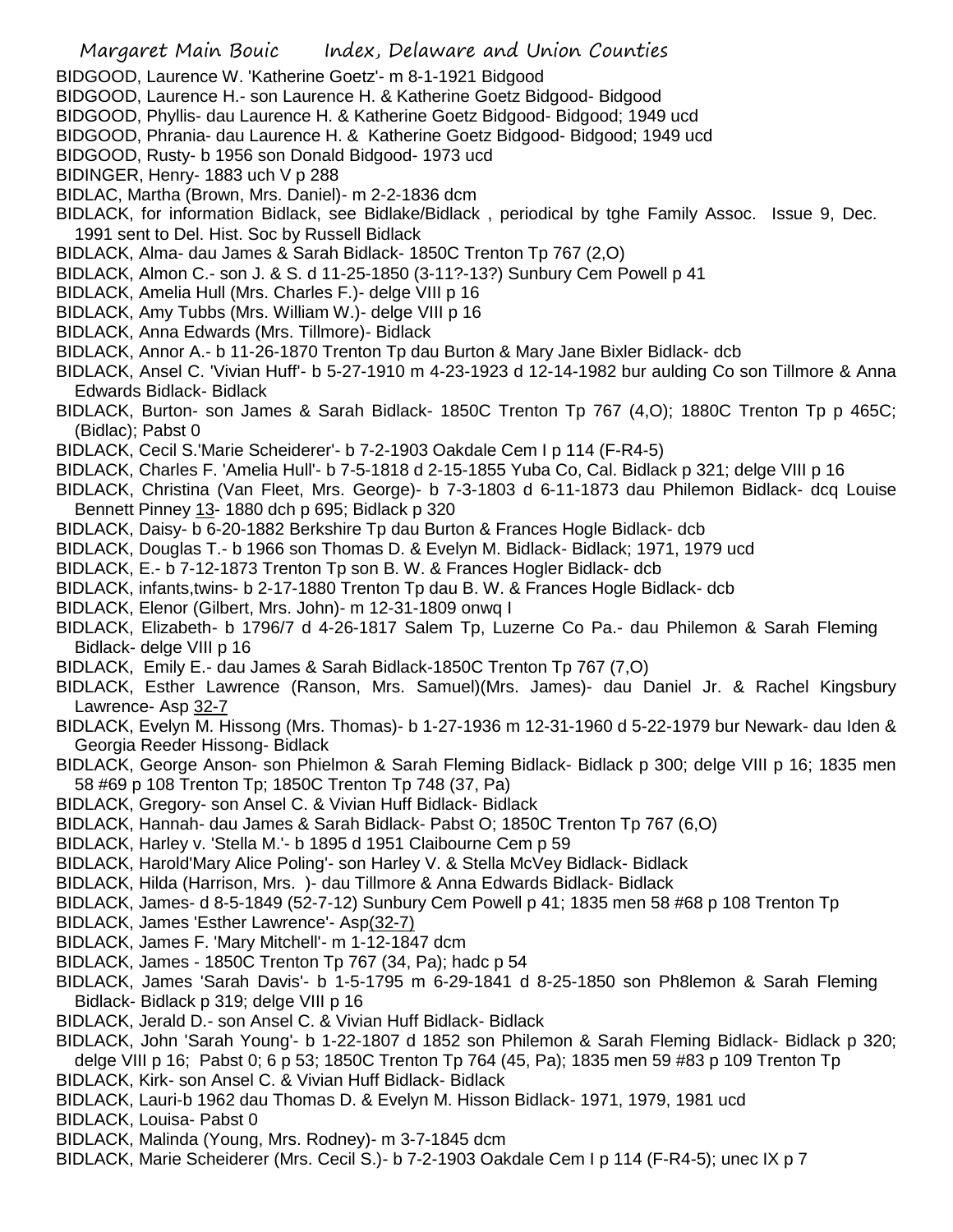BIDGOOD, Laurence W. 'Katherine Goetz'- m 8-1-1921 Bidgood
BIDGOOD, Laurence H.- son Laurence H. & Katherine Goetz Bidgood- Bidgood
BIDGOOD, Phyllis- dau Laurence H. & Katherine Goetz Bidgood- Bidgood; 1949 ucd
BIDGOOD, Phrania- dau Laurence H. & Katherine Goetz Bidgood- Bidgood; 1949 ucd
BIDGOOD, Rusty- b 1956 son Donald Bidgood- 1973 ucd
BIDINGER, Henry- 1883 uch V p 288
BIDLAC, Martha (Brown, Mrs. Daniel)- m 2-2-1836 dcm
BIDLACK, for information Bidlack, see Bidlake/Bidlack , periodical by tghe Family Assoc. Issue 9, Dec. 1991 sent to Del. Hist. Soc by Russell Bidlack
BIDLACK, Alma- dau James & Sarah Bidlack- 1850C Trenton Tp 767 (2,O)
BIDLACK, Almon C.- son J. & S. d 11-25-1850 (3-11?-13?) Sunbury Cem Powell p 41
BIDLACK, Amelia Hull (Mrs. Charles F.)- delge VIII p 16
BIDLACK, Amy Tubbs (Mrs. William W.)- delge VIII p 16
BIDLACK, Anna Edwards (Mrs. Tillmore)- Bidlack
BIDLACK, Annor A.- b 11-26-1870 Trenton Tp dau Burton & Mary Jane Bixler Bidlack- dcb
BIDLACK, Ansel C. 'Vivian Huff'- b 5-27-1910 m 4-23-1923 d 12-14-1982 bur aulding Co son Tillmore & Anna Edwards Bidlack- Bidlack
BIDLACK, Burton- son James & Sarah Bidlack- 1850C Trenton Tp 767 (4,O); 1880C Trenton Tp p 465C; (Bidlac); Pabst 0
BIDLACK, Cecil S.'Marie Scheiderer'- b 7-2-1903 Oakdale Cem I p 114 (F-R4-5)
BIDLACK, Charles F. 'Amelia Hull'- b 7-5-1818 d 2-15-1855 Yuba Co, Cal. Bidlack p 321; delge VIII p 16
BIDLACK, Christina (Van Fleet, Mrs. George)- b 7-3-1803 d 6-11-1873 dau Philemon Bidlack- dcq Louise Bennett Pinney 13- 1880 dch p 695; Bidlack p 320
BIDLACK, Daisy- b 6-20-1882 Berkshire Tp dau Burton & Frances Hogle Bidlack- dcb
BIDLACK, Douglas T.- b 1966 son Thomas D. & Evelyn M. Bidlack- Bidlack; 1971, 1979 ucd
BIDLACK, E.- b 7-12-1873 Trenton Tp son B. W. & Frances Hogler Bidlack- dcb
BIDLACK, infants,twins- b 2-17-1880 Trenton Tp dau B. W. & Frances Hogle Bidlack- dcb
BIDLACK, Elenor (Gilbert, Mrs. John)- m 12-31-1809 onwq I
BIDLACK, Elizabeth- b 1796/7 d 4-26-1817 Salem Tp, Luzerne Co Pa.- dau Philemon & Sarah Fleming Bidlack- delge VIII p 16
BIDLACK, Emily E.- dau James & Sarah Bidlack-1850C Trenton Tp 767 (7,O)
BIDLACK, Esther Lawrence (Ranson, Mrs. Samuel)(Mrs. James)- dau Daniel Jr. & Rachel Kingsbury Lawrence- Asp 32-7
BIDLACK, Evelyn M. Hissong (Mrs. Thomas)- b 1-27-1936 m 12-31-1960 d 5-22-1979 bur Newark- dau Iden & Georgia Reeder Hissong- Bidlack
BIDLACK, George Anson- son Phielmon & Sarah Fleming Bidlack- Bidlack p 300; delge VIII p 16; 1835 men 58 #69 p 108 Trenton Tp; 1850C Trenton Tp 748 (37, Pa)
BIDLACK, Gregory- son Ansel C. & Vivian Huff Bidlack- Bidlack
BIDLACK, Hannah- dau James & Sarah Bidlack- Pabst O; 1850C Trenton Tp 767 (6,O)
BIDLACK, Harley v. 'Stella M.'- b 1895 d 1951 Claibourne Cem p 59
BIDLACK, Harold'Mary Alice Poling'- son Harley V. & Stella McVey Bidlack- Bidlack
BIDLACK, Hilda (Harrison, Mrs. )- dau Tillmore & Anna Edwards Bidlack- Bidlack
BIDLACK, James- d 8-5-1849 (52-7-12) Sunbury Cem Powell p 41; 1835 men 58 #68 p 108 Trenton Tp
BIDLACK, James 'Esther Lawrence'- Asp(32-7)
BIDLACK, James F. 'Mary Mitchell'- m 1-12-1847 dcm
BIDLACK, James - 1850C Trenton Tp 767 (34, Pa); hadc p 54
BIDLACK, James 'Sarah Davis'- b 1-5-1795 m 6-29-1841 d 8-25-1850 son Ph8lemon & Sarah Fleming Bidlack- Bidlack p 319; delge VIII p 16
BIDLACK, Jerald D.- son Ansel C. & Vivian Huff Bidlack- Bidlack
BIDLACK, John 'Sarah Young'- b 1-22-1807 d 1852 son Philemon & Sarah Fleming Bidlack- Bidlack p 320; delge VIII p 16; Pabst 0; 6 p 53; 1850C Trenton Tp 764 (45, Pa); 1835 men 59 #83 p 109 Trenton Tp
BIDLACK, Kirk- son Ansel C. & Vivian Huff Bidlack- Bidlack
BIDLACK, Lauri-b 1962 dau Thomas D. & Evelyn M. Hisson Bidlack- 1971, 1979, 1981 ucd
BIDLACK, Louisa- Pabst 0
BIDLACK, Malinda (Young, Mrs. Rodney)- m 3-7-1845 dcm
BIDLACK, Marie Scheiderer (Mrs. Cecil S.)- b 7-2-1903 Oakdale Cem I p 114 (F-R4-5); unec IX p 7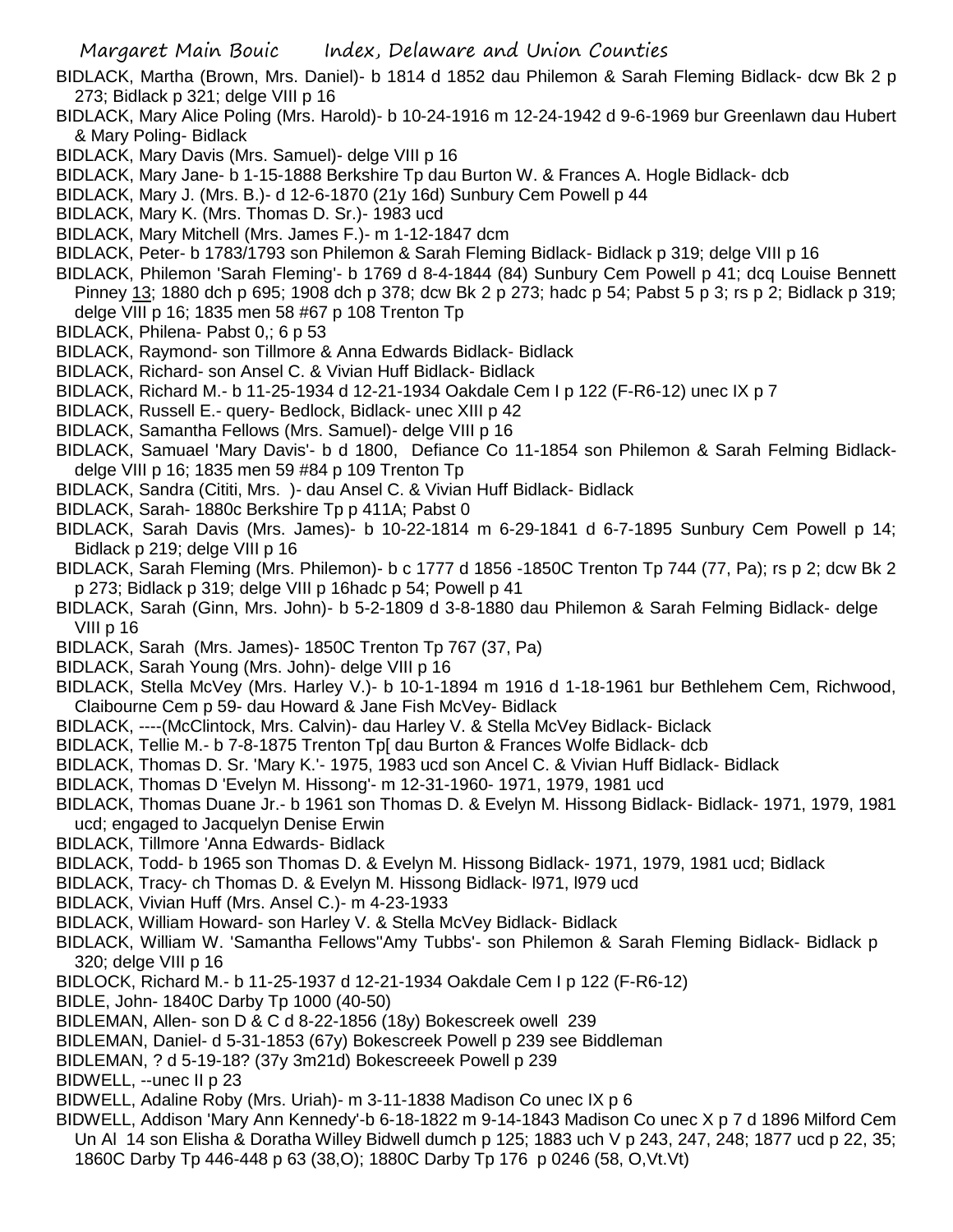BIDLACK, Martha (Brown, Mrs. Daniel)- b 1814 d 1852 dau Philemon & Sarah Fleming Bidlack- dcw Bk 2 p 273; Bidlack p 321; delge VIII p 16

BIDLACK, Mary Alice Poling (Mrs. Harold)- b 10-24-1916 m 12-24-1942 d 9-6-1969 bur Greenlawn dau Hubert & Mary Poling- Bidlack

BIDLACK, Mary Davis (Mrs. Samuel)- delge VIII p 16

BIDLACK, Mary Jane- b 1-15-1888 Berkshire Tp dau Burton W. & Frances A. Hogle Bidlack- dcb

BIDLACK, Mary J. (Mrs. B.)- d 12-6-1870 (21y 16d) Sunbury Cem Powell p 44

BIDLACK, Mary K. (Mrs. Thomas D. Sr.)- 1983 ucd

BIDLACK, Mary Mitchell (Mrs. James F.)- m 1-12-1847 dcm

BIDLACK, Peter- b 1783/1793 son Philemon & Sarah Fleming Bidlack- Bidlack p 319; delge VIII p 16

BIDLACK, Philemon 'Sarah Fleming'- b 1769 d 8-4-1844 (84) Sunbury Cem Powell p 41; dcq Louise Bennett Pinney 13; 1880 dch p 695; 1908 dch p 378; dcw Bk 2 p 273; hadc p 54; Pabst 5 p 3; rs p 2; Bidlack p 319; delge VIII p 16; 1835 men 58 #67 p 108 Trenton Tp

BIDLACK, Philena- Pabst 0,; 6 p 53

BIDLACK, Raymond- son Tillmore & Anna Edwards Bidlack- Bidlack

BIDLACK, Richard- son Ansel C. & Vivian Huff Bidlack- Bidlack

BIDLACK, Richard M.- b 11-25-1934 d 12-21-1934 Oakdale Cem I p 122 (F-R6-12) unec IX p 7

BIDLACK, Russell E.- query- Bedlock, Bidlack- unec XIII p 42

BIDLACK, Samantha Fellows (Mrs. Samuel)- delge VIII p 16

BIDLACK, Samuael 'Mary Davis'- b d 1800, Defiance Co 11-1854 son Philemon & Sarah Felming Bidlack- delge VIII p 16; 1835 men 59 #84 p 109 Trenton Tp

BIDLACK, Sandra (Cititi, Mrs. )- dau Ansel C. & Vivian Huff Bidlack- Bidlack

BIDLACK, Sarah- 1880c Berkshire Tp p 411A; Pabst 0

BIDLACK, Sarah Davis (Mrs. James)- b 10-22-1814 m 6-29-1841 d 6-7-1895 Sunbury Cem Powell p 14; Bidlack p 219; delge VIII p 16

BIDLACK, Sarah Fleming (Mrs. Philemon)- b c 1777 d 1856 -1850C Trenton Tp 744 (77, Pa); rs p 2; dcw Bk 2 p 273; Bidlack p 319; delge VIII p 16hadc p 54; Powell p 41

BIDLACK, Sarah (Ginn, Mrs. John)- b 5-2-1809 d 3-8-1880 dau Philemon & Sarah Felming Bidlack- delge VIII p 16

BIDLACK, Sarah (Mrs. James)- 1850C Trenton Tp 767 (37, Pa)

BIDLACK, Sarah Young (Mrs. John)- delge VIII p 16

BIDLACK, Stella McVey (Mrs. Harley V.)- b 10-1-1894 m 1916 d 1-18-1961 bur Bethlehem Cem, Richwood, Claibourne Cem p 59- dau Howard & Jane Fish McVey- Bidlack

BIDLACK, ----(McClintock, Mrs. Calvin)- dau Harley V. & Stella McVey Bidlack- Biclack

BIDLACK, Tellie M.- b 7-8-1875 Trenton Tp[ dau Burton & Frances Wolfe Bidlack- dcb

BIDLACK, Thomas D. Sr. 'Mary K.'- 1975, 1983 ucd son Ancel C. & Vivian Huff Bidlack- Bidlack

BIDLACK, Thomas D 'Evelyn M. Hissong'- m 12-31-1960- 1971, 1979, 1981 ucd

BIDLACK, Thomas Duane Jr.- b 1961 son Thomas D. & Evelyn M. Hissong Bidlack- Bidlack- 1971, 1979, 1981 ucd; engaged to Jacquelyn Denise Erwin

BIDLACK, Tillmore 'Anna Edwards- Bidlack

BIDLACK, Todd- b 1965 son Thomas D. & Evelyn M. Hissong Bidlack- 1971, 1979, 1981 ucd; Bidlack

BIDLACK, Tracy- ch Thomas D. & Evelyn M. Hissong Bidlack- l971, l979 ucd

BIDLACK, Vivian Huff (Mrs. Ansel C.)- m 4-23-1933

BIDLACK, William Howard- son Harley V. & Stella McVey Bidlack- Bidlack

BIDLACK, William W. 'Samantha Fellows''Amy Tubbs'- son Philemon & Sarah Fleming Bidlack- Bidlack p 320; delge VIII p 16

BIDLOCK, Richard M.- b 11-25-1937 d 12-21-1934 Oakdale Cem I p 122 (F-R6-12)

BIDLE, John- 1840C Darby Tp 1000 (40-50)

BIDLEMAN, Allen- son D & C d 8-22-1856 (18y) Bokescreek owell 239

BIDLEMAN, Daniel- d 5-31-1853 (67y) Bokescreek Powell p 239 see Biddleman

BIDLEMAN, ? d 5-19-18? (37y 3m21d) Bokescreeek Powell p 239

BIDWELL, --unec II p 23

BIDWELL, Adaline Roby (Mrs. Uriah)- m 3-11-1838 Madison Co unec IX p 6

BIDWELL, Addison 'Mary Ann Kennedy'-b 6-18-1822 m 9-14-1843 Madison Co unec X p 7 d 1896 Milford Cem Un Al 14 son Elisha & Doratha Willey Bidwell dumch p 125; 1883 uch V p 243, 247, 248; 1877 ucd p 22, 35; 1860C Darby Tp 446-448 p 63 (38,O); 1880C Darby Tp 176 p 0246 (58, O,Vt.Vt)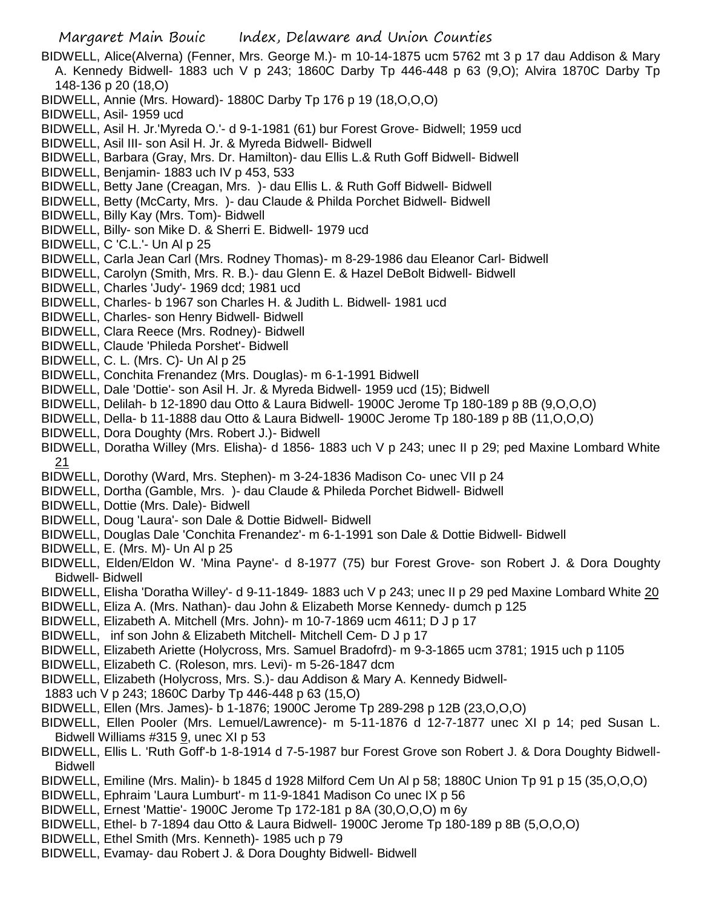BIDWELL, Alice(Alverna) (Fenner, Mrs. George M.)- m 10-14-1875 ucm 5762 mt 3 p 17 dau Addison & Mary A. Kennedy Bidwell- 1883 uch V p 243; 1860C Darby Tp 446-448 p 63 (9,O); Alvira 1870C Darby Tp 148-136 p 20 (18,O)

BIDWELL, Annie (Mrs. Howard)- 1880C Darby Tp 176 p 19 (18,O,O,O)

BIDWELL, Asil- 1959 ucd

BIDWELL, Asil H. Jr.'Myreda O.'- d 9-1-1981 (61) bur Forest Grove- Bidwell; 1959 ucd

BIDWELL, Asil III- son Asil H. Jr. & Myreda Bidwell- Bidwell

BIDWELL, Barbara (Gray, Mrs. Dr. Hamilton)- dau Ellis L.& Ruth Goff Bidwell- Bidwell

BIDWELL, Benjamin- 1883 uch IV p 453, 533

BIDWELL, Betty Jane (Creagan, Mrs. )- dau Ellis L. & Ruth Goff Bidwell- Bidwell

BIDWELL, Betty (McCarty, Mrs. )- dau Claude & Philda Porchet Bidwell- Bidwell

BIDWELL, Billy Kay (Mrs. Tom)- Bidwell

BIDWELL, Billy- son Mike D. & Sherri E. Bidwell- 1979 ucd

BIDWELL, C 'C.L.'- Un Al p 25

BIDWELL, Carla Jean Carl (Mrs. Rodney Thomas)- m 8-29-1986 dau Eleanor Carl- Bidwell

BIDWELL, Carolyn (Smith, Mrs. R. B.)- dau Glenn E. & Hazel DeBolt Bidwell- Bidwell

BIDWELL, Charles 'Judy'- 1969 dcd; 1981 ucd

BIDWELL, Charles- b 1967 son Charles H. & Judith L. Bidwell- 1981 ucd

BIDWELL, Charles- son Henry Bidwell- Bidwell

BIDWELL, Clara Reece (Mrs. Rodney)- Bidwell

BIDWELL, Claude 'Phileda Porshet'- Bidwell

BIDWELL, C. L. (Mrs. C)- Un Al p 25

BIDWELL, Conchita Frenandez (Mrs. Douglas)- m 6-1-1991 Bidwell

BIDWELL, Dale 'Dottie'- son Asil H. Jr. & Myreda Bidwell- 1959 ucd (15); Bidwell

BIDWELL, Delilah- b 12-1890 dau Otto & Laura Bidwell- 1900C Jerome Tp 180-189 p 8B (9,O,O,O)

BIDWELL, Della- b 11-1888 dau Otto & Laura Bidwell- 1900C Jerome Tp 180-189 p 8B (11,O,O,O)

BIDWELL, Dora Doughty (Mrs. Robert J.)- Bidwell

BIDWELL, Doratha Willey (Mrs. Elisha)- d 1856- 1883 uch V p 243; unec II p 29; ped Maxine Lombard White 21

BIDWELL, Dorothy (Ward, Mrs. Stephen)- m 3-24-1836 Madison Co- unec VII p 24

BIDWELL, Dortha (Gamble, Mrs. )- dau Claude & Phileda Porchet Bidwell- Bidwell

BIDWELL, Dottie (Mrs. Dale)- Bidwell

BIDWELL, Doug 'Laura'- son Dale & Dottie Bidwell- Bidwell

BIDWELL, Douglas Dale 'Conchita Frenandez'- m 6-1-1991 son Dale & Dottie Bidwell- Bidwell

BIDWELL, E. (Mrs. M)- Un Al p 25

BIDWELL, Elden/Eldon W. 'Mina Payne'- d 8-1977 (75) bur Forest Grove- son Robert J. & Dora Doughty Bidwell- Bidwell

BIDWELL, Elisha 'Doratha Willey'- d 9-11-1849- 1883 uch V p 243; unec II p 29 ped Maxine Lombard White 20

BIDWELL, Eliza A. (Mrs. Nathan)- dau John & Elizabeth Morse Kennedy- dumch p 125

BIDWELL, Elizabeth A. Mitchell (Mrs. John)- m 10-7-1869 ucm 4611; D J p 17

BIDWELL, inf son John & Elizabeth Mitchell- Mitchell Cem- D J p 17

BIDWELL, Elizabeth Ariette (Holycross, Mrs. Samuel Bradofrd)- m 9-3-1865 ucm 3781; 1915 uch p 1105

BIDWELL, Elizabeth C. (Roleson, mrs. Levi)- m 5-26-1847 dcm

BIDWELL, Elizabeth (Holycross, Mrs. S.)- dau Addison & Mary A. Kennedy Bidwell- 1883 uch V p 243; 1860C Darby Tp 446-448 p 63 (15,O)

BIDWELL, Ellen (Mrs. James)- b 1-1876; 1900C Jerome Tp 289-298 p 12B (23,O,O,O)

BIDWELL, Ellen Pooler (Mrs. Lemuel/Lawrence)- m 5-11-1876 d 12-7-1877 unec XI p 14; ped Susan L. Bidwell Williams #315 9, unec XI p 53

BIDWELL, Ellis L. 'Ruth Goff'-b 1-8-1914 d 7-5-1987 bur Forest Grove son Robert J. & Dora Doughty Bidwell- Bidwell

BIDWELL, Emiline (Mrs. Malin)- b 1845 d 1928 Milford Cem Un Al p 58; 1880C Union Tp 91 p 15 (35,O,O,O)

BIDWELL, Ephraim 'Laura Lumburt'- m 11-9-1841 Madison Co unec IX p 56

BIDWELL, Ernest 'Mattie'- 1900C Jerome Tp 172-181 p 8A (30,O,O,O) m 6y

BIDWELL, Ethel- b 7-1894 dau Otto & Laura Bidwell- 1900C Jerome Tp 180-189 p 8B (5,O,O,O)

BIDWELL, Ethel Smith (Mrs. Kenneth)- 1985 uch p 79

BIDWELL, Evamay- dau Robert J. & Dora Doughty Bidwell- Bidwell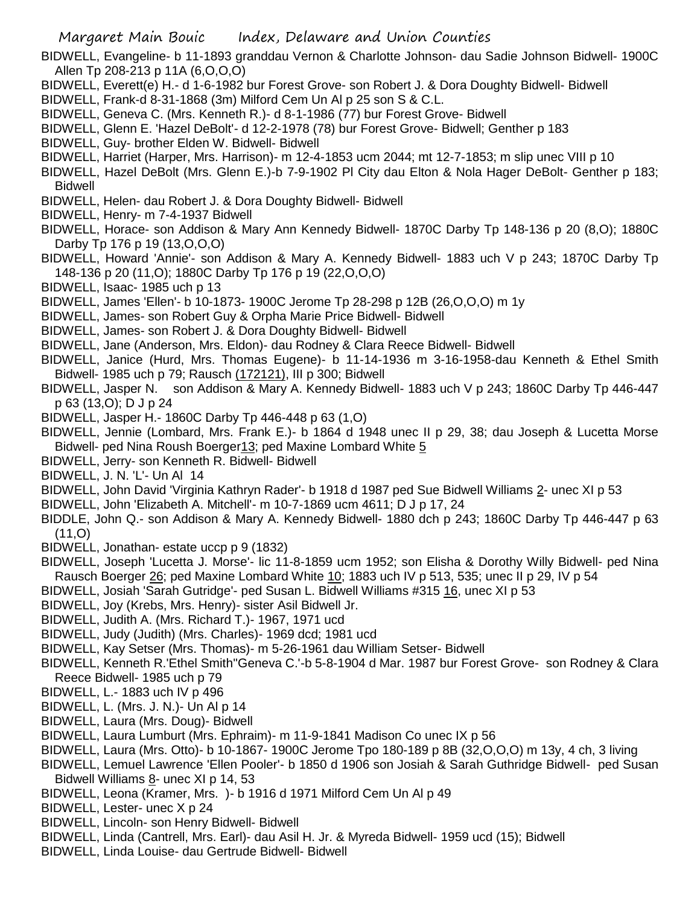BIDWELL, Evangeline- b 11-1893 granddau Vernon & Charlotte Johnson- dau Sadie Johnson Bidwell- 1900C Allen Tp 208-213 p 11A (6,O,O,O)

BIDWELL, Everett(e) H.- d 1-6-1982 bur Forest Grove- son Robert J. & Dora Doughty Bidwell- Bidwell

BIDWELL, Frank-d 8-31-1868 (3m) Milford Cem Un Al p 25 son S & C.L.

BIDWELL, Geneva C. (Mrs. Kenneth R.)- d 8-1-1986 (77) bur Forest Grove- Bidwell

BIDWELL, Glenn E. 'Hazel DeBolt'- d 12-2-1978 (78) bur Forest Grove- Bidwell; Genther p 183

BIDWELL, Guy- brother Elden W. Bidwell- Bidwell

BIDWELL, Harriet (Harper, Mrs. Harrison)- m 12-4-1853 ucm 2044; mt 12-7-1853; m slip unec VIII p 10

BIDWELL, Hazel DeBolt (Mrs. Glenn E.)-b 7-9-1902 Pl City dau Elton & Nola Hager DeBolt- Genther p 183; Bidwell

BIDWELL, Helen- dau Robert J. & Dora Doughty Bidwell- Bidwell

BIDWELL, Henry- m 7-4-1937 Bidwell

BIDWELL, Horace- son Addison & Mary Ann Kennedy Bidwell- 1870C Darby Tp 148-136 p 20 (8,O); 1880C Darby Tp 176 p 19 (13,O,O,O)

BIDWELL, Howard 'Annie'- son Addison & Mary A. Kennedy Bidwell- 1883 uch V p 243; 1870C Darby Tp 148-136 p 20 (11,O); 1880C Darby Tp 176 p 19 (22,O,O,O)

BIDWELL, Isaac- 1985 uch p 13

BIDWELL, James 'Ellen'- b 10-1873- 1900C Jerome Tp 28-298 p 12B (26,O,O,O) m 1y

BIDWELL, James- son Robert Guy & Orpha Marie Price Bidwell- Bidwell

BIDWELL, James- son Robert J. & Dora Doughty Bidwell- Bidwell

BIDWELL, Jane (Anderson, Mrs. Eldon)- dau Rodney & Clara Reece Bidwell- Bidwell

BIDWELL, Janice (Hurd, Mrs. Thomas Eugene)- b 11-14-1936 m 3-16-1958-dau Kenneth & Ethel Smith Bidwell- 1985 uch p 79; Rausch (172121), III p 300; Bidwell

BIDWELL, Jasper N. son Addison & Mary A. Kennedy Bidwell- 1883 uch V p 243; 1860C Darby Tp 446-447 p 63 (13,O); D J p 24

BIDWELL, Jasper H.- 1860C Darby Tp 446-448 p 63 (1,O)

BIDWELL, Jennie (Lombard, Mrs. Frank E.)- b 1864 d 1948 unec II p 29, 38; dau Joseph & Lucetta Morse Bidwell- ped Nina Roush Boerger13; ped Maxine Lombard White 5

BIDWELL, Jerry- son Kenneth R. Bidwell- Bidwell

BIDWELL, J. N. 'L'- Un Al 14

BIDWELL, John David 'Virginia Kathryn Rader'- b 1918 d 1987 ped Sue Bidwell Williams 2- unec XI p 53

BIDWELL, John 'Elizabeth A. Mitchell'- m 10-7-1869 ucm 4611; D J p 17, 24

BIDDLE, John Q.- son Addison & Mary A. Kennedy Bidwell- 1880 dch p 243; 1860C Darby Tp 446-447 p 63 (11,O)

BIDWELL, Jonathan- estate uccp p 9 (1832)

BIDWELL, Joseph 'Lucetta J. Morse'- lic 11-8-1859 ucm 1952; son Elisha & Dorothy Willy Bidwell- ped Nina Rausch Boerger 26; ped Maxine Lombard White 10; 1883 uch IV p 513, 535; unec II p 29, IV p 54

BIDWELL, Josiah 'Sarah Gutridge'- ped Susan L. Bidwell Williams #315 16, unec XI p 53

BIDWELL, Joy (Krebs, Mrs. Henry)- sister Asil Bidwell Jr.

BIDWELL, Judith A. (Mrs. Richard T.)- 1967, 1971 ucd

BIDWELL, Judy (Judith) (Mrs. Charles)- 1969 dcd; 1981 ucd

BIDWELL, Kay Setser (Mrs. Thomas)- m 5-26-1961 dau William Setser- Bidwell

BIDWELL, Kenneth R.'Ethel Smith''Geneva C.'-b 5-8-1904 d Mar. 1987 bur Forest Grove- son Rodney & Clara Reece Bidwell- 1985 uch p 79

BIDWELL, L.- 1883 uch IV p 496

BIDWELL, L. (Mrs. J. N.)- Un Al p 14

BIDWELL, Laura (Mrs. Doug)- Bidwell

BIDWELL, Laura Lumburt (Mrs. Ephraim)- m 11-9-1841 Madison Co unec IX p 56

BIDWELL, Laura (Mrs. Otto)- b 10-1867- 1900C Jerome Tpo 180-189 p 8B (32,O,O,O) m 13y, 4 ch, 3 living

BIDWELL, Lemuel Lawrence 'Ellen Pooler'- b 1850 d 1906 son Josiah & Sarah Guthridge Bidwell- ped Susan Bidwell Williams 8- unec XI p 14, 53

BIDWELL, Leona (Kramer, Mrs. )- b 1916 d 1971 Milford Cem Un Al p 49

BIDWELL, Lester- unec X p 24

BIDWELL, Lincoln- son Henry Bidwell- Bidwell

BIDWELL, Linda (Cantrell, Mrs. Earl)- dau Asil H. Jr. & Myreda Bidwell- 1959 ucd (15); Bidwell

BIDWELL, Linda Louise- dau Gertrude Bidwell- Bidwell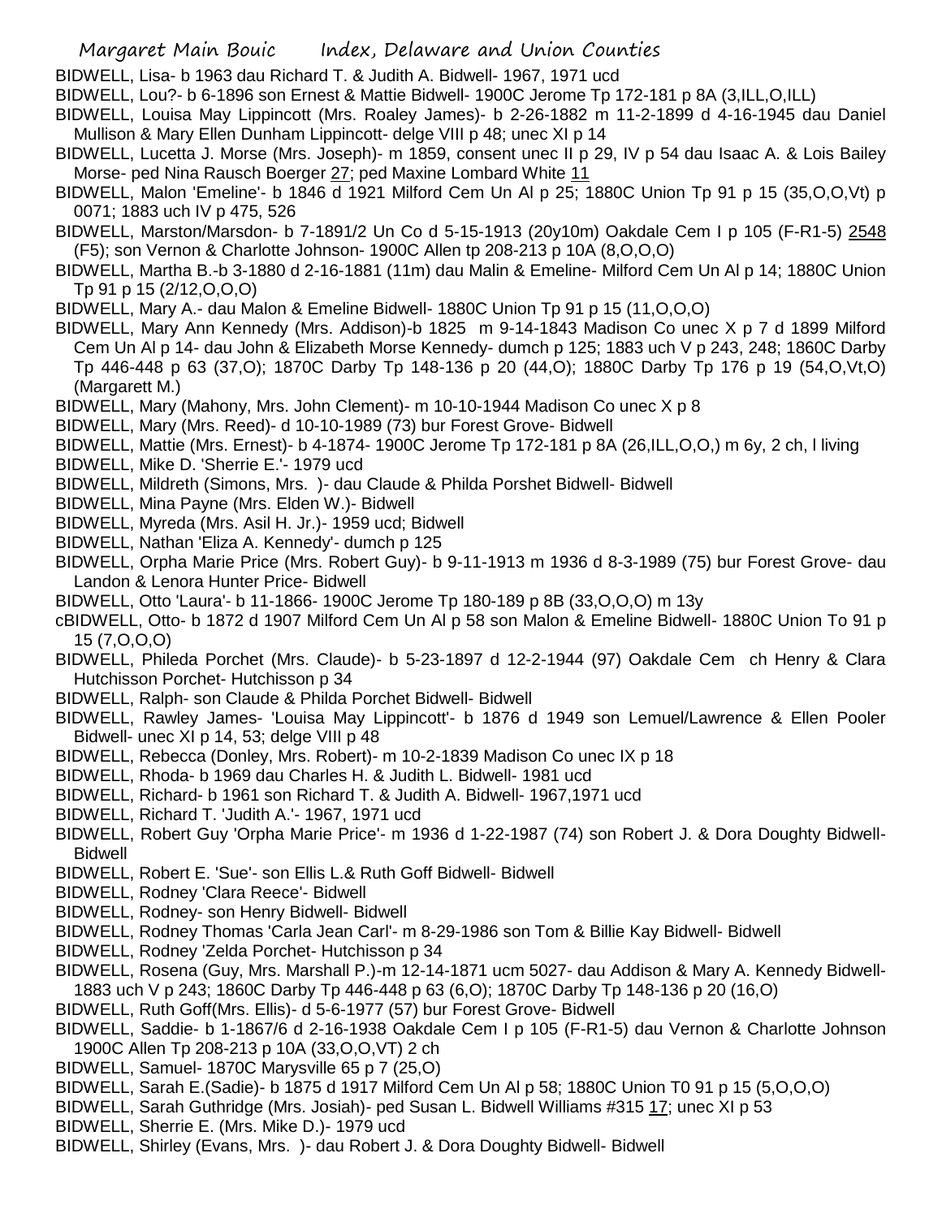BIDWELL, Lisa- b 1963 dau Richard T. & Judith A. Bidwell- 1967, 1971 ucd

BIDWELL, Lou?- b 6-1896 son Ernest & Mattie Bidwell- 1900C Jerome Tp 172-181 p 8A (3,ILL,O,ILL)

BIDWELL, Louisa May Lippincott (Mrs. Roaley James)- b 2-26-1882 m 11-2-1899 d 4-16-1945 dau Daniel Mullison & Mary Ellen Dunham Lippincott- delge VIII p 48; unec XI p 14

BIDWELL, Lucetta J. Morse (Mrs. Joseph)- m 1859, consent unec II p 29, IV p 54 dau Isaac A. & Lois Bailey Morse- ped Nina Rausch Boerger 27; ped Maxine Lombard White 11

BIDWELL, Malon 'Emeline'- b 1846 d 1921 Milford Cem Un Al p 25; 1880C Union Tp 91 p 15 (35,O,O,Vt) p 0071; 1883 uch IV p 475, 526

BIDWELL, Marston/Marsdon- b 7-1891/2 Un Co d 5-15-1913 (20y10m) Oakdale Cem I p 105 (F-R1-5) 2548 (F5); son Vernon & Charlotte Johnson- 1900C Allen tp 208-213 p 10A (8,O,O,O)

BIDWELL, Martha B.-b 3-1880 d 2-16-1881 (11m) dau Malin & Emeline- Milford Cem Un Al p 14; 1880C Union Tp 91 p 15 (2/12,O,O,O)

BIDWELL, Mary A.- dau Malon & Emeline Bidwell- 1880C Union Tp 91 p 15 (11,O,O,O)

BIDWELL, Mary Ann Kennedy (Mrs. Addison)-b 1825 m 9-14-1843 Madison Co unec X p 7 d 1899 Milford Cem Un Al p 14- dau John & Elizabeth Morse Kennedy- dumch p 125; 1883 uch V p 243, 248; 1860C Darby Tp 446-448 p 63 (37,O); 1870C Darby Tp 148-136 p 20 (44,O); 1880C Darby Tp 176 p 19 (54,O,Vt,O) (Margarett M.)

BIDWELL, Mary (Mahony, Mrs. John Clement)- m 10-10-1944 Madison Co unec X p 8

BIDWELL, Mary (Mrs. Reed)- d 10-10-1989 (73) bur Forest Grove- Bidwell

BIDWELL, Mattie (Mrs. Ernest)- b 4-1874- 1900C Jerome Tp 172-181 p 8A (26,ILL,O,O,) m 6y, 2 ch, l living

BIDWELL, Mike D. 'Sherrie E.'- 1979 ucd

BIDWELL, Mildreth (Simons, Mrs. )- dau Claude & Philda Porshet Bidwell- Bidwell

BIDWELL, Mina Payne (Mrs. Elden W.)- Bidwell

BIDWELL, Myreda (Mrs. Asil H. Jr.)- 1959 ucd; Bidwell

BIDWELL, Nathan 'Eliza A. Kennedy'- dumch p 125

BIDWELL, Orpha Marie Price (Mrs. Robert Guy)- b 9-11-1913 m 1936 d 8-3-1989 (75) bur Forest Grove- dau Landon & Lenora Hunter Price- Bidwell

BIDWELL, Otto 'Laura'- b 11-1866- 1900C Jerome Tp 180-189 p 8B (33,O,O,O) m 13y

cBIDWELL, Otto- b 1872 d 1907 Milford Cem Un Al p 58 son Malon & Emeline Bidwell- 1880C Union To 91 p 15 (7,O,O,O)

BIDWELL, Phileda Porchet (Mrs. Claude)- b 5-23-1897 d 12-2-1944 (97) Oakdale Cem ch Henry & Clara Hutchisson Porchet- Hutchisson p 34

BIDWELL, Ralph- son Claude & Philda Porchet Bidwell- Bidwell

BIDWELL, Rawley James- 'Louisa May Lippincott'- b 1876 d 1949 son Lemuel/Lawrence & Ellen Pooler Bidwell- unec XI p 14, 53; delge VIII p 48

BIDWELL, Rebecca (Donley, Mrs. Robert)- m 10-2-1839 Madison Co unec IX p 18

BIDWELL, Rhoda- b 1969 dau Charles H. & Judith L. Bidwell- 1981 ucd

BIDWELL, Richard- b 1961 son Richard T. & Judith A. Bidwell- 1967,1971 ucd

BIDWELL, Richard T. 'Judith A.'- 1967, 1971 ucd

BIDWELL, Robert Guy 'Orpha Marie Price'- m 1936 d 1-22-1987 (74) son Robert J. & Dora Doughty Bidwell- Bidwell

BIDWELL, Robert E. 'Sue'- son Ellis L.& Ruth Goff Bidwell- Bidwell

BIDWELL, Rodney 'Clara Reece'- Bidwell

BIDWELL, Rodney- son Henry Bidwell- Bidwell

BIDWELL, Rodney Thomas 'Carla Jean Carl'- m 8-29-1986 son Tom & Billie Kay Bidwell- Bidwell

BIDWELL, Rodney 'Zelda Porchet- Hutchisson p 34

BIDWELL, Rosena (Guy, Mrs. Marshall P.)-m 12-14-1871 ucm 5027- dau Addison & Mary A. Kennedy Bidwell- 1883 uch V p 243; 1860C Darby Tp 446-448 p 63 (6,O); 1870C Darby Tp 148-136 p 20 (16,O)

BIDWELL, Ruth Goff(Mrs. Ellis)- d 5-6-1977 (57) bur Forest Grove- Bidwell

BIDWELL, Saddie- b 1-1867/6 d 2-16-1938 Oakdale Cem I p 105 (F-R1-5) dau Vernon & Charlotte Johnson 1900C Allen Tp 208-213 p 10A (33,O,O,VT) 2 ch

BIDWELL, Samuel- 1870C Marysville 65 p 7 (25,O)

BIDWELL, Sarah E.(Sadie)- b 1875 d 1917 Milford Cem Un Al p 58; 1880C Union T0 91 p 15 (5,O,O,O)

BIDWELL, Sarah Guthridge (Mrs. Josiah)- ped Susan L. Bidwell Williams #315 17; unec XI p 53

BIDWELL, Sherrie E. (Mrs. Mike D.)- 1979 ucd

BIDWELL, Shirley (Evans, Mrs. )- dau Robert J. & Dora Doughty Bidwell- Bidwell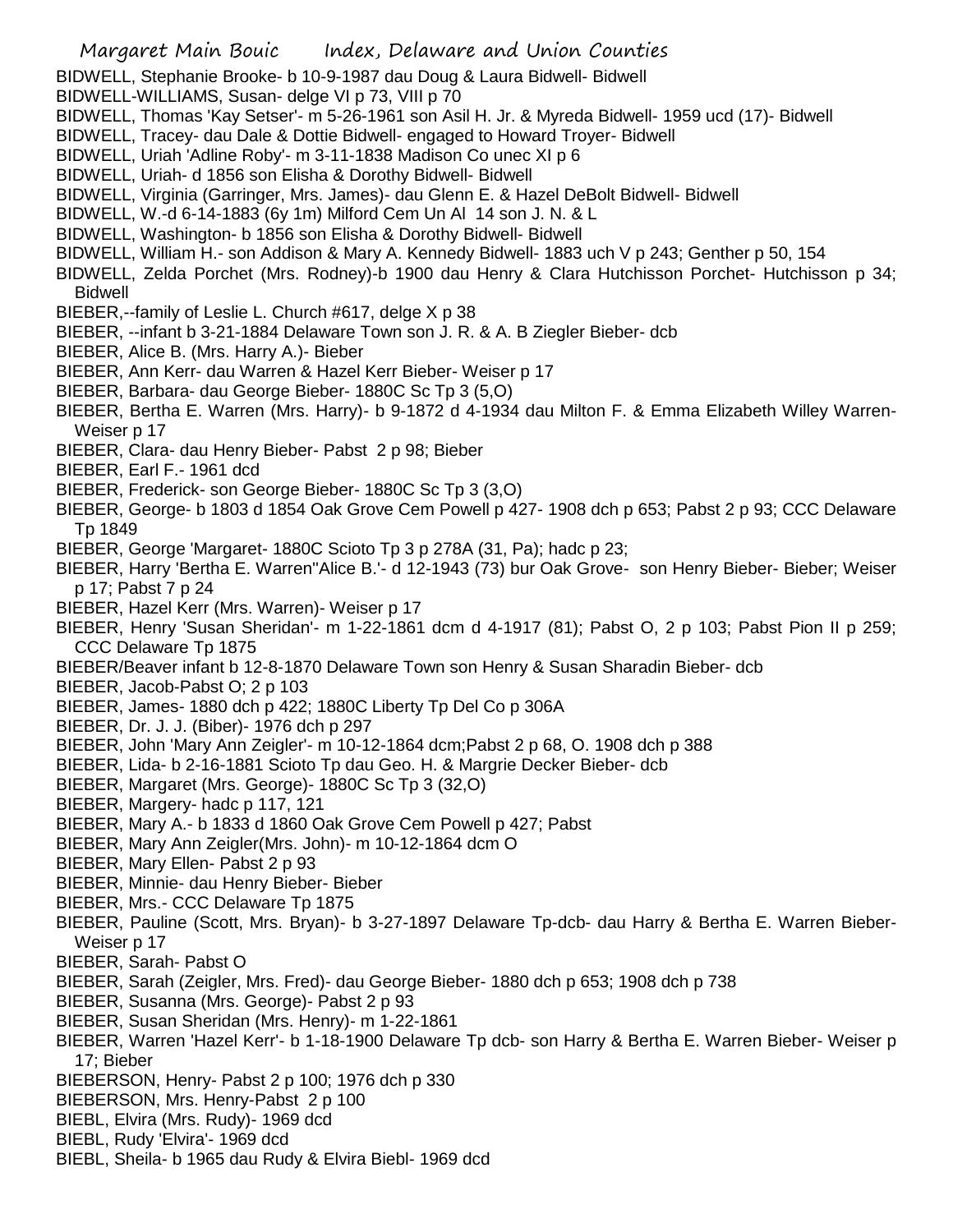BIDWELL, Stephanie Brooke- b 10-9-1987 dau Doug & Laura Bidwell- Bidwell
BIDWELL-WILLIAMS, Susan- delge VI p 73, VIII p 70
BIDWELL, Thomas 'Kay Setser'- m 5-26-1961 son Asil H. Jr. & Myreda Bidwell- 1959 ucd (17)- Bidwell
BIDWELL, Tracey- dau Dale & Dottie Bidwell- engaged to Howard Troyer- Bidwell
BIDWELL, Uriah 'Adline Roby'- m 3-11-1838 Madison Co unec XI p 6
BIDWELL, Uriah- d 1856 son Elisha & Dorothy Bidwell- Bidwell
BIDWELL, Virginia (Garringer, Mrs. James)- dau Glenn E. & Hazel DeBolt Bidwell- Bidwell
BIDWELL, W.-d 6-14-1883 (6y 1m) Milford Cem Un Al 14 son J. N. & L
BIDWELL, Washington- b 1856 son Elisha & Dorothy Bidwell- Bidwell
BIDWELL, William H.- son Addison & Mary A. Kennedy Bidwell- 1883 uch V p 243; Genther p 50, 154
BIDWELL, Zelda Porchet (Mrs. Rodney)-b 1900 dau Henry & Clara Hutchisson Porchet- Hutchisson p 34; Bidwell
BIEBER,--family of Leslie L. Church #617, delge X p 38
BIEBER, --infant b 3-21-1884 Delaware Town son J. R. & A. B Ziegler Bieber- dcb
BIEBER, Alice B. (Mrs. Harry A.)- Bieber
BIEBER, Ann Kerr- dau Warren & Hazel Kerr Bieber- Weiser p 17
BIEBER, Barbara- dau George Bieber- 1880C Sc Tp 3 (5,O)
BIEBER, Bertha E. Warren (Mrs. Harry)- b 9-1872 d 4-1934 dau Milton F. & Emma Elizabeth Willey Warren- Weiser p 17
BIEBER, Clara- dau Henry Bieber- Pabst 2 p 98; Bieber
BIEBER, Earl F.- 1961 dcd
BIEBER, Frederick- son George Bieber- 1880C Sc Tp 3 (3,O)
BIEBER, George- b 1803 d 1854 Oak Grove Cem Powell p 427- 1908 dch p 653; Pabst 2 p 93; CCC Delaware Tp 1849
BIEBER, George 'Margaret- 1880C Scioto Tp 3 p 278A (31, Pa); hadc p 23;
BIEBER, Harry 'Bertha E. Warren''Alice B.'- d 12-1943 (73) bur Oak Grove- son Henry Bieber- Bieber; Weiser p 17; Pabst 7 p 24
BIEBER, Hazel Kerr (Mrs. Warren)- Weiser p 17
BIEBER, Henry 'Susan Sheridan'- m 1-22-1861 dcm d 4-1917 (81); Pabst O, 2 p 103; Pabst Pion II p 259; CCC Delaware Tp 1875
BIEBER/Beaver infant b 12-8-1870 Delaware Town son Henry & Susan Sharadin Bieber- dcb
BIEBER, Jacob-Pabst O; 2 p 103
BIEBER, James- 1880 dch p 422; 1880C Liberty Tp Del Co p 306A
BIEBER, Dr. J. J. (Biber)- 1976 dch p 297
BIEBER, John 'Mary Ann Zeigler'- m 10-12-1864 dcm;Pabst 2 p 68, O. 1908 dch p 388
BIEBER, Lida- b 2-16-1881 Scioto Tp dau Geo. H. & Margrie Decker Bieber- dcb
BIEBER, Margaret (Mrs. George)- 1880C Sc Tp 3 (32,O)
BIEBER, Margery- hadc p 117, 121
BIEBER, Mary A.- b 1833 d 1860 Oak Grove Cem Powell p 427; Pabst
BIEBER, Mary Ann Zeigler(Mrs. John)- m 10-12-1864 dcm O
BIEBER, Mary Ellen- Pabst 2 p 93
BIEBER, Minnie- dau Henry Bieber- Bieber
BIEBER, Mrs.- CCC Delaware Tp 1875
BIEBER, Pauline (Scott, Mrs. Bryan)- b 3-27-1897 Delaware Tp-dcb- dau Harry & Bertha E. Warren Bieber- Weiser p 17
BIEBER, Sarah- Pabst O
BIEBER, Sarah (Zeigler, Mrs. Fred)- dau George Bieber- 1880 dch p 653; 1908 dch p 738
BIEBER, Susanna (Mrs. George)- Pabst 2 p 93
BIEBER, Susan Sheridan (Mrs. Henry)- m 1-22-1861
BIEBER, Warren 'Hazel Kerr'- b 1-18-1900 Delaware Tp dcb- son Harry & Bertha E. Warren Bieber- Weiser p 17; Bieber
BIEBERSON, Henry- Pabst 2 p 100; 1976 dch p 330
BIEBERSON, Mrs. Henry-Pabst 2 p 100
BIEBL, Elvira (Mrs. Rudy)- 1969 dcd
BIEBL, Rudy 'Elvira'- 1969 dcd
BIEBL, Sheila- b 1965 dau Rudy & Elvira Biebl- 1969 dcd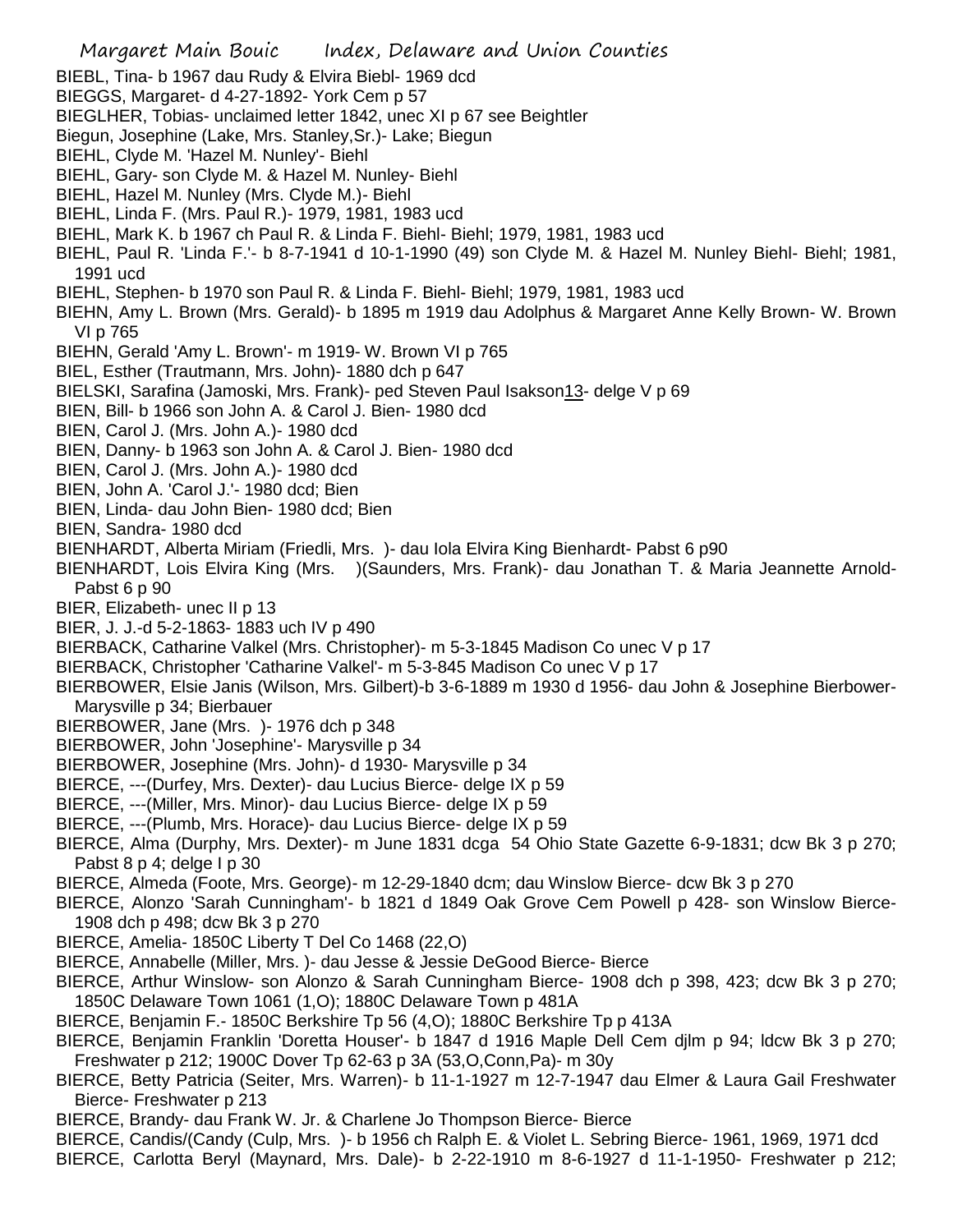BIEBL, Tina- b 1967 dau Rudy & Elvira Biebl- 1969 dcd

BIEGGS, Margaret- d 4-27-1892- York Cem p 57

BIEGLHER, Tobias- unclaimed letter 1842, unec XI p 67 see Beightler

Biegun, Josephine (Lake, Mrs. Stanley,Sr.)- Lake; Biegun

BIEHL, Clyde M. 'Hazel M. Nunley'- Biehl

BIEHL, Gary- son Clyde M. & Hazel M. Nunley- Biehl

BIEHL, Hazel M. Nunley (Mrs. Clyde M.)- Biehl

BIEHL, Linda F. (Mrs. Paul R.)- 1979, 1981, 1983 ucd

BIEHL, Mark K. b 1967 ch Paul R. & Linda F. Biehl- Biehl; 1979, 1981, 1983 ucd

BIEHL, Paul R. 'Linda F.'- b 8-7-1941 d 10-1-1990 (49) son Clyde M. & Hazel M. Nunley Biehl- Biehl; 1981, 1991 ucd

BIEHL, Stephen- b 1970 son Paul R. & Linda F. Biehl- Biehl; 1979, 1981, 1983 ucd

BIEHN, Amy L. Brown (Mrs. Gerald)- b 1895 m 1919 dau Adolphus & Margaret Anne Kelly Brown- W. Brown VI p 765

BIEHN, Gerald 'Amy L. Brown'- m 1919- W. Brown VI p 765

BIEL, Esther (Trautmann, Mrs. John)- 1880 dch p 647

BIELSKI, Sarafina (Jamoski, Mrs. Frank)- ped Steven Paul Isakson13- delge V p 69

BIEN, Bill- b 1966 son John A. & Carol J. Bien- 1980 dcd

BIEN, Carol J. (Mrs. John A.)- 1980 dcd

BIEN, Danny- b 1963 son John A. & Carol J. Bien- 1980 dcd

BIEN, Carol J. (Mrs. John A.)- 1980 dcd

BIEN, John A. 'Carol J.'- 1980 dcd; Bien

BIEN, Linda- dau John Bien- 1980 dcd; Bien

BIEN, Sandra- 1980 dcd

BIENHARDT, Alberta Miriam (Friedli, Mrs. )- dau Iola Elvira King Bienhardt- Pabst 6 p90

BIENHARDT, Lois Elvira King (Mrs. )(Saunders, Mrs. Frank)- dau Jonathan T. & Maria Jeannette Arnold- Pabst 6 p 90

BIER, Elizabeth- unec II p 13

BIER, J. J.-d 5-2-1863- 1883 uch IV p 490

BIERBACK, Catharine Valkel (Mrs. Christopher)- m 5-3-1845 Madison Co unec V p 17

BIERBACK, Christopher 'Catharine Valkel'- m 5-3-845 Madison Co unec V p 17

BIERBOWER, Elsie Janis (Wilson, Mrs. Gilbert)-b 3-6-1889 m 1930 d 1956- dau John & Josephine Bierbower- Marysville p 34; Bierbauer

BIERBOWER, Jane (Mrs. )- 1976 dch p 348

BIERBOWER, John 'Josephine'- Marysville p 34

BIERBOWER, Josephine (Mrs. John)- d 1930- Marysville p 34

BIERCE, ---(Durfey, Mrs. Dexter)- dau Lucius Bierce- delge IX p 59

BIERCE, ---(Miller, Mrs. Minor)- dau Lucius Bierce- delge IX p 59

BIERCE, ---(Plumb, Mrs. Horace)- dau Lucius Bierce- delge IX p 59

BIERCE, Alma (Durphy, Mrs. Dexter)- m June 1831 dcga 54 Ohio State Gazette 6-9-1831; dcw Bk 3 p 270; Pabst 8 p 4; delge I p 30

BIERCE, Almeda (Foote, Mrs. George)- m 12-29-1840 dcm; dau Winslow Bierce- dcw Bk 3 p 270

BIERCE, Alonzo 'Sarah Cunningham'- b 1821 d 1849 Oak Grove Cem Powell p 428- son Winslow Bierce- 1908 dch p 498; dcw Bk 3 p 270

BIERCE, Amelia- 1850C Liberty T Del Co 1468 (22,O)

BIERCE, Annabelle (Miller, Mrs. )- dau Jesse & Jessie DeGood Bierce- Bierce

BIERCE, Arthur Winslow- son Alonzo & Sarah Cunningham Bierce- 1908 dch p 398, 423; dcw Bk 3 p 270; 1850C Delaware Town 1061 (1,O); 1880C Delaware Town p 481A

BIERCE, Benjamin F.- 1850C Berkshire Tp 56 (4,O); 1880C Berkshire Tp p 413A

BIERCE, Benjamin Franklin 'Doretta Houser'- b 1847 d 1916 Maple Dell Cem djlm p 94; ldcw Bk 3 p 270; Freshwater p 212; 1900C Dover Tp 62-63 p 3A (53,O,Conn,Pa)- m 30y

BIERCE, Betty Patricia (Seiter, Mrs. Warren)- b 11-1-1927 m 12-7-1947 dau Elmer & Laura Gail Freshwater Bierce- Freshwater p 213

BIERCE, Brandy- dau Frank W. Jr. & Charlene Jo Thompson Bierce- Bierce

BIERCE, Candis/(Candy (Culp, Mrs. )- b 1956 ch Ralph E. & Violet L. Sebring Bierce- 1961, 1969, 1971 dcd

BIERCE, Carlotta Beryl (Maynard, Mrs. Dale)- b 2-22-1910 m 8-6-1927 d 11-1-1950- Freshwater p 212;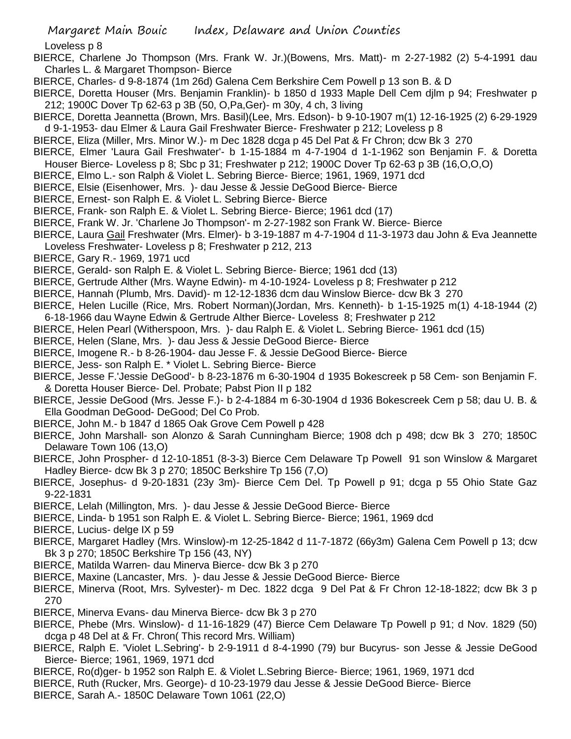Loveless p 8

BIERCE, Charlene Jo Thompson (Mrs. Frank W. Jr.)(Bowens, Mrs. Matt)- m 2-27-1982 (2) 5-4-1991 dau Charles L. & Margaret Thompson- Bierce

BIERCE, Charles- d 9-8-1874 (1m 26d) Galena Cem Berkshire Cem Powell p 13 son B. & D

BIERCE, Doretta Houser (Mrs. Benjamin Franklin)- b 1850 d 1933 Maple Dell Cem djlm p 94; Freshwater p 212; 1900C Dover Tp 62-63 p 3B (50, O,Pa,Ger)- m 30y, 4 ch, 3 living

BIERCE, Doretta Jeannetta (Brown, Mrs. Basil)(Lee, Mrs. Edson)- b 9-10-1907 m(1) 12-16-1925 (2) 6-29-1929 d 9-1-1953- dau Elmer & Laura Gail Freshwater Bierce- Freshwater p 212; Loveless p 8

BIERCE, Eliza (Miller, Mrs. Minor W.)- m Dec 1828 dcga p 45 Del Pat & Fr Chron; dcw Bk 3 270

BIERCE, Elmer 'Laura Gail Freshwater'- b 1-15-1884 m 4-7-1904 d 1-1-1962 son Benjamin F. & Doretta Houser Bierce- Loveless p 8; Sbc p 31; Freshwater p 212; 1900C Dover Tp 62-63 p 3B (16,O,O,O)

BIERCE, Elmo L.- son Ralph & Violet L. Sebring Bierce- Bierce; 1961, 1969, 1971 dcd

BIERCE, Elsie (Eisenhower, Mrs. )- dau Jesse & Jessie DeGood Bierce- Bierce

BIERCE, Ernest- son Ralph E. & Violet L. Sebring Bierce- Bierce

BIERCE, Frank- son Ralph E. & Violet L. Sebring Bierce- Bierce; 1961 dcd (17)

BIERCE, Frank W. Jr. 'Charlene Jo Thompson'- m 2-27-1982 son Frank W. Bierce- Bierce

BIERCE, Laura Gail Freshwater (Mrs. Elmer)- b 3-19-1887 m 4-7-1904 d 11-3-1973 dau John & Eva Jeannette Loveless Freshwater- Loveless p 8; Freshwater p 212, 213

BIERCE, Gary R.- 1969, 1971 ucd

BIERCE, Gerald- son Ralph E. & Violet L. Sebring Bierce- Bierce; 1961 dcd (13)

BIERCE, Gertrude Alther (Mrs. Wayne Edwin)- m 4-10-1924- Loveless p 8; Freshwater p 212

BIERCE, Hannah (Plumb, Mrs. David)- m 12-12-1836 dcm dau Winslow Bierce- dcw Bk 3 270

BIERCE, Helen Lucille (Rice, Mrs. Robert Norman)(Jordan, Mrs. Kenneth)- b 1-15-1925 m(1) 4-18-1944 (2) 6-18-1966 dau Wayne Edwin & Gertrude Alther Bierce- Loveless 8; Freshwater p 212

BIERCE, Helen Pearl (Witherspoon, Mrs. )- dau Ralph E. & Violet L. Sebring Bierce- 1961 dcd (15)

BIERCE, Helen (Slane, Mrs. )- dau Jess & Jessie DeGood Bierce- Bierce

BIERCE, Imogene R.- b 8-26-1904- dau Jesse F. & Jessie DeGood Bierce- Bierce

BIERCE, Jess- son Ralph E. * Violet L. Sebring Bierce- Bierce

BIERCE, Jesse F.'Jessie DeGood'- b 8-23-1876 m 6-30-1904 d 1935 Bokescreek p 58 Cem- son Benjamin F. & Doretta Houser Bierce- Del. Probate; Pabst Pion II p 182

BIERCE, Jessie DeGood (Mrs. Jesse F.)- b 2-4-1884 m 6-30-1904 d 1936 Bokescreek Cem p 58; dau U. B. & Ella Goodman DeGood- DeGood; Del Co Prob.

BIERCE, John M.- b 1847 d 1865 Oak Grove Cem Powell p 428

BIERCE, John Marshall- son Alonzo & Sarah Cunningham Bierce; 1908 dch p 498; dcw Bk 3 270; 1850C Delaware Town 106 (13,O)

BIERCE, John Prospher- d 12-10-1851 (8-3-3) Bierce Cem Delaware Tp Powell 91 son Winslow & Margaret Hadley Bierce- dcw Bk 3 p 270; 1850C Berkshire Tp 156 (7,O)

BIERCE, Josephus- d 9-20-1831 (23y 3m)- Bierce Cem Del. Tp Powell p 91; dcga p 55 Ohio State Gaz 9-22-1831

BIERCE, Lelah (Millington, Mrs. )- dau Jesse & Jessie DeGood Bierce- Bierce

BIERCE, Linda- b 1951 son Ralph E. & Violet L. Sebring Bierce- Bierce; 1961, 1969 dcd

BIERCE, Lucius- delge IX p 59

BIERCE, Margaret Hadley (Mrs. Winslow)-m 12-25-1842 d 11-7-1872 (66y3m) Galena Cem Powell p 13; dcw Bk 3 p 270; 1850C Berkshire Tp 156 (43, NY)

BIERCE, Matilda Warren- dau Minerva Bierce- dcw Bk 3 p 270

BIERCE, Maxine (Lancaster, Mrs. )- dau Jesse & Jessie DeGood Bierce- Bierce

BIERCE, Minerva (Root, Mrs. Sylvester)- m Dec. 1822 dcga 9 Del Pat & Fr Chron 12-18-1822; dcw Bk 3 p 270

BIERCE, Minerva Evans- dau Minerva Bierce- dcw Bk 3 p 270

BIERCE, Phebe (Mrs. Winslow)- d 11-16-1829 (47) Bierce Cem Delaware Tp Powell p 91; d Nov. 1829 (50) dcga p 48 Del at & Fr. Chron( This record Mrs. William)

BIERCE, Ralph E. 'Violet L.Sebring'- b 2-9-1911 d 8-4-1990 (79) bur Bucyrus- son Jesse & Jessie DeGood Bierce- Bierce; 1961, 1969, 1971 dcd

BIERCE, Ro(d)ger- b 1952 son Ralph E. & Violet L.Sebring Bierce- Bierce; 1961, 1969, 1971 dcd

BIERCE, Ruth (Rucker, Mrs. George)- d 10-23-1979 dau Jesse & Jessie DeGood Bierce- Bierce

BIERCE, Sarah A.- 1850C Delaware Town 1061 (22,O)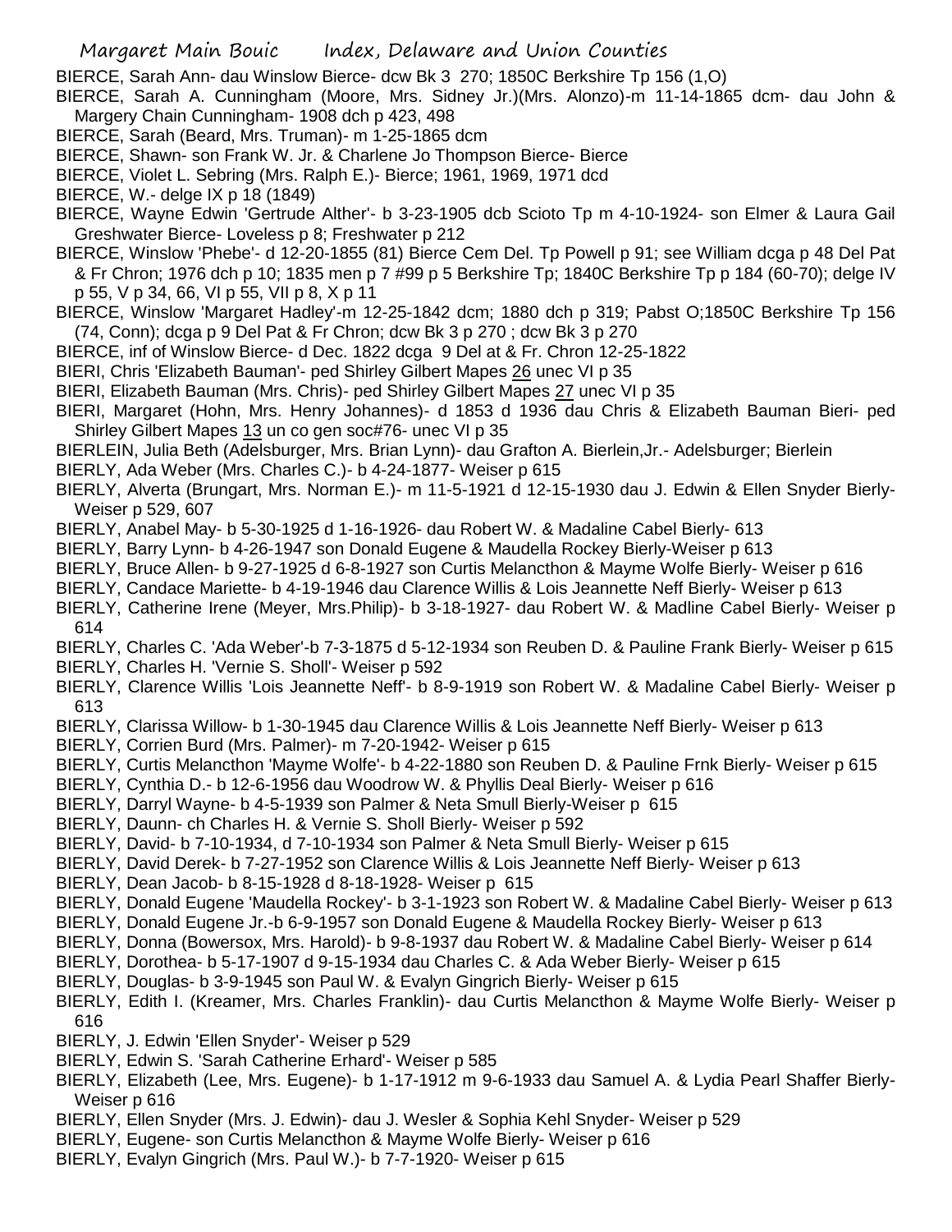BIERCE, Sarah Ann- dau Winslow Bierce- dcw Bk 3 270; 1850C Berkshire Tp 156 (1,O)

BIERCE, Sarah A. Cunningham (Moore, Mrs. Sidney Jr.)(Mrs. Alonzo)-m 11-14-1865 dcm- dau John & Margery Chain Cunningham- 1908 dch p 423, 498

BIERCE, Sarah (Beard, Mrs. Truman)- m 1-25-1865 dcm

BIERCE, Shawn- son Frank W. Jr. & Charlene Jo Thompson Bierce- Bierce

BIERCE, Violet L. Sebring (Mrs. Ralph E.)- Bierce; 1961, 1969, 1971 dcd

BIERCE, W.- delge IX p 18 (1849)

BIERCE, Wayne Edwin 'Gertrude Alther'- b 3-23-1905 dcb Scioto Tp m 4-10-1924- son Elmer & Laura Gail Greshwater Bierce- Loveless p 8; Freshwater p 212

BIERCE, Winslow 'Phebe'- d 12-20-1855 (81) Bierce Cem Del. Tp Powell p 91; see William dcga p 48 Del Pat & Fr Chron; 1976 dch p 10; 1835 men p 7 #99 p 5 Berkshire Tp; 1840C Berkshire Tp p 184 (60-70); delge IV p 55, V p 34, 66, VI p 55, VII p 8, X p 11

BIERCE, Winslow 'Margaret Hadley'-m 12-25-1842 dcm; 1880 dch p 319; Pabst O;1850C Berkshire Tp 156 (74, Conn); dcga p 9 Del Pat & Fr Chron; dcw Bk 3 p 270 ; dcw Bk 3 p 270

BIERCE, inf of Winslow Bierce- d Dec. 1822 dcga 9 Del at & Fr. Chron 12-25-1822

BIERI, Chris 'Elizabeth Bauman'- ped Shirley Gilbert Mapes 26 unec VI p 35

BIERI, Elizabeth Bauman (Mrs. Chris)- ped Shirley Gilbert Mapes 27 unec VI p 35

BIERI, Margaret (Hohn, Mrs. Henry Johannes)- d 1853 d 1936 dau Chris & Elizabeth Bauman Bieri- ped Shirley Gilbert Mapes 13 un co gen soc#76- unec VI p 35

BIERLEIN, Julia Beth (Adelsburger, Mrs. Brian Lynn)- dau Grafton A. Bierlein,Jr.- Adelsburger; Bierlein

BIERLY, Ada Weber (Mrs. Charles C.)- b 4-24-1877- Weiser p 615

BIERLY, Alverta (Brungart, Mrs. Norman E.)- m 11-5-1921 d 12-15-1930 dau J. Edwin & Ellen Snyder Bierly- Weiser p 529, 607

BIERLY, Anabel May- b 5-30-1925 d 1-16-1926- dau Robert W. & Madaline Cabel Bierly- 613

BIERLY, Barry Lynn- b 4-26-1947 son Donald Eugene & Maudella Rockey Bierly-Weiser p 613

BIERLY, Bruce Allen- b 9-27-1925 d 6-8-1927 son Curtis Melancthon & Mayme Wolfe Bierly- Weiser p 616

BIERLY, Candace Mariette- b 4-19-1946 dau Clarence Willis & Lois Jeannette Neff Bierly- Weiser p 613

BIERLY, Catherine Irene (Meyer, Mrs.Philip)- b 3-18-1927- dau Robert W. & Madline Cabel Bierly- Weiser p 614

BIERLY, Charles C. 'Ada Weber'-b 7-3-1875 d 5-12-1934 son Reuben D. & Pauline Frank Bierly- Weiser p 615

BIERLY, Charles H. 'Vernie S. Sholl'- Weiser p 592

BIERLY, Clarence Willis 'Lois Jeannette Neff'- b 8-9-1919 son Robert W. & Madaline Cabel Bierly- Weiser p 613

BIERLY, Clarissa Willow- b 1-30-1945 dau Clarence Willis & Lois Jeannette Neff Bierly- Weiser p 613

BIERLY, Corrien Burd (Mrs. Palmer)- m 7-20-1942- Weiser p 615

BIERLY, Curtis Melancthon 'Mayme Wolfe'- b 4-22-1880 son Reuben D. & Pauline Frnk Bierly- Weiser p 615

BIERLY, Cynthia D.- b 12-6-1956 dau Woodrow W. & Phyllis Deal Bierly- Weiser p 616

BIERLY, Darryl Wayne- b 4-5-1939 son Palmer & Neta Smull Bierly-Weiser p 615

BIERLY, Daunn- ch Charles H. & Vernie S. Sholl Bierly- Weiser p 592

BIERLY, David- b 7-10-1934, d 7-10-1934 son Palmer & Neta Smull Bierly- Weiser p 615

BIERLY, David Derek- b 7-27-1952 son Clarence Willis & Lois Jeannette Neff Bierly- Weiser p 613

BIERLY, Dean Jacob- b 8-15-1928 d 8-18-1928- Weiser p 615

BIERLY, Donald Eugene 'Maudella Rockey'- b 3-1-1923 son Robert W. & Madaline Cabel Bierly- Weiser p 613

BIERLY, Donald Eugene Jr.-b 6-9-1957 son Donald Eugene & Maudella Rockey Bierly- Weiser p 613

BIERLY, Donna (Bowersox, Mrs. Harold)- b 9-8-1937 dau Robert W. & Madaline Cabel Bierly- Weiser p 614

BIERLY, Dorothea- b 5-17-1907 d 9-15-1934 dau Charles C. & Ada Weber Bierly- Weiser p 615

BIERLY, Douglas- b 3-9-1945 son Paul W. & Evalyn Gingrich Bierly- Weiser p 615

BIERLY, Edith I. (Kreamer, Mrs. Charles Franklin)- dau Curtis Melancthon & Mayme Wolfe Bierly- Weiser p 616

BIERLY, J. Edwin 'Ellen Snyder'- Weiser p 529

BIERLY, Edwin S. 'Sarah Catherine Erhard'- Weiser p 585

BIERLY, Elizabeth (Lee, Mrs. Eugene)- b 1-17-1912 m 9-6-1933 dau Samuel A. & Lydia Pearl Shaffer Bierly- Weiser p 616

BIERLY, Ellen Snyder (Mrs. J. Edwin)- dau J. Wesler & Sophia Kehl Snyder- Weiser p 529

BIERLY, Eugene- son Curtis Melancthon & Mayme Wolfe Bierly- Weiser p 616

BIERLY, Evalyn Gingrich (Mrs. Paul W.)- b 7-7-1920- Weiser p 615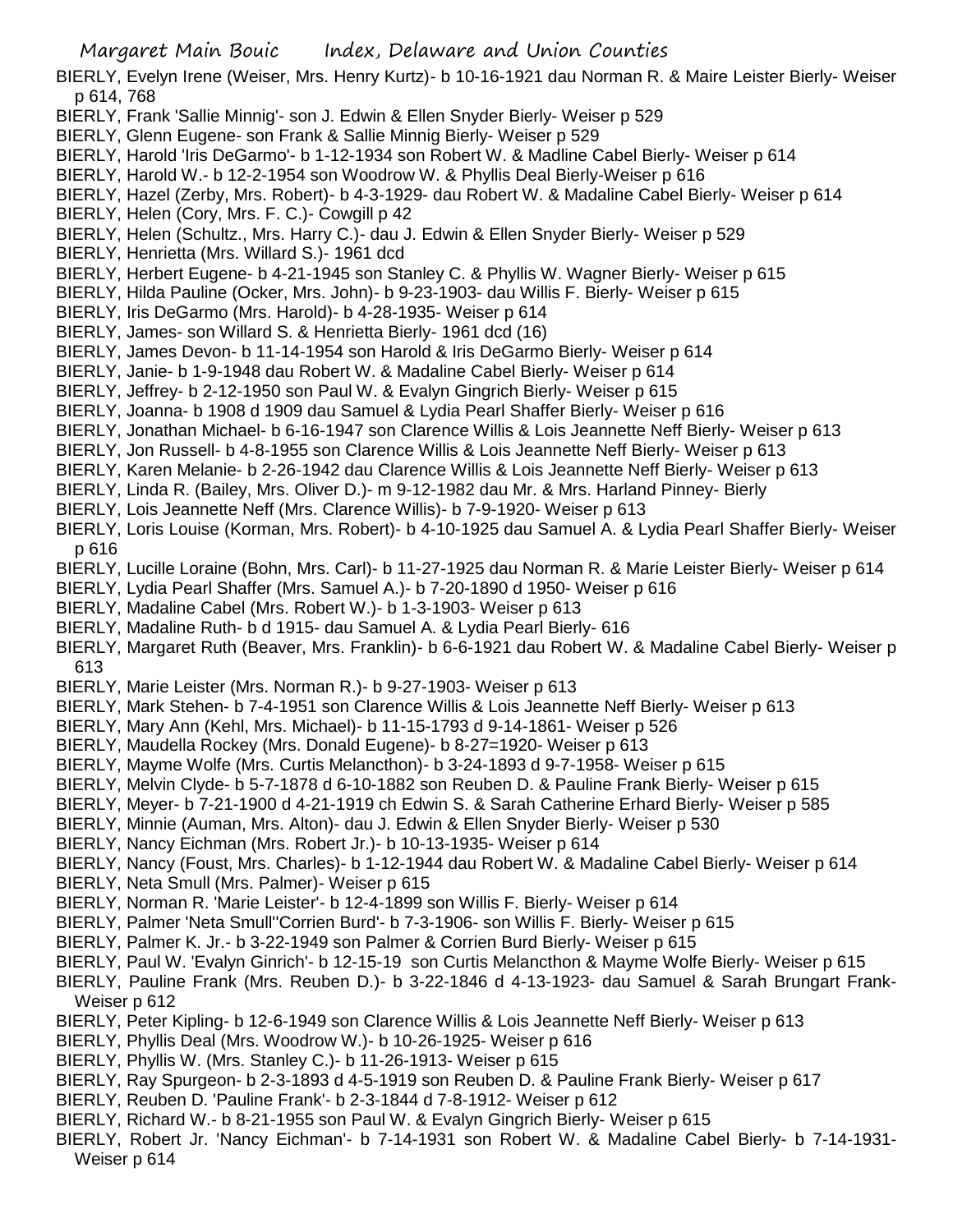BIERLY, Evelyn Irene (Weiser, Mrs. Henry Kurtz)- b 10-16-1921 dau Norman R. & Maire Leister Bierly- Weiser p 614, 768

BIERLY, Frank 'Sallie Minnig'- son J. Edwin & Ellen Snyder Bierly- Weiser p 529

BIERLY, Glenn Eugene- son Frank & Sallie Minnig Bierly- Weiser p 529

BIERLY, Harold 'Iris DeGarmo'- b 1-12-1934 son Robert W. & Madline Cabel Bierly- Weiser p 614

BIERLY, Harold W.- b 12-2-1954 son Woodrow W. & Phyllis Deal Bierly-Weiser p 616

BIERLY, Hazel (Zerby, Mrs. Robert)- b 4-3-1929- dau Robert W. & Madaline Cabel Bierly- Weiser p 614

BIERLY, Helen (Cory, Mrs. F. C.)- Cowgill p 42

BIERLY, Helen (Schultz., Mrs. Harry C.)- dau J. Edwin & Ellen Snyder Bierly- Weiser p 529

BIERLY, Henrietta (Mrs. Willard S.)- 1961 dcd

BIERLY, Herbert Eugene- b 4-21-1945 son Stanley C. & Phyllis W. Wagner Bierly- Weiser p 615

BIERLY, Hilda Pauline (Ocker, Mrs. John)- b 9-23-1903- dau Willis F. Bierly- Weiser p 615

BIERLY, Iris DeGarmo (Mrs. Harold)- b 4-28-1935- Weiser p 614

BIERLY, James- son Willard S. & Henrietta Bierly- 1961 dcd (16)

BIERLY, James Devon- b 11-14-1954 son Harold & Iris DeGarmo Bierly- Weiser p 614

BIERLY, Janie- b 1-9-1948 dau Robert W. & Madaline Cabel Bierly- Weiser p 614

BIERLY, Jeffrey- b 2-12-1950 son Paul W. & Evalyn Gingrich Bierly- Weiser p 615

BIERLY, Joanna- b 1908 d 1909 dau Samuel & Lydia Pearl Shaffer Bierly- Weiser p 616

BIERLY, Jonathan Michael- b 6-16-1947 son Clarence Willis & Lois Jeannette Neff Bierly- Weiser p 613

BIERLY, Jon Russell- b 4-8-1955 son Clarence Willis & Lois Jeannette Neff Bierly- Weiser p 613

BIERLY, Karen Melanie- b 2-26-1942 dau Clarence Willis & Lois Jeannette Neff Bierly- Weiser p 613

BIERLY, Linda R. (Bailey, Mrs. Oliver D.)- m 9-12-1982 dau Mr. & Mrs. Harland Pinney- Bierly

BIERLY, Lois Jeannette Neff (Mrs. Clarence Willis)- b 7-9-1920- Weiser p 613

BIERLY, Loris Louise (Korman, Mrs. Robert)- b 4-10-1925 dau Samuel A. & Lydia Pearl Shaffer Bierly- Weiser p 616

BIERLY, Lucille Loraine (Bohn, Mrs. Carl)- b 11-27-1925 dau Norman R. & Marie Leister Bierly- Weiser p 614

BIERLY, Lydia Pearl Shaffer (Mrs. Samuel A.)- b 7-20-1890 d 1950- Weiser p 616

BIERLY, Madaline Cabel (Mrs. Robert W.)- b 1-3-1903- Weiser p 613

BIERLY, Madaline Ruth- b d 1915- dau Samuel A. & Lydia Pearl Bierly- 616

BIERLY, Margaret Ruth (Beaver, Mrs. Franklin)- b 6-6-1921 dau Robert W. & Madaline Cabel Bierly- Weiser p 613

BIERLY, Marie Leister (Mrs. Norman R.)- b 9-27-1903- Weiser p 613

BIERLY, Mark Stehen- b 7-4-1951 son Clarence Willis & Lois Jeannette Neff Bierly- Weiser p 613

BIERLY, Mary Ann (Kehl, Mrs. Michael)- b 11-15-1793 d 9-14-1861- Weiser p 526

BIERLY, Maudella Rockey (Mrs. Donald Eugene)- b 8-27=1920- Weiser p 613

BIERLY, Mayme Wolfe (Mrs. Curtis Melancthon)- b 3-24-1893 d 9-7-1958- Weiser p 615

BIERLY, Melvin Clyde- b 5-7-1878 d 6-10-1882 son Reuben D. & Pauline Frank Bierly- Weiser p 615

BIERLY, Meyer- b 7-21-1900 d 4-21-1919 ch Edwin S. & Sarah Catherine Erhard Bierly- Weiser p 585

BIERLY, Minnie (Auman, Mrs. Alton)- dau J. Edwin & Ellen Snyder Bierly- Weiser p 530

BIERLY, Nancy Eichman (Mrs. Robert Jr.)- b 10-13-1935- Weiser p 614

BIERLY, Nancy (Foust, Mrs. Charles)- b 1-12-1944 dau Robert W. & Madaline Cabel Bierly- Weiser p 614

BIERLY, Neta Smull (Mrs. Palmer)- Weiser p 615

BIERLY, Norman R. 'Marie Leister'- b 12-4-1899 son Willis F. Bierly- Weiser p 614

BIERLY, Palmer 'Neta Smull''Corrien Burd'- b 7-3-1906- son Willis F. Bierly- Weiser p 615

BIERLY, Palmer K. Jr.- b 3-22-1949 son Palmer & Corrien Burd Bierly- Weiser p 615

BIERLY, Paul W. 'Evalyn Ginrich'- b 12-15-19 son Curtis Melancthon & Mayme Wolfe Bierly- Weiser p 615

BIERLY, Pauline Frank (Mrs. Reuben D.)- b 3-22-1846 d 4-13-1923- dau Samuel & Sarah Brungart Frank- Weiser p 612

BIERLY, Peter Kipling- b 12-6-1949 son Clarence Willis & Lois Jeannette Neff Bierly- Weiser p 613

BIERLY, Phyllis Deal (Mrs. Woodrow W.)- b 10-26-1925- Weiser p 616

BIERLY, Phyllis W. (Mrs. Stanley C.)- b 11-26-1913- Weiser p 615

BIERLY, Ray Spurgeon- b 2-3-1893 d 4-5-1919 son Reuben D. & Pauline Frank Bierly- Weiser p 617

BIERLY, Reuben D. 'Pauline Frank'- b 2-3-1844 d 7-8-1912- Weiser p 612

BIERLY, Richard W.- b 8-21-1955 son Paul W. & Evalyn Gingrich Bierly- Weiser p 615

BIERLY, Robert Jr. 'Nancy Eichman'- b 7-14-1931 son Robert W. & Madaline Cabel Bierly- b 7-14-1931- Weiser p 614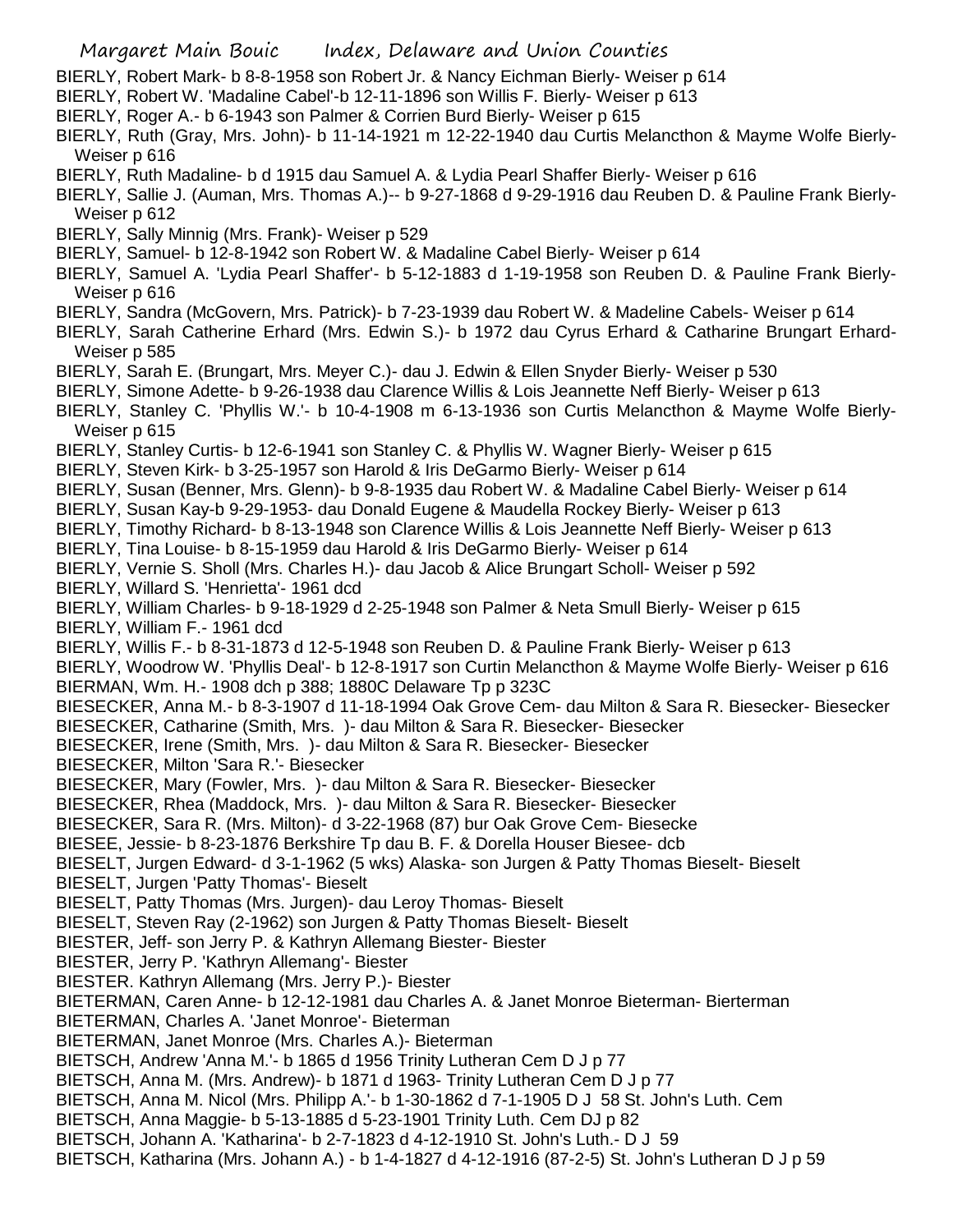BIERLY, Robert Mark- b 8-8-1958 son Robert Jr. & Nancy Eichman Bierly- Weiser p 614

BIERLY, Robert W. 'Madaline Cabel'-b 12-11-1896 son Willis F. Bierly- Weiser p 613

BIERLY, Roger A.- b 6-1943 son Palmer & Corrien Burd Bierly- Weiser p 615

BIERLY, Ruth (Gray, Mrs. John)- b 11-14-1921 m 12-22-1940 dau Curtis Melancthon & Mayme Wolfe Bierly- Weiser p 616

BIERLY, Ruth Madaline- b d 1915 dau Samuel A. & Lydia Pearl Shaffer Bierly- Weiser p 616

BIERLY, Sallie J. (Auman, Mrs. Thomas A.)-- b 9-27-1868 d 9-29-1916 dau Reuben D. & Pauline Frank Bierly- Weiser p 612

BIERLY, Sally Minnig (Mrs. Frank)- Weiser p 529

BIERLY, Samuel- b 12-8-1942 son Robert W. & Madaline Cabel Bierly- Weiser p 614

BIERLY, Samuel A. 'Lydia Pearl Shaffer'- b 5-12-1883 d 1-19-1958 son Reuben D. & Pauline Frank Bierly- Weiser p 616

BIERLY, Sandra (McGovern, Mrs. Patrick)- b 7-23-1939 dau Robert W. & Madeline Cabels- Weiser p 614

BIERLY, Sarah Catherine Erhard (Mrs. Edwin S.)- b 1972 dau Cyrus Erhard & Catharine Brungart Erhard- Weiser p 585

BIERLY, Sarah E. (Brungart, Mrs. Meyer C.)- dau J. Edwin & Ellen Snyder Bierly- Weiser p 530

BIERLY, Simone Adette- b 9-26-1938 dau Clarence Willis & Lois Jeannette Neff Bierly- Weiser p 613

BIERLY, Stanley C. 'Phyllis W.'- b 10-4-1908 m 6-13-1936 son Curtis Melancthon & Mayme Wolfe Bierly- Weiser p 615

BIERLY, Stanley Curtis- b 12-6-1941 son Stanley C. & Phyllis W. Wagner Bierly- Weiser p 615

BIERLY, Steven Kirk- b 3-25-1957 son Harold & Iris DeGarmo Bierly- Weiser p 614

BIERLY, Susan (Benner, Mrs. Glenn)- b 9-8-1935 dau Robert W. & Madaline Cabel Bierly- Weiser p 614

BIERLY, Susan Kay-b 9-29-1953- dau Donald Eugene & Maudella Rockey Bierly- Weiser p 613

BIERLY, Timothy Richard- b 8-13-1948 son Clarence Willis & Lois Jeannette Neff Bierly- Weiser p 613

BIERLY, Tina Louise- b 8-15-1959 dau Harold & Iris DeGarmo Bierly- Weiser p 614

BIERLY, Vernie S. Sholl (Mrs. Charles H.)- dau Jacob & Alice Brungart Scholl- Weiser p 592

BIERLY, Willard S. 'Henrietta'- 1961 dcd

BIERLY, William Charles- b 9-18-1929 d 2-25-1948 son Palmer & Neta Smull Bierly- Weiser p 615

BIERLY, William F.- 1961 dcd

BIERLY, Willis F.- b 8-31-1873 d 12-5-1948 son Reuben D. & Pauline Frank Bierly- Weiser p 613

BIERLY, Woodrow W. 'Phyllis Deal'- b 12-8-1917 son Curtin Melancthon & Mayme Wolfe Bierly- Weiser p 616

BIERMAN, Wm. H.- 1908 dch p 388; 1880C Delaware Tp p 323C

BIESECKER, Anna M.- b 8-3-1907 d 11-18-1994 Oak Grove Cem- dau Milton & Sara R. Biesecker- Biesecker

BIESECKER, Catharine (Smith, Mrs. )- dau Milton & Sara R. Biesecker- Biesecker

BIESECKER, Irene (Smith, Mrs. )- dau Milton & Sara R. Biesecker- Biesecker

BIESECKER, Milton 'Sara R.'- Biesecker

BIESECKER, Mary (Fowler, Mrs. )- dau Milton & Sara R. Biesecker- Biesecker

BIESECKER, Rhea (Maddock, Mrs. )- dau Milton & Sara R. Biesecker- Biesecker

BIESECKER, Sara R. (Mrs. Milton)- d 3-22-1968 (87) bur Oak Grove Cem- Biesecke

BIESEE, Jessie- b 8-23-1876 Berkshire Tp dau B. F. & Dorella Houser Biesee- dcb

BIESELT, Jurgen Edward- d 3-1-1962 (5 wks) Alaska- son Jurgen & Patty Thomas Bieselt- Bieselt

BIESELT, Jurgen 'Patty Thomas'- Bieselt

BIESELT, Patty Thomas (Mrs. Jurgen)- dau Leroy Thomas- Bieselt

BIESELT, Steven Ray (2-1962) son Jurgen & Patty Thomas Bieselt- Bieselt

BIESTER, Jeff- son Jerry P. & Kathryn Allemang Biester- Biester

BIESTER, Jerry P. 'Kathryn Allemang'- Biester

BIESTER. Kathryn Allemang (Mrs. Jerry P.)- Biester

BIETERMAN, Caren Anne- b 12-12-1981 dau Charles A. & Janet Monroe Bieterman- Bierterman

BIETERMAN, Charles A. 'Janet Monroe'- Bieterman

BIETERMAN, Janet Monroe (Mrs. Charles A.)- Bieterman

BIETSCH, Andrew 'Anna M.'- b 1865 d 1956 Trinity Lutheran Cem D J p 77

BIETSCH, Anna M. (Mrs. Andrew)- b 1871 d 1963- Trinity Lutheran Cem D J p 77

BIETSCH, Anna M. Nicol (Mrs. Philipp A.'- b 1-30-1862 d 7-1-1905 D J 58 St. John's Luth. Cem

BIETSCH, Anna Maggie- b 5-13-1885 d 5-23-1901 Trinity Luth. Cem DJ p 82

BIETSCH, Johann A. 'Katharina'- b 2-7-1823 d 4-12-1910 St. John's Luth.- D J 59

BIETSCH, Katharina (Mrs. Johann A.) - b 1-4-1827 d 4-12-1916 (87-2-5) St. John's Lutheran D J p 59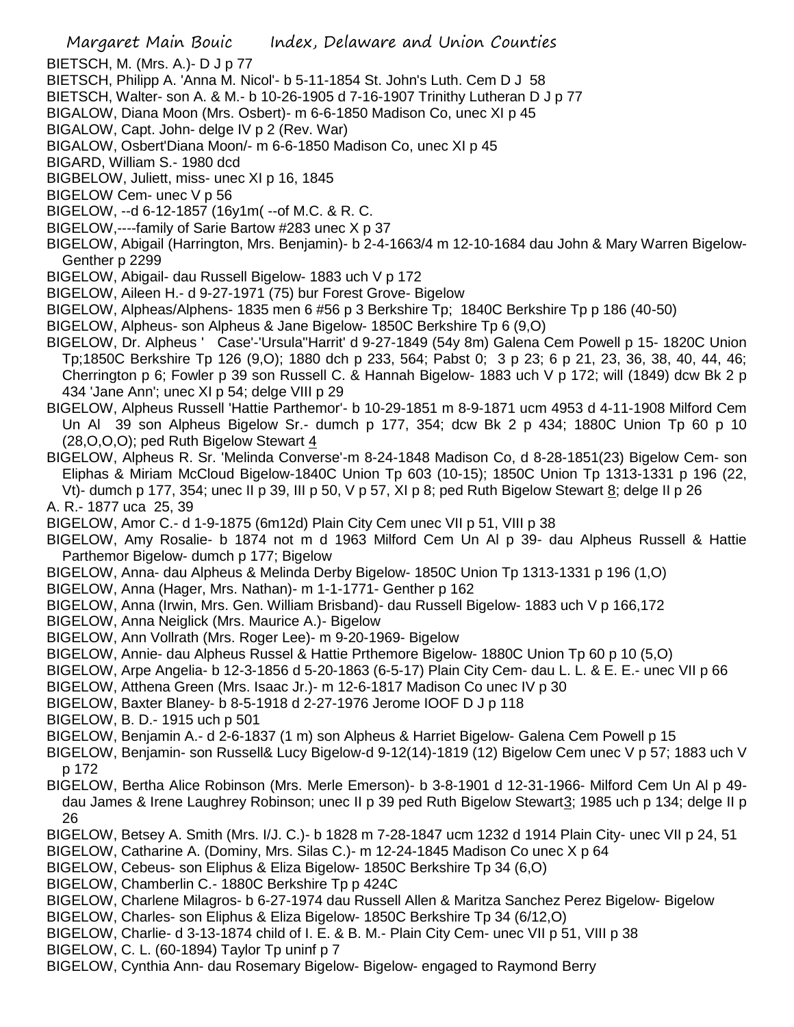BIETSCH, M. (Mrs. A.)- D J p 77

BIETSCH, Philipp A. 'Anna M. Nicol'- b 5-11-1854 St. John's Luth. Cem D J 58

BIETSCH, Walter- son A. & M.- b 10-26-1905 d 7-16-1907 Trinithy Lutheran D J p 77

BIGALOW, Diana Moon (Mrs. Osbert)- m 6-6-1850 Madison Co, unec XI p 45

BIGALOW, Capt. John- delge IV p 2 (Rev. War)

BIGALOW, Osbert'Diana Moon/- m 6-6-1850 Madison Co, unec XI p 45

BIGARD, William S.- 1980 dcd

BIGBELOW, Juliett, miss- unec XI p 16, 1845

BIGELOW Cem- unec V p 56

BIGELOW, --d 6-12-1857 (16y1m( --of M.C. & R. C.

BIGELOW,----family of Sarie Bartow #283 unec X p 37

BIGELOW, Abigail (Harrington, Mrs. Benjamin)- b 2-4-1663/4 m 12-10-1684 dau John & Mary Warren Bigelow- Genther p 2299

BIGELOW, Abigail- dau Russell Bigelow- 1883 uch V p 172

BIGELOW, Aileen H.- d 9-27-1971 (75) bur Forest Grove- Bigelow

BIGELOW, Alpheas/Alphens- 1835 men 6 #56 p 3 Berkshire Tp; 1840C Berkshire Tp p 186 (40-50)

BIGELOW, Alpheus- son Alpheus & Jane Bigelow- 1850C Berkshire Tp 6 (9,O)

BIGELOW, Dr. Alpheus ' Case'-'Ursula"Harrit' d 9-27-1849 (54y 8m) Galena Cem Powell p 15- 1820C Union Tp;1850C Berkshire Tp 126 (9,O); 1880 dch p 233, 564; Pabst 0; 3 p 23; 6 p 21, 23, 36, 38, 40, 44, 46; Cherrington p 6; Fowler p 39 son Russell C. & Hannah Bigelow- 1883 uch V p 172; will (1849) dcw Bk 2 p 434 'Jane Ann'; unec XI p 54; delge VIII p 29

BIGELOW, Alpheus Russell 'Hattie Parthemor'- b 10-29-1851 m 8-9-1871 ucm 4953 d 4-11-1908 Milford Cem Un Al 39 son Alpheus Bigelow Sr.- dumch p 177, 354; dcw Bk 2 p 434; 1880C Union Tp 60 p 10 (28,O,O,O); ped Ruth Bigelow Stewart 4

BIGELOW, Alpheus R. Sr. 'Melinda Converse'-m 8-24-1848 Madison Co, d 8-28-1851(23) Bigelow Cem- son Eliphas & Miriam McCloud Bigelow-1840C Union Tp 603 (10-15); 1850C Union Tp 1313-1331 p 196 (22, Vt)- dumch p 177, 354; unec II p 39, III p 50, V p 57, XI p 8; ped Ruth Bigelow Stewart 8; delge II p 26

A. R.- 1877 uca 25, 39

BIGELOW, Amor C.- d 1-9-1875 (6m12d) Plain City Cem unec VII p 51, VIII p 38

BIGELOW, Amy Rosalie- b 1874 not m d 1963 Milford Cem Un Al p 39- dau Alpheus Russell & Hattie Parthemor Bigelow- dumch p 177; Bigelow

BIGELOW, Anna- dau Alpheus & Melinda Derby Bigelow- 1850C Union Tp 1313-1331 p 196 (1,O)

BIGELOW, Anna (Hager, Mrs. Nathan)- m 1-1-1771- Genther p 162

BIGELOW, Anna (Irwin, Mrs. Gen. William Brisband)- dau Russell Bigelow- 1883 uch V p 166,172

BIGELOW, Anna Neiglick (Mrs. Maurice A.)- Bigelow

BIGELOW, Ann Vollrath (Mrs. Roger Lee)- m 9-20-1969- Bigelow

BIGELOW, Annie- dau Alpheus Russel & Hattie Prthemore Bigelow- 1880C Union Tp 60 p 10 (5,O)

BIGELOW, Arpe Angelia- b 12-3-1856 d 5-20-1863 (6-5-17) Plain City Cem- dau L. L. & E. E.- unec VII p 66

BIGELOW, Atthena Green (Mrs. Isaac Jr.)- m 12-6-1817 Madison Co unec IV p 30

BIGELOW, Baxter Blaney- b 8-5-1918 d 2-27-1976 Jerome IOOF D J p 118

BIGELOW, B. D.- 1915 uch p 501

BIGELOW, Benjamin A.- d 2-6-1837 (1 m) son Alpheus & Harriet Bigelow- Galena Cem Powell p 15

BIGELOW, Benjamin- son Russell& Lucy Bigelow-d 9-12(14)-1819 (12) Bigelow Cem unec V p 57; 1883 uch V p 172

BIGELOW, Bertha Alice Robinson (Mrs. Merle Emerson)- b 3-8-1901 d 12-31-1966- Milford Cem Un Al p 49- dau James & Irene Laughrey Robinson; unec II p 39 ped Ruth Bigelow Stewart3; 1985 uch p 134; delge II p 26

BIGELOW, Betsey A. Smith (Mrs. I/J. C.)- b 1828 m 7-28-1847 ucm 1232 d 1914 Plain City- unec VII p 24, 51

BIGELOW, Catharine A. (Dominy, Mrs. Silas C.)- m 12-24-1845 Madison Co unec X p 64

BIGELOW, Cebeus- son Eliphus & Eliza Bigelow- 1850C Berkshire Tp 34 (6,O)

BIGELOW, Chamberlin C.- 1880C Berkshire Tp p 424C

BIGELOW, Charlene Milagros- b 6-27-1974 dau Russell Allen & Maritza Sanchez Perez Bigelow- Bigelow

BIGELOW, Charles- son Eliphus & Eliza Bigelow- 1850C Berkshire Tp 34 (6/12,O)

BIGELOW, Charlie- d 3-13-1874 child of I. E. & B. M.- Plain City Cem- unec VII p 51, VIII p 38

BIGELOW, C. L. (60-1894) Taylor Tp uninf p 7

BIGELOW, Cynthia Ann- dau Rosemary Bigelow- Bigelow- engaged to Raymond Berry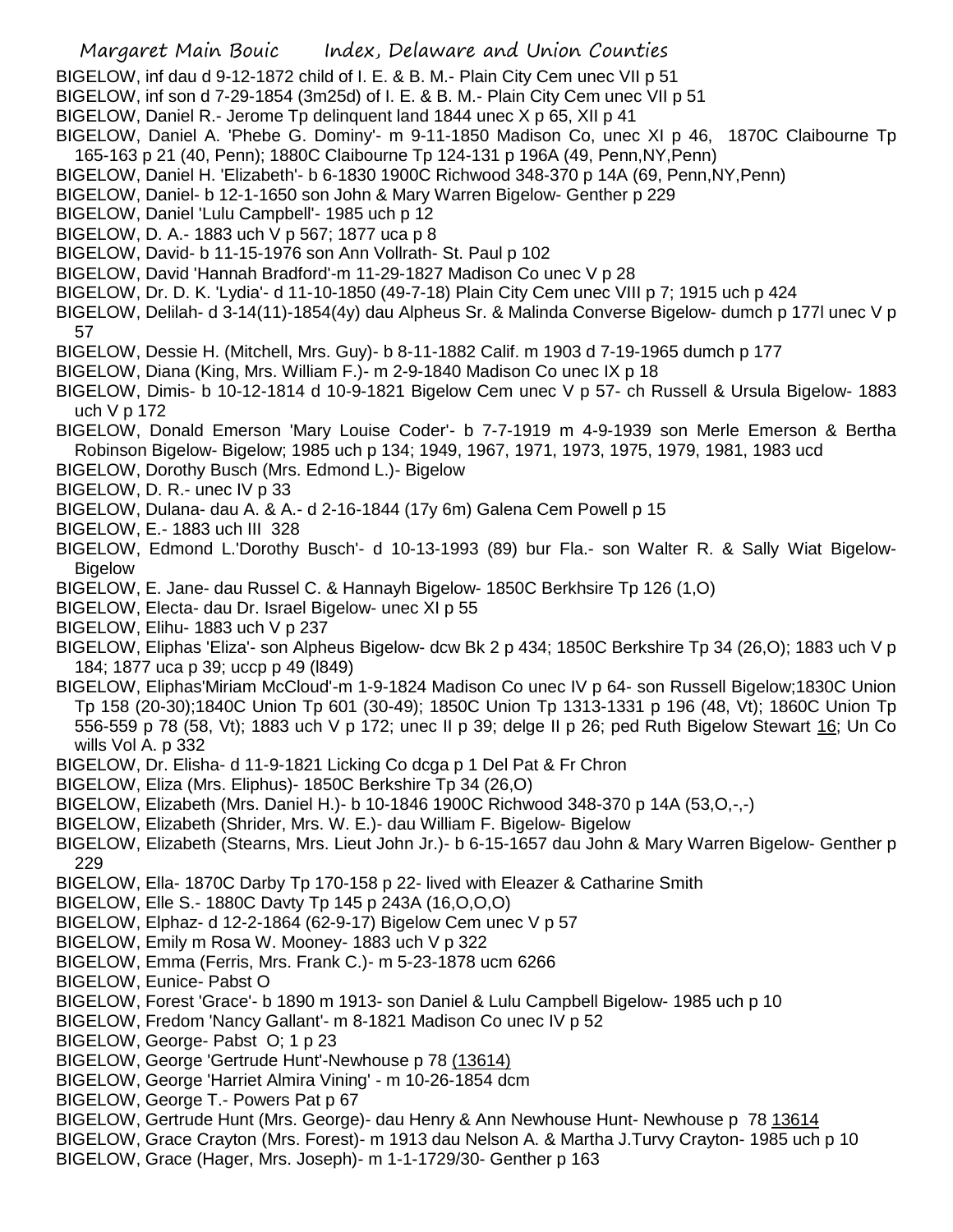BIGELOW, inf dau d 9-12-1872 child of I. E. & B. M.- Plain City Cem unec VII p 51

BIGELOW, inf son d 7-29-1854 (3m25d) of I. E. & B. M.- Plain City Cem unec VII p 51

BIGELOW, Daniel R.- Jerome Tp delinquent land 1844 unec X p 65, XII p 41

BIGELOW, Daniel A. 'Phebe G. Dominy'- m 9-11-1850 Madison Co, unec XI p 46, 1870C Claibourne Tp 165-163 p 21 (40, Penn); 1880C Claibourne Tp 124-131 p 196A (49, Penn,NY,Penn)

BIGELOW, Daniel H. 'Elizabeth'- b 6-1830 1900C Richwood 348-370 p 14A (69, Penn,NY,Penn)

BIGELOW, Daniel- b 12-1-1650 son John & Mary Warren Bigelow- Genther p 229

BIGELOW, Daniel 'Lulu Campbell'- 1985 uch p 12

BIGELOW, D. A.- 1883 uch V p 567; 1877 uca p 8

BIGELOW, David- b 11-15-1976 son Ann Vollrath- St. Paul p 102

BIGELOW, David 'Hannah Bradford'-m 11-29-1827 Madison Co unec V p 28

BIGELOW, Dr. D. K. 'Lydia'- d 11-10-1850 (49-7-18) Plain City Cem unec VIII p 7; 1915 uch p 424

BIGELOW, Delilah- d 3-14(11)-1854(4y) dau Alpheus Sr. & Malinda Converse Bigelow- dumch p 177l unec V p 57

BIGELOW, Dessie H. (Mitchell, Mrs. Guy)- b 8-11-1882 Calif. m 1903 d 7-19-1965 dumch p 177

BIGELOW, Diana (King, Mrs. William F.)- m 2-9-1840 Madison Co unec IX p 18

BIGELOW, Dimis- b 10-12-1814 d 10-9-1821 Bigelow Cem unec V p 57- ch Russell & Ursula Bigelow- 1883 uch V p 172

BIGELOW, Donald Emerson 'Mary Louise Coder'- b 7-7-1919 m 4-9-1939 son Merle Emerson & Bertha Robinson Bigelow- Bigelow; 1985 uch p 134; 1949, 1967, 1971, 1973, 1975, 1979, 1981, 1983 ucd

BIGELOW, Dorothy Busch (Mrs. Edmond L.)- Bigelow

BIGELOW, D. R.- unec IV p 33

BIGELOW, Dulana- dau A. & A.- d 2-16-1844 (17y 6m) Galena Cem Powell p 15

BIGELOW, E.- 1883 uch III 328

BIGELOW, Edmond L.'Dorothy Busch'- d 10-13-1993 (89) bur Fla.- son Walter R. & Sally Wiat Bigelow-Bigelow

BIGELOW, E. Jane- dau Russel C. & Hannayh Bigelow- 1850C Berkhsire Tp 126 (1,O)

BIGELOW, Electa- dau Dr. Israel Bigelow- unec XI p 55

BIGELOW, Elihu- 1883 uch V p 237

BIGELOW, Eliphas 'Eliza'- son Alpheus Bigelow- dcw Bk 2 p 434; 1850C Berkshire Tp 34 (26,O); 1883 uch V p 184; 1877 uca p 39; uccp p 49 (l849)

BIGELOW, Eliphas'Miriam McCloud'-m 1-9-1824 Madison Co unec IV p 64- son Russell Bigelow;1830C Union Tp 158 (20-30);1840C Union Tp 601 (30-49); 1850C Union Tp 1313-1331 p 196 (48, Vt); 1860C Union Tp 556-559 p 78 (58, Vt); 1883 uch V p 172; unec II p 39; delge II p 26; ped Ruth Bigelow Stewart 16; Un Co wills Vol A. p 332

BIGELOW, Dr. Elisha- d 11-9-1821 Licking Co dcga p 1 Del Pat & Fr Chron

BIGELOW, Eliza (Mrs. Eliphus)- 1850C Berkshire Tp 34 (26,O)

BIGELOW, Elizabeth (Mrs. Daniel H.)- b 10-1846 1900C Richwood 348-370 p 14A (53,O,-,-)

BIGELOW, Elizabeth (Shrider, Mrs. W. E.)- dau William F. Bigelow- Bigelow

BIGELOW, Elizabeth (Stearns, Mrs. Lieut John Jr.)- b 6-15-1657 dau John & Mary Warren Bigelow- Genther p 229

BIGELOW, Ella- 1870C Darby Tp 170-158 p 22- lived with Eleazer & Catharine Smith

BIGELOW, Elle S.- 1880C Davty Tp 145 p 243A (16,O,O,O)

BIGELOW, Elphaz- d 12-2-1864 (62-9-17) Bigelow Cem unec V p 57

BIGELOW, Emily m Rosa W. Mooney- 1883 uch V p 322

BIGELOW, Emma (Ferris, Mrs. Frank C.)- m 5-23-1878 ucm 6266

BIGELOW, Eunice- Pabst O

BIGELOW, Forest 'Grace'- b 1890 m 1913- son Daniel & Lulu Campbell Bigelow- 1985 uch p 10

BIGELOW, Fredom 'Nancy Gallant'- m 8-1821 Madison Co unec IV p 52

BIGELOW, George- Pabst O; 1 p 23

BIGELOW, George 'Gertrude Hunt'-Newhouse p 78 (13614)

BIGELOW, George 'Harriet Almira Vining' - m 10-26-1854 dcm

BIGELOW, George T.- Powers Pat p 67

BIGELOW, Gertrude Hunt (Mrs. George)- dau Henry & Ann Newhouse Hunt- Newhouse p 78 13614

BIGELOW, Grace Crayton (Mrs. Forest)- m 1913 dau Nelson A. & Martha J.Turvy Crayton- 1985 uch p 10

BIGELOW, Grace (Hager, Mrs. Joseph)- m 1-1-1729/30- Genther p 163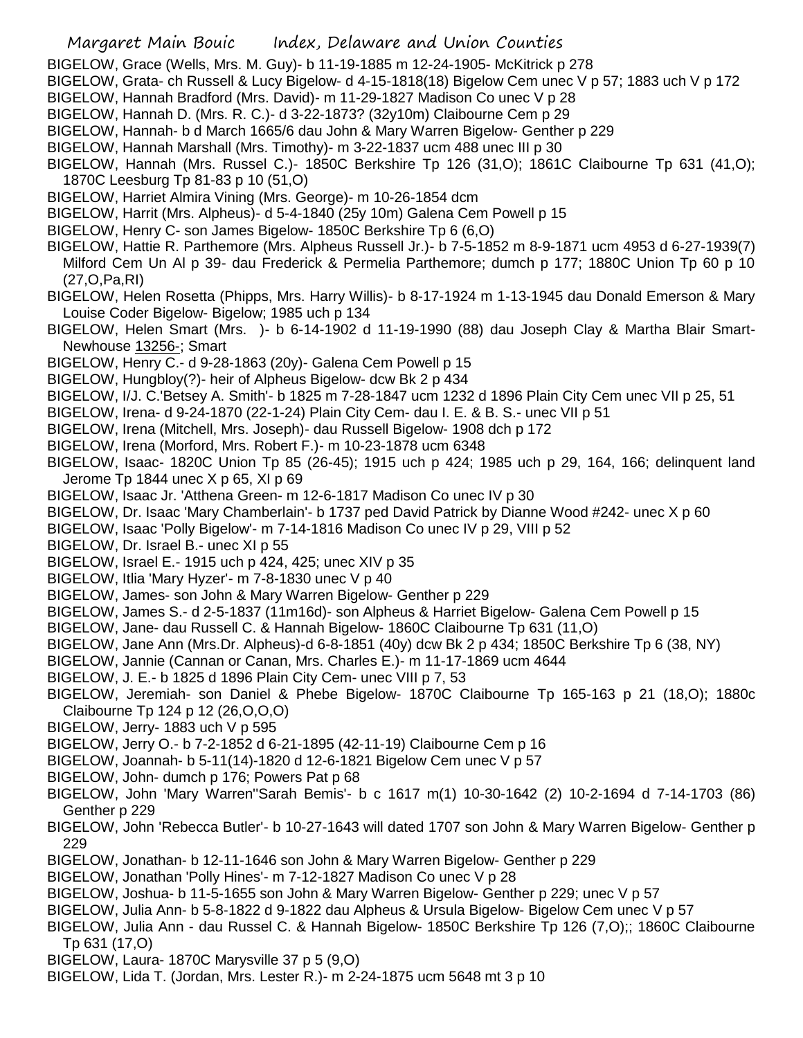BIGELOW, Grace (Wells, Mrs. M. Guy)- b 11-19-1885 m 12-24-1905- McKitrick p 278

BIGELOW, Grata- ch Russell & Lucy Bigelow- d 4-15-1818(18) Bigelow Cem unec V p 57; 1883 uch V p 172

BIGELOW, Hannah Bradford (Mrs. David)- m 11-29-1827 Madison Co unec V p 28

BIGELOW, Hannah D. (Mrs. R. C.)- d 3-22-1873? (32y10m) Claibourne Cem p 29

BIGELOW, Hannah- b d March 1665/6 dau John & Mary Warren Bigelow- Genther p 229

BIGELOW, Hannah Marshall (Mrs. Timothy)- m 3-22-1837 ucm 488 unec III p 30

BIGELOW, Hannah (Mrs. Russel C.)- 1850C Berkshire Tp 126 (31,O); 1861C Claibourne Tp 631 (41,O); 1870C Leesburg Tp 81-83 p 10 (51,O)

BIGELOW, Harriet Almira Vining (Mrs. George)- m 10-26-1854 dcm

BIGELOW, Harrit (Mrs. Alpheus)- d 5-4-1840 (25y 10m) Galena Cem Powell p 15

BIGELOW, Henry C- son James Bigelow- 1850C Berkshire Tp 6 (6,O)

BIGELOW, Hattie R. Parthemore (Mrs. Alpheus Russell Jr.)- b 7-5-1852 m 8-9-1871 ucm 4953 d 6-27-1939(7) Milford Cem Un Al p 39- dau Frederick & Permelia Parthemore; dumch p 177; 1880C Union Tp 60 p 10 (27,O,Pa,RI)

BIGELOW, Helen Rosetta (Phipps, Mrs. Harry Willis)- b 8-17-1924 m 1-13-1945 dau Donald Emerson & Mary Louise Coder Bigelow- Bigelow; 1985 uch p 134

BIGELOW, Helen Smart (Mrs. )- b 6-14-1902 d 11-19-1990 (88) dau Joseph Clay & Martha Blair Smart- Newhouse 13256-; Smart

BIGELOW, Henry C.- d 9-28-1863 (20y)- Galena Cem Powell p 15

BIGELOW, Hungbloy(?)- heir of Alpheus Bigelow- dcw Bk 2 p 434

BIGELOW, I/J. C.'Betsey A. Smith'- b 1825 m 7-28-1847 ucm 1232 d 1896 Plain City Cem unec VII p 25, 51

BIGELOW, Irena- d 9-24-1870 (22-1-24) Plain City Cem- dau I. E. & B. S.- unec VII p 51

BIGELOW, Irena (Mitchell, Mrs. Joseph)- dau Russell Bigelow- 1908 dch p 172

BIGELOW, Irena (Morford, Mrs. Robert F.)- m 10-23-1878 ucm 6348

BIGELOW, Isaac- 1820C Union Tp 85 (26-45); 1915 uch p 424; 1985 uch p 29, 164, 166; delinquent land Jerome Tp 1844 unec X p 65, XI p 69

BIGELOW, Isaac Jr. 'Atthena Green- m 12-6-1817 Madison Co unec IV p 30

BIGELOW, Dr. Isaac 'Mary Chamberlain'- b 1737 ped David Patrick by Dianne Wood #242- unec X p 60

BIGELOW, Isaac 'Polly Bigelow'- m 7-14-1816 Madison Co unec IV p 29, VIII p 52

BIGELOW, Dr. Israel B.- unec XI p 55

BIGELOW, Israel E.- 1915 uch p 424, 425; unec XIV p 35

BIGELOW, Itlia 'Mary Hyzer'- m 7-8-1830 unec V p 40

BIGELOW, James- son John & Mary Warren Bigelow- Genther p 229

BIGELOW, James S.- d 2-5-1837 (11m16d)- son Alpheus & Harriet Bigelow- Galena Cem Powell p 15

BIGELOW, Jane- dau Russell C. & Hannah Bigelow- 1860C Claibourne Tp 631 (11,O)

BIGELOW, Jane Ann (Mrs.Dr. Alpheus)-d 6-8-1851 (40y) dcw Bk 2 p 434; 1850C Berkshire Tp 6 (38, NY)

BIGELOW, Jannie (Cannan or Canan, Mrs. Charles E.)- m 11-17-1869 ucm 4644

BIGELOW, J. E.- b 1825 d 1896 Plain City Cem- unec VIII p 7, 53

BIGELOW, Jeremiah- son Daniel & Phebe Bigelow- 1870C Claibourne Tp 165-163 p 21 (18,O); 1880c Claibourne Tp 124 p 12 (26,O,O,O)

BIGELOW, Jerry- 1883 uch V p 595

BIGELOW, Jerry O.- b 7-2-1852 d 6-21-1895 (42-11-19) Claibourne Cem p 16

BIGELOW, Joannah- b 5-11(14)-1820 d 12-6-1821 Bigelow Cem unec V p 57

BIGELOW, John- dumch p 176; Powers Pat p 68

BIGELOW, John 'Mary Warren''Sarah Bemis'- b c 1617 m(1) 10-30-1642 (2) 10-2-1694 d 7-14-1703 (86) Genther p 229

BIGELOW, John 'Rebecca Butler'- b 10-27-1643 will dated 1707 son John & Mary Warren Bigelow- Genther p 229

BIGELOW, Jonathan- b 12-11-1646 son John & Mary Warren Bigelow- Genther p 229

BIGELOW, Jonathan 'Polly Hines'- m 7-12-1827 Madison Co unec V p 28

BIGELOW, Joshua- b 11-5-1655 son John & Mary Warren Bigelow- Genther p 229; unec V p 57

BIGELOW, Julia Ann- b 5-8-1822 d 9-1822 dau Alpheus & Ursula Bigelow- Bigelow Cem unec V p 57

BIGELOW, Julia Ann - dau Russel C. & Hannah Bigelow- 1850C Berkshire Tp 126 (7,O);; 1860C Claibourne Tp 631 (17,O)

BIGELOW, Laura- 1870C Marysville 37 p 5 (9,O)

BIGELOW, Lida T. (Jordan, Mrs. Lester R.)- m 2-24-1875 ucm 5648 mt 3 p 10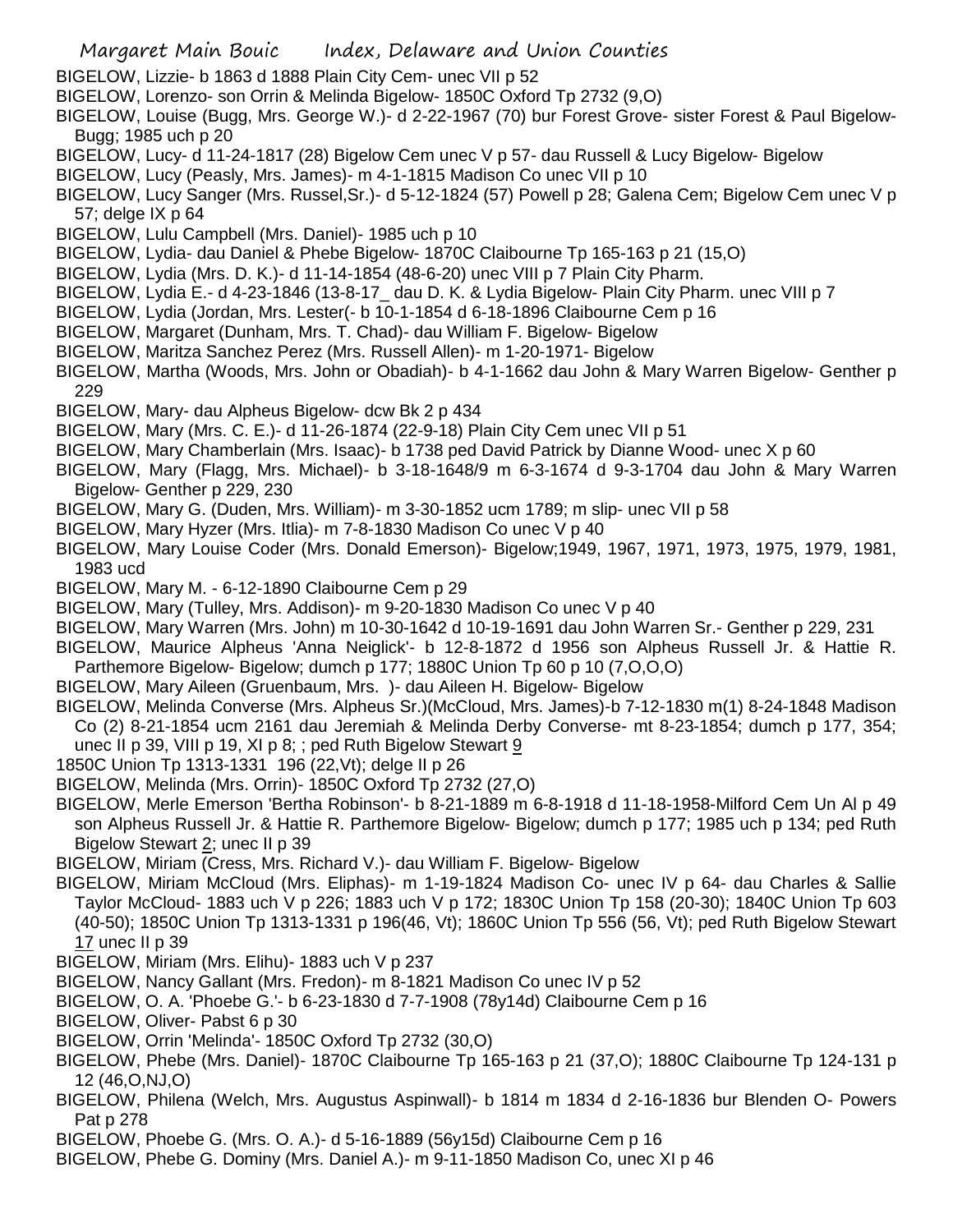BIGELOW, Lizzie- b 1863 d 1888 Plain City Cem- unec VII p 52

BIGELOW, Lorenzo- son Orrin & Melinda Bigelow- 1850C Oxford Tp 2732 (9,O)

BIGELOW, Louise (Bugg, Mrs. George W.)- d 2-22-1967 (70) bur Forest Grove- sister Forest & Paul Bigelow- Bugg; 1985 uch p 20

BIGELOW, Lucy- d 11-24-1817 (28) Bigelow Cem unec V p 57- dau Russell & Lucy Bigelow- Bigelow

BIGELOW, Lucy (Peasly, Mrs. James)- m 4-1-1815 Madison Co unec VII p 10

BIGELOW, Lucy Sanger (Mrs. Russel,Sr.)- d 5-12-1824 (57) Powell p 28; Galena Cem; Bigelow Cem unec V p 57; delge IX p 64

BIGELOW, Lulu Campbell (Mrs. Daniel)- 1985 uch p 10

BIGELOW, Lydia- dau Daniel & Phebe Bigelow- 1870C Claibourne Tp 165-163 p 21 (15,O)

BIGELOW, Lydia (Mrs. D. K.)- d 11-14-1854 (48-6-20) unec VIII p 7 Plain City Pharm.

BIGELOW, Lydia E.- d 4-23-1846 (13-8-17_ dau D. K. & Lydia Bigelow- Plain City Pharm. unec VIII p 7

BIGELOW, Lydia (Jordan, Mrs. Lester(- b 10-1-1854 d 6-18-1896 Claibourne Cem p 16

BIGELOW, Margaret (Dunham, Mrs. T. Chad)- dau William F. Bigelow- Bigelow

BIGELOW, Maritza Sanchez Perez (Mrs. Russell Allen)- m 1-20-1971- Bigelow

BIGELOW, Martha (Woods, Mrs. John or Obadiah)- b 4-1-1662 dau John & Mary Warren Bigelow- Genther p 229

BIGELOW, Mary- dau Alpheus Bigelow- dcw Bk 2 p 434

BIGELOW, Mary (Mrs. C. E.)- d 11-26-1874 (22-9-18) Plain City Cem unec VII p 51

BIGELOW, Mary Chamberlain (Mrs. Isaac)- b 1738 ped David Patrick by Dianne Wood- unec X p 60

BIGELOW, Mary (Flagg, Mrs. Michael)- b 3-18-1648/9 m 6-3-1674 d 9-3-1704 dau John & Mary Warren Bigelow- Genther p 229, 230

BIGELOW, Mary G. (Duden, Mrs. William)- m 3-30-1852 ucm 1789; m slip- unec VII p 58

BIGELOW, Mary Hyzer (Mrs. Itlia)- m 7-8-1830 Madison Co unec V p 40

BIGELOW, Mary Louise Coder (Mrs. Donald Emerson)- Bigelow;1949, 1967, 1971, 1973, 1975, 1979, 1981, 1983 ucd

BIGELOW, Mary M. - 6-12-1890 Claibourne Cem p 29

BIGELOW, Mary (Tulley, Mrs. Addison)- m 9-20-1830 Madison Co unec V p 40

BIGELOW, Mary Warren (Mrs. John) m 10-30-1642 d 10-19-1691 dau John Warren Sr.- Genther p 229, 231

BIGELOW, Maurice Alpheus 'Anna Neiglick'- b 12-8-1872 d 1956 son Alpheus Russell Jr. & Hattie R. Parthemore Bigelow- Bigelow; dumch p 177; 1880C Union Tp 60 p 10 (7,O,O,O)

BIGELOW, Mary Aileen (Gruenbaum, Mrs. )- dau Aileen H. Bigelow- Bigelow

BIGELOW, Melinda Converse (Mrs. Alpheus Sr.)(McCloud, Mrs. James)-b 7-12-1830 m(1) 8-24-1848 Madison Co (2) 8-21-1854 ucm 2161 dau Jeremiah & Melinda Derby Converse- mt 8-23-1854; dumch p 177, 354; unec II p 39, VIII p 19, XI p 8; ; ped Ruth Bigelow Stewart 9

1850C Union Tp 1313-1331 196 (22,Vt); delge II p 26

BIGELOW, Melinda (Mrs. Orrin)- 1850C Oxford Tp 2732 (27,O)

BIGELOW, Merle Emerson 'Bertha Robinson'- b 8-21-1889 m 6-8-1918 d 11-18-1958-Milford Cem Un Al p 49 son Alpheus Russell Jr. & Hattie R. Parthemore Bigelow- Bigelow; dumch p 177; 1985 uch p 134; ped Ruth Bigelow Stewart 2; unec II p 39

BIGELOW, Miriam (Cress, Mrs. Richard V.)- dau William F. Bigelow- Bigelow

BIGELOW, Miriam McCloud (Mrs. Eliphas)- m 1-19-1824 Madison Co- unec IV p 64- dau Charles & Sallie Taylor McCloud- 1883 uch V p 226; 1883 uch V p 172; 1830C Union Tp 158 (20-30); 1840C Union Tp 603 (40-50); 1850C Union Tp 1313-1331 p 196(46, Vt); 1860C Union Tp 556 (56, Vt); ped Ruth Bigelow Stewart 17 unec II p 39

BIGELOW, Miriam (Mrs. Elihu)- 1883 uch V p 237

BIGELOW, Nancy Gallant (Mrs. Fredon)- m 8-1821 Madison Co unec IV p 52

BIGELOW, O. A. 'Phoebe G.'- b 6-23-1830 d 7-7-1908 (78y14d) Claibourne Cem p 16

BIGELOW, Oliver- Pabst 6 p 30

BIGELOW, Orrin 'Melinda'- 1850C Oxford Tp 2732 (30,O)

BIGELOW, Phebe (Mrs. Daniel)- 1870C Claibourne Tp 165-163 p 21 (37,O); 1880C Claibourne Tp 124-131 p 12 (46,O,NJ,O)

BIGELOW, Philena (Welch, Mrs. Augustus Aspinwall)- b 1814 m 1834 d 2-16-1836 bur Blenden O- Powers Pat p 278

BIGELOW, Phoebe G. (Mrs. O. A.)- d 5-16-1889 (56y15d) Claibourne Cem p 16

BIGELOW, Phebe G. Dominy (Mrs. Daniel A.)- m 9-11-1850 Madison Co, unec XI p 46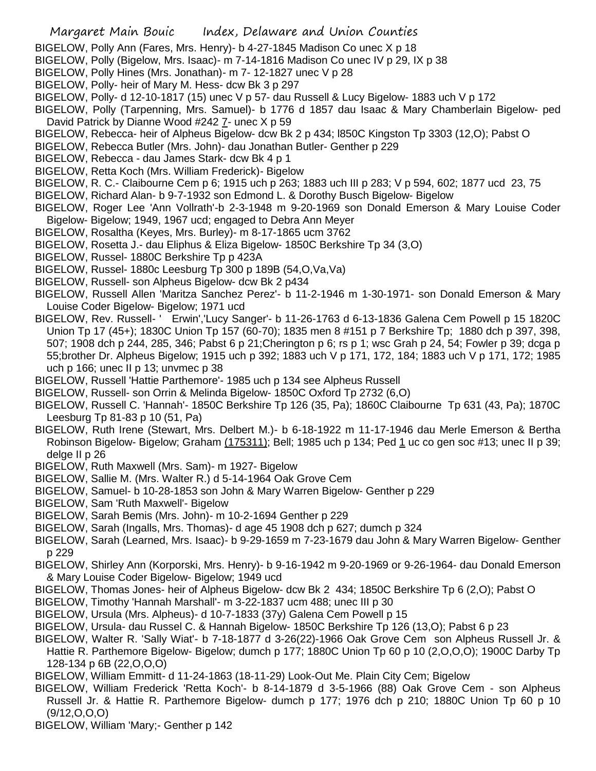BIGELOW, Polly Ann (Fares, Mrs. Henry)- b 4-27-1845 Madison Co unec X p 18

BIGELOW, Polly (Bigelow, Mrs. Isaac)- m 7-14-1816 Madison Co unec IV p 29, IX p 38

BIGELOW, Polly Hines (Mrs. Jonathan)- m 7- 12-1827 unec V p 28

BIGELOW, Polly- heir of Mary M. Hess- dcw Bk 3 p 297

BIGELOW, Polly- d 12-10-1817 (15) unec V p 57- dau Russell & Lucy Bigelow- 1883 uch V p 172

BIGELOW, Polly (Tarpenning, Mrs. Samuel)- b 1776 d 1857 dau Isaac & Mary Chamberlain Bigelow- ped David Patrick by Dianne Wood #242 7- unec X p 59

BIGELOW, Rebecca- heir of Alpheus Bigelow- dcw Bk 2 p 434; l850C Kingston Tp 3303 (12,O); Pabst O

BIGELOW, Rebecca Butler (Mrs. John)- dau Jonathan Butler- Genther p 229

BIGELOW, Rebecca - dau James Stark- dcw Bk 4 p 1

BIGELOW, Retta Koch (Mrs. William Frederick)- Bigelow

BIGELOW, R. C.- Claibourne Cem p 6; 1915 uch p 263; 1883 uch III p 283; V p 594, 602; 1877 ucd 23, 75

BIGELOW, Richard Alan- b 9-7-1932 son Edmond L. & Dorothy Busch Bigelow- Bigelow

BIGELOW, Roger Lee 'Ann Vollrath'-b 2-3-1948 m 9-20-1969 son Donald Emerson & Mary Louise Coder Bigelow- Bigelow; 1949, 1967 ucd; engaged to Debra Ann Meyer

BIGELOW, Rosaltha (Keyes, Mrs. Burley)- m 8-17-1865 ucm 3762

BIGELOW, Rosetta J.- dau Eliphus & Eliza Bigelow- 1850C Berkshire Tp 34 (3,O)

BIGELOW, Russel- 1880C Berkshire Tp p 423A

BIGELOW, Russel- 1880c Leesburg Tp 300 p 189B (54,O,Va,Va)

BIGELOW, Russell- son Alpheus Bigelow- dcw Bk 2 p434

BIGELOW, Russell Allen 'Maritza Sanchez Perez'- b 11-2-1946 m 1-30-1971- son Donald Emerson & Mary Louise Coder Bigelow- Bigelow; 1971 ucd

BIGELOW, Rev. Russell- ' Erwin','Lucy Sanger'- b 11-26-1763 d 6-13-1836 Galena Cem Powell p 15 1820C Union Tp 17 (45+); 1830C Union Tp 157 (60-70); 1835 men 8 #151 p 7 Berkshire Tp; 1880 dch p 397, 398, 507; 1908 dch p 244, 285, 346; Pabst 6 p 21;Cherington p 6; rs p 1; wsc Grah p 24, 54; Fowler p 39; dcga p 55;brother Dr. Alpheus Bigelow; 1915 uch p 392; 1883 uch V p 171, 172, 184; 1883 uch V p 171, 172; 1985 uch p 166; unec II p 13; unvmec p 38

BIGELOW, Russell 'Hattie Parthemore'- 1985 uch p 134 see Alpheus Russell

BIGELOW, Russell- son Orrin & Melinda Bigelow- 1850C Oxford Tp 2732 (6,O)

BIGELOW, Russell C. 'Hannah'- 1850C Berkshire Tp 126 (35, Pa); 1860C Claibourne Tp 631 (43, Pa); 1870C Leesburg Tp 81-83 p 10 (51, Pa)

BIGELOW, Ruth Irene (Stewart, Mrs. Delbert M.)- b 6-18-1922 m 11-17-1946 dau Merle Emerson & Bertha Robinson Bigelow- Bigelow; Graham (175311); Bell; 1985 uch p 134; Ped 1 uc co gen soc #13; unec II p 39; delge II p 26

BIGELOW, Ruth Maxwell (Mrs. Sam)- m 1927- Bigelow

BIGELOW, Sallie M. (Mrs. Walter R.) d 5-14-1964 Oak Grove Cem

BIGELOW, Samuel- b 10-28-1853 son John & Mary Warren Bigelow- Genther p 229

BIGELOW, Sam 'Ruth Maxwell'- Bigelow

BIGELOW, Sarah Bemis (Mrs. John)- m 10-2-1694 Genther p 229

BIGELOW, Sarah (Ingalls, Mrs. Thomas)- d age 45 1908 dch p 627; dumch p 324

BIGELOW, Sarah (Learned, Mrs. Isaac)- b 9-29-1659 m 7-23-1679 dau John & Mary Warren Bigelow- Genther p 229

BIGELOW, Shirley Ann (Korporski, Mrs. Henry)- b 9-16-1942 m 9-20-1969 or 9-26-1964- dau Donald Emerson & Mary Louise Coder Bigelow- Bigelow; 1949 ucd

BIGELOW, Thomas Jones- heir of Alpheus Bigelow- dcw Bk 2 434; 1850C Berkshire Tp 6 (2,O); Pabst O

BIGELOW, Timothy 'Hannah Marshall'- m 3-22-1837 ucm 488; unec III p 30

BIGELOW, Ursula (Mrs. Alpheus)- d 10-7-1833 (37y) Galena Cem Powell p 15

BIGELOW, Ursula- dau Russel C. & Hannah Bigelow- 1850C Berkshire Tp 126 (13,O); Pabst 6 p 23

BIGELOW, Walter R. 'Sally Wiat'- b 7-18-1877 d 3-26(22)-1966 Oak Grove Cem son Alpheus Russell Jr. & Hattie R. Parthemore Bigelow- Bigelow; dumch p 177; 1880C Union Tp 60 p 10 (2,O,O,O); 1900C Darby Tp 128-134 p 6B (22,O,O,O)

BIGELOW, William Emmitt- d 11-24-1863 (18-11-29) Look-Out Me. Plain City Cem; Bigelow

BIGELOW, William Frederick 'Retta Koch'- b 8-14-1879 d 3-5-1966 (88) Oak Grove Cem - son Alpheus Russell Jr. & Hattie R. Parthemore Bigelow- dumch p 177; 1976 dch p 210; 1880C Union Tp 60 p 10 (9/12,O,O,O)

BIGELOW, William 'Mary;- Genther p 142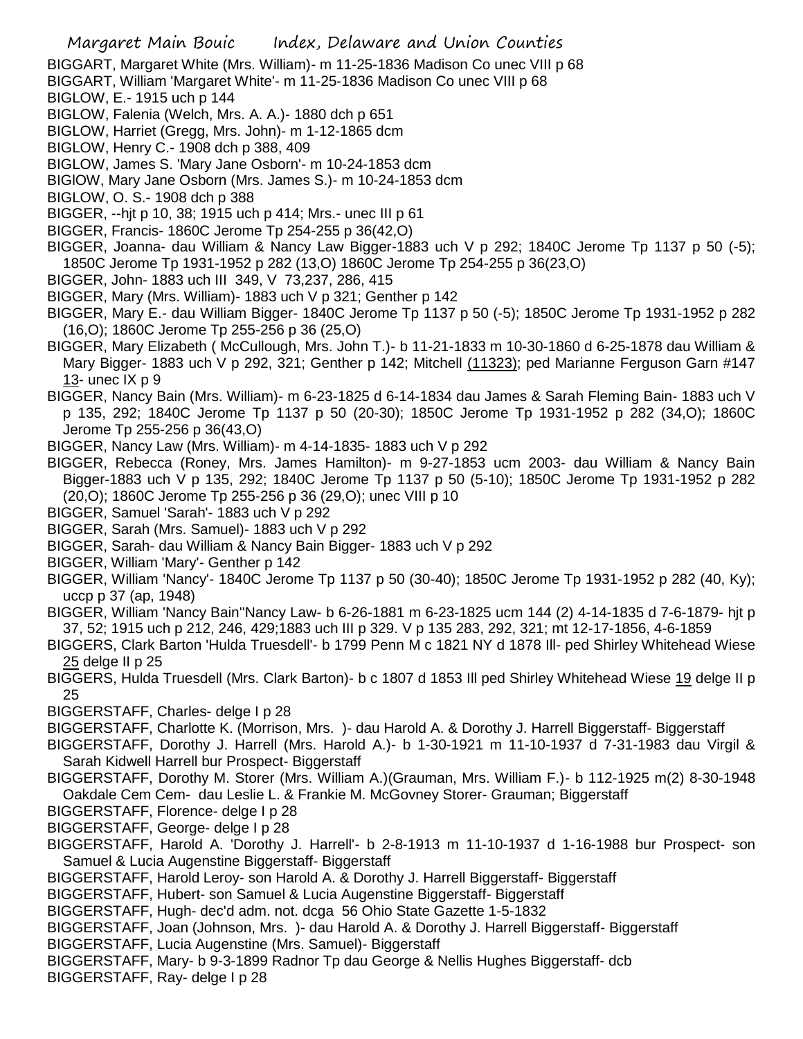BIGGART, Margaret White (Mrs. William)- m 11-25-1836 Madison Co unec VIII p 68
BIGGART, William 'Margaret White'- m 11-25-1836 Madison Co unec VIII p 68
BIGLOW, E.- 1915 uch p 144
BIGLOW, Falenia (Welch, Mrs. A. A.)- 1880 dch p 651
BIGLOW, Harriet (Gregg, Mrs. John)- m 1-12-1865 dcm
BIGLOW, Henry C.- 1908 dch p 388, 409
BIGLOW, James S. 'Mary Jane Osborn'- m 10-24-1853 dcm
BIGlOW, Mary Jane Osborn (Mrs. James S.)- m 10-24-1853 dcm
BIGLOW, O. S.- 1908 dch p 388
BIGGER, --hjt p 10, 38; 1915 uch p 414; Mrs.- unec III p 61
BIGGER, Francis- 1860C Jerome Tp 254-255 p 36(42,O)
BIGGER, Joanna- dau William & Nancy Law Bigger-1883 uch V p 292; 1840C Jerome Tp 1137 p 50 (-5); 1850C Jerome Tp 1931-1952 p 282 (13,O) 1860C Jerome Tp 254-255 p 36(23,O)
BIGGER, John- 1883 uch III 349, V 73,237, 286, 415
BIGGER, Mary (Mrs. William)- 1883 uch V p 321; Genther p 142
BIGGER, Mary E.- dau William Bigger- 1840C Jerome Tp 1137 p 50 (-5); 1850C Jerome Tp 1931-1952 p 282 (16,O); 1860C Jerome Tp 255-256 p 36 (25,O)
BIGGER, Mary Elizabeth ( McCullough, Mrs. John T.)- b 11-21-1833 m 10-30-1860 d 6-25-1878 dau William & Mary Bigger- 1883 uch V p 292, 321; Genther p 142; Mitchell (11323); ped Marianne Ferguson Garn #147 13- unec IX p 9
BIGGER, Nancy Bain (Mrs. William)- m 6-23-1825 d 6-14-1834 dau James & Sarah Fleming Bain- 1883 uch V p 135, 292; 1840C Jerome Tp 1137 p 50 (20-30); 1850C Jerome Tp 1931-1952 p 282 (34,O); 1860C Jerome Tp 255-256 p 36(43,O)
BIGGER, Nancy Law (Mrs. William)- m 4-14-1835- 1883 uch V p 292
BIGGER, Rebecca (Roney, Mrs. James Hamilton)- m 9-27-1853 ucm 2003- dau William & Nancy Bain Bigger-1883 uch V p 135, 292; 1840C Jerome Tp 1137 p 50 (5-10); 1850C Jerome Tp 1931-1952 p 282 (20,O); 1860C Jerome Tp 255-256 p 36 (29,O); unec VIII p 10
BIGGER, Samuel 'Sarah'- 1883 uch V p 292
BIGGER, Sarah (Mrs. Samuel)- 1883 uch V p 292
BIGGER, Sarah- dau William & Nancy Bain Bigger- 1883 uch V p 292
BIGGER, William 'Mary'- Genther p 142
BIGGER, William 'Nancy'- 1840C Jerome Tp 1137 p 50 (30-40); 1850C Jerome Tp 1931-1952 p 282 (40, Ky); uccp p 37 (ap, 1948)
BIGGER, William 'Nancy Bain''Nancy Law- b 6-26-1881 m 6-23-1825 ucm 144 (2) 4-14-1835 d 7-6-1879- hjt p 37, 52; 1915 uch p 212, 246, 429;1883 uch III p 329. V p 135 283, 292, 321; mt 12-17-1856, 4-6-1859
BIGGERS, Clark Barton 'Hulda Truesdell'- b 1799 Penn M c 1821 NY d 1878 Ill- ped Shirley Whitehead Wiese 25 delge II p 25
BIGGERS, Hulda Truesdell (Mrs. Clark Barton)- b c 1807 d 1853 Ill ped Shirley Whitehead Wiese 19 delge II p 25
BIGGERSTAFF, Charles- delge I p 28
BIGGERSTAFF, Charlotte K. (Morrison, Mrs. )- dau Harold A. & Dorothy J. Harrell Biggerstaff- Biggerstaff
BIGGERSTAFF, Dorothy J. Harrell (Mrs. Harold A.)- b 1-30-1921 m 11-10-1937 d 7-31-1983 dau Virgil & Sarah Kidwell Harrell bur Prospect- Biggerstaff
BIGGERSTAFF, Dorothy M. Storer (Mrs. William A.)(Grauman, Mrs. William F.)- b 112-1925 m(2) 8-30-1948 Oakdale Cem Cem- dau Leslie L. & Frankie M. McGovney Storer- Grauman; Biggerstaff
BIGGERSTAFF, Florence- delge I p 28
BIGGERSTAFF, George- delge I p 28
BIGGERSTAFF, Harold A. 'Dorothy J. Harrell'- b 2-8-1913 m 11-10-1937 d 1-16-1988 bur Prospect- son Samuel & Lucia Augenstine Biggerstaff- Biggerstaff
BIGGERSTAFF, Harold Leroy- son Harold A. & Dorothy J. Harrell Biggerstaff- Biggerstaff
BIGGERSTAFF, Hubert- son Samuel & Lucia Augenstine Biggerstaff- Biggerstaff
BIGGERSTAFF, Hugh- dec'd adm. not. dcga 56 Ohio State Gazette 1-5-1832
BIGGERSTAFF, Joan (Johnson, Mrs. )- dau Harold A. & Dorothy J. Harrell Biggerstaff- Biggerstaff
BIGGERSTAFF, Lucia Augenstine (Mrs. Samuel)- Biggerstaff
BIGGERSTAFF, Mary- b 9-3-1899 Radnor Tp dau George & Nellis Hughes Biggerstaff- dcb
BIGGERSTAFF, Ray- delge I p 28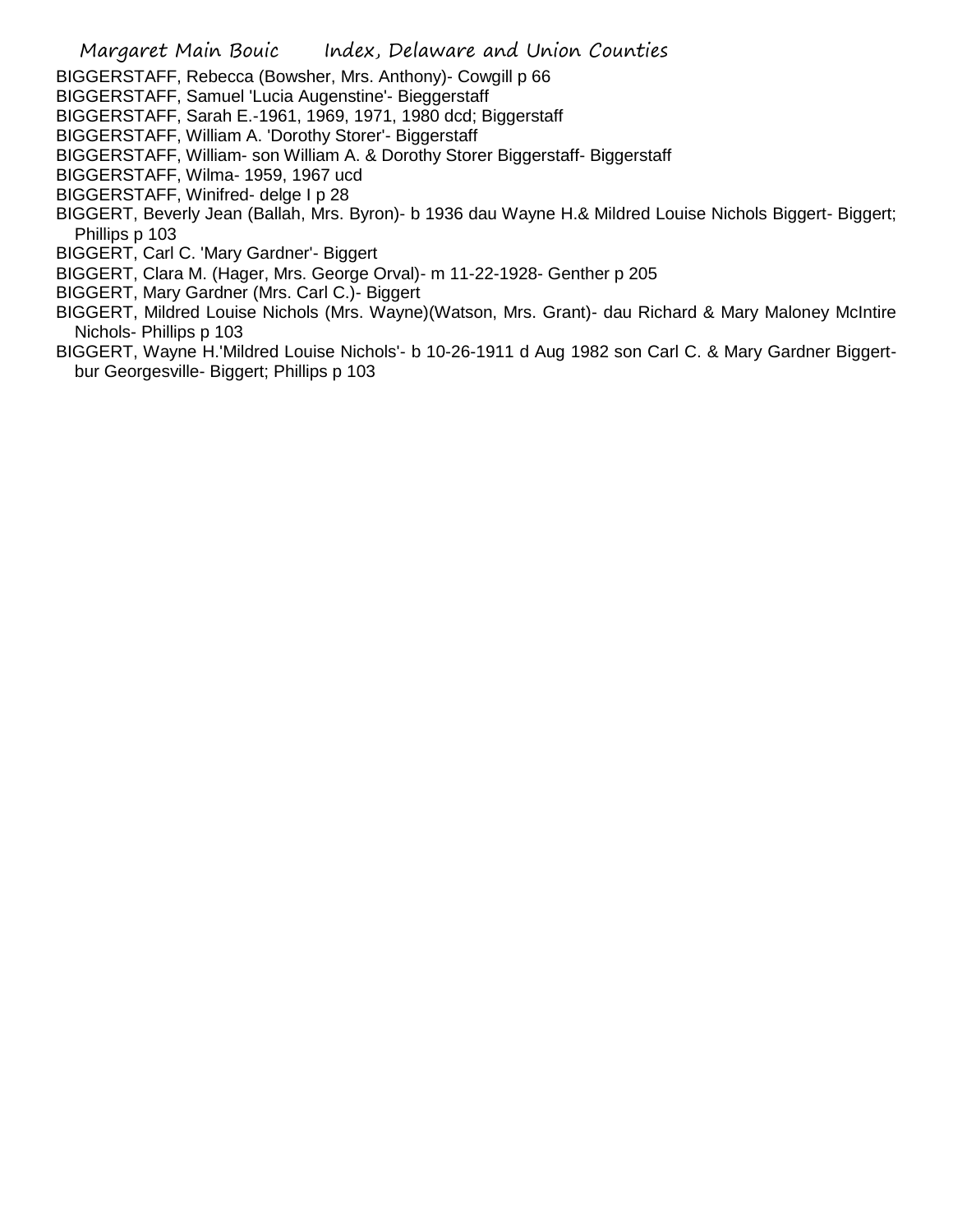BIGGERSTAFF, Rebecca (Bowsher, Mrs. Anthony)- Cowgill p 66

BIGGERSTAFF, Samuel 'Lucia Augenstine'- Bieggerstaff

BIGGERSTAFF, Sarah E.-1961, 1969, 1971, 1980 dcd; Biggerstaff

BIGGERSTAFF, William A. 'Dorothy Storer'- Biggerstaff

BIGGERSTAFF, William- son William A. & Dorothy Storer Biggerstaff- Biggerstaff

BIGGERSTAFF, Wilma- 1959, 1967 ucd

BIGGERSTAFF, Winifred- delge I p 28

BIGGERT, Beverly Jean (Ballah, Mrs. Byron)- b 1936 dau Wayne H.& Mildred Louise Nichols Biggert- Biggert; Phillips p 103

BIGGERT, Carl C. 'Mary Gardner'- Biggert

BIGGERT, Clara M. (Hager, Mrs. George Orval)- m 11-22-1928- Genther p 205

BIGGERT, Mary Gardner (Mrs. Carl C.)- Biggert

BIGGERT, Mildred Louise Nichols (Mrs. Wayne)(Watson, Mrs. Grant)- dau Richard & Mary Maloney McIntire Nichols- Phillips p 103

BIGGERT, Wayne H.'Mildred Louise Nichols'- b 10-26-1911 d Aug 1982 son Carl C. & Mary Gardner Biggert- bur Georgesville- Biggert; Phillips p 103